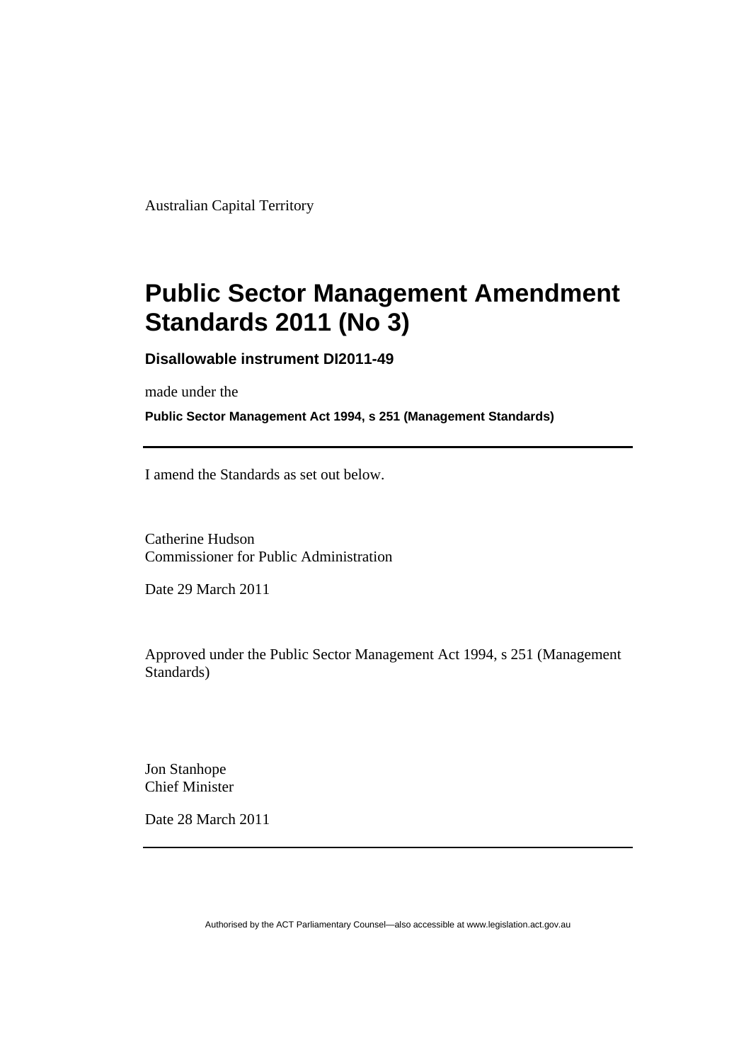Australian Capital Territory

# Public Sector Management Amendment Standards 2011 (No 3)

**Disallowable instrument DI2011-49**

made under the

**Public Sector Management Act 1994, s 251 (Management Standards)**

---

I amend the Standards as set out below.

Catherine Hudson
Commissioner for Public Administration

Date 29 March 2011

Approved under the Public Sector Management Act 1994, s 251 (Management Standards)

Jon Stanhope
Chief Minister

Date 28 March 2011

---

Authorised by the ACT Parliamentary Counsel—also accessible at www.legislation.act.gov.au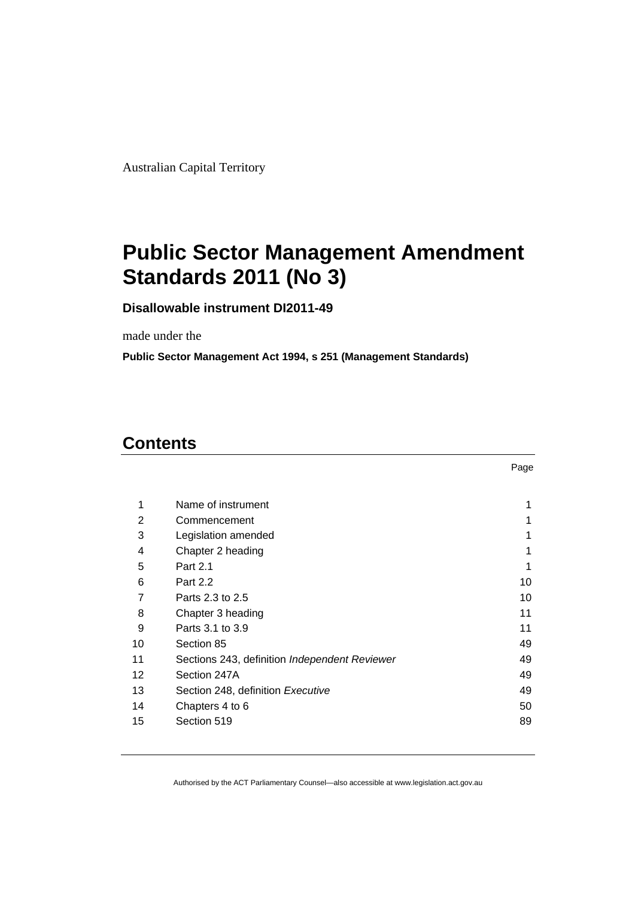Australian Capital Territory

# Public Sector Management Amendment Standards 2011 (No 3)

**Disallowable instrument DI2011-49**

made under the

**Public Sector Management Act 1994, s 251 (Management Standards)**

## Contents

| | | Page |
|---|---|---|
| 1 | Name of instrument | 1 |
| 2 | Commencement | 1 |
| 3 | Legislation amended | 1 |
| 4 | Chapter 2 heading | 1 |
| 5 | Part 2.1 | 1 |
| 6 | Part 2.2 | 10 |
| 7 | Parts 2.3 to 2.5 | 10 |
| 8 | Chapter 3 heading | 11 |
| 9 | Parts 3.1 to 3.9 | 11 |
| 10 | Section 85 | 49 |
| 11 | Sections 243, definition *Independent Reviewer* | 49 |
| 12 | Section 247A | 49 |
| 13 | Section 248, definition *Executive* | 49 |
| 14 | Chapters 4 to 6 | 50 |
| 15 | Section 519 | 89 |

Authorised by the ACT Parliamentary Counsel—also accessible at www.legislation.act.gov.au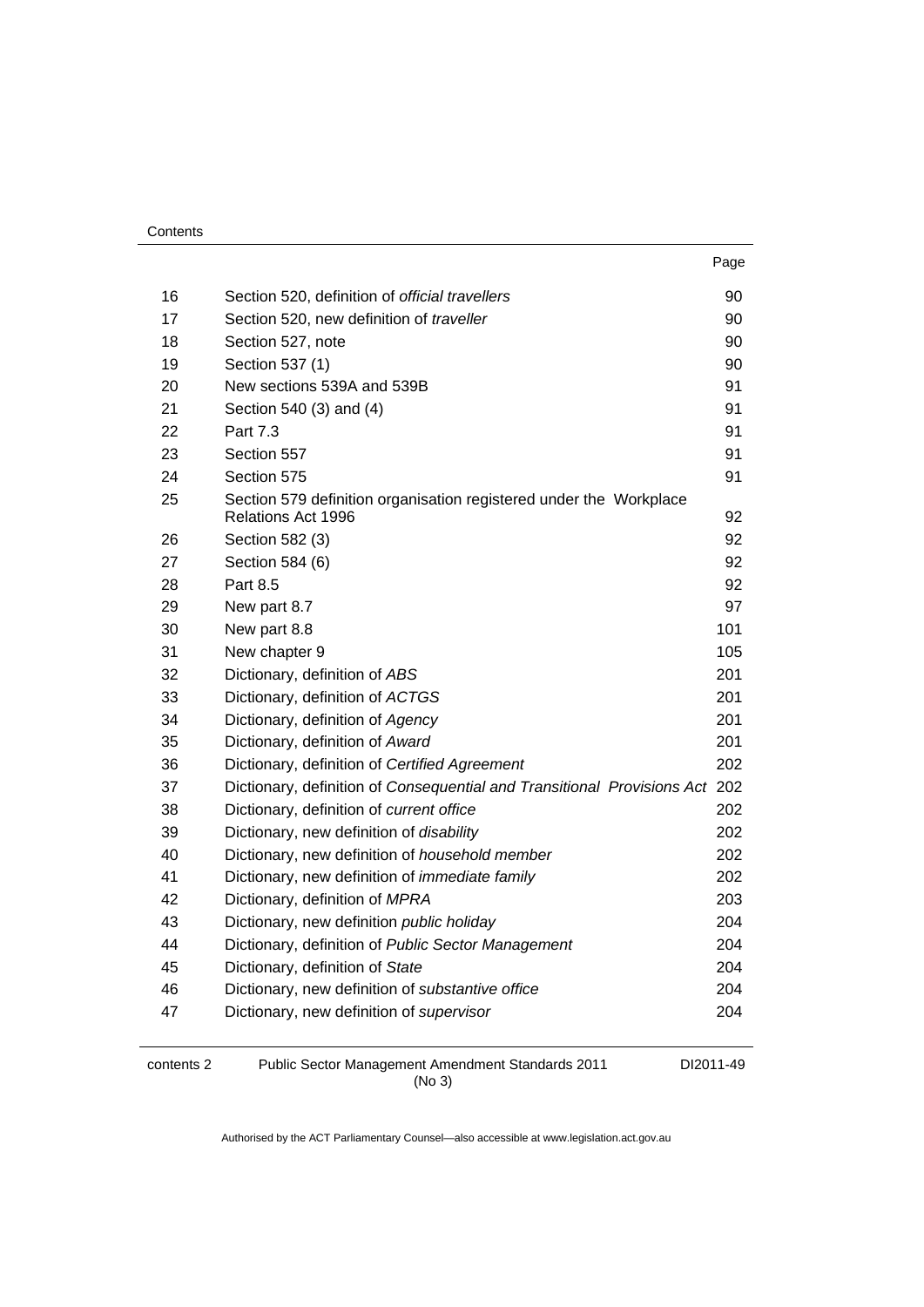| | | Page |
|---|---|---|
| 16 | Section 520, definition of *official travellers* | 90 |
| 17 | Section 520, new definition of *traveller* | 90 |
| 18 | Section 527, note | 90 |
| 19 | Section 537 (1) | 90 |
| 20 | New sections 539A and 539B | 91 |
| 21 | Section 540 (3) and (4) | 91 |
| 22 | Part 7.3 | 91 |
| 23 | Section 557 | 91 |
| 24 | Section 575 | 91 |
| 25 | Section 579 definition organisation registered under the Workplace Relations Act 1996 | 92 |
| 26 | Section 582 (3) | 92 |
| 27 | Section 584 (6) | 92 |
| 28 | Part 8.5 | 92 |
| 29 | New part 8.7 | 97 |
| 30 | New part 8.8 | 101 |
| 31 | New chapter 9 | 105 |
| 32 | Dictionary, definition of *ABS* | 201 |
| 33 | Dictionary, definition of *ACTGS* | 201 |
| 34 | Dictionary, definition of *Agency* | 201 |
| 35 | Dictionary, definition of *Award* | 201 |
| 36 | Dictionary, definition of *Certified Agreement* | 202 |
| 37 | Dictionary, definition of *Consequential and Transitional Provisions Act* | 202 |
| 38 | Dictionary, definition of *current office* | 202 |
| 39 | Dictionary, new definition of *disability* | 202 |
| 40 | Dictionary, new definition of *household member* | 202 |
| 41 | Dictionary, new definition of *immediate family* | 202 |
| 42 | Dictionary, definition of *MPRA* | 203 |
| 43 | Dictionary, new definition *public holiday* | 204 |
| 44 | Dictionary, definition of *Public Sector Management* | 204 |
| 45 | Dictionary, definition of *State* | 204 |
| 46 | Dictionary, new definition of *substantive office* | 204 |
| 47 | Dictionary, new definition of *supervisor* | 204 |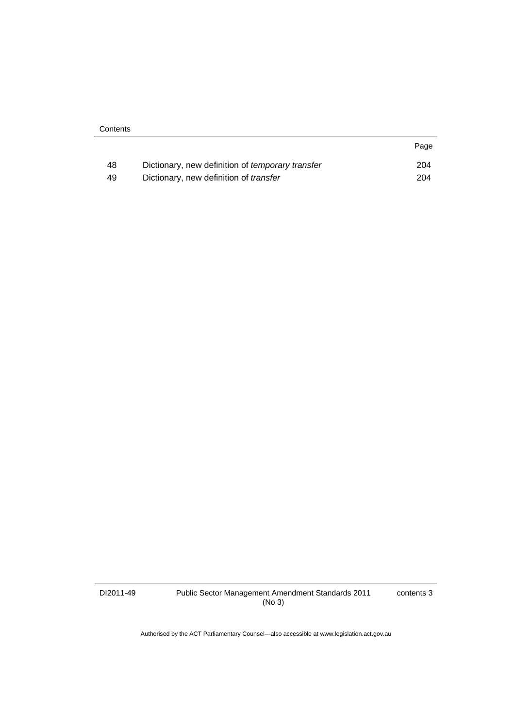| | | Page |
|---|---|---|
| 48 | Dictionary, new definition of *temporary transfer* | 204 |
| 49 | Dictionary, new definition of *transfer* | 204 |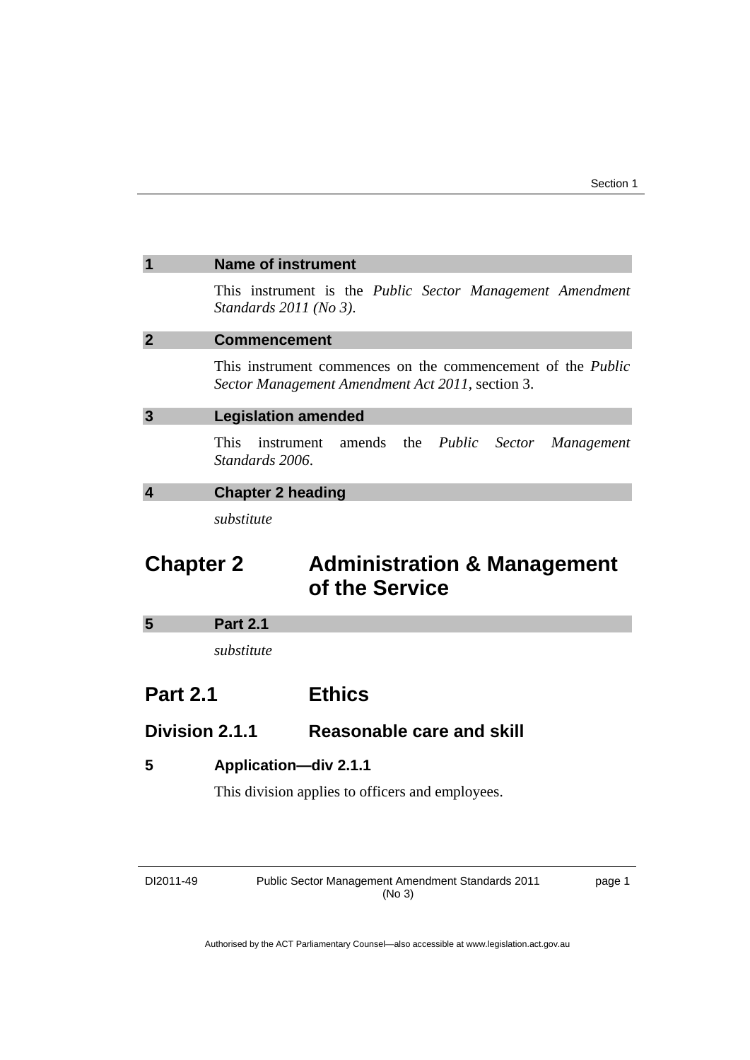## 1 Name of instrument

This instrument is the *Public Sector Management Amendment Standards 2011 (No 3)*.

## 2 Commencement

This instrument commences on the commencement of the *Public Sector Management Amendment Act 2011*, section 3.

## 3 Legislation amended

This instrument amends the *Public Sector Management Standards 2006*.

## 4 Chapter 2 heading

*substitute*

# Chapter 2 Administration & Management of the Service

## 5 Part 2.1

*substitute*

# Part 2.1 Ethics

## Division 2.1.1 Reasonable care and skill

### 5 Application—div 2.1.1

This division applies to officers and employees.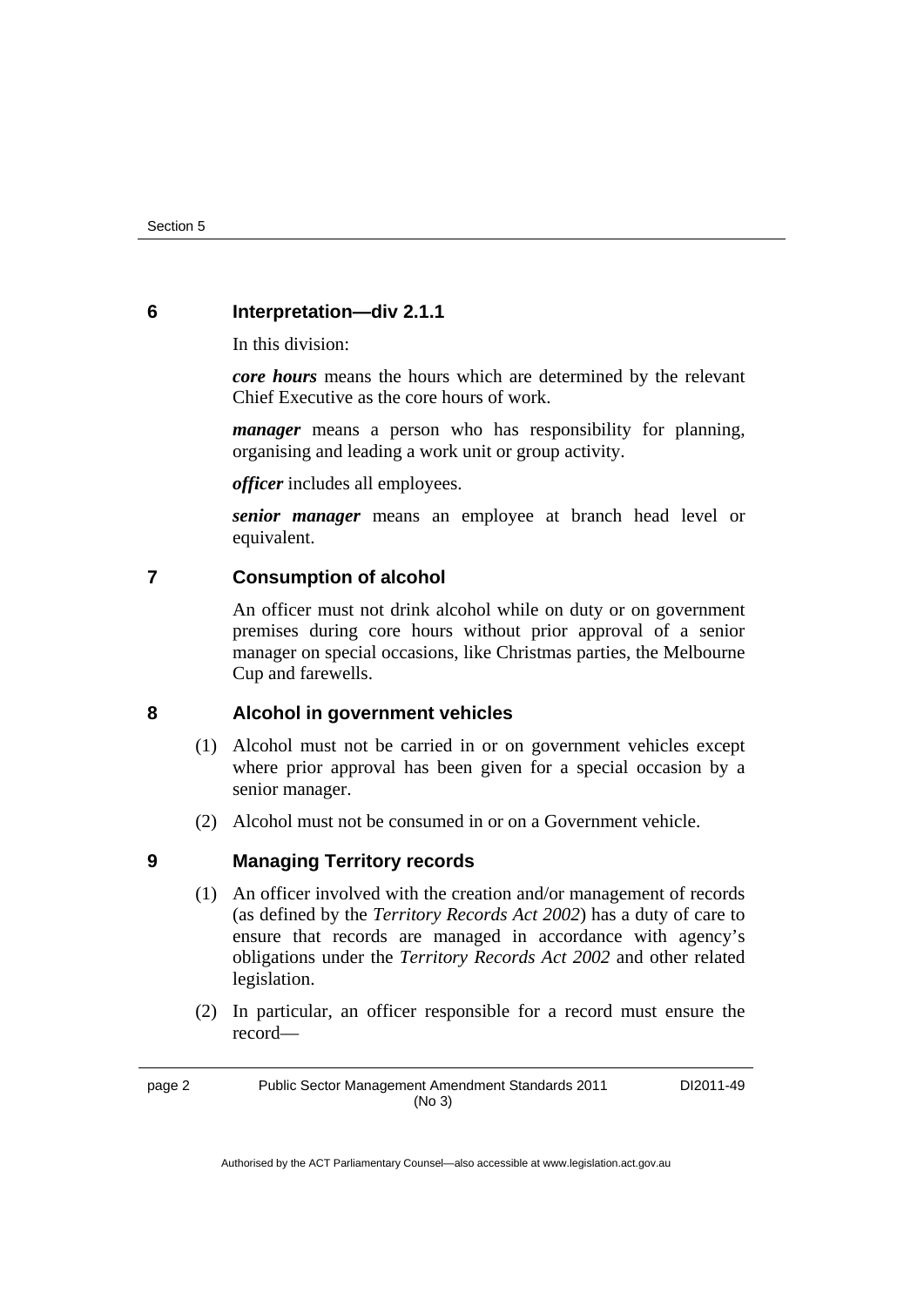### 6 Interpretation—div 2.1.1

In this division:

***core hours*** means the hours which are determined by the relevant Chief Executive as the core hours of work.

***manager*** means a person who has responsibility for planning, organising and leading a work unit or group activity.

***officer*** includes all employees.

***senior manager*** means an employee at branch head level or equivalent.

### 7 Consumption of alcohol

An officer must not drink alcohol while on duty or on government premises during core hours without prior approval of a senior manager on special occasions, like Christmas parties, the Melbourne Cup and farewells.

### 8 Alcohol in government vehicles

(1) Alcohol must not be carried in or on government vehicles except where prior approval has been given for a special occasion by a senior manager.

(2) Alcohol must not be consumed in or on a Government vehicle.

### 9 Managing Territory records

(1) An officer involved with the creation and/or management of records (as defined by the *Territory Records Act 2002*) has a duty of care to ensure that records are managed in accordance with agency's obligations under the *Territory Records Act 2002* and other related legislation.

(2) In particular, an officer responsible for a record must ensure the record—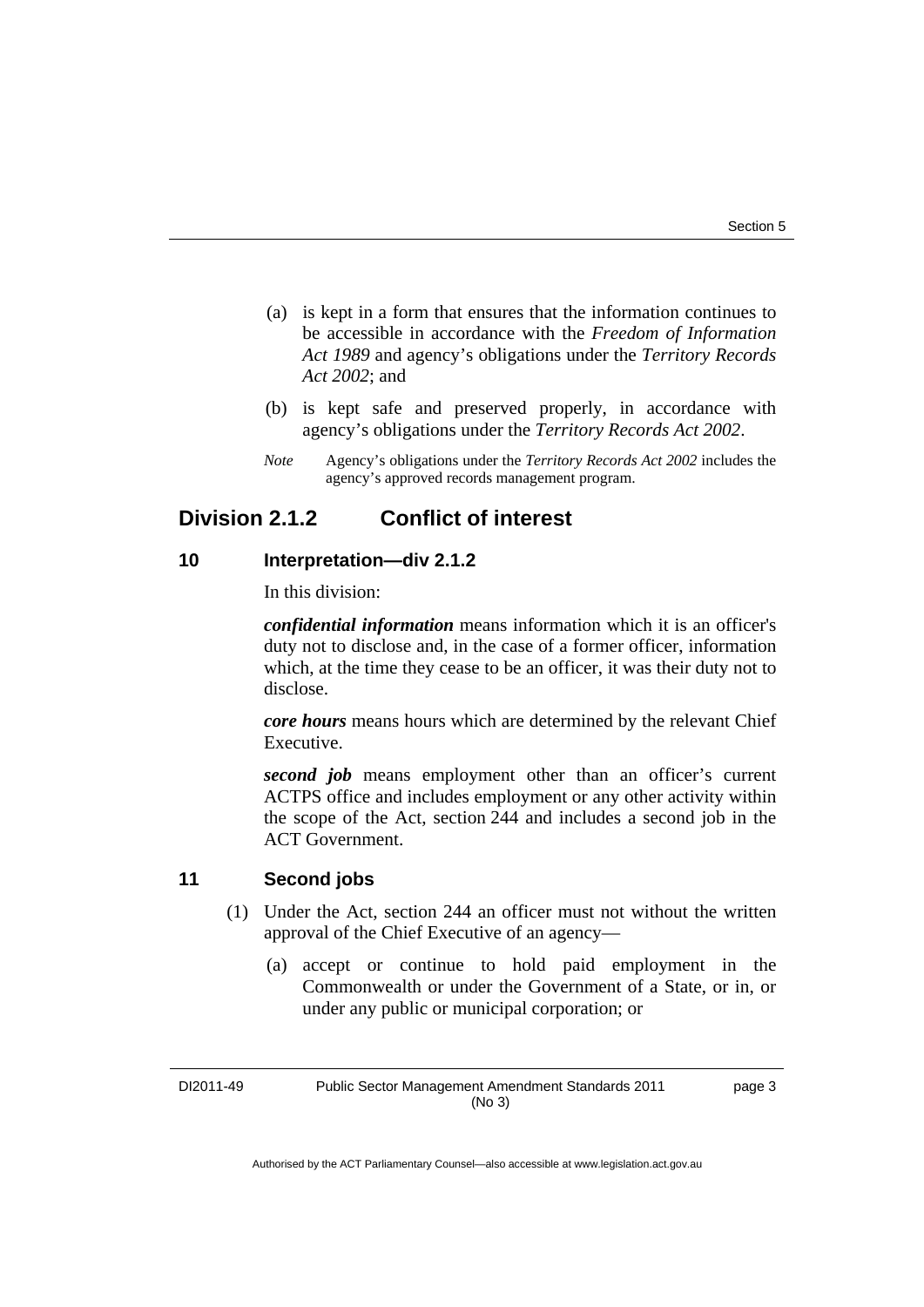(a) is kept in a form that ensures that the information continues to be accessible in accordance with the *Freedom of Information Act 1989* and agency's obligations under the *Territory Records Act 2002*; and

(b) is kept safe and preserved properly, in accordance with agency's obligations under the *Territory Records Act 2002*.

*Note* Agency's obligations under the *Territory Records Act 2002* includes the agency's approved records management program.

## Division 2.1.2 Conflict of interest

### 10 Interpretation—div 2.1.2

In this division:

***confidential information*** means information which it is an officer's duty not to disclose and, in the case of a former officer, information which, at the time they cease to be an officer, it was their duty not to disclose.

***core hours*** means hours which are determined by the relevant Chief Executive.

***second job*** means employment other than an officer's current ACTPS office and includes employment or any other activity within the scope of the Act, section 244 and includes a second job in the ACT Government.

### 11 Second jobs

(1) Under the Act, section 244 an officer must not without the written approval of the Chief Executive of an agency—

(a) accept or continue to hold paid employment in the Commonwealth or under the Government of a State, or in, or under any public or municipal corporation; or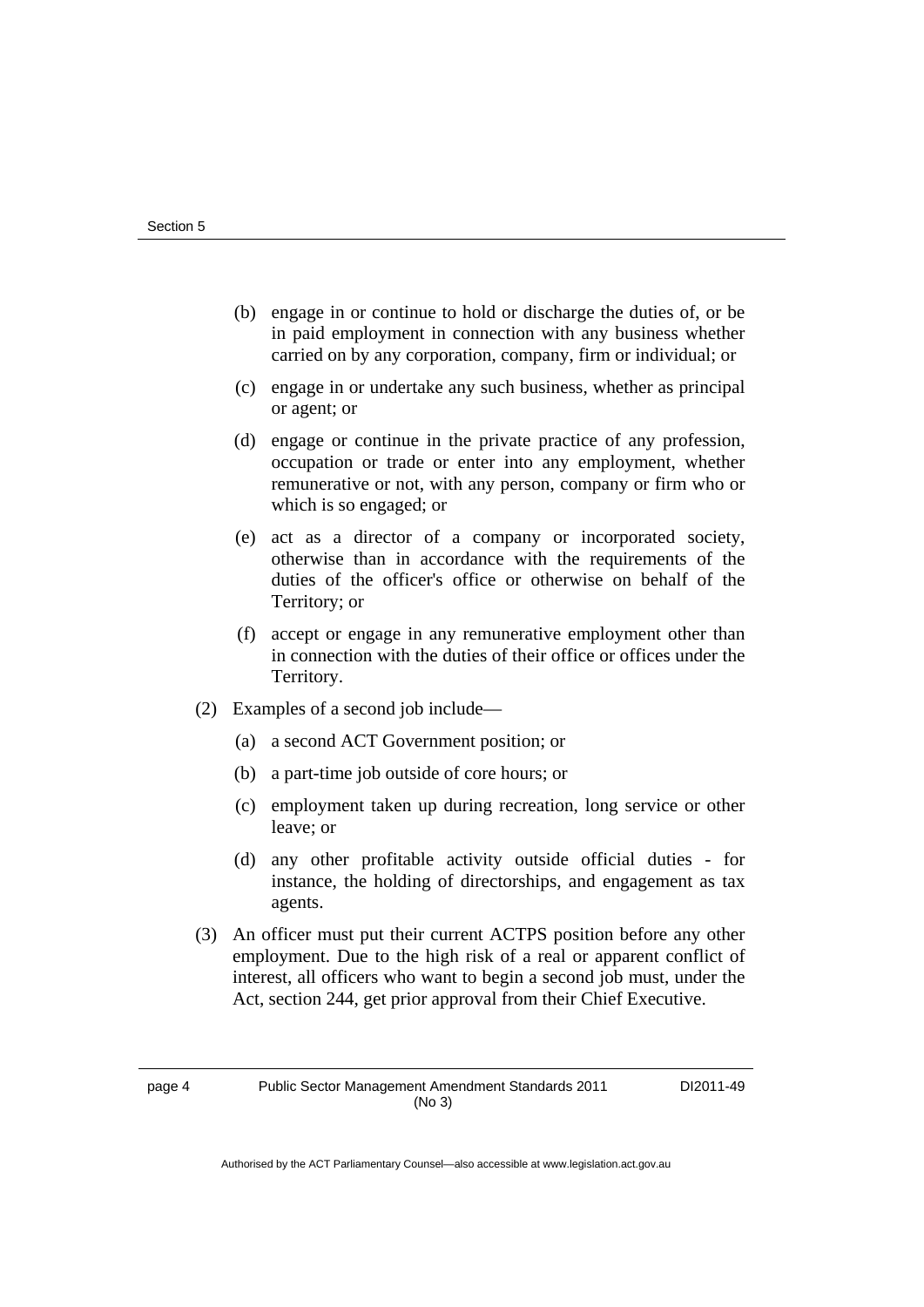(b) engage in or continue to hold or discharge the duties of, or be in paid employment in connection with any business whether carried on by any corporation, company, firm or individual; or

(c) engage in or undertake any such business, whether as principal or agent; or

(d) engage or continue in the private practice of any profession, occupation or trade or enter into any employment, whether remunerative or not, with any person, company or firm who or which is so engaged; or

(e) act as a director of a company or incorporated society, otherwise than in accordance with the requirements of the duties of the officer's office or otherwise on behalf of the Territory; or

(f) accept or engage in any remunerative employment other than in connection with the duties of their office or offices under the Territory.

(2) Examples of a second job include—

(a) a second ACT Government position; or

(b) a part-time job outside of core hours; or

(c) employment taken up during recreation, long service or other leave; or

(d) any other profitable activity outside official duties - for instance, the holding of directorships, and engagement as tax agents.

(3) An officer must put their current ACTPS position before any other employment. Due to the high risk of a real or apparent conflict of interest, all officers who want to begin a second job must, under the Act, section 244, get prior approval from their Chief Executive.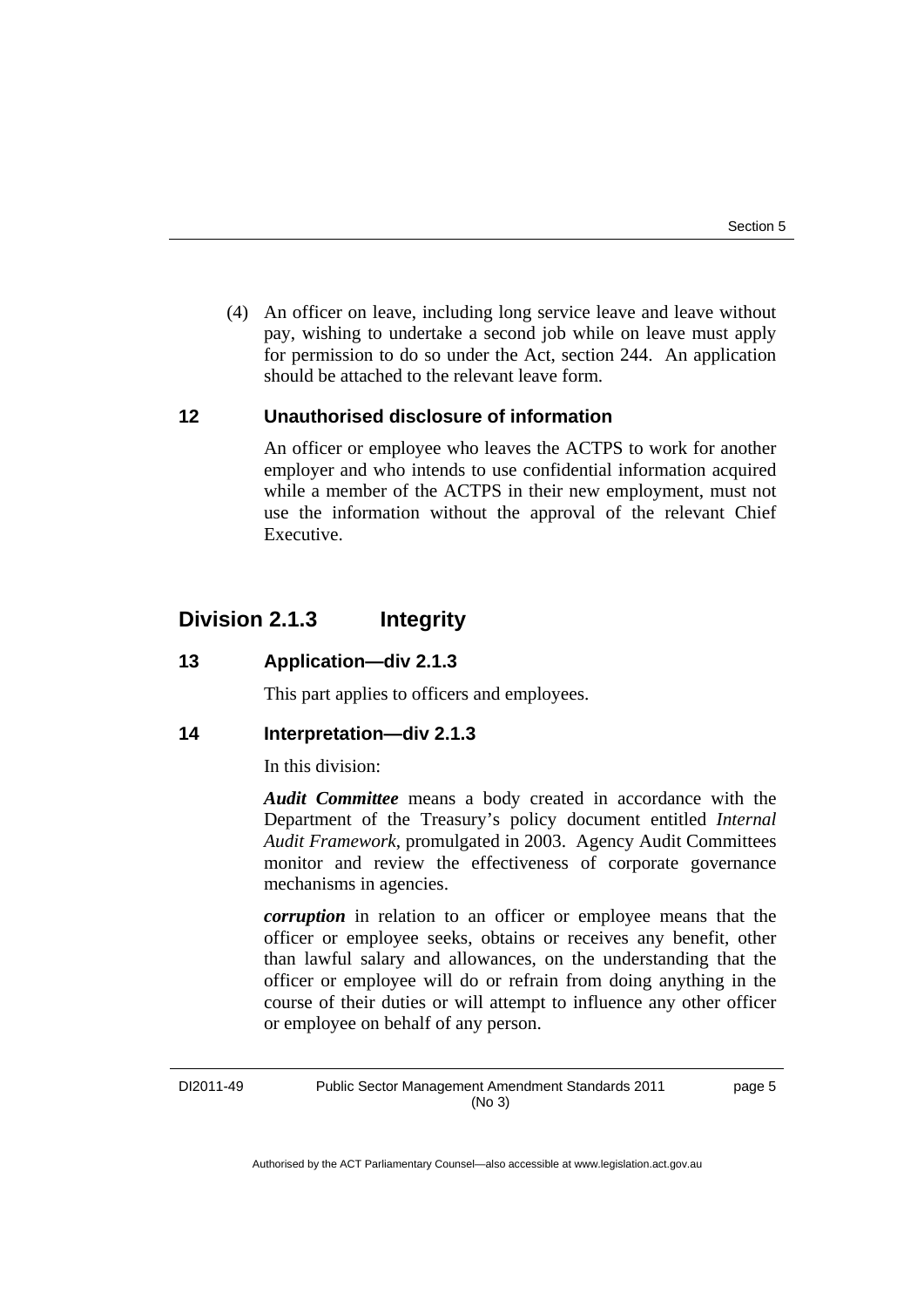(4) An officer on leave, including long service leave and leave without pay, wishing to undertake a second job while on leave must apply for permission to do so under the Act, section 244. An application should be attached to the relevant leave form.

### 12 Unauthorised disclosure of information

An officer or employee who leaves the ACTPS to work for another employer and who intends to use confidential information acquired while a member of the ACTPS in their new employment, must not use the information without the approval of the relevant Chief Executive.

## Division 2.1.3 Integrity

### 13 Application—div 2.1.3

This part applies to officers and employees.

### 14 Interpretation—div 2.1.3

In this division:

***Audit Committee*** means a body created in accordance with the Department of the Treasury's policy document entitled *Internal Audit Framework*, promulgated in 2003. Agency Audit Committees monitor and review the effectiveness of corporate governance mechanisms in agencies.

***corruption*** in relation to an officer or employee means that the officer or employee seeks, obtains or receives any benefit, other than lawful salary and allowances, on the understanding that the officer or employee will do or refrain from doing anything in the course of their duties or will attempt to influence any other officer or employee on behalf of any person.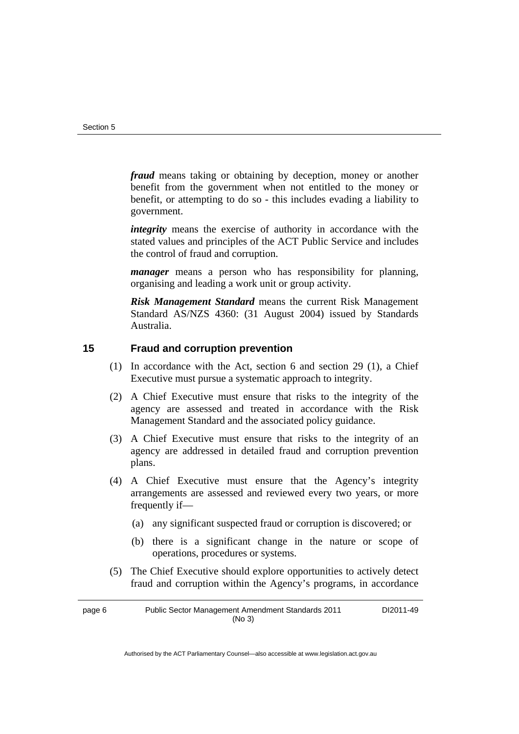***fraud*** means taking or obtaining by deception, money or another benefit from the government when not entitled to the money or benefit, or attempting to do so - this includes evading a liability to government.

***integrity*** means the exercise of authority in accordance with the stated values and principles of the ACT Public Service and includes the control of fraud and corruption.

***manager*** means a person who has responsibility for planning, organising and leading a work unit or group activity.

***Risk Management Standard*** means the current Risk Management Standard AS/NZS 4360: (31 August 2004) issued by Standards Australia.

### 15 Fraud and corruption prevention

(1) In accordance with the Act, section 6 and section 29 (1), a Chief Executive must pursue a systematic approach to integrity.

(2) A Chief Executive must ensure that risks to the integrity of the agency are assessed and treated in accordance with the Risk Management Standard and the associated policy guidance.

(3) A Chief Executive must ensure that risks to the integrity of an agency are addressed in detailed fraud and corruption prevention plans.

(4) A Chief Executive must ensure that the Agency's integrity arrangements are assessed and reviewed every two years, or more frequently if—

(a) any significant suspected fraud or corruption is discovered; or

(b) there is a significant change in the nature or scope of operations, procedures or systems.

(5) The Chief Executive should explore opportunities to actively detect fraud and corruption within the Agency's programs, in accordance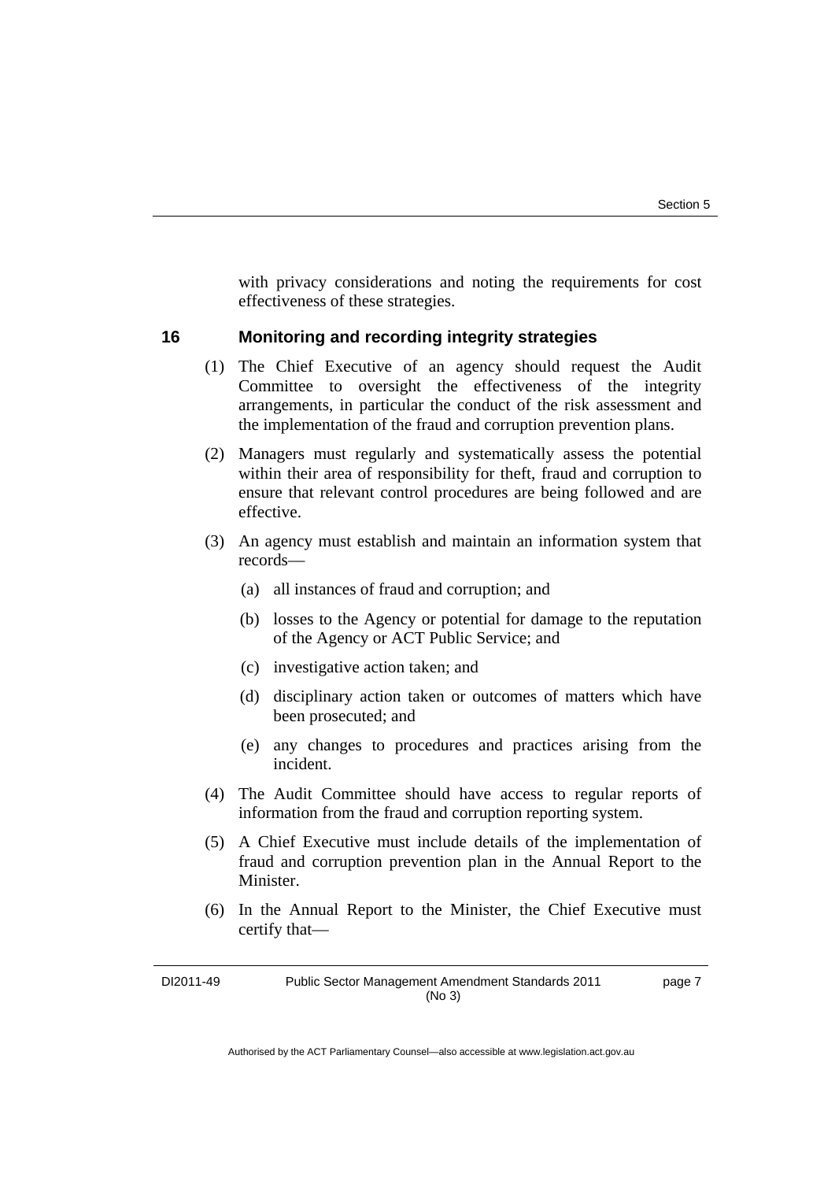with privacy considerations and noting the requirements for cost effectiveness of these strategies.

### 16 Monitoring and recording integrity strategies

(1) The Chief Executive of an agency should request the Audit Committee to oversight the effectiveness of the integrity arrangements, in particular the conduct of the risk assessment and the implementation of the fraud and corruption prevention plans.

(2) Managers must regularly and systematically assess the potential within their area of responsibility for theft, fraud and corruption to ensure that relevant control procedures are being followed and are effective.

(3) An agency must establish and maintain an information system that records—

- (a) all instances of fraud and corruption; and
- (b) losses to the Agency or potential for damage to the reputation of the Agency or ACT Public Service; and
- (c) investigative action taken; and
- (d) disciplinary action taken or outcomes of matters which have been prosecuted; and
- (e) any changes to procedures and practices arising from the incident.

(4) The Audit Committee should have access to regular reports of information from the fraud and corruption reporting system.

(5) A Chief Executive must include details of the implementation of fraud and corruption prevention plan in the Annual Report to the Minister.

(6) In the Annual Report to the Minister, the Chief Executive must certify that—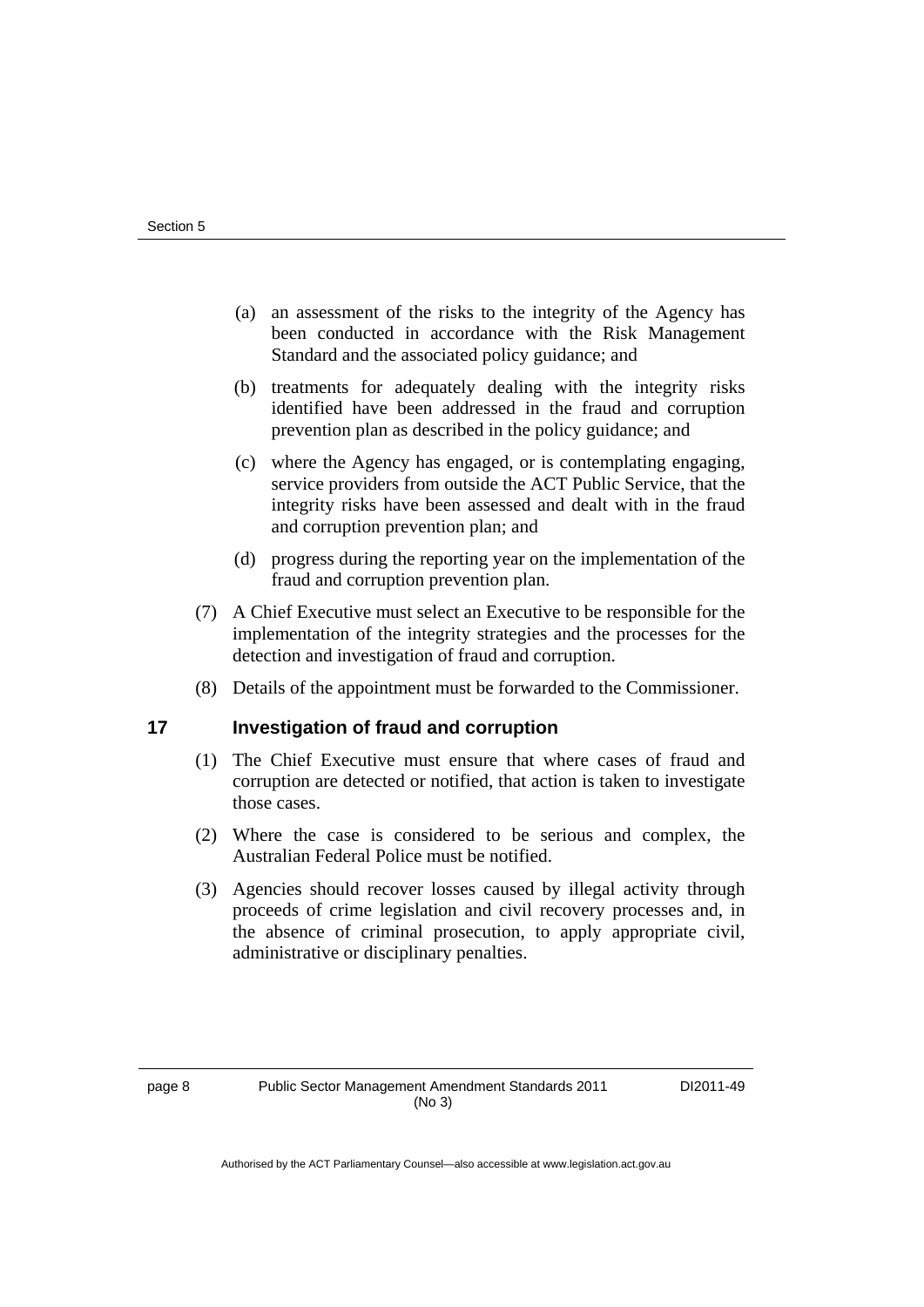(a) an assessment of the risks to the integrity of the Agency has been conducted in accordance with the Risk Management Standard and the associated policy guidance; and

(b) treatments for adequately dealing with the integrity risks identified have been addressed in the fraud and corruption prevention plan as described in the policy guidance; and

(c) where the Agency has engaged, or is contemplating engaging, service providers from outside the ACT Public Service, that the integrity risks have been assessed and dealt with in the fraud and corruption prevention plan; and

(d) progress during the reporting year on the implementation of the fraud and corruption prevention plan.

(7) A Chief Executive must select an Executive to be responsible for the implementation of the integrity strategies and the processes for the detection and investigation of fraud and corruption.

(8) Details of the appointment must be forwarded to the Commissioner.

## 17 Investigation of fraud and corruption

(1) The Chief Executive must ensure that where cases of fraud and corruption are detected or notified, that action is taken to investigate those cases.

(2) Where the case is considered to be serious and complex, the Australian Federal Police must be notified.

(3) Agencies should recover losses caused by illegal activity through proceeds of crime legislation and civil recovery processes and, in the absence of criminal prosecution, to apply appropriate civil, administrative or disciplinary penalties.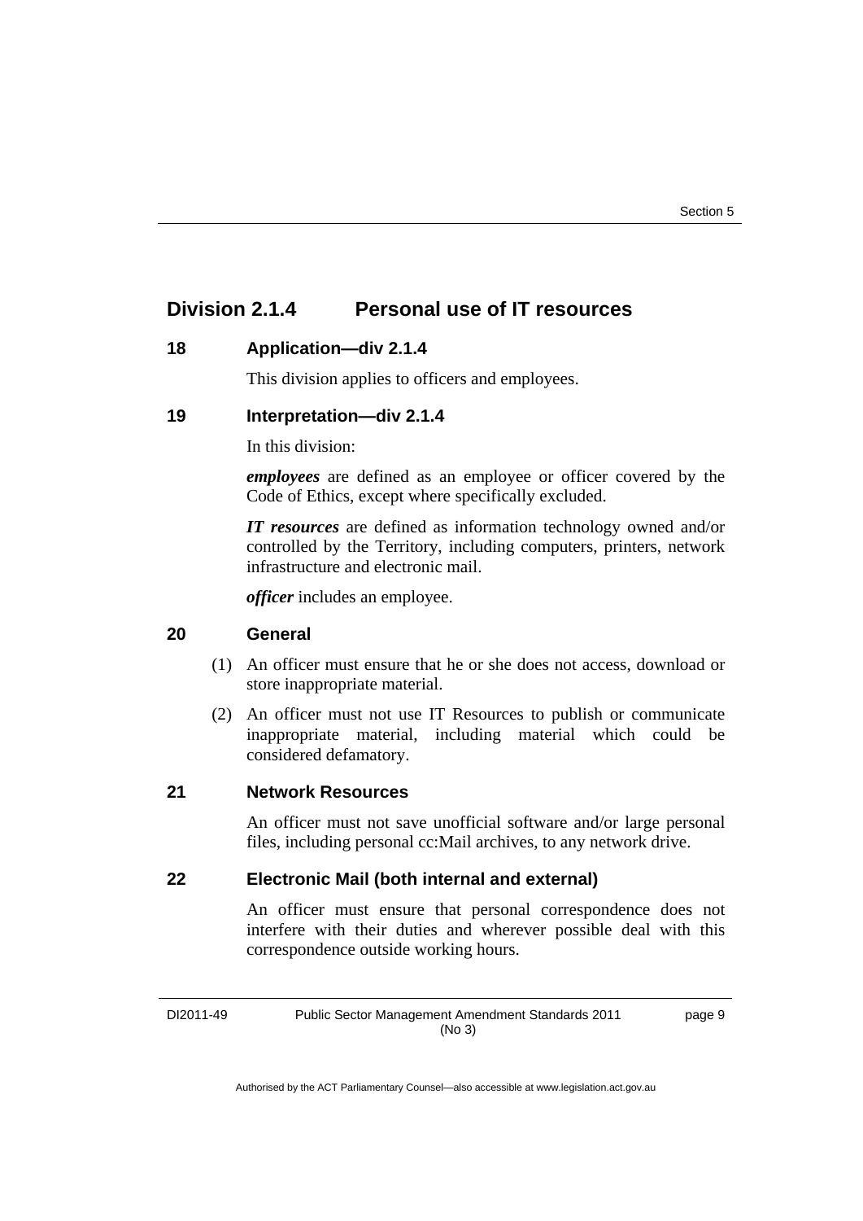## Division 2.1.4 Personal use of IT resources

### 18 Application—div 2.1.4

This division applies to officers and employees.

### 19 Interpretation—div 2.1.4

In this division:

***employees*** are defined as an employee or officer covered by the Code of Ethics, except where specifically excluded.

***IT resources*** are defined as information technology owned and/or controlled by the Territory, including computers, printers, network infrastructure and electronic mail.

***officer*** includes an employee.

### 20 General

(1) An officer must ensure that he or she does not access, download or store inappropriate material.

(2) An officer must not use IT Resources to publish or communicate inappropriate material, including material which could be considered defamatory.

### 21 Network Resources

An officer must not save unofficial software and/or large personal files, including personal cc:Mail archives, to any network drive.

### 22 Electronic Mail (both internal and external)

An officer must ensure that personal correspondence does not interfere with their duties and wherever possible deal with this correspondence outside working hours.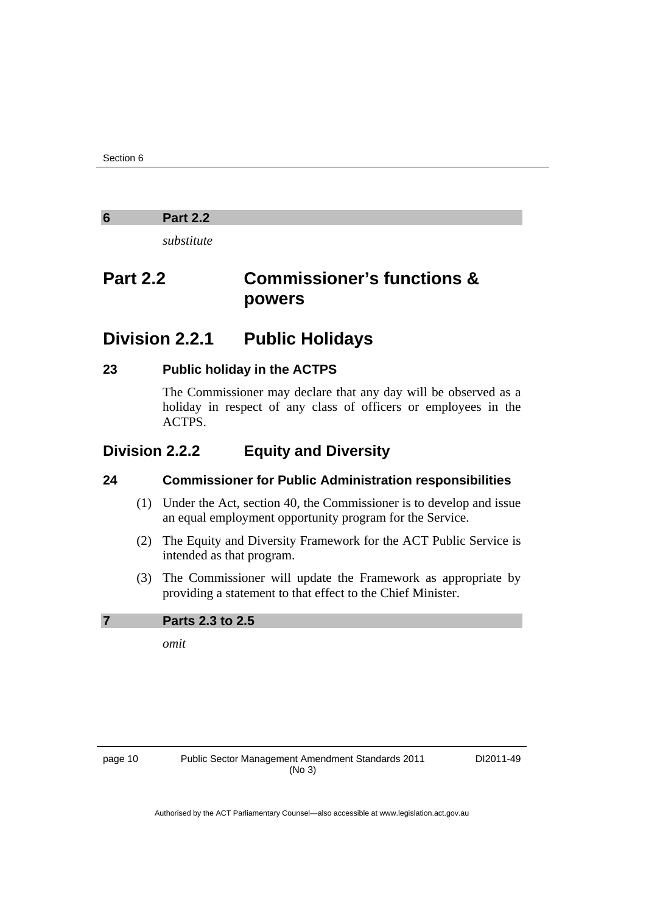**6 Part 2.2**

*substitute*

# Part 2.2 Commissioner's functions & powers

## Division 2.2.1 Public Holidays

### 23 Public holiday in the ACTPS

The Commissioner may declare that any day will be observed as a holiday in respect of any class of officers or employees in the ACTPS.

## Division 2.2.2 Equity and Diversity

### 24 Commissioner for Public Administration responsibilities

(1) Under the Act, section 40, the Commissioner is to develop and issue an equal employment opportunity program for the Service.

(2) The Equity and Diversity Framework for the ACT Public Service is intended as that program.

(3) The Commissioner will update the Framework as appropriate by providing a statement to that effect to the Chief Minister.

**7 Parts 2.3 to 2.5**

*omit*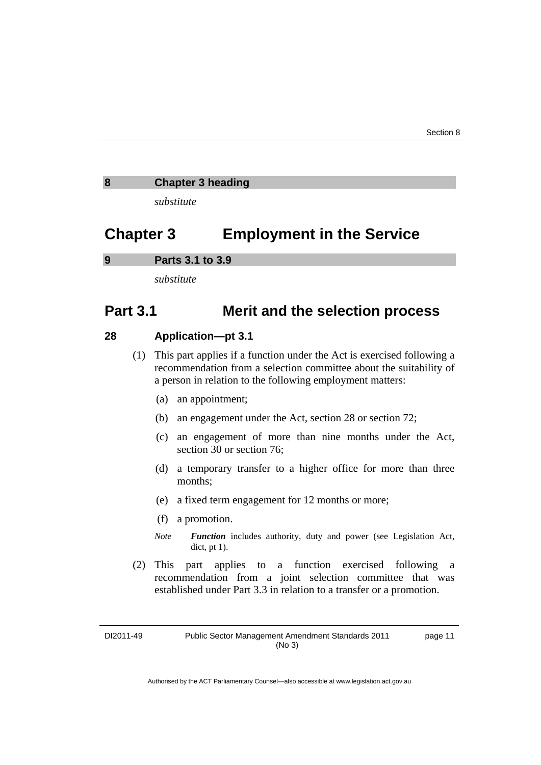**8 Chapter 3 heading**

*substitute*

# Chapter 3 Employment in the Service

**9 Parts 3.1 to 3.9**

*substitute*

## Part 3.1 Merit and the selection process

### 28 Application—pt 3.1

(1) This part applies if a function under the Act is exercised following a recommendation from a selection committee about the suitability of a person in relation to the following employment matters:

(a) an appointment;

(b) an engagement under the Act, section 28 or section 72;

(c) an engagement of more than nine months under the Act, section 30 or section 76;

(d) a temporary transfer to a higher office for more than three months;

(e) a fixed term engagement for 12 months or more;

(f) a promotion.

*Note* ***Function*** includes authority, duty and power (see Legislation Act, dict, pt 1).

(2) This part applies to a function exercised following a recommendation from a joint selection committee that was established under Part 3.3 in relation to a transfer or a promotion.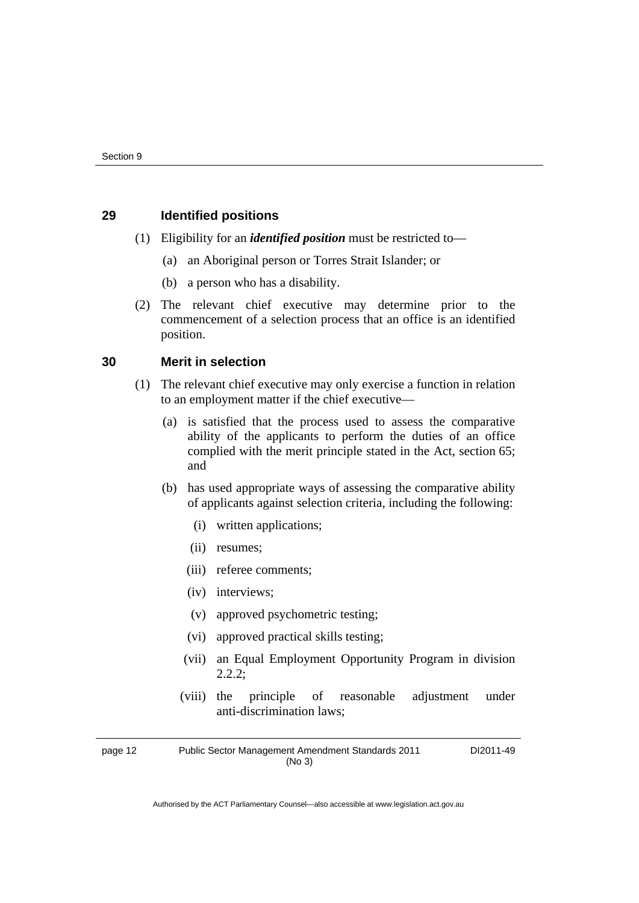## 29 Identified positions

(1) Eligibility for an ***identified position*** must be restricted to—

(a) an Aboriginal person or Torres Strait Islander; or

(b) a person who has a disability.

(2) The relevant chief executive may determine prior to the commencement of a selection process that an office is an identified position.

## 30 Merit in selection

(1) The relevant chief executive may only exercise a function in relation to an employment matter if the chief executive—

(a) is satisfied that the process used to assess the comparative ability of the applicants to perform the duties of an office complied with the merit principle stated in the Act, section 65; and

(b) has used appropriate ways of assessing the comparative ability of applicants against selection criteria, including the following:

(i) written applications;

(ii) resumes;

(iii) referee comments;

(iv) interviews;

(v) approved psychometric testing;

(vi) approved practical skills testing;

(vii) an Equal Employment Opportunity Program in division 2.2.2;

(viii) the principle of reasonable adjustment under anti-discrimination laws;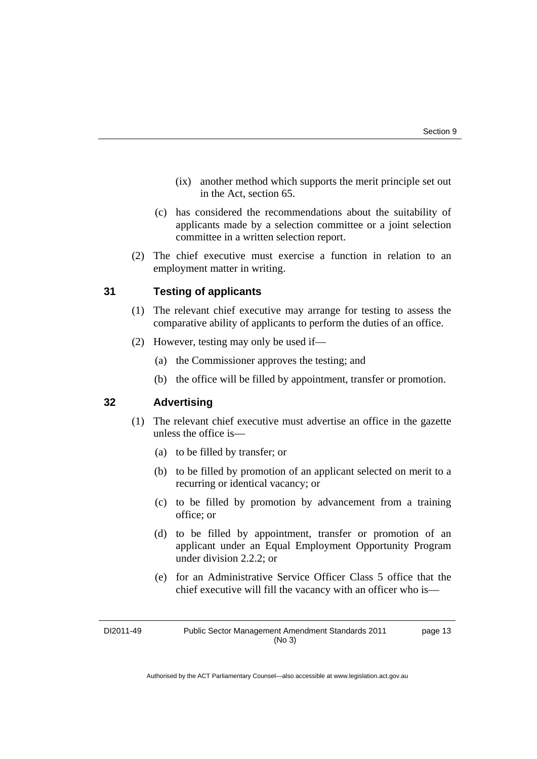(ix) another method which supports the merit principle set out in the Act, section 65.

(c) has considered the recommendations about the suitability of applicants made by a selection committee or a joint selection committee in a written selection report.

(2) The chief executive must exercise a function in relation to an employment matter in writing.

### 31 Testing of applicants

(1) The relevant chief executive may arrange for testing to assess the comparative ability of applicants to perform the duties of an office.

(2) However, testing may only be used if—

(a) the Commissioner approves the testing; and

(b) the office will be filled by appointment, transfer or promotion.

### 32 Advertising

(1) The relevant chief executive must advertise an office in the gazette unless the office is—

(a) to be filled by transfer; or

(b) to be filled by promotion of an applicant selected on merit to a recurring or identical vacancy; or

(c) to be filled by promotion by advancement from a training office; or

(d) to be filled by appointment, transfer or promotion of an applicant under an Equal Employment Opportunity Program under division 2.2.2; or

(e) for an Administrative Service Officer Class 5 office that the chief executive will fill the vacancy with an officer who is—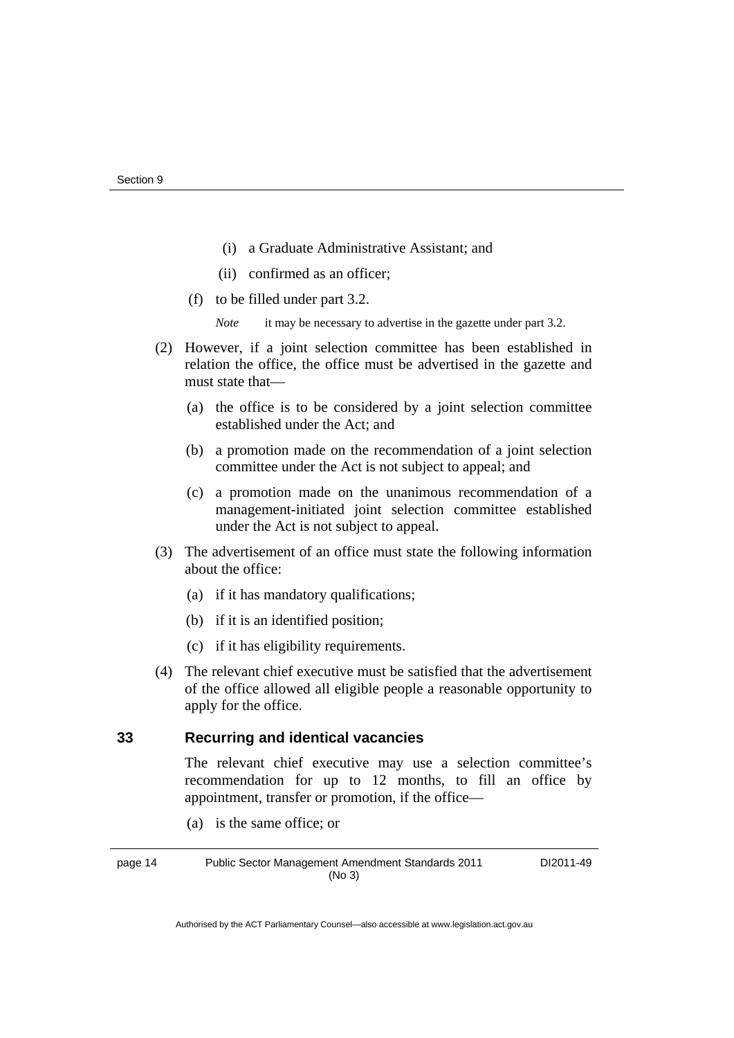(i) a Graduate Administrative Assistant; and

(ii) confirmed as an officer;

(f) to be filled under part 3.2.

*Note* it may be necessary to advertise in the gazette under part 3.2.

(2) However, if a joint selection committee has been established in relation the office, the office must be advertised in the gazette and must state that—

(a) the office is to be considered by a joint selection committee established under the Act; and

(b) a promotion made on the recommendation of a joint selection committee under the Act is not subject to appeal; and

(c) a promotion made on the unanimous recommendation of a management-initiated joint selection committee established under the Act is not subject to appeal.

(3) The advertisement of an office must state the following information about the office:

(a) if it has mandatory qualifications;

(b) if it is an identified position;

(c) if it has eligibility requirements.

(4) The relevant chief executive must be satisfied that the advertisement of the office allowed all eligible people a reasonable opportunity to apply for the office.

## 33 Recurring and identical vacancies

The relevant chief executive may use a selection committee's recommendation for up to 12 months, to fill an office by appointment, transfer or promotion, if the office—

(a) is the same office; or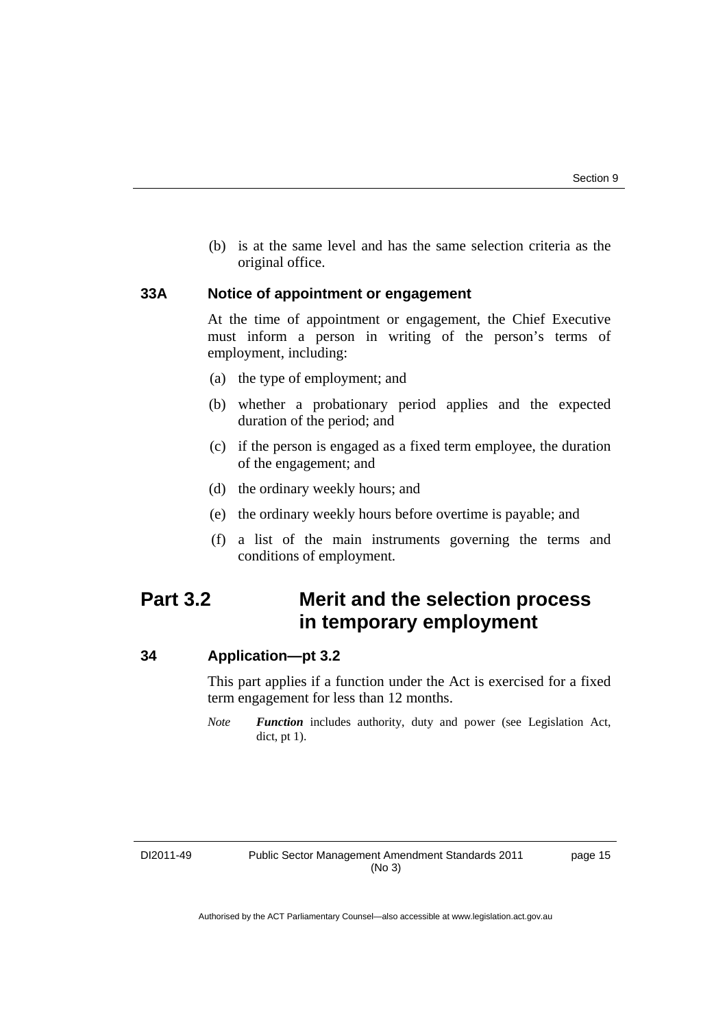(b) is at the same level and has the same selection criteria as the original office.

### 33A Notice of appointment or engagement

At the time of appointment or engagement, the Chief Executive must inform a person in writing of the person's terms of employment, including:

(a) the type of employment; and

(b) whether a probationary period applies and the expected duration of the period; and

(c) if the person is engaged as a fixed term employee, the duration of the engagement; and

(d) the ordinary weekly hours; and

(e) the ordinary weekly hours before overtime is payable; and

(f) a list of the main instruments governing the terms and conditions of employment.

## Part 3.2 Merit and the selection process in temporary employment

### 34 Application—pt 3.2

This part applies if a function under the Act is exercised for a fixed term engagement for less than 12 months.

*Note* ***Function*** includes authority, duty and power (see Legislation Act, dict, pt 1).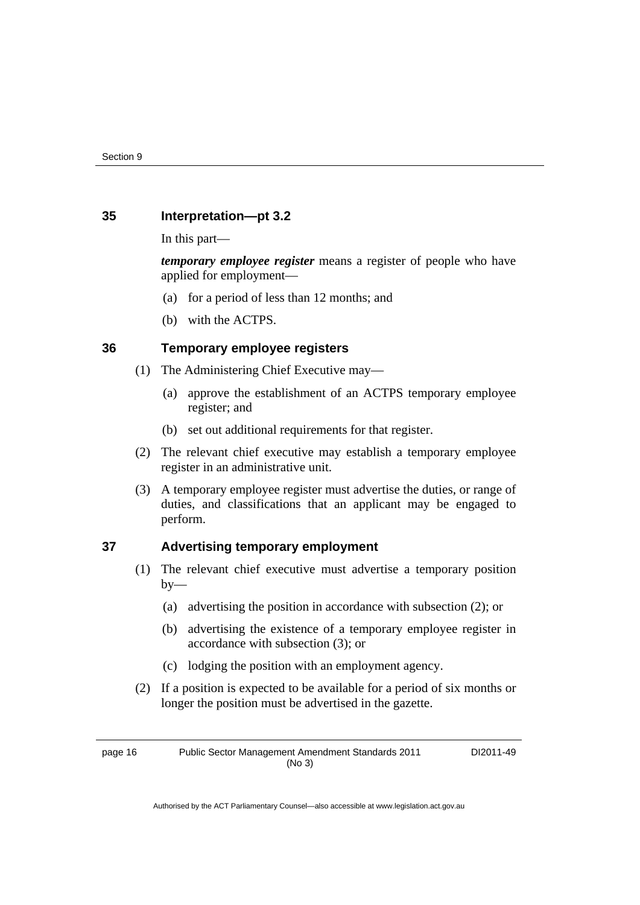## 35 Interpretation—pt 3.2

In this part—

***temporary employee register*** means a register of people who have applied for employment—

(a) for a period of less than 12 months; and

(b) with the ACTPS.

## 36 Temporary employee registers

(1) The Administering Chief Executive may—

(a) approve the establishment of an ACTPS temporary employee register; and

(b) set out additional requirements for that register.

(2) The relevant chief executive may establish a temporary employee register in an administrative unit.

(3) A temporary employee register must advertise the duties, or range of duties, and classifications that an applicant may be engaged to perform.

## 37 Advertising temporary employment

(1) The relevant chief executive must advertise a temporary position by—

(a) advertising the position in accordance with subsection (2); or

(b) advertising the existence of a temporary employee register in accordance with subsection (3); or

(c) lodging the position with an employment agency.

(2) If a position is expected to be available for a period of six months or longer the position must be advertised in the gazette.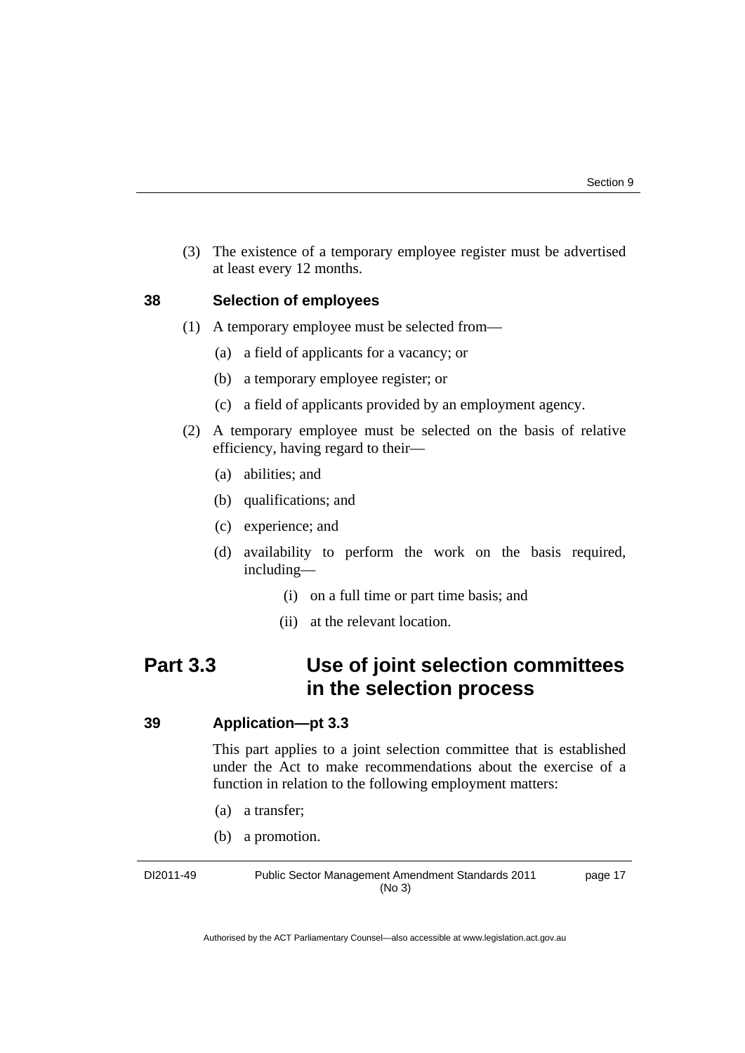(3) The existence of a temporary employee register must be advertised at least every 12 months.

### 38 Selection of employees

(1) A temporary employee must be selected from—

(a) a field of applicants for a vacancy; or

(b) a temporary employee register; or

(c) a field of applicants provided by an employment agency.

(2) A temporary employee must be selected on the basis of relative efficiency, having regard to their—

(a) abilities; and

(b) qualifications; and

(c) experience; and

(d) availability to perform the work on the basis required, including—

(i) on a full time or part time basis; and

(ii) at the relevant location.

## Part 3.3 Use of joint selection committees in the selection process

### 39 Application—pt 3.3

This part applies to a joint selection committee that is established under the Act to make recommendations about the exercise of a function in relation to the following employment matters:

(a) a transfer;

(b) a promotion.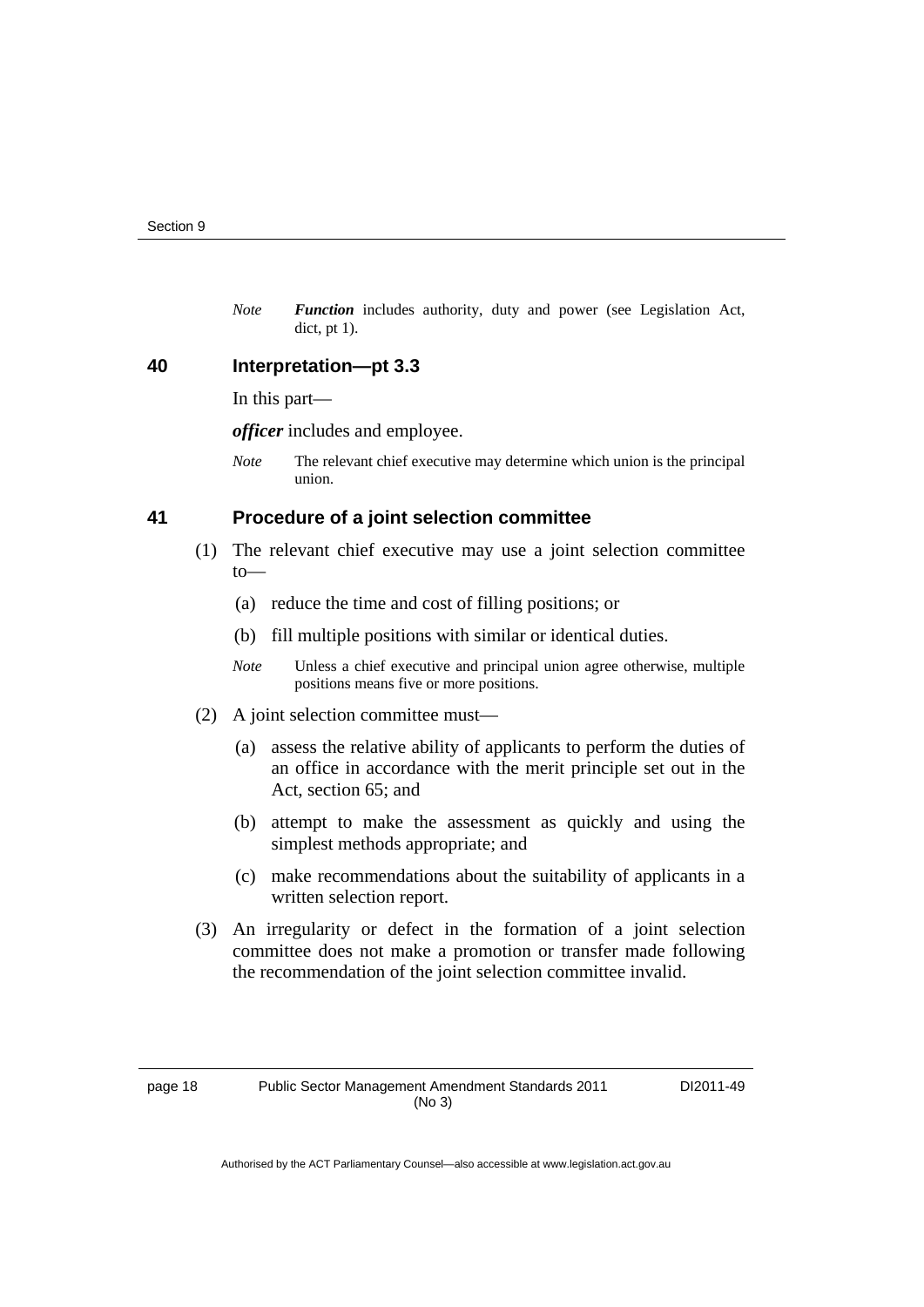*Note* ***Function*** includes authority, duty and power (see Legislation Act, dict, pt 1).

## 40 Interpretation—pt 3.3

In this part—

***officer*** includes and employee.

*Note* The relevant chief executive may determine which union is the principal union.

## 41 Procedure of a joint selection committee

(1) The relevant chief executive may use a joint selection committee to—

(a) reduce the time and cost of filling positions; or

(b) fill multiple positions with similar or identical duties.

*Note* Unless a chief executive and principal union agree otherwise, multiple positions means five or more positions.

(2) A joint selection committee must—

(a) assess the relative ability of applicants to perform the duties of an office in accordance with the merit principle set out in the Act, section 65; and

(b) attempt to make the assessment as quickly and using the simplest methods appropriate; and

(c) make recommendations about the suitability of applicants in a written selection report.

(3) An irregularity or defect in the formation of a joint selection committee does not make a promotion or transfer made following the recommendation of the joint selection committee invalid.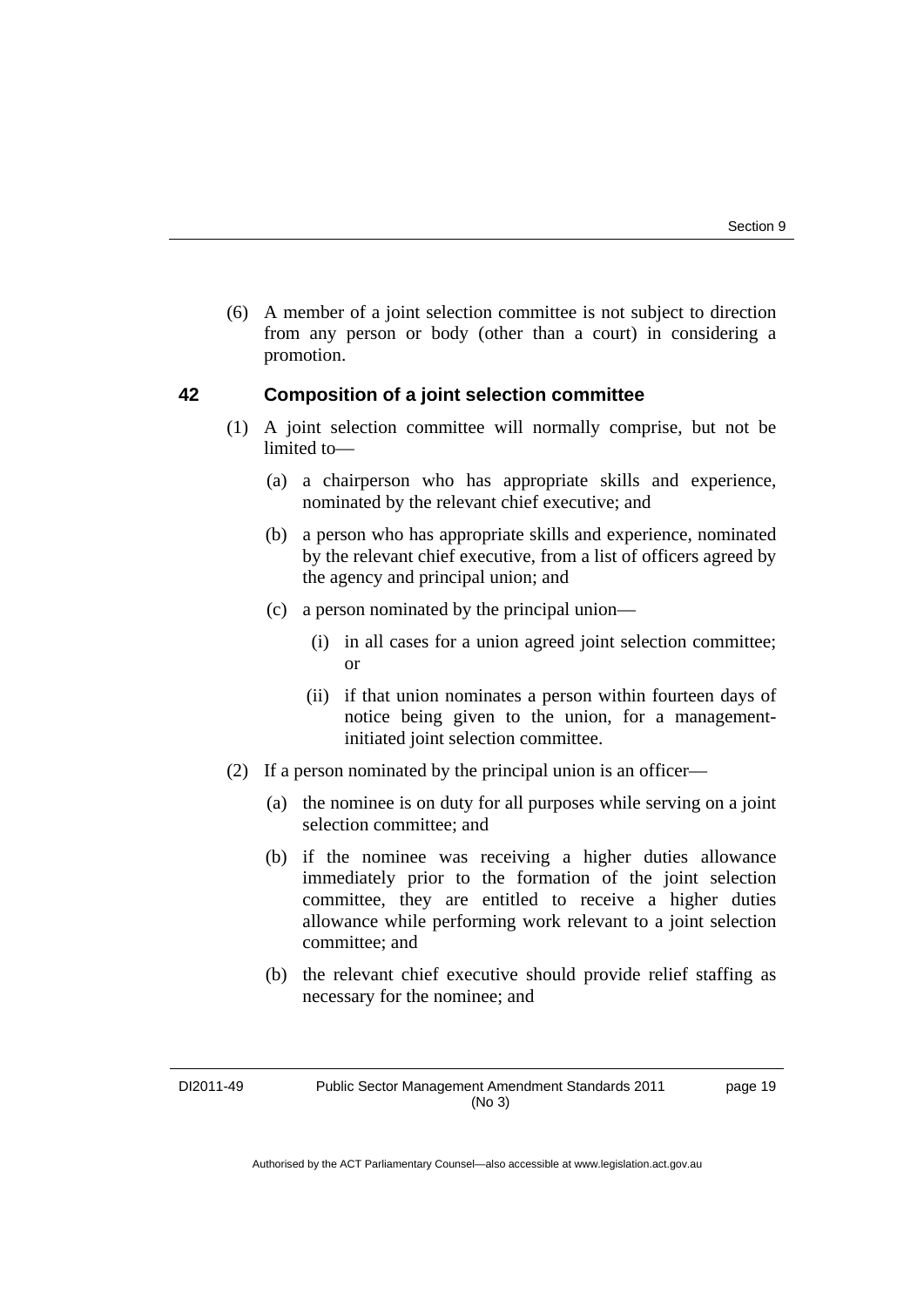(6) A member of a joint selection committee is not subject to direction from any person or body (other than a court) in considering a promotion.

## 42 Composition of a joint selection committee

(1) A joint selection committee will normally comprise, but not be limited to—

(a) a chairperson who has appropriate skills and experience, nominated by the relevant chief executive; and

(b) a person who has appropriate skills and experience, nominated by the relevant chief executive, from a list of officers agreed by the agency and principal union; and

(c) a person nominated by the principal union—

(i) in all cases for a union agreed joint selection committee; or

(ii) if that union nominates a person within fourteen days of notice being given to the union, for a management-initiated joint selection committee.

(2) If a person nominated by the principal union is an officer—

(a) the nominee is on duty for all purposes while serving on a joint selection committee; and

(b) if the nominee was receiving a higher duties allowance immediately prior to the formation of the joint selection committee, they are entitled to receive a higher duties allowance while performing work relevant to a joint selection committee; and

(b) the relevant chief executive should provide relief staffing as necessary for the nominee; and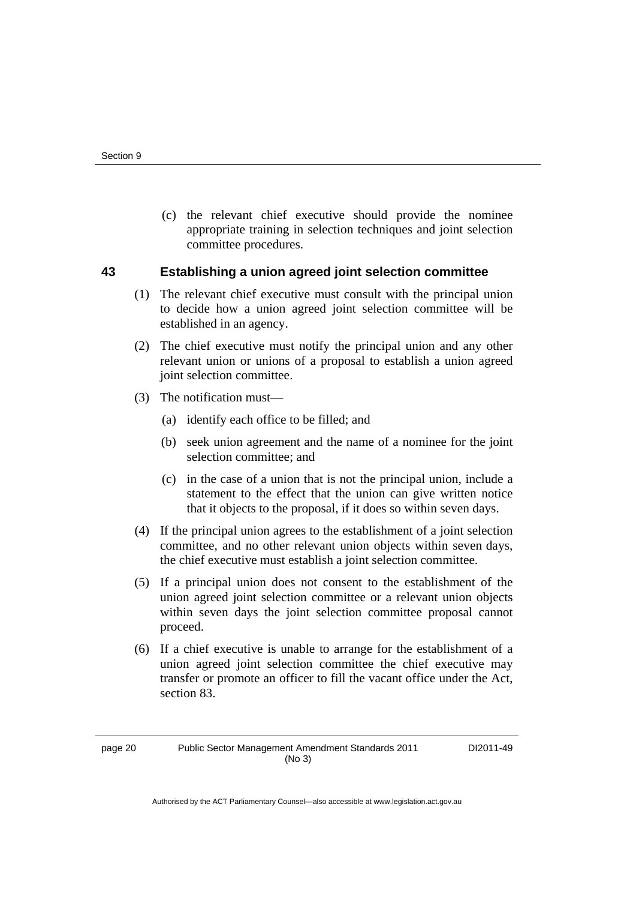(c) the relevant chief executive should provide the nominee appropriate training in selection techniques and joint selection committee procedures.

### 43 Establishing a union agreed joint selection committee

(1) The relevant chief executive must consult with the principal union to decide how a union agreed joint selection committee will be established in an agency.

(2) The chief executive must notify the principal union and any other relevant union or unions of a proposal to establish a union agreed joint selection committee.

(3) The notification must—

(a) identify each office to be filled; and

(b) seek union agreement and the name of a nominee for the joint selection committee; and

(c) in the case of a union that is not the principal union, include a statement to the effect that the union can give written notice that it objects to the proposal, if it does so within seven days.

(4) If the principal union agrees to the establishment of a joint selection committee, and no other relevant union objects within seven days, the chief executive must establish a joint selection committee.

(5) If a principal union does not consent to the establishment of the union agreed joint selection committee or a relevant union objects within seven days the joint selection committee proposal cannot proceed.

(6) If a chief executive is unable to arrange for the establishment of a union agreed joint selection committee the chief executive may transfer or promote an officer to fill the vacant office under the Act, section 83.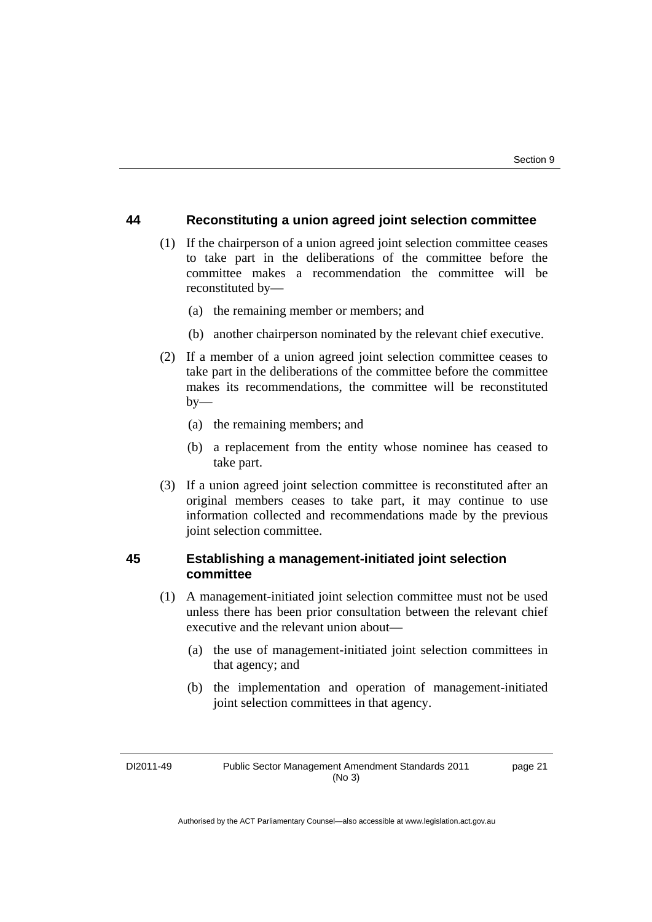### 44 Reconstituting a union agreed joint selection committee

(1) If the chairperson of a union agreed joint selection committee ceases to take part in the deliberations of the committee before the committee makes a recommendation the committee will be reconstituted by—

(a) the remaining member or members; and

(b) another chairperson nominated by the relevant chief executive.

(2) If a member of a union agreed joint selection committee ceases to take part in the deliberations of the committee before the committee makes its recommendations, the committee will be reconstituted by—

(a) the remaining members; and

(b) a replacement from the entity whose nominee has ceased to take part.

(3) If a union agreed joint selection committee is reconstituted after an original members ceases to take part, it may continue to use information collected and recommendations made by the previous joint selection committee.

### 45 Establishing a management-initiated joint selection committee

(1) A management-initiated joint selection committee must not be used unless there has been prior consultation between the relevant chief executive and the relevant union about—

(a) the use of management-initiated joint selection committees in that agency; and

(b) the implementation and operation of management-initiated joint selection committees in that agency.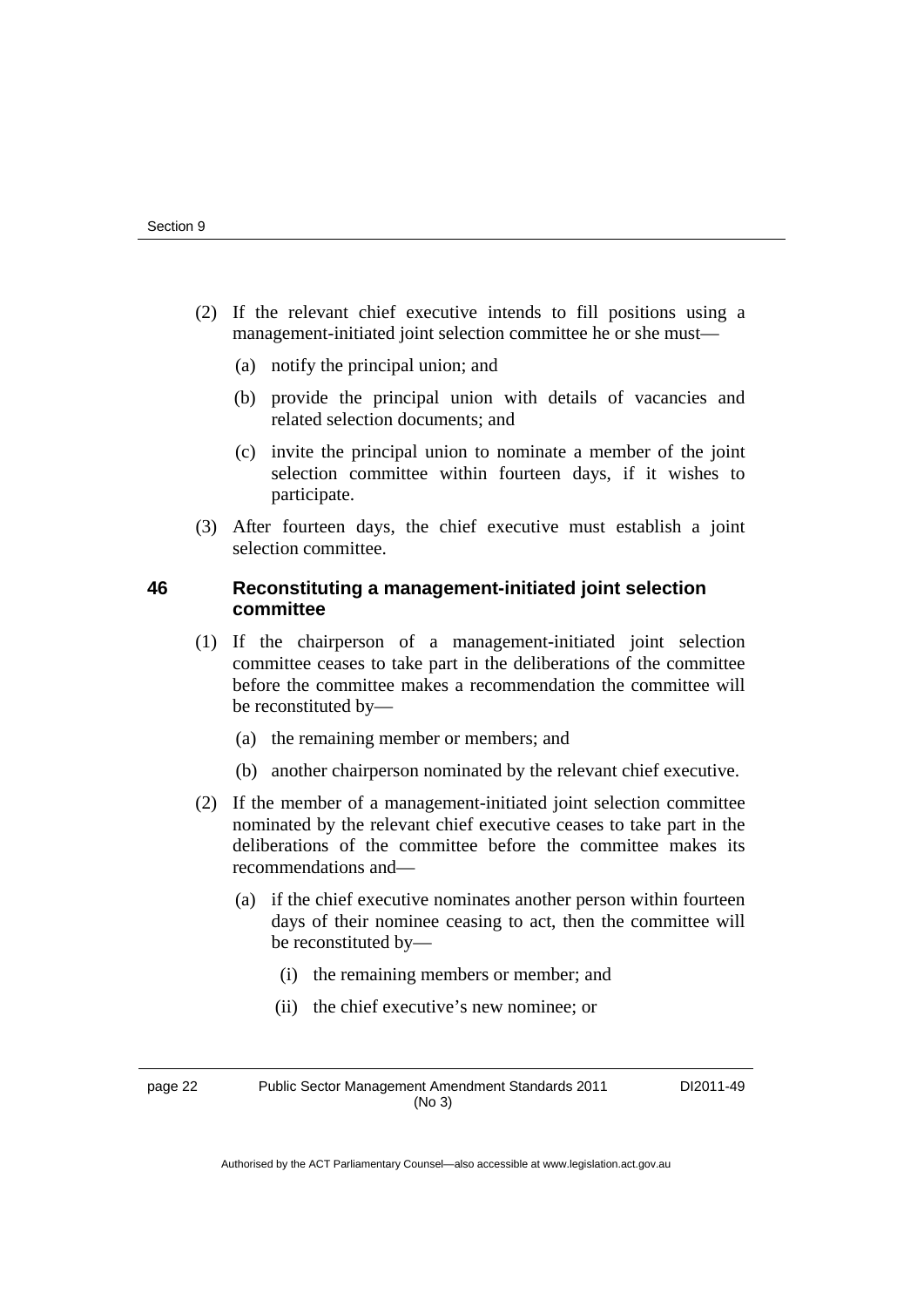(2) If the relevant chief executive intends to fill positions using a management-initiated joint selection committee he or she must—

(a) notify the principal union; and

(b) provide the principal union with details of vacancies and related selection documents; and

(c) invite the principal union to nominate a member of the joint selection committee within fourteen days, if it wishes to participate.

(3) After fourteen days, the chief executive must establish a joint selection committee.

### 46 Reconstituting a management-initiated joint selection committee

(1) If the chairperson of a management-initiated joint selection committee ceases to take part in the deliberations of the committee before the committee makes a recommendation the committee will be reconstituted by—

(a) the remaining member or members; and

(b) another chairperson nominated by the relevant chief executive.

(2) If the member of a management-initiated joint selection committee nominated by the relevant chief executive ceases to take part in the deliberations of the committee before the committee makes its recommendations and—

(a) if the chief executive nominates another person within fourteen days of their nominee ceasing to act, then the committee will be reconstituted by—

(i) the remaining members or member; and

(ii) the chief executive's new nominee; or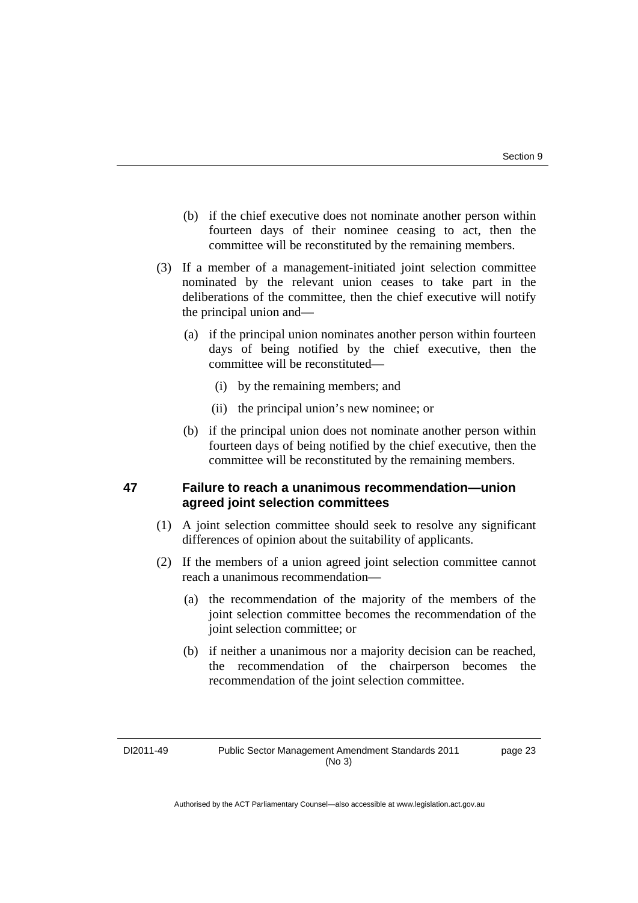(b) if the chief executive does not nominate another person within fourteen days of their nominee ceasing to act, then the committee will be reconstituted by the remaining members.

(3) If a member of a management-initiated joint selection committee nominated by the relevant union ceases to take part in the deliberations of the committee, then the chief executive will notify the principal union and—

(a) if the principal union nominates another person within fourteen days of being notified by the chief executive, then the committee will be reconstituted—

(i) by the remaining members; and

(ii) the principal union's new nominee; or

(b) if the principal union does not nominate another person within fourteen days of being notified by the chief executive, then the committee will be reconstituted by the remaining members.

### 47 Failure to reach a unanimous recommendation—union agreed joint selection committees

(1) A joint selection committee should seek to resolve any significant differences of opinion about the suitability of applicants.

(2) If the members of a union agreed joint selection committee cannot reach a unanimous recommendation—

(a) the recommendation of the majority of the members of the joint selection committee becomes the recommendation of the joint selection committee; or

(b) if neither a unanimous nor a majority decision can be reached, the recommendation of the chairperson becomes the recommendation of the joint selection committee.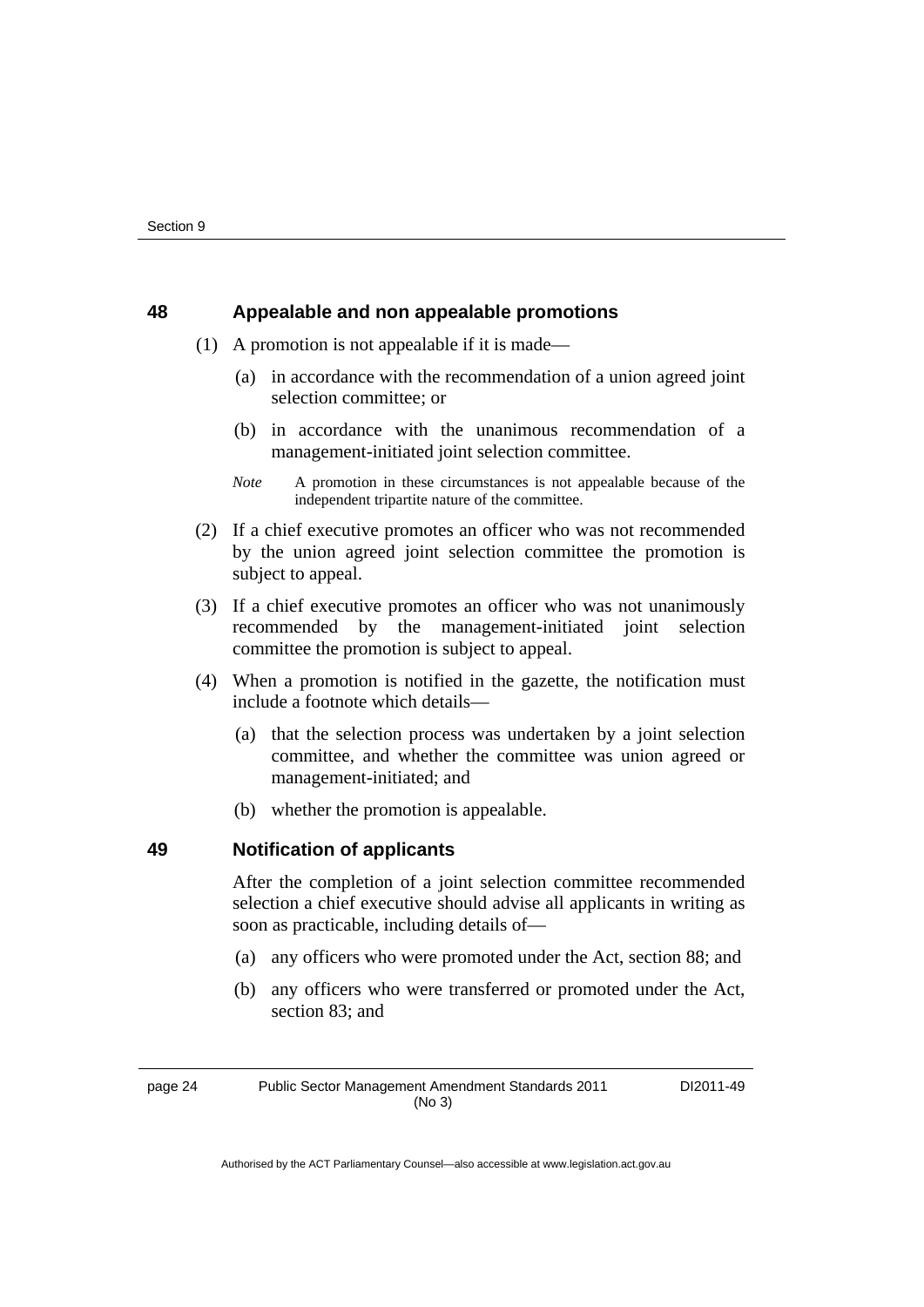## 48 Appealable and non appealable promotions

(1) A promotion is not appealable if it is made—

(a) in accordance with the recommendation of a union agreed joint selection committee; or

(b) in accordance with the unanimous recommendation of a management-initiated joint selection committee.

*Note* A promotion in these circumstances is not appealable because of the independent tripartite nature of the committee.

(2) If a chief executive promotes an officer who was not recommended by the union agreed joint selection committee the promotion is subject to appeal.

(3) If a chief executive promotes an officer who was not unanimously recommended by the management-initiated joint selection committee the promotion is subject to appeal.

(4) When a promotion is notified in the gazette, the notification must include a footnote which details—

(a) that the selection process was undertaken by a joint selection committee, and whether the committee was union agreed or management-initiated; and

(b) whether the promotion is appealable.

## 49 Notification of applicants

After the completion of a joint selection committee recommended selection a chief executive should advise all applicants in writing as soon as practicable, including details of—

(a) any officers who were promoted under the Act, section 88; and

(b) any officers who were transferred or promoted under the Act, section 83; and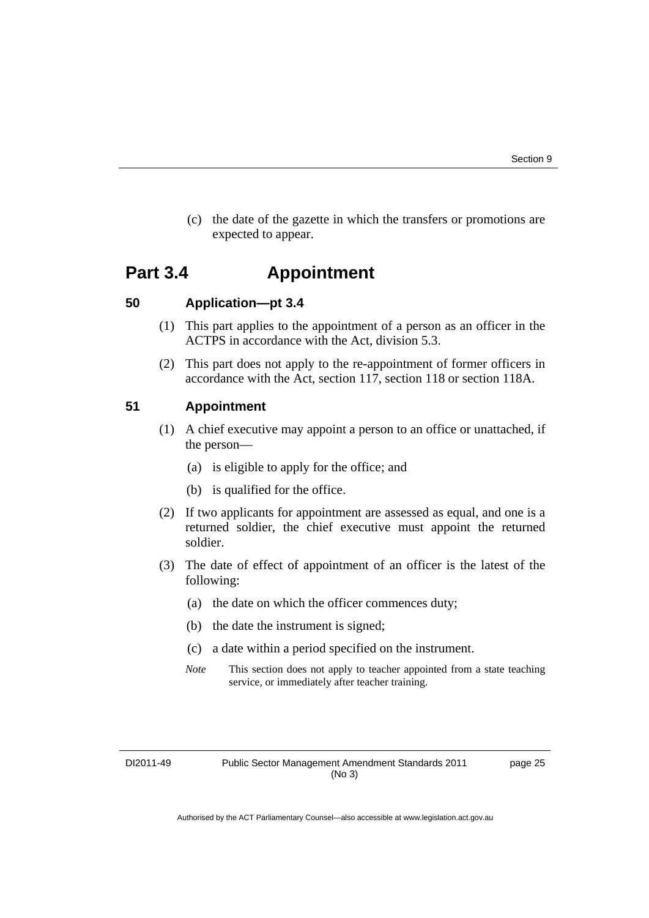(c) the date of the gazette in which the transfers or promotions are expected to appear.

# Part 3.4 Appointment

## 50 Application—pt 3.4

(1) This part applies to the appointment of a person as an officer in the ACTPS in accordance with the Act, division 5.3.

(2) This part does not apply to the re-appointment of former officers in accordance with the Act, section 117, section 118 or section 118A.

## 51 Appointment

(1) A chief executive may appoint a person to an office or unattached, if the person—

(a) is eligible to apply for the office; and

(b) is qualified for the office.

(2) If two applicants for appointment are assessed as equal, and one is a returned soldier, the chief executive must appoint the returned soldier.

(3) The date of effect of appointment of an officer is the latest of the following:

(a) the date on which the officer commences duty;

(b) the date the instrument is signed;

(c) a date within a period specified on the instrument.

*Note* This section does not apply to teacher appointed from a state teaching service, or immediately after teacher training.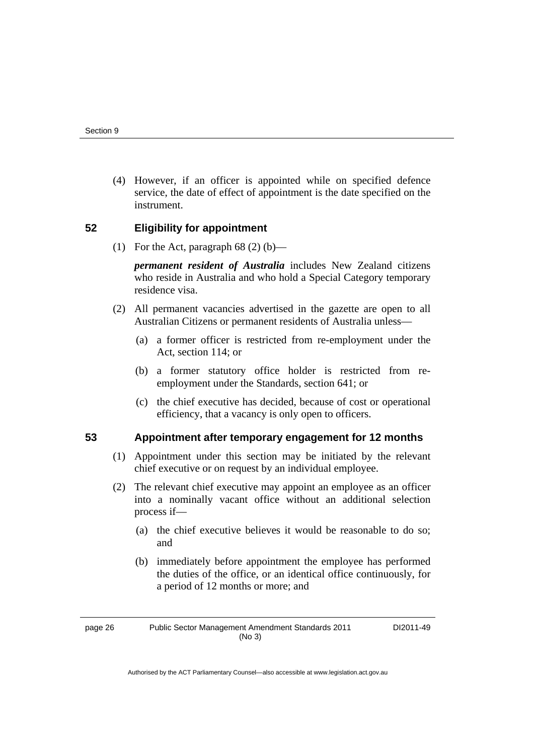(4) However, if an officer is appointed while on specified defence service, the date of effect of appointment is the date specified on the instrument.

### 52 Eligibility for appointment

(1) For the Act, paragraph 68 (2) (b)—

***permanent resident of Australia*** includes New Zealand citizens who reside in Australia and who hold a Special Category temporary residence visa.

(2) All permanent vacancies advertised in the gazette are open to all Australian Citizens or permanent residents of Australia unless—

(a) a former officer is restricted from re-employment under the Act, section 114; or

(b) a former statutory office holder is restricted from re-employment under the Standards, section 641; or

(c) the chief executive has decided, because of cost or operational efficiency, that a vacancy is only open to officers.

### 53 Appointment after temporary engagement for 12 months

(1) Appointment under this section may be initiated by the relevant chief executive or on request by an individual employee.

(2) The relevant chief executive may appoint an employee as an officer into a nominally vacant office without an additional selection process if—

(a) the chief executive believes it would be reasonable to do so; and

(b) immediately before appointment the employee has performed the duties of the office, or an identical office continuously, for a period of 12 months or more; and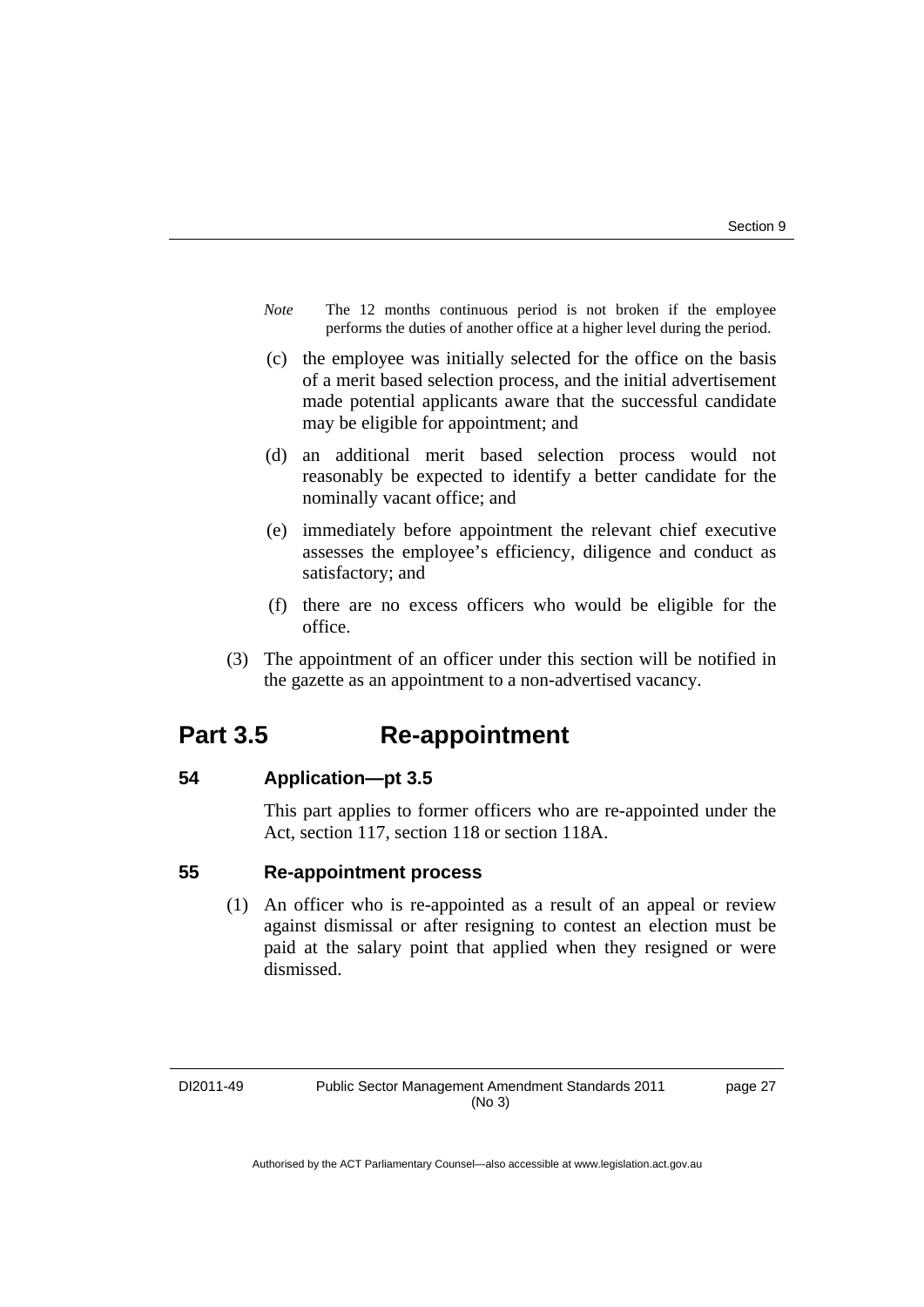*Note* The 12 months continuous period is not broken if the employee performs the duties of another office at a higher level during the period.

(c) the employee was initially selected for the office on the basis of a merit based selection process, and the initial advertisement made potential applicants aware that the successful candidate may be eligible for appointment; and

(d) an additional merit based selection process would not reasonably be expected to identify a better candidate for the nominally vacant office; and

(e) immediately before appointment the relevant chief executive assesses the employee's efficiency, diligence and conduct as satisfactory; and

(f) there are no excess officers who would be eligible for the office.

(3) The appointment of an officer under this section will be notified in the gazette as an appointment to a non-advertised vacancy.

# Part 3.5 Re-appointment

### 54 Application—pt 3.5

This part applies to former officers who are re-appointed under the Act, section 117, section 118 or section 118A.

### 55 Re-appointment process

(1) An officer who is re-appointed as a result of an appeal or review against dismissal or after resigning to contest an election must be paid at the salary point that applied when they resigned or were dismissed.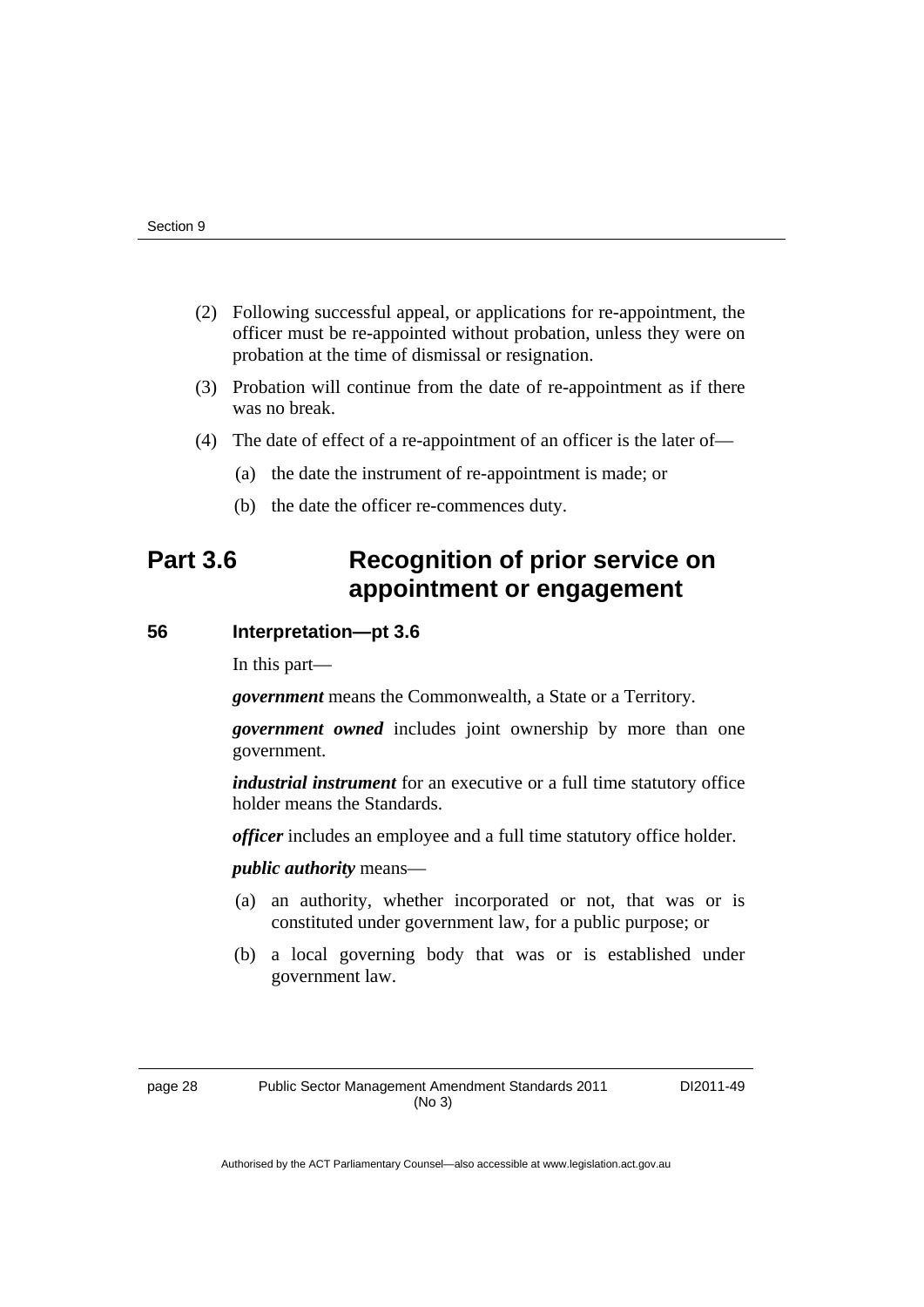(2) Following successful appeal, or applications for re-appointment, the officer must be re-appointed without probation, unless they were on probation at the time of dismissal or resignation.

(3) Probation will continue from the date of re-appointment as if there was no break.

(4) The date of effect of a re-appointment of an officer is the later of—

(a) the date the instrument of re-appointment is made; or

(b) the date the officer re-commences duty.

## Part 3.6 Recognition of prior service on appointment or engagement

### 56 Interpretation—pt 3.6

In this part—

***government*** means the Commonwealth, a State or a Territory.

***government owned*** includes joint ownership by more than one government.

***industrial instrument*** for an executive or a full time statutory office holder means the Standards.

***officer*** includes an employee and a full time statutory office holder.

***public authority*** means—

(a) an authority, whether incorporated or not, that was or is constituted under government law, for a public purpose; or

(b) a local governing body that was or is established under government law.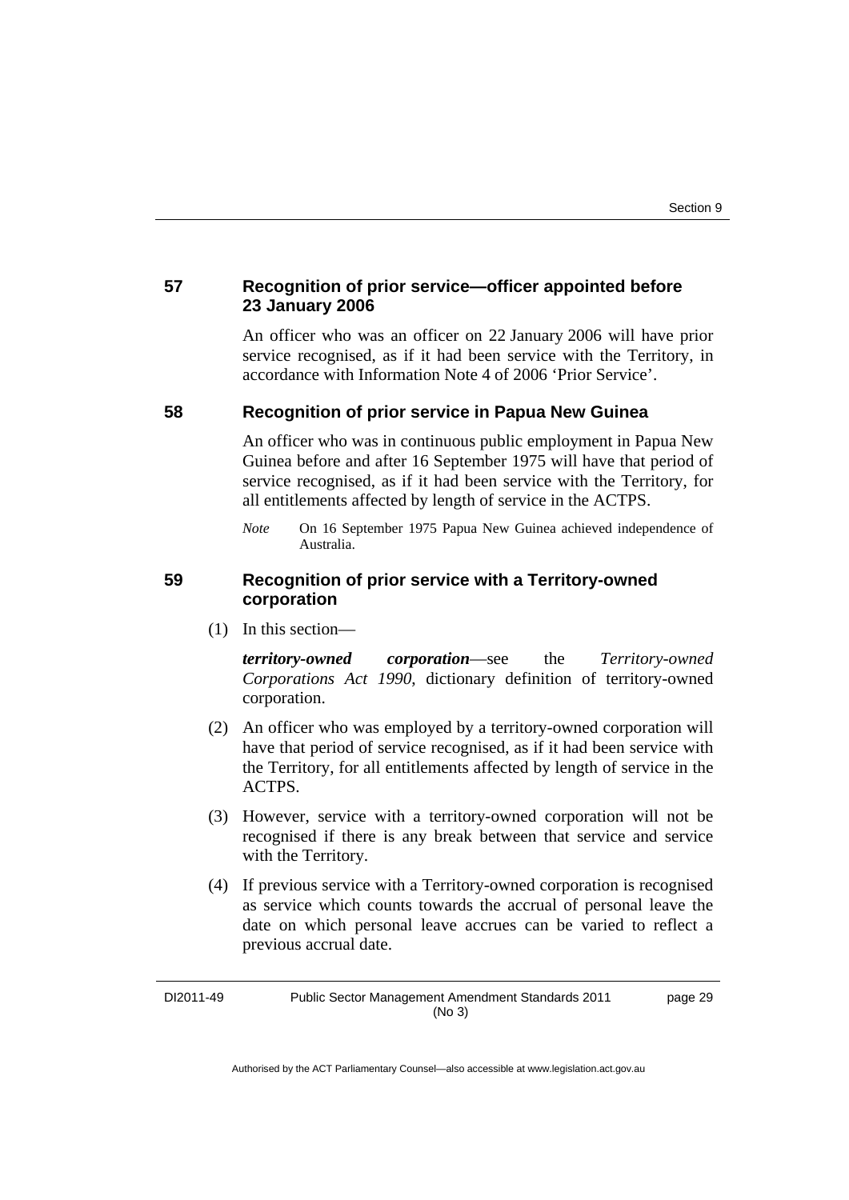### 57 Recognition of prior service—officer appointed before 23 January 2006

An officer who was an officer on 22 January 2006 will have prior service recognised, as if it had been service with the Territory, in accordance with Information Note 4 of 2006 'Prior Service'.

### 58 Recognition of prior service in Papua New Guinea

An officer who was in continuous public employment in Papua New Guinea before and after 16 September 1975 will have that period of service recognised, as if it had been service with the Territory, for all entitlements affected by length of service in the ACTPS.

*Note* On 16 September 1975 Papua New Guinea achieved independence of Australia.

### 59 Recognition of prior service with a Territory-owned corporation

(1) In this section—

***territory-owned corporation***—see the *Territory-owned Corporations Act 1990*, dictionary definition of territory-owned corporation.

(2) An officer who was employed by a territory-owned corporation will have that period of service recognised, as if it had been service with the Territory, for all entitlements affected by length of service in the ACTPS.

(3) However, service with a territory-owned corporation will not be recognised if there is any break between that service and service with the Territory.

(4) If previous service with a Territory-owned corporation is recognised as service which counts towards the accrual of personal leave the date on which personal leave accrues can be varied to reflect a previous accrual date.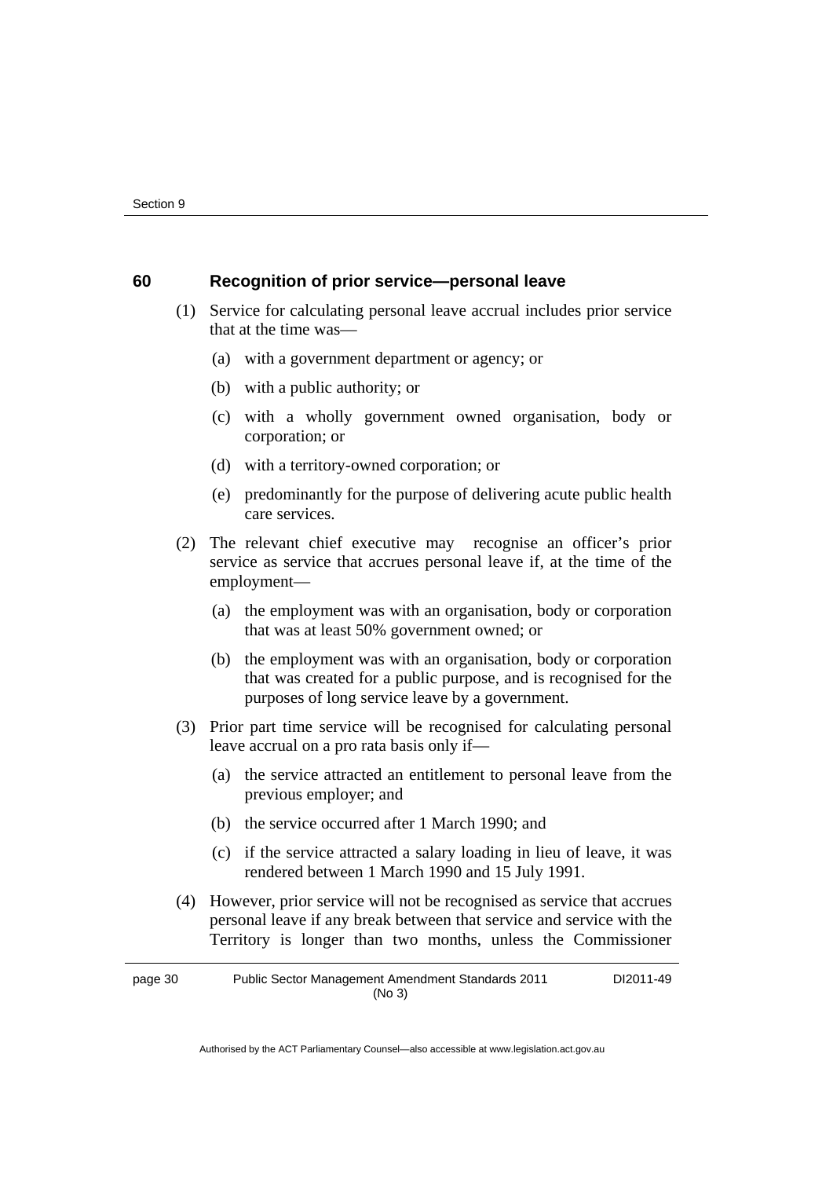### 60 Recognition of prior service—personal leave

(1) Service for calculating personal leave accrual includes prior service that at the time was—

(a) with a government department or agency; or

(b) with a public authority; or

(c) with a wholly government owned organisation, body or corporation; or

(d) with a territory-owned corporation; or

(e) predominantly for the purpose of delivering acute public health care services.

(2) The relevant chief executive may recognise an officer's prior service as service that accrues personal leave if, at the time of the employment—

(a) the employment was with an organisation, body or corporation that was at least 50% government owned; or

(b) the employment was with an organisation, body or corporation that was created for a public purpose, and is recognised for the purposes of long service leave by a government.

(3) Prior part time service will be recognised for calculating personal leave accrual on a pro rata basis only if—

(a) the service attracted an entitlement to personal leave from the previous employer; and

(b) the service occurred after 1 March 1990; and

(c) if the service attracted a salary loading in lieu of leave, it was rendered between 1 March 1990 and 15 July 1991.

(4) However, prior service will not be recognised as service that accrues personal leave if any break between that service and service with the Territory is longer than two months, unless the Commissioner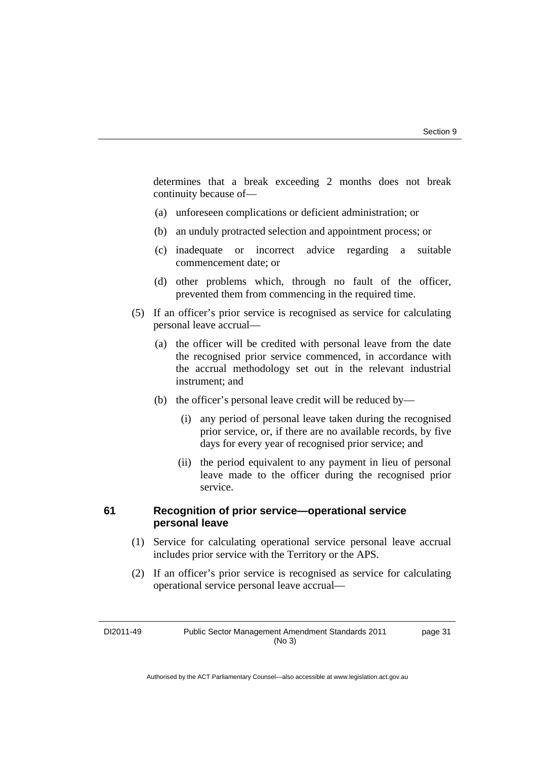determines that a break exceeding 2 months does not break continuity because of—

(a) unforeseen complications or deficient administration; or

(b) an unduly protracted selection and appointment process; or

(c) inadequate or incorrect advice regarding a suitable commencement date; or

(d) other problems which, through no fault of the officer, prevented them from commencing in the required time.

(5) If an officer's prior service is recognised as service for calculating personal leave accrual—

(a) the officer will be credited with personal leave from the date the recognised prior service commenced, in accordance with the accrual methodology set out in the relevant industrial instrument; and

(b) the officer's personal leave credit will be reduced by—

(i) any period of personal leave taken during the recognised prior service, or, if there are no available records, by five days for every year of recognised prior service; and

(ii) the period equivalent to any payment in lieu of personal leave made to the officer during the recognised prior service.

### 61 Recognition of prior service—operational service personal leave

(1) Service for calculating operational service personal leave accrual includes prior service with the Territory or the APS.

(2) If an officer's prior service is recognised as service for calculating operational service personal leave accrual—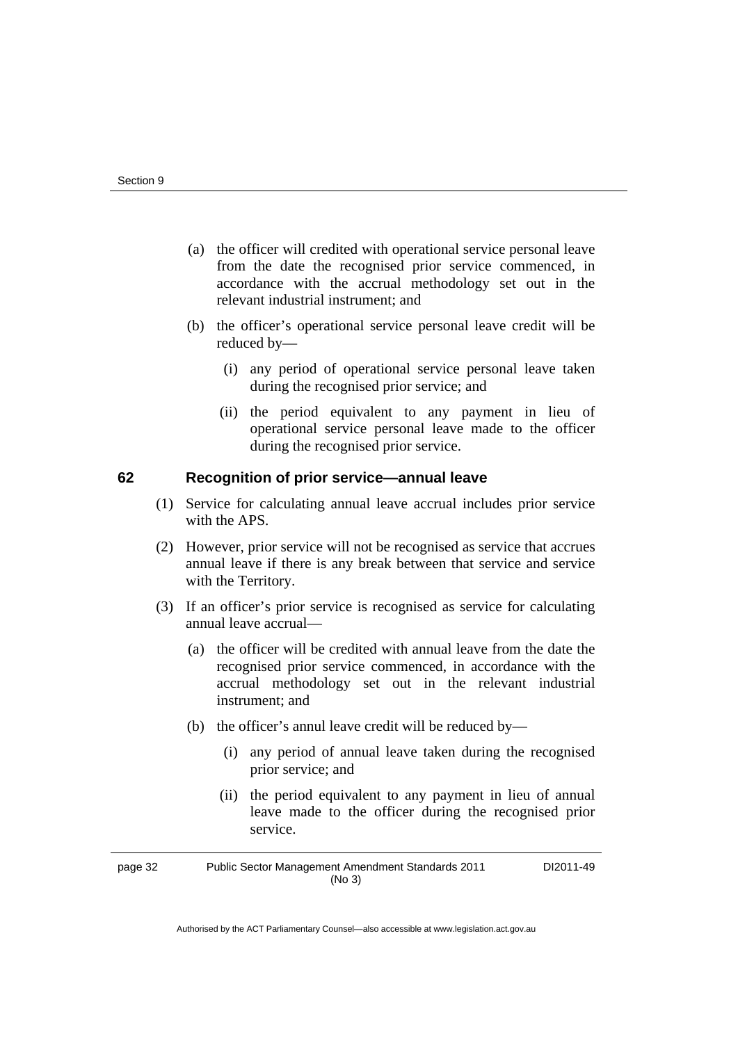(a) the officer will credited with operational service personal leave from the date the recognised prior service commenced, in accordance with the accrual methodology set out in the relevant industrial instrument; and

(b) the officer's operational service personal leave credit will be reduced by—

(i) any period of operational service personal leave taken during the recognised prior service; and

(ii) the period equivalent to any payment in lieu of operational service personal leave made to the officer during the recognised prior service.

### 62 Recognition of prior service—annual leave

(1) Service for calculating annual leave accrual includes prior service with the APS.

(2) However, prior service will not be recognised as service that accrues annual leave if there is any break between that service and service with the Territory.

(3) If an officer's prior service is recognised as service for calculating annual leave accrual—

(a) the officer will be credited with annual leave from the date the recognised prior service commenced, in accordance with the accrual methodology set out in the relevant industrial instrument; and

(b) the officer's annul leave credit will be reduced by—

(i) any period of annual leave taken during the recognised prior service; and

(ii) the period equivalent to any payment in lieu of annual leave made to the officer during the recognised prior service.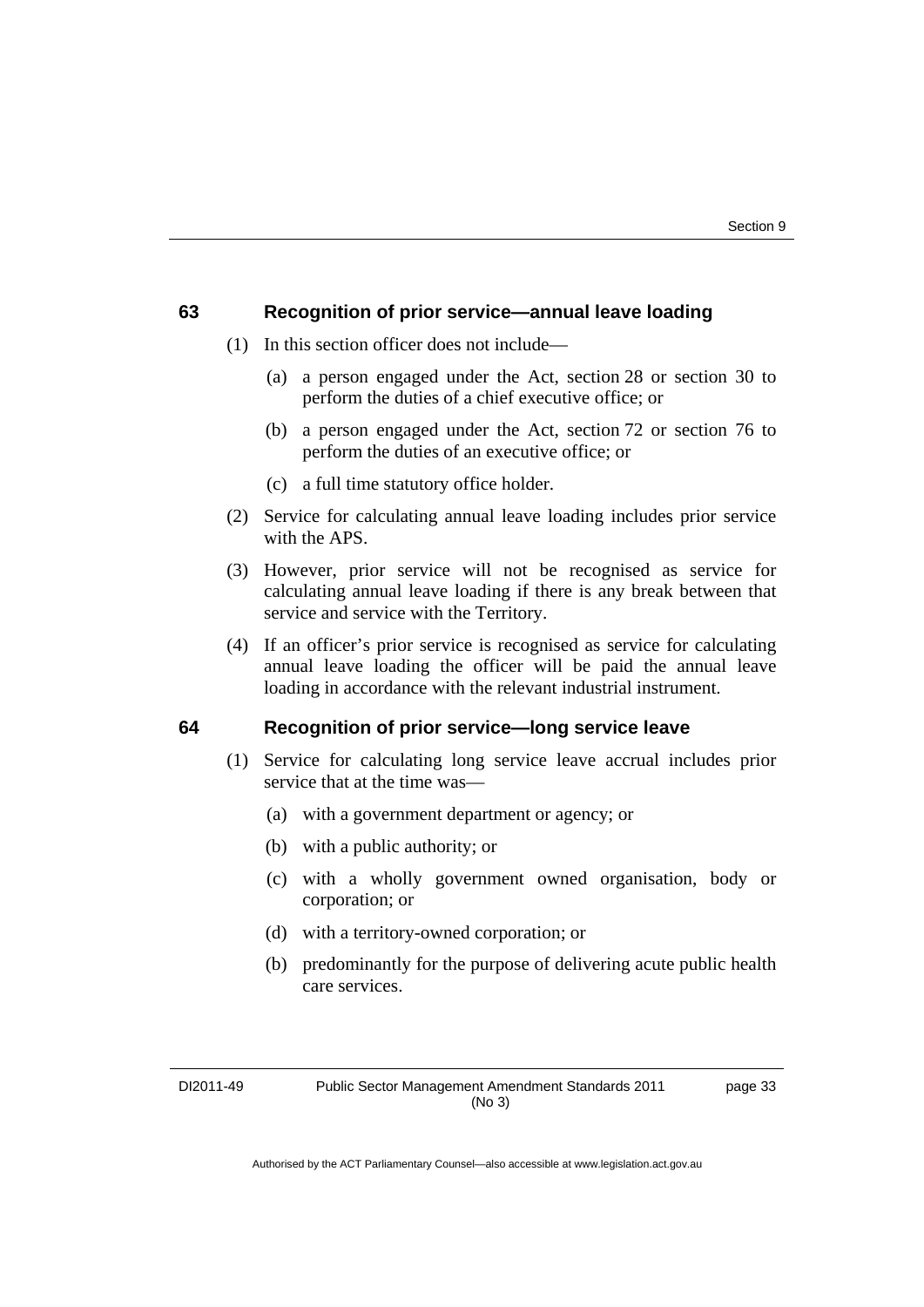## 63 Recognition of prior service—annual leave loading

(1) In this section officer does not include—

(a) a person engaged under the Act, section 28 or section 30 to perform the duties of a chief executive office; or

(b) a person engaged under the Act, section 72 or section 76 to perform the duties of an executive office; or

(c) a full time statutory office holder.

(2) Service for calculating annual leave loading includes prior service with the APS.

(3) However, prior service will not be recognised as service for calculating annual leave loading if there is any break between that service and service with the Territory.

(4) If an officer's prior service is recognised as service for calculating annual leave loading the officer will be paid the annual leave loading in accordance with the relevant industrial instrument.

## 64 Recognition of prior service—long service leave

(1) Service for calculating long service leave accrual includes prior service that at the time was—

(a) with a government department or agency; or

(b) with a public authority; or

(c) with a wholly government owned organisation, body or corporation; or

(d) with a territory-owned corporation; or

(b) predominantly for the purpose of delivering acute public health care services.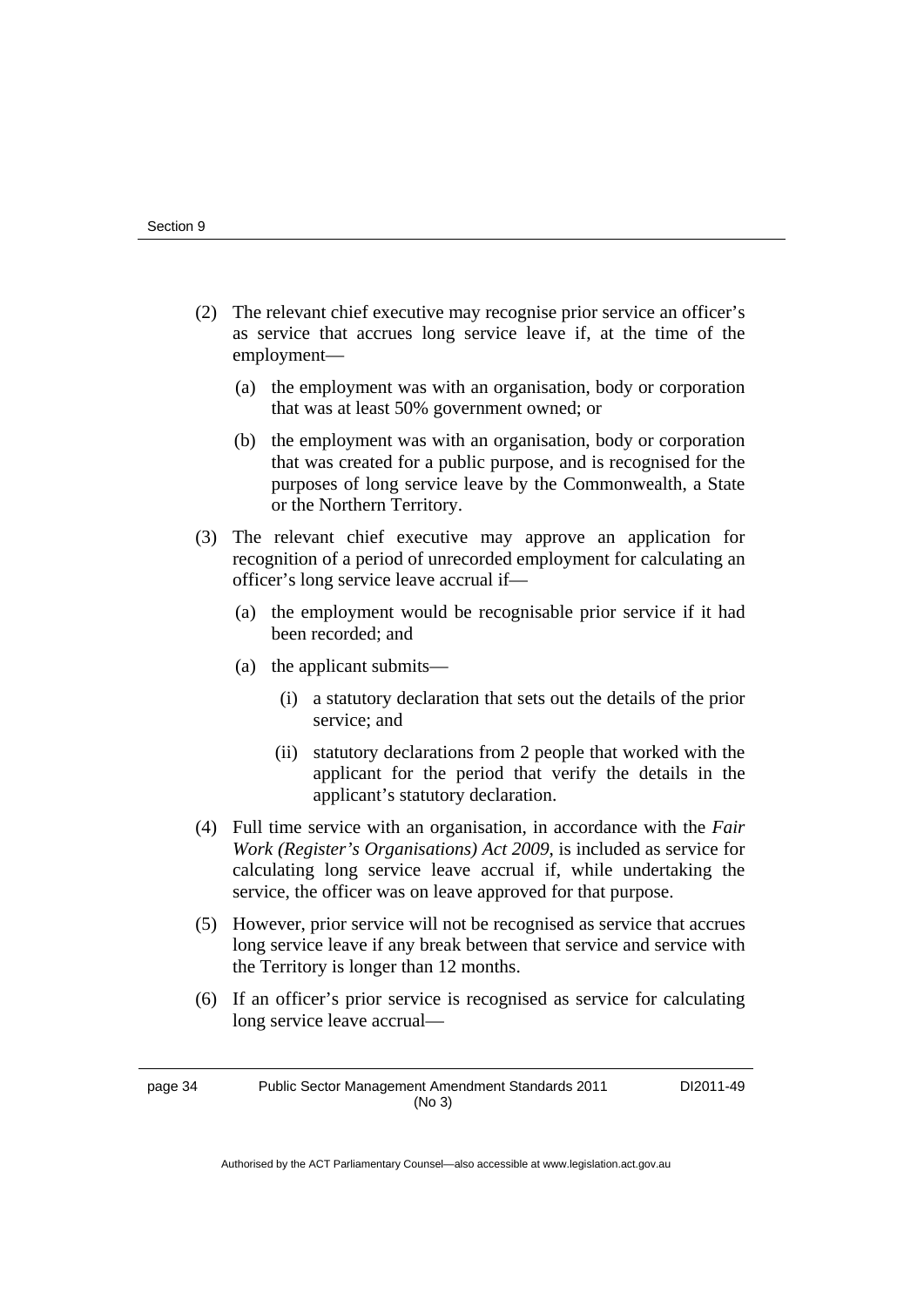(2) The relevant chief executive may recognise prior service an officer's as service that accrues long service leave if, at the time of the employment—

  (a) the employment was with an organisation, body or corporation that was at least 50% government owned; or

  (b) the employment was with an organisation, body or corporation that was created for a public purpose, and is recognised for the purposes of long service leave by the Commonwealth, a State or the Northern Territory.

(3) The relevant chief executive may approve an application for recognition of a period of unrecorded employment for calculating an officer's long service leave accrual if—

  (a) the employment would be recognisable prior service if it had been recorded; and

  (a) the applicant submits—

    (i) a statutory declaration that sets out the details of the prior service; and

    (ii) statutory declarations from 2 people that worked with the applicant for the period that verify the details in the applicant's statutory declaration.

(4) Full time service with an organisation, in accordance with the *Fair Work (Register's Organisations) Act 2009*, is included as service for calculating long service leave accrual if, while undertaking the service, the officer was on leave approved for that purpose.

(5) However, prior service will not be recognised as service that accrues long service leave if any break between that service and service with the Territory is longer than 12 months.

(6) If an officer's prior service is recognised as service for calculating long service leave accrual—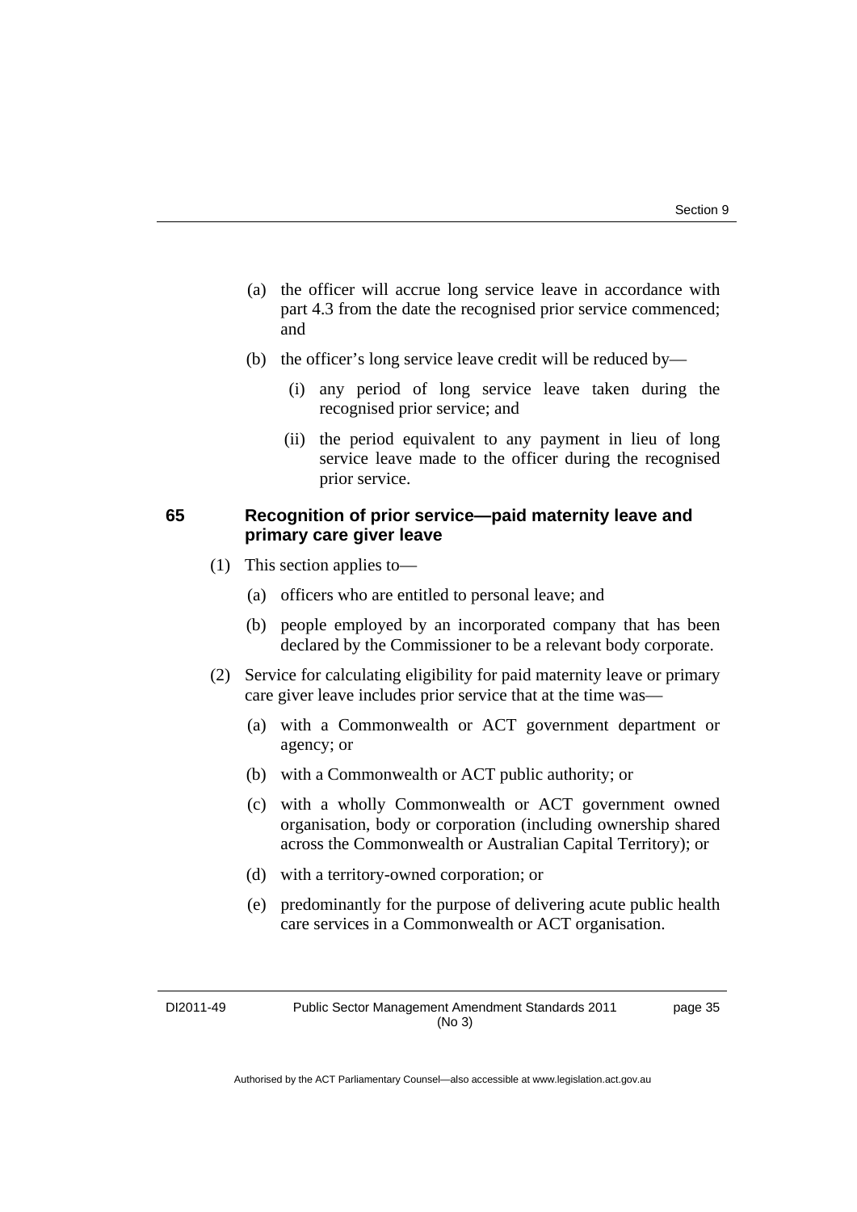(a) the officer will accrue long service leave in accordance with part 4.3 from the date the recognised prior service commenced; and

(b) the officer's long service leave credit will be reduced by—

 (i) any period of long service leave taken during the recognised prior service; and

 (ii) the period equivalent to any payment in lieu of long service leave made to the officer during the recognised prior service.

### 65 Recognition of prior service—paid maternity leave and primary care giver leave

(1) This section applies to—

 (a) officers who are entitled to personal leave; and

 (b) people employed by an incorporated company that has been declared by the Commissioner to be a relevant body corporate.

(2) Service for calculating eligibility for paid maternity leave or primary care giver leave includes prior service that at the time was—

 (a) with a Commonwealth or ACT government department or agency; or

 (b) with a Commonwealth or ACT public authority; or

 (c) with a wholly Commonwealth or ACT government owned organisation, body or corporation (including ownership shared across the Commonwealth or Australian Capital Territory); or

 (d) with a territory-owned corporation; or

 (e) predominantly for the purpose of delivering acute public health care services in a Commonwealth or ACT organisation.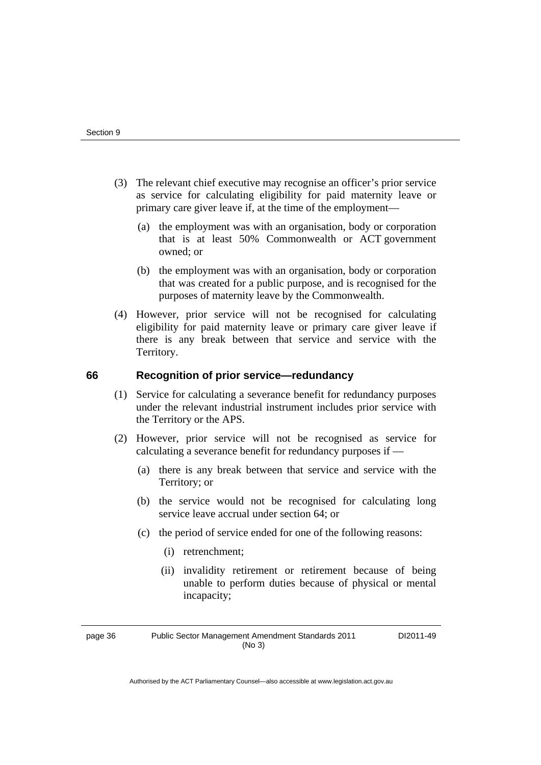(3) The relevant chief executive may recognise an officer's prior service as service for calculating eligibility for paid maternity leave or primary care giver leave if, at the time of the employment—

   (a) the employment was with an organisation, body or corporation that is at least 50% Commonwealth or ACT government owned; or

   (b) the employment was with an organisation, body or corporation that was created for a public purpose, and is recognised for the purposes of maternity leave by the Commonwealth.

(4) However, prior service will not be recognised for calculating eligibility for paid maternity leave or primary care giver leave if there is any break between that service and service with the Territory.

### 66 Recognition of prior service—redundancy

(1) Service for calculating a severance benefit for redundancy purposes under the relevant industrial instrument includes prior service with the Territory or the APS.

(2) However, prior service will not be recognised as service for calculating a severance benefit for redundancy purposes if —

   (a) there is any break between that service and service with the Territory; or

   (b) the service would not be recognised for calculating long service leave accrual under section 64; or

   (c) the period of service ended for one of the following reasons:

      (i) retrenchment;

      (ii) invalidity retirement or retirement because of being unable to perform duties because of physical or mental incapacity;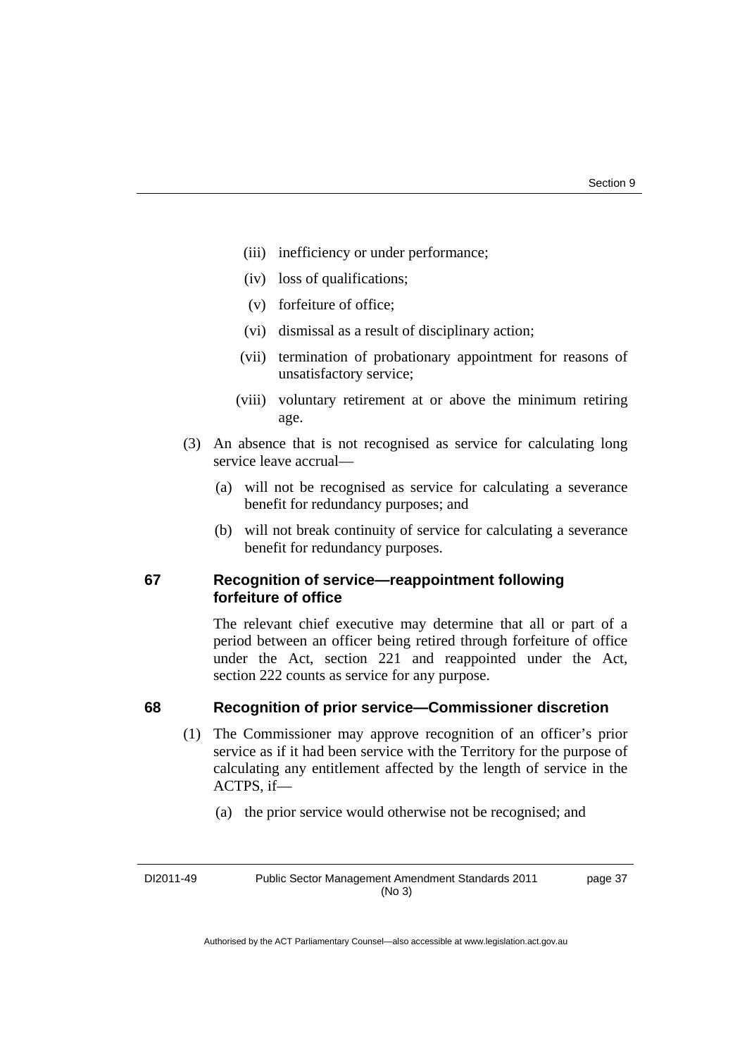(iii) inefficiency or under performance;

(iv) loss of qualifications;

(v) forfeiture of office;

(vi) dismissal as a result of disciplinary action;

(vii) termination of probationary appointment for reasons of unsatisfactory service;

(viii) voluntary retirement at or above the minimum retiring age.

(3) An absence that is not recognised as service for calculating long service leave accrual—

(a) will not be recognised as service for calculating a severance benefit for redundancy purposes; and

(b) will not break continuity of service for calculating a severance benefit for redundancy purposes.

### 67 Recognition of service—reappointment following forfeiture of office

The relevant chief executive may determine that all or part of a period between an officer being retired through forfeiture of office under the Act, section 221 and reappointed under the Act, section 222 counts as service for any purpose.

### 68 Recognition of prior service—Commissioner discretion

(1) The Commissioner may approve recognition of an officer's prior service as if it had been service with the Territory for the purpose of calculating any entitlement affected by the length of service in the ACTPS, if—

(a) the prior service would otherwise not be recognised; and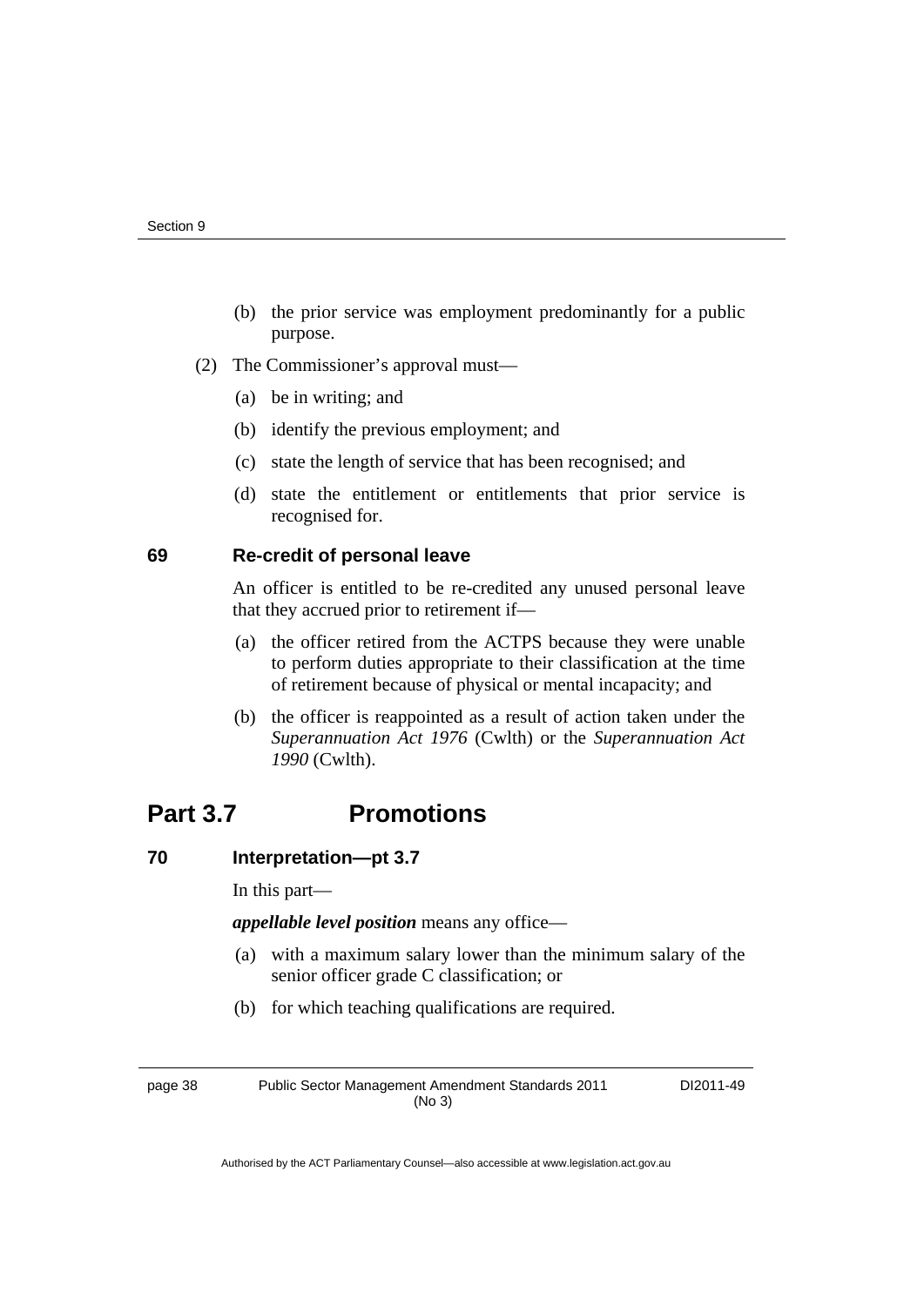(b) the prior service was employment predominantly for a public purpose.

(2) The Commissioner's approval must—

(a) be in writing; and

(b) identify the previous employment; and

(c) state the length of service that has been recognised; and

(d) state the entitlement or entitlements that prior service is recognised for.

### 69 Re-credit of personal leave

An officer is entitled to be re-credited any unused personal leave that they accrued prior to retirement if—

(a) the officer retired from the ACTPS because they were unable to perform duties appropriate to their classification at the time of retirement because of physical or mental incapacity; and

(b) the officer is reappointed as a result of action taken under the *Superannuation Act 1976* (Cwlth) or the *Superannuation Act 1990* (Cwlth).

## Part 3.7 Promotions

### 70 Interpretation—pt 3.7

In this part—

***appellable level position*** means any office—

(a) with a maximum salary lower than the minimum salary of the senior officer grade C classification; or

(b) for which teaching qualifications are required.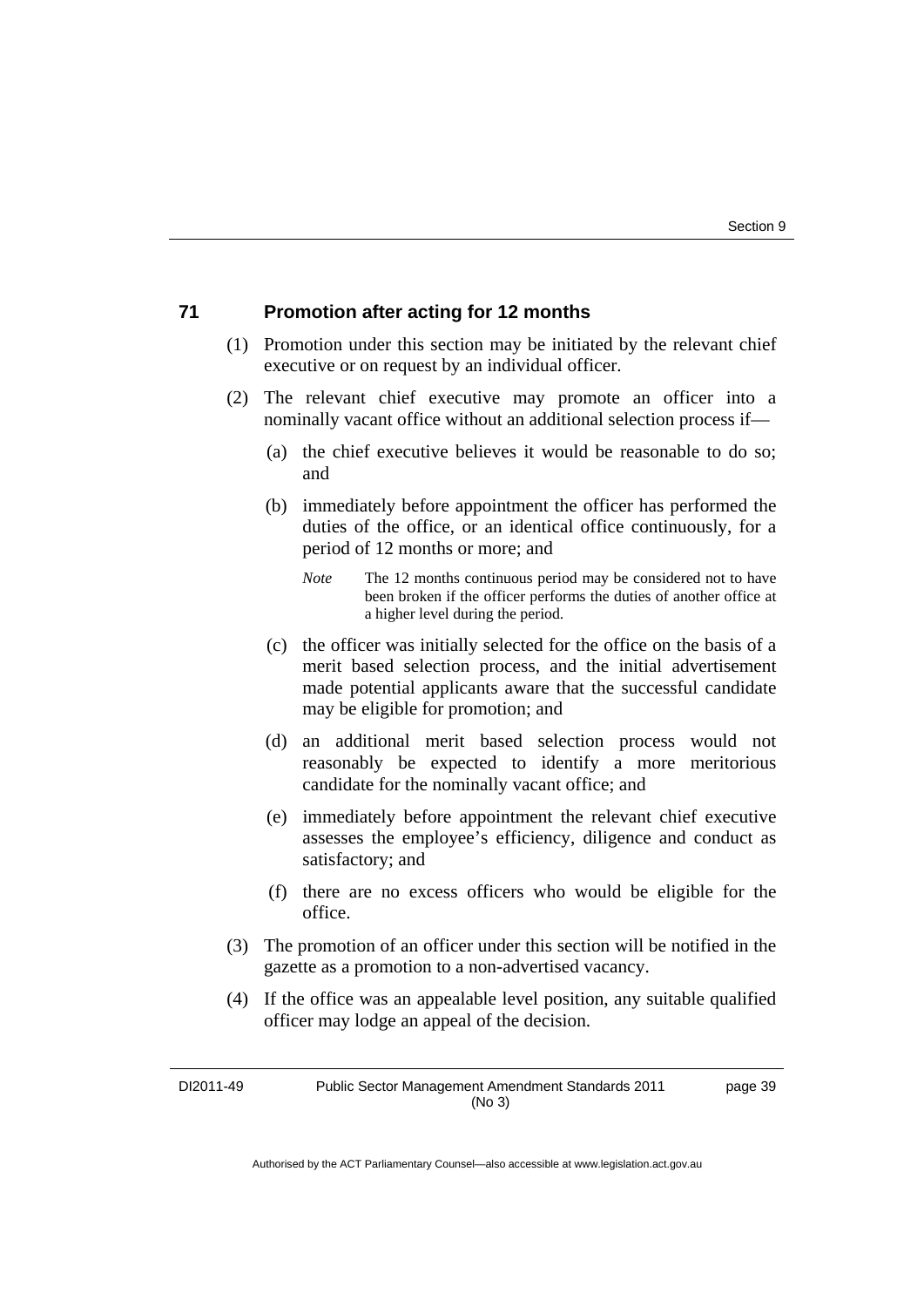## 71 Promotion after acting for 12 months

(1) Promotion under this section may be initiated by the relevant chief executive or on request by an individual officer.

(2) The relevant chief executive may promote an officer into a nominally vacant office without an additional selection process if—

(a) the chief executive believes it would be reasonable to do so; and

(b) immediately before appointment the officer has performed the duties of the office, or an identical office continuously, for a period of 12 months or more; and

*Note* The 12 months continuous period may be considered not to have been broken if the officer performs the duties of another office at a higher level during the period.

(c) the officer was initially selected for the office on the basis of a merit based selection process, and the initial advertisement made potential applicants aware that the successful candidate may be eligible for promotion; and

(d) an additional merit based selection process would not reasonably be expected to identify a more meritorious candidate for the nominally vacant office; and

(e) immediately before appointment the relevant chief executive assesses the employee's efficiency, diligence and conduct as satisfactory; and

(f) there are no excess officers who would be eligible for the office.

(3) The promotion of an officer under this section will be notified in the gazette as a promotion to a non-advertised vacancy.

(4) If the office was an appealable level position, any suitable qualified officer may lodge an appeal of the decision.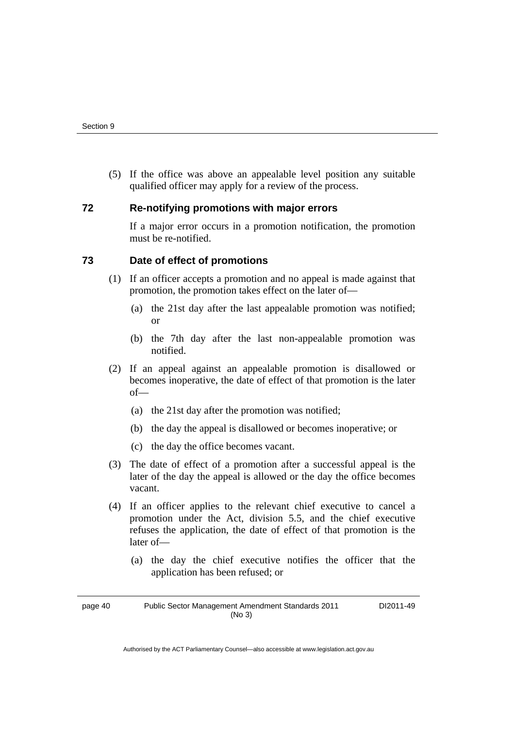(5) If the office was above an appealable level position any suitable qualified officer may apply for a review of the process.

### 72 Re-notifying promotions with major errors

If a major error occurs in a promotion notification, the promotion must be re-notified.

### 73 Date of effect of promotions

(1) If an officer accepts a promotion and no appeal is made against that promotion, the promotion takes effect on the later of—

(a) the 21st day after the last appealable promotion was notified; or

(b) the 7th day after the last non-appealable promotion was notified.

(2) If an appeal against an appealable promotion is disallowed or becomes inoperative, the date of effect of that promotion is the later of—

(a) the 21st day after the promotion was notified;

(b) the day the appeal is disallowed or becomes inoperative; or

(c) the day the office becomes vacant.

(3) The date of effect of a promotion after a successful appeal is the later of the day the appeal is allowed or the day the office becomes vacant.

(4) If an officer applies to the relevant chief executive to cancel a promotion under the Act, division 5.5, and the chief executive refuses the application, the date of effect of that promotion is the later of—

(a) the day the chief executive notifies the officer that the application has been refused; or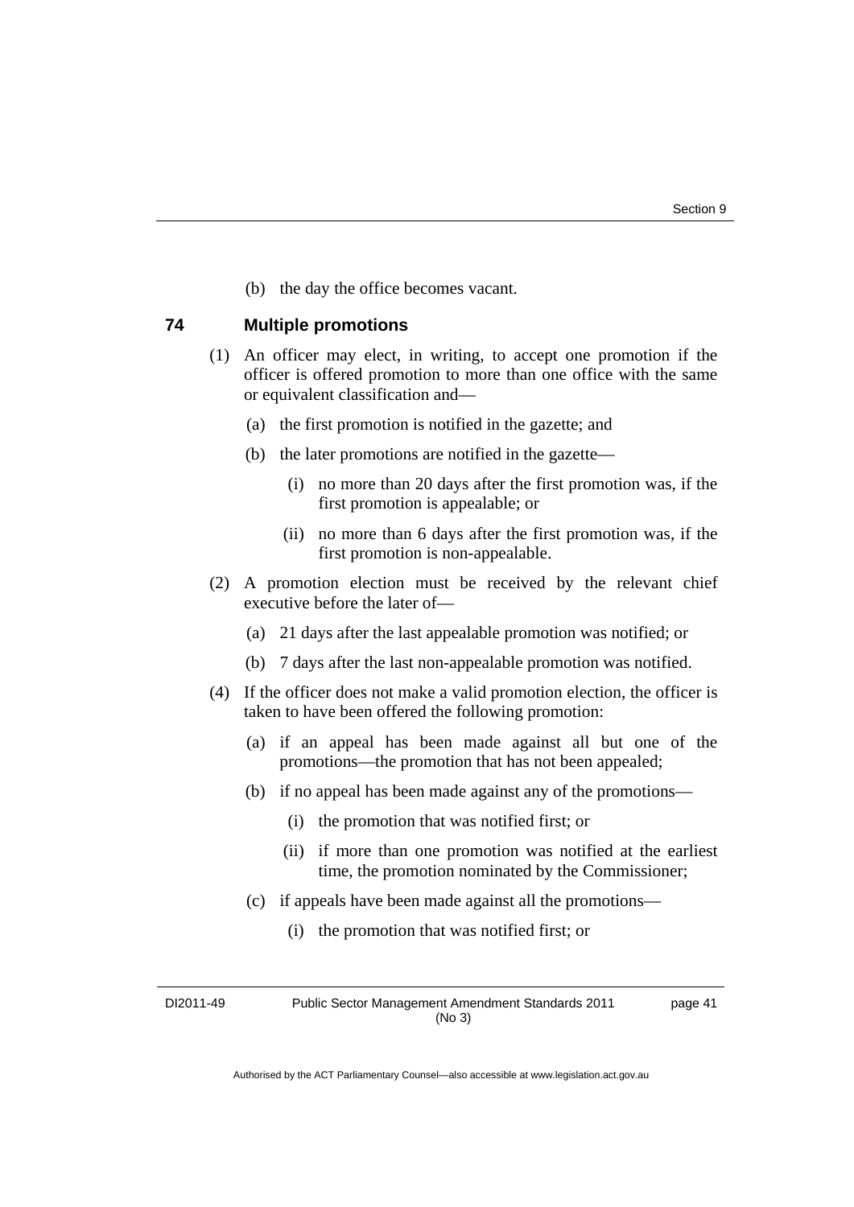(b) the day the office becomes vacant.

### 74 Multiple promotions

(1) An officer may elect, in writing, to accept one promotion if the officer is offered promotion to more than one office with the same or equivalent classification and—

  (a) the first promotion is notified in the gazette; and

  (b) the later promotions are notified in the gazette—

    (i) no more than 20 days after the first promotion was, if the first promotion is appealable; or

    (ii) no more than 6 days after the first promotion was, if the first promotion is non-appealable.

(2) A promotion election must be received by the relevant chief executive before the later of—

  (a) 21 days after the last appealable promotion was notified; or

  (b) 7 days after the last non-appealable promotion was notified.

(4) If the officer does not make a valid promotion election, the officer is taken to have been offered the following promotion:

  (a) if an appeal has been made against all but one of the promotions—the promotion that has not been appealed;

  (b) if no appeal has been made against any of the promotions—

    (i) the promotion that was notified first; or

    (ii) if more than one promotion was notified at the earliest time, the promotion nominated by the Commissioner;

  (c) if appeals have been made against all the promotions—

    (i) the promotion that was notified first; or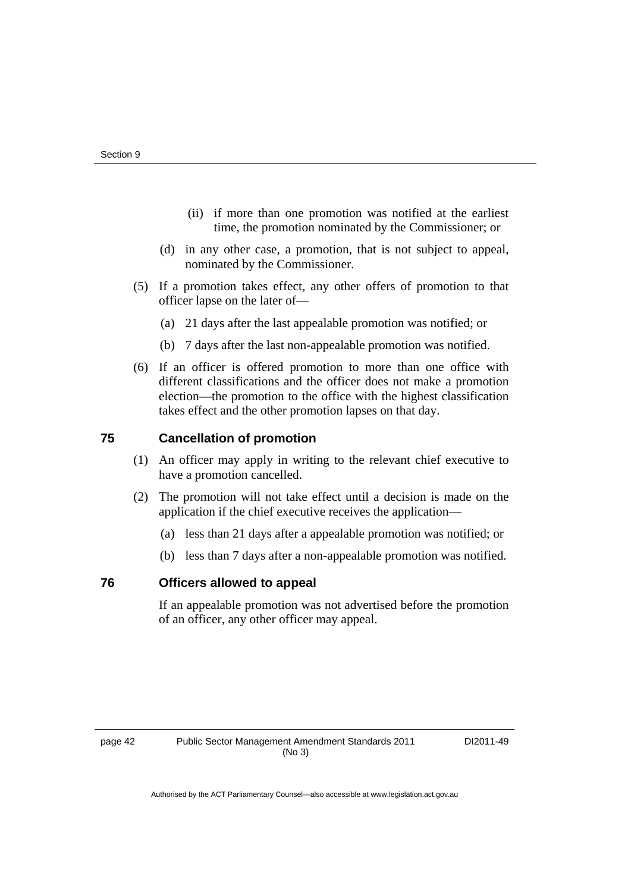(ii) if more than one promotion was notified at the earliest time, the promotion nominated by the Commissioner; or

(d) in any other case, a promotion, that is not subject to appeal, nominated by the Commissioner.

(5) If a promotion takes effect, any other offers of promotion to that officer lapse on the later of—

(a) 21 days after the last appealable promotion was notified; or

(b) 7 days after the last non-appealable promotion was notified.

(6) If an officer is offered promotion to more than one office with different classifications and the officer does not make a promotion election—the promotion to the office with the highest classification takes effect and the other promotion lapses on that day.

### 75 Cancellation of promotion

(1) An officer may apply in writing to the relevant chief executive to have a promotion cancelled.

(2) The promotion will not take effect until a decision is made on the application if the chief executive receives the application—

(a) less than 21 days after a appealable promotion was notified; or

(b) less than 7 days after a non-appealable promotion was notified.

### 76 Officers allowed to appeal

If an appealable promotion was not advertised before the promotion of an officer, any other officer may appeal.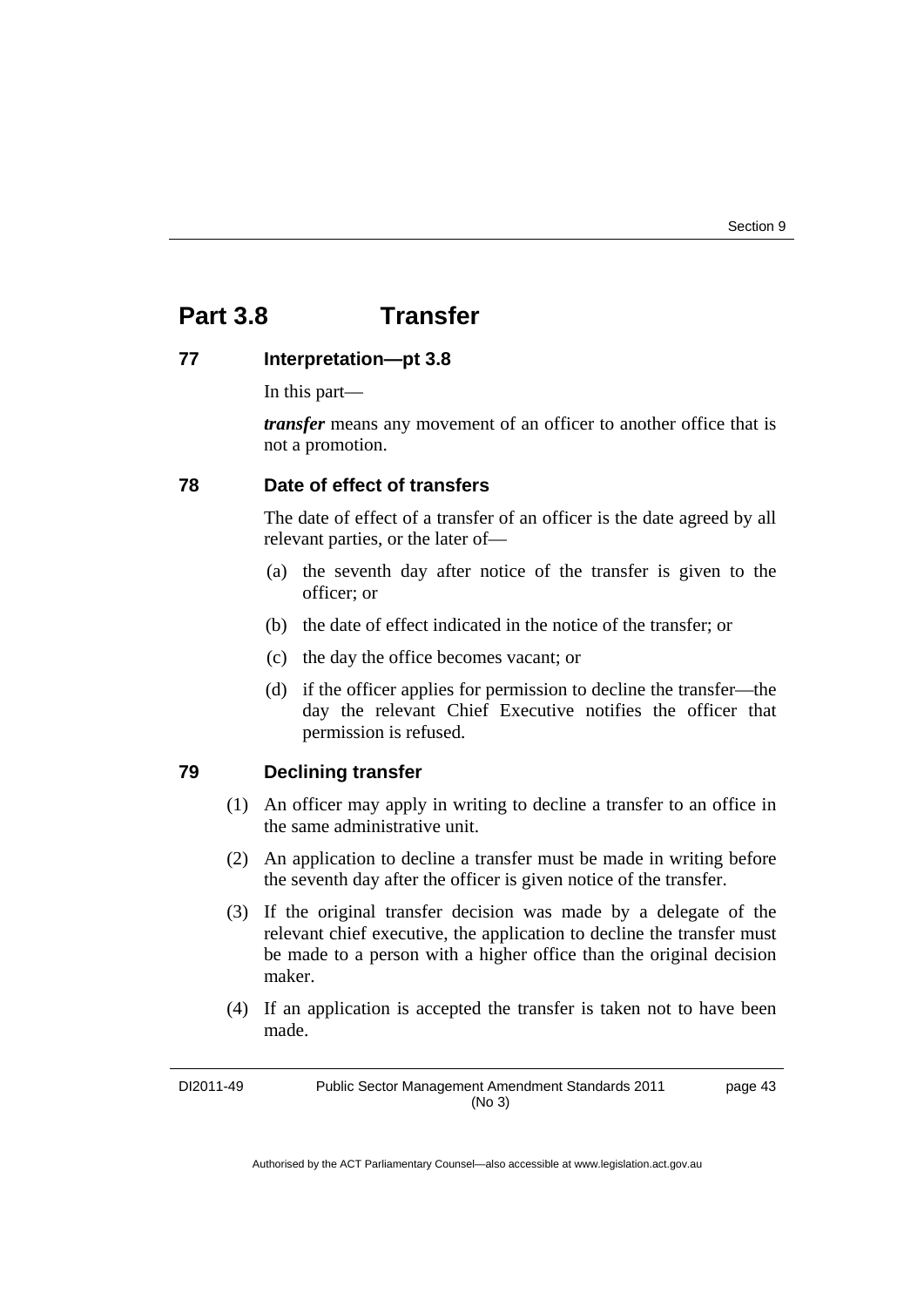# Part 3.8 Transfer

### 77 Interpretation—pt 3.8

In this part—

***transfer*** means any movement of an officer to another office that is not a promotion.

### 78 Date of effect of transfers

The date of effect of a transfer of an officer is the date agreed by all relevant parties, or the later of—

(a) the seventh day after notice of the transfer is given to the officer; or

(b) the date of effect indicated in the notice of the transfer; or

(c) the day the office becomes vacant; or

(d) if the officer applies for permission to decline the transfer—the day the relevant Chief Executive notifies the officer that permission is refused.

### 79 Declining transfer

(1) An officer may apply in writing to decline a transfer to an office in the same administrative unit.

(2) An application to decline a transfer must be made in writing before the seventh day after the officer is given notice of the transfer.

(3) If the original transfer decision was made by a delegate of the relevant chief executive, the application to decline the transfer must be made to a person with a higher office than the original decision maker.

(4) If an application is accepted the transfer is taken not to have been made.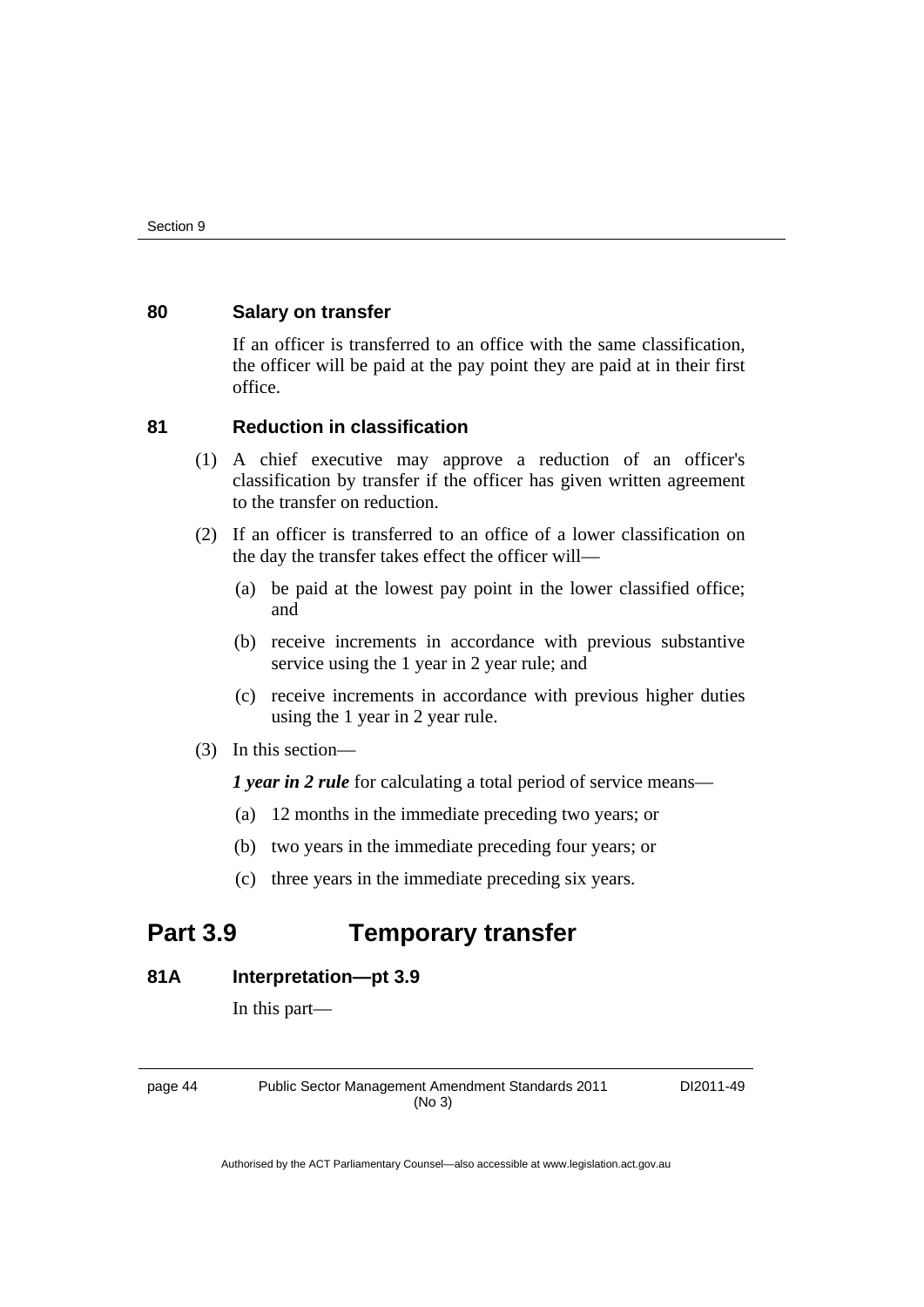### 80 Salary on transfer

If an officer is transferred to an office with the same classification, the officer will be paid at the pay point they are paid at in their first office.

### 81 Reduction in classification

(1) A chief executive may approve a reduction of an officer's classification by transfer if the officer has given written agreement to the transfer on reduction.

(2) If an officer is transferred to an office of a lower classification on the day the transfer takes effect the officer will—

(a) be paid at the lowest pay point in the lower classified office; and

(b) receive increments in accordance with previous substantive service using the 1 year in 2 year rule; and

(c) receive increments in accordance with previous higher duties using the 1 year in 2 year rule.

(3) In this section—

***1 year in 2 rule*** for calculating a total period of service means—

(a) 12 months in the immediate preceding two years; or

(b) two years in the immediate preceding four years; or

(c) three years in the immediate preceding six years.

## Part 3.9 Temporary transfer

### 81A Interpretation—pt 3.9

In this part—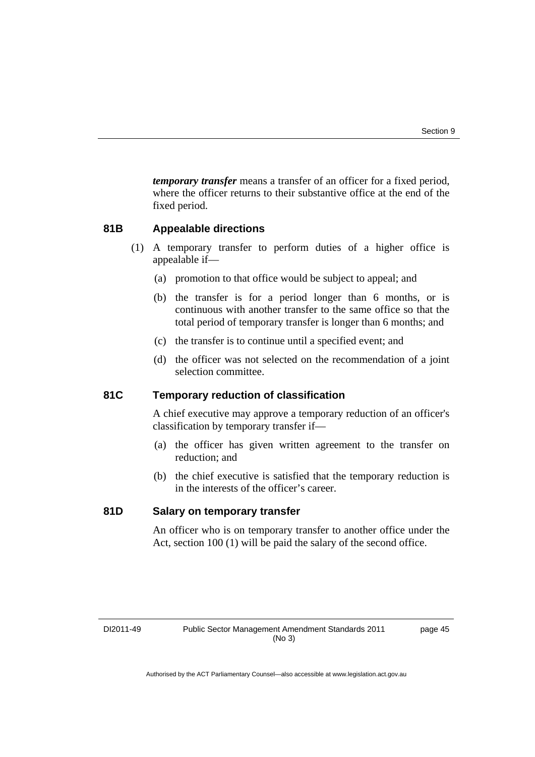***temporary transfer*** means a transfer of an officer for a fixed period, where the officer returns to their substantive office at the end of the fixed period.

### 81B Appealable directions

(1) A temporary transfer to perform duties of a higher office is appealable if—

(a) promotion to that office would be subject to appeal; and

(b) the transfer is for a period longer than 6 months, or is continuous with another transfer to the same office so that the total period of temporary transfer is longer than 6 months; and

(c) the transfer is to continue until a specified event; and

(d) the officer was not selected on the recommendation of a joint selection committee.

### 81C Temporary reduction of classification

A chief executive may approve a temporary reduction of an officer's classification by temporary transfer if—

(a) the officer has given written agreement to the transfer on reduction; and

(b) the chief executive is satisfied that the temporary reduction is in the interests of the officer's career.

### 81D Salary on temporary transfer

An officer who is on temporary transfer to another office under the Act, section 100 (1) will be paid the salary of the second office.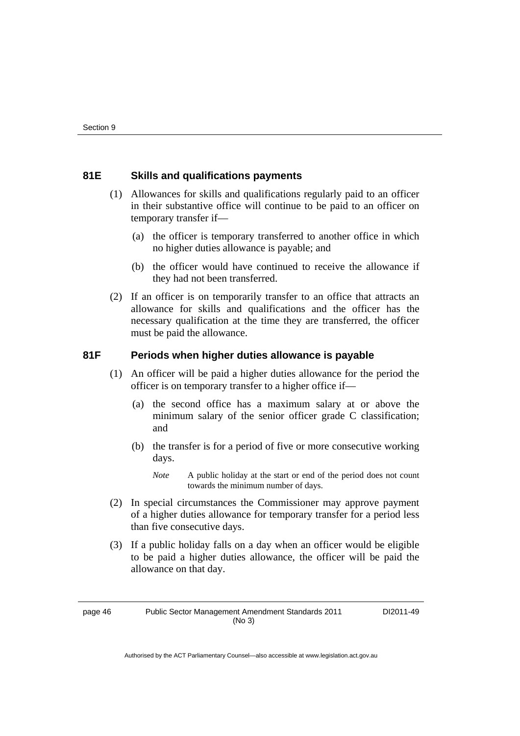### 81E Skills and qualifications payments

(1) Allowances for skills and qualifications regularly paid to an officer in their substantive office will continue to be paid to an officer on temporary transfer if—

(a) the officer is temporary transferred to another office in which no higher duties allowance is payable; and

(b) the officer would have continued to receive the allowance if they had not been transferred.

(2) If an officer is on temporarily transfer to an office that attracts an allowance for skills and qualifications and the officer has the necessary qualification at the time they are transferred, the officer must be paid the allowance.

### 81F Periods when higher duties allowance is payable

(1) An officer will be paid a higher duties allowance for the period the officer is on temporary transfer to a higher office if—

(a) the second office has a maximum salary at or above the minimum salary of the senior officer grade C classification; and

(b) the transfer is for a period of five or more consecutive working days.

*Note* A public holiday at the start or end of the period does not count towards the minimum number of days.

(2) In special circumstances the Commissioner may approve payment of a higher duties allowance for temporary transfer for a period less than five consecutive days.

(3) If a public holiday falls on a day when an officer would be eligible to be paid a higher duties allowance, the officer will be paid the allowance on that day.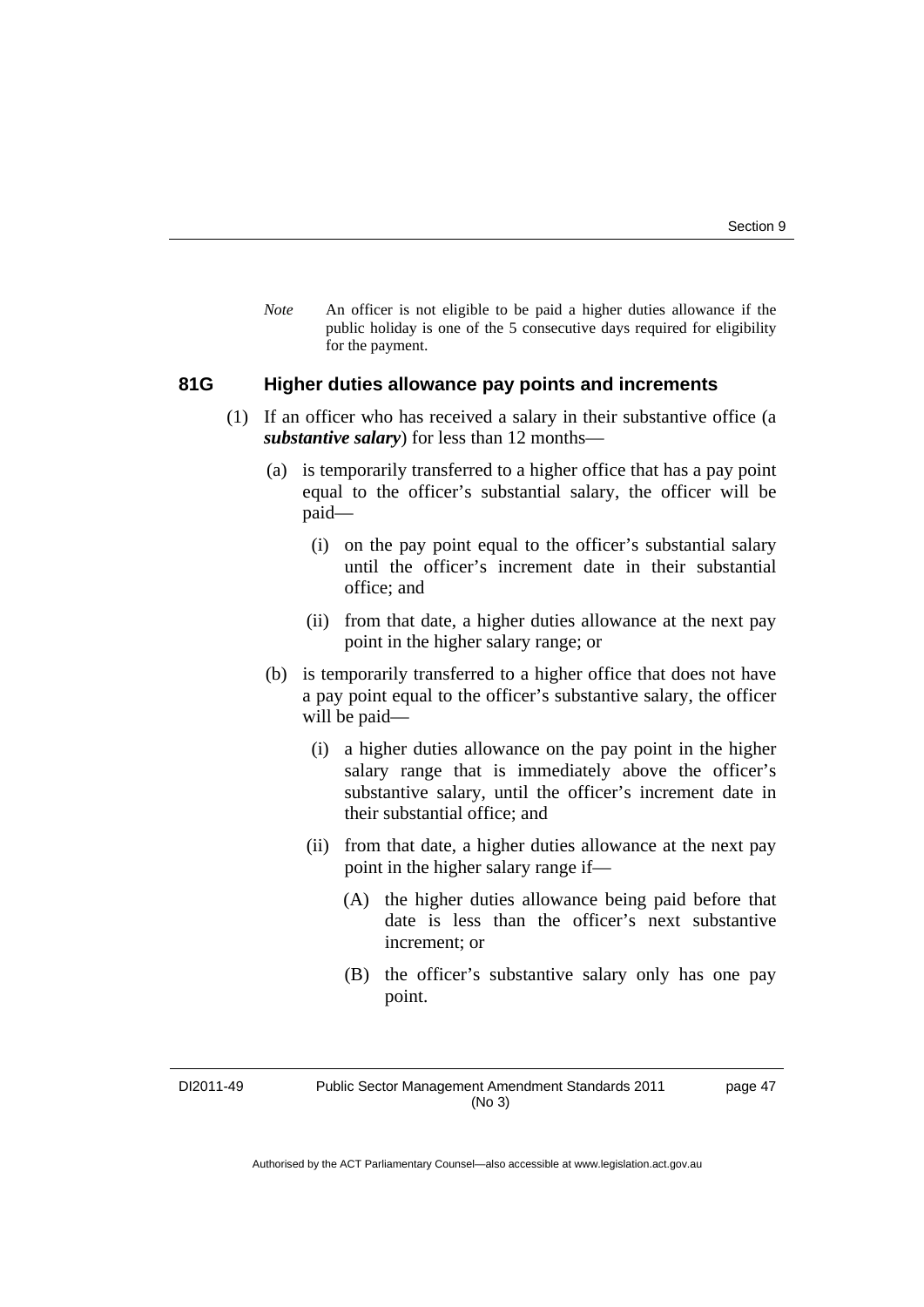*Note* An officer is not eligible to be paid a higher duties allowance if the public holiday is one of the 5 consecutive days required for eligibility for the payment.

### 81G Higher duties allowance pay points and increments

(1) If an officer who has received a salary in their substantive office (a ***substantive salary***) for less than 12 months—

(a) is temporarily transferred to a higher office that has a pay point equal to the officer's substantial salary, the officer will be paid—

(i) on the pay point equal to the officer's substantial salary until the officer's increment date in their substantial office; and

(ii) from that date, a higher duties allowance at the next pay point in the higher salary range; or

(b) is temporarily transferred to a higher office that does not have a pay point equal to the officer's substantive salary, the officer will be paid—

(i) a higher duties allowance on the pay point in the higher salary range that is immediately above the officer's substantive salary, until the officer's increment date in their substantial office; and

(ii) from that date, a higher duties allowance at the next pay point in the higher salary range if—

(A) the higher duties allowance being paid before that date is less than the officer's next substantive increment; or

(B) the officer's substantive salary only has one pay point.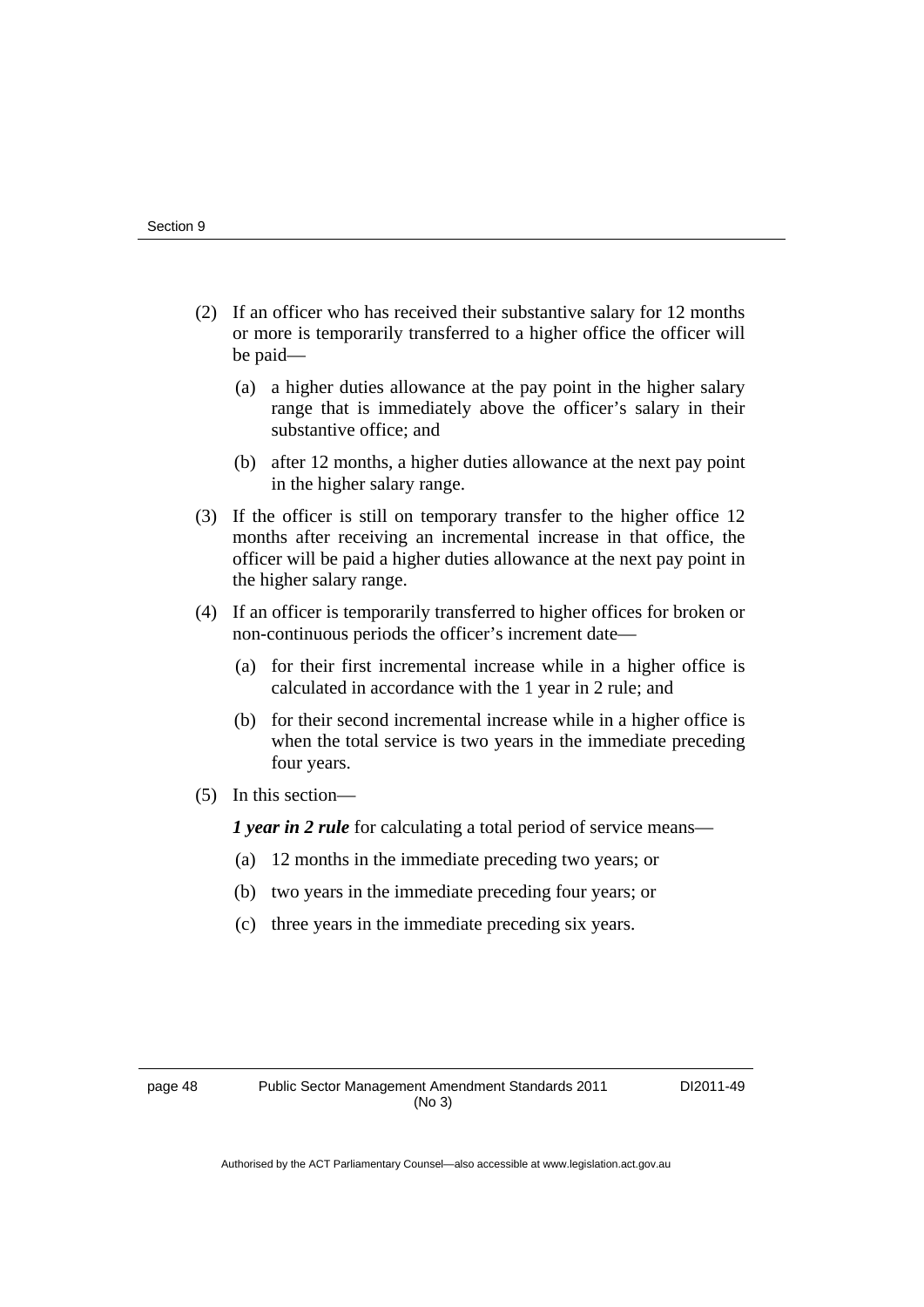(2) If an officer who has received their substantive salary for 12 months or more is temporarily transferred to a higher office the officer will be paid—

   (a) a higher duties allowance at the pay point in the higher salary range that is immediately above the officer's salary in their substantive office; and

   (b) after 12 months, a higher duties allowance at the next pay point in the higher salary range.

(3) If the officer is still on temporary transfer to the higher office 12 months after receiving an incremental increase in that office, the officer will be paid a higher duties allowance at the next pay point in the higher salary range.

(4) If an officer is temporarily transferred to higher offices for broken or non-continuous periods the officer's increment date—

   (a) for their first incremental increase while in a higher office is calculated in accordance with the 1 year in 2 rule; and

   (b) for their second incremental increase while in a higher office is when the total service is two years in the immediate preceding four years.

(5) In this section—

***1 year in 2 rule*** for calculating a total period of service means—

   (a) 12 months in the immediate preceding two years; or

   (b) two years in the immediate preceding four years; or

   (c) three years in the immediate preceding six years.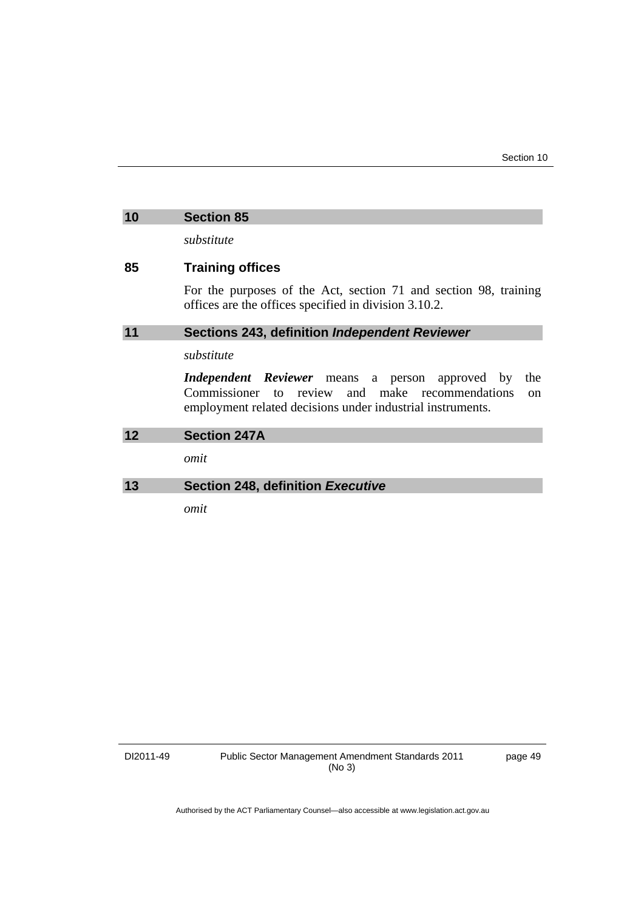## 10 Section 85

*substitute*

### 85 Training offices

For the purposes of the Act, section 71 and section 98, training offices are the offices specified in division 3.10.2.

## 11 Sections 243, definition *Independent Reviewer*

*substitute*

***Independent Reviewer*** means a person approved by the Commissioner to review and make recommendations on employment related decisions under industrial instruments.

## 12 Section 247A

*omit*

## 13 Section 248, definition *Executive*

*omit*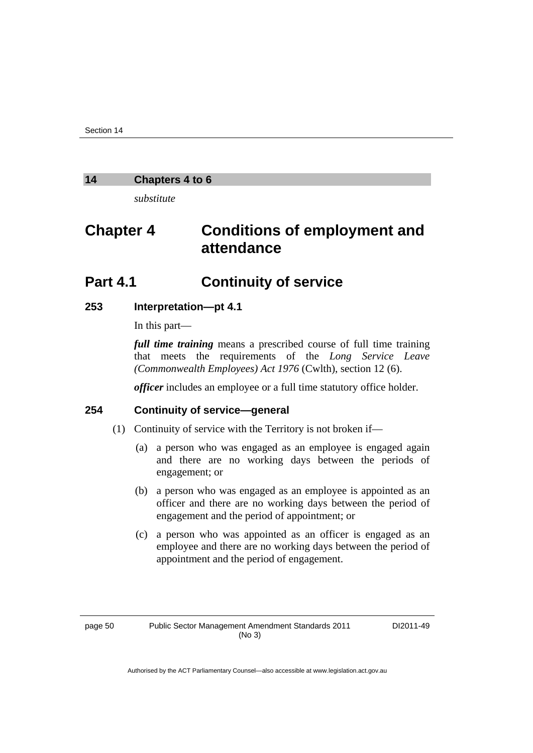## 14 Chapters 4 to 6

*substitute*

# Chapter 4 Conditions of employment and attendance

## Part 4.1 Continuity of service

### 253 Interpretation—pt 4.1

In this part—

***full time training*** means a prescribed course of full time training that meets the requirements of the *Long Service Leave (Commonwealth Employees) Act 1976* (Cwlth), section 12 (6).

***officer*** includes an employee or a full time statutory office holder.

### 254 Continuity of service—general

(1) Continuity of service with the Territory is not broken if—

(a) a person who was engaged as an employee is engaged again and there are no working days between the periods of engagement; or

(b) a person who was engaged as an employee is appointed as an officer and there are no working days between the period of engagement and the period of appointment; or

(c) a person who was appointed as an officer is engaged as an employee and there are no working days between the period of appointment and the period of engagement.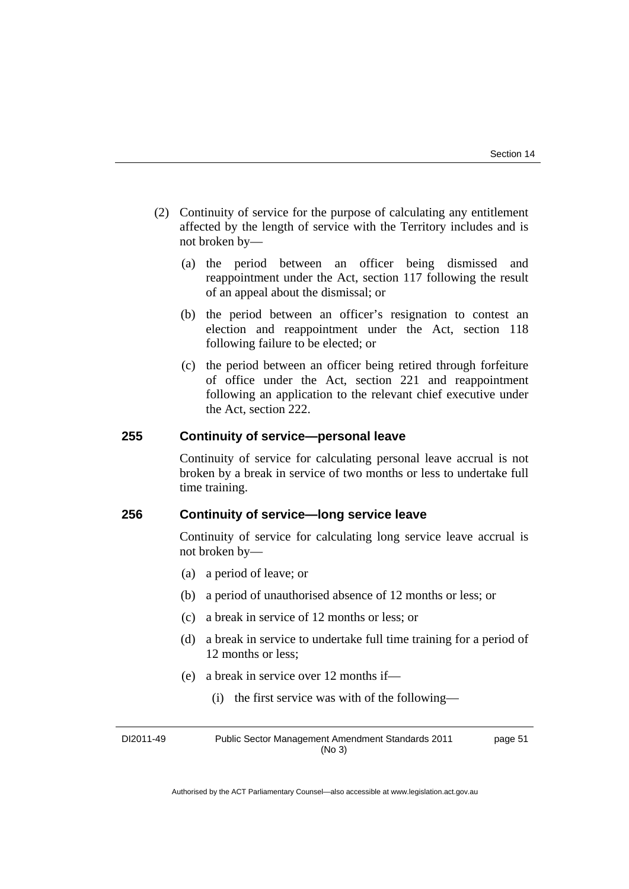(2) Continuity of service for the purpose of calculating any entitlement affected by the length of service with the Territory includes and is not broken by—

   (a) the period between an officer being dismissed and reappointment under the Act, section 117 following the result of an appeal about the dismissal; or

   (b) the period between an officer's resignation to contest an election and reappointment under the Act, section 118 following failure to be elected; or

   (c) the period between an officer being retired through forfeiture of office under the Act, section 221 and reappointment following an application to the relevant chief executive under the Act, section 222.

### 255 Continuity of service—personal leave

Continuity of service for calculating personal leave accrual is not broken by a break in service of two months or less to undertake full time training.

### 256 Continuity of service—long service leave

Continuity of service for calculating long service leave accrual is not broken by—

(a) a period of leave; or

(b) a period of unauthorised absence of 12 months or less; or

(c) a break in service of 12 months or less; or

(d) a break in service to undertake full time training for a period of 12 months or less;

(e) a break in service over 12 months if—

   (i) the first service was with of the following—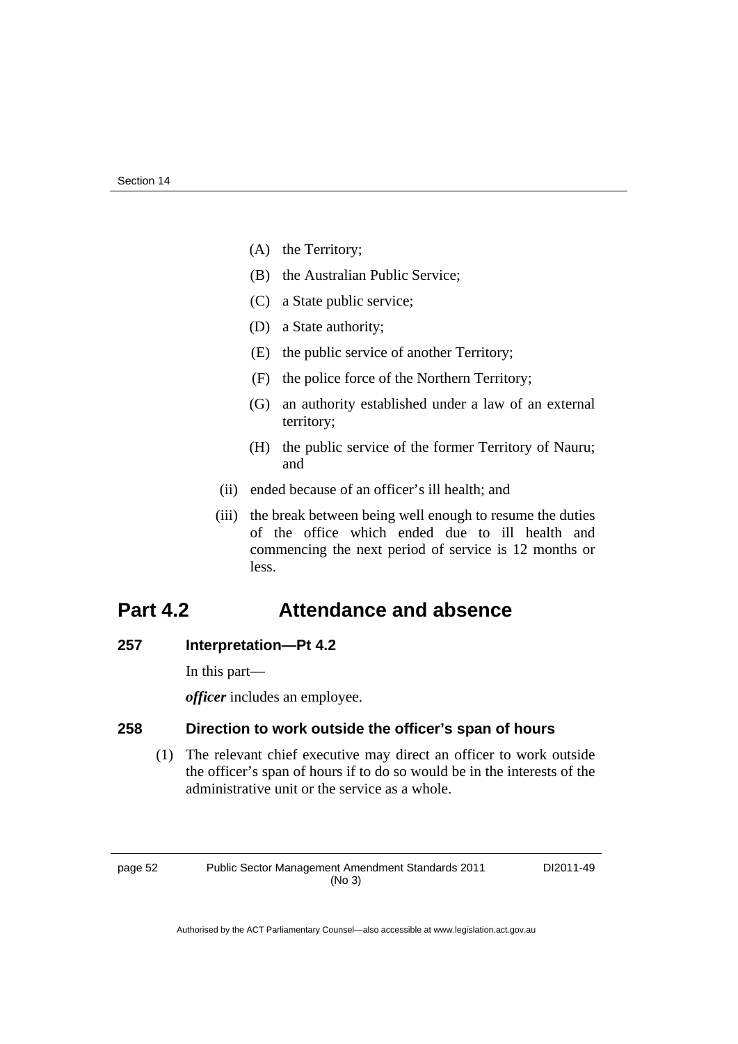(A) the Territory;

(B) the Australian Public Service;

(C) a State public service;

(D) a State authority;

(E) the public service of another Territory;

(F) the police force of the Northern Territory;

(G) an authority established under a law of an external territory;

(H) the public service of the former Territory of Nauru; and

(ii) ended because of an officer's ill health; and

(iii) the break between being well enough to resume the duties of the office which ended due to ill health and commencing the next period of service is 12 months or less.

## Part 4.2 Attendance and absence

### 257 Interpretation—Pt 4.2

In this part—

***officer*** includes an employee.

### 258 Direction to work outside the officer's span of hours

(1) The relevant chief executive may direct an officer to work outside the officer's span of hours if to do so would be in the interests of the administrative unit or the service as a whole.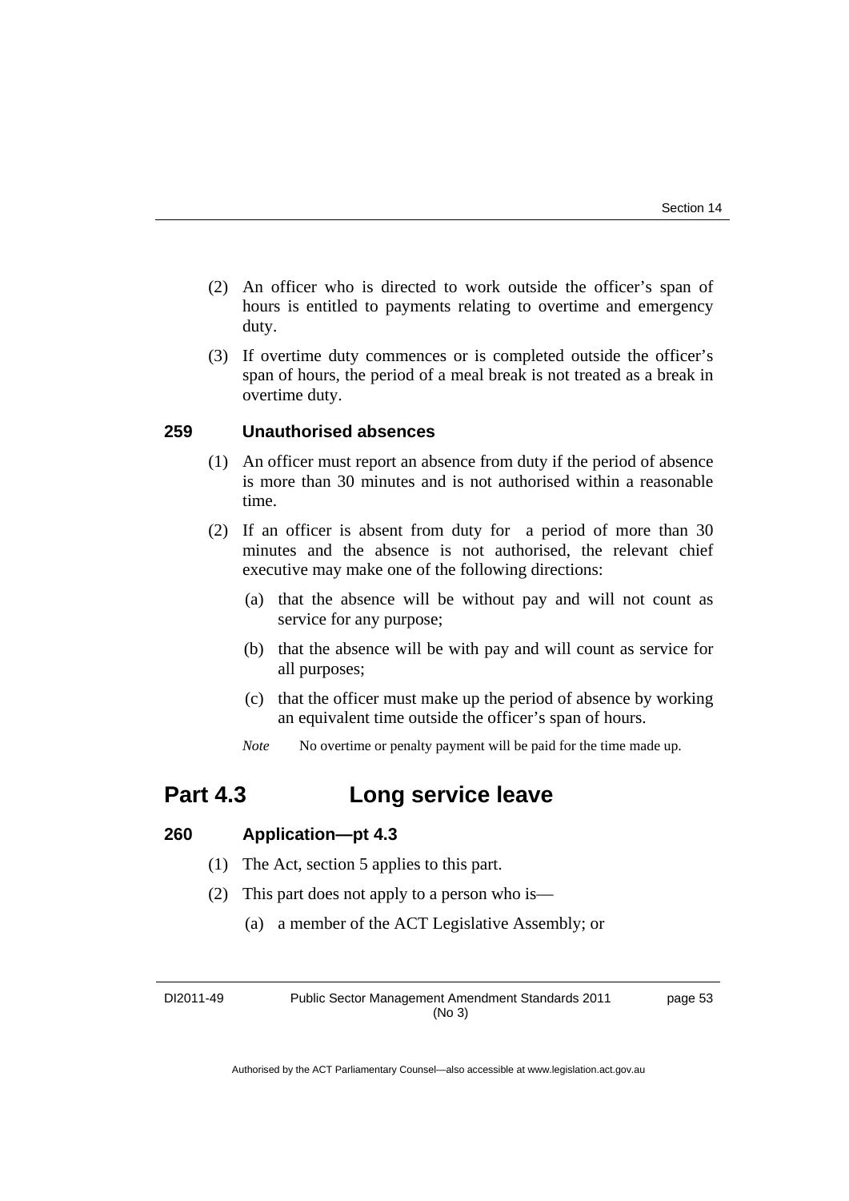(2) An officer who is directed to work outside the officer's span of hours is entitled to payments relating to overtime and emergency duty.

(3) If overtime duty commences or is completed outside the officer's span of hours, the period of a meal break is not treated as a break in overtime duty.

### 259 Unauthorised absences

(1) An officer must report an absence from duty if the period of absence is more than 30 minutes and is not authorised within a reasonable time.

(2) If an officer is absent from duty for a period of more than 30 minutes and the absence is not authorised, the relevant chief executive may make one of the following directions:

(a) that the absence will be without pay and will not count as service for any purpose;

(b) that the absence will be with pay and will count as service for all purposes;

(c) that the officer must make up the period of absence by working an equivalent time outside the officer's span of hours.

*Note* No overtime or penalty payment will be paid for the time made up.

## Part 4.3 Long service leave

### 260 Application—pt 4.3

(1) The Act, section 5 applies to this part.

(2) This part does not apply to a person who is—

(a) a member of the ACT Legislative Assembly; or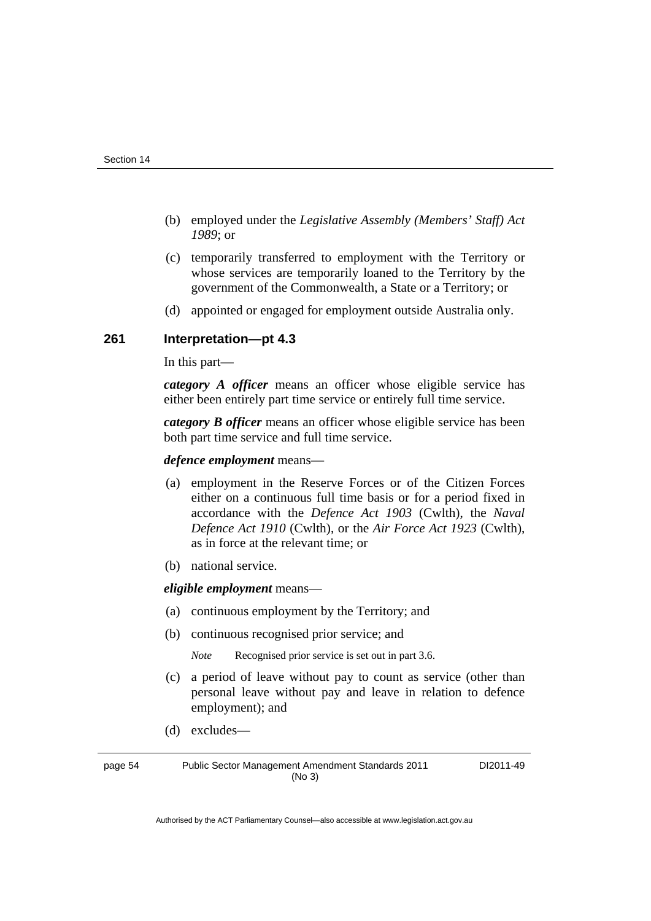(b) employed under the *Legislative Assembly (Members' Staff) Act 1989*; or

(c) temporarily transferred to employment with the Territory or whose services are temporarily loaned to the Territory by the government of the Commonwealth, a State or a Territory; or

(d) appointed or engaged for employment outside Australia only.

### 261 Interpretation—pt 4.3

In this part—

***category A officer*** means an officer whose eligible service has either been entirely part time service or entirely full time service.

***category B officer*** means an officer whose eligible service has been both part time service and full time service.

***defence employment*** means—

(a) employment in the Reserve Forces or of the Citizen Forces either on a continuous full time basis or for a period fixed in accordance with the *Defence Act 1903* (Cwlth), the *Naval Defence Act 1910* (Cwlth), or the *Air Force Act 1923* (Cwlth), as in force at the relevant time; or

(b) national service.

***eligible employment*** means—

(a) continuous employment by the Territory; and

(b) continuous recognised prior service; and

*Note* Recognised prior service is set out in part 3.6.

(c) a period of leave without pay to count as service (other than personal leave without pay and leave in relation to defence employment); and

(d) excludes—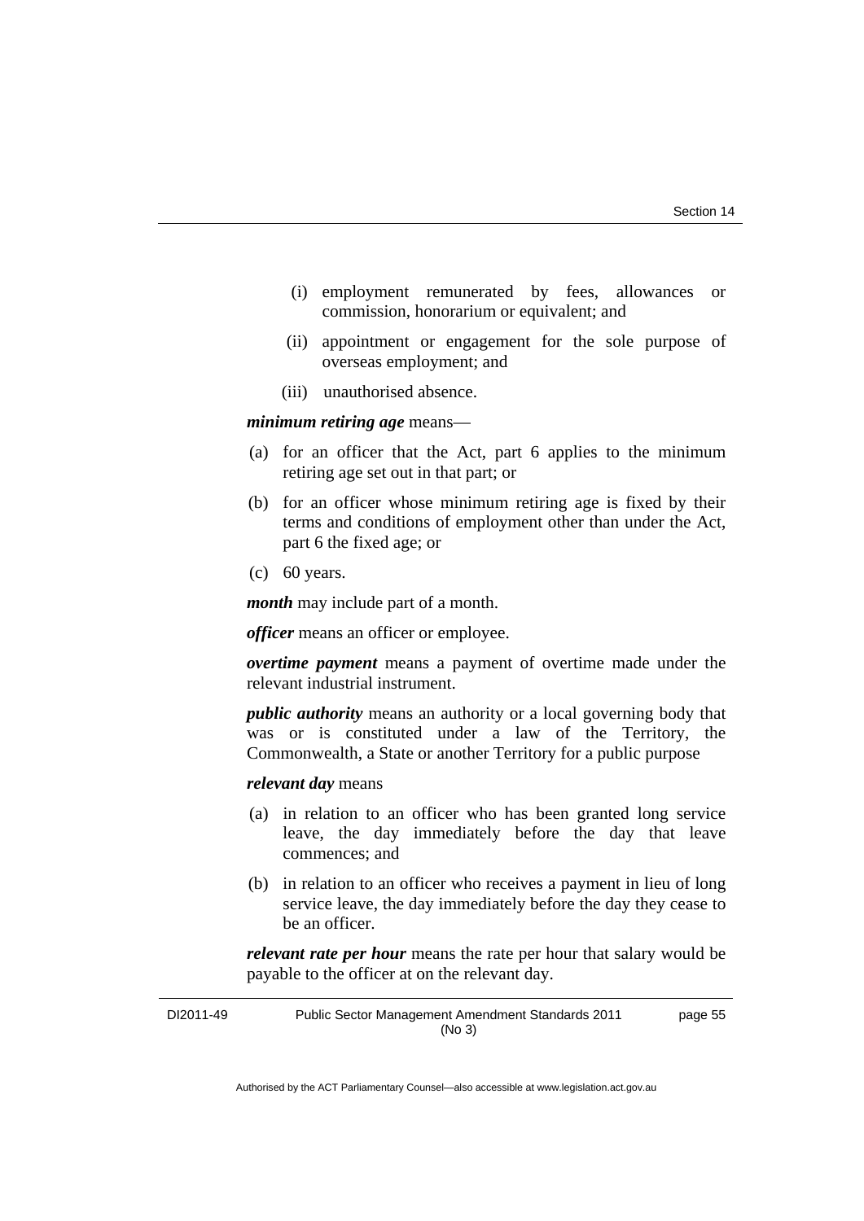(i) employment remunerated by fees, allowances or commission, honorarium or equivalent; and

(ii) appointment or engagement for the sole purpose of overseas employment; and

(iii) unauthorised absence.

***minimum retiring age*** means—

(a) for an officer that the Act, part 6 applies to the minimum retiring age set out in that part; or

(b) for an officer whose minimum retiring age is fixed by their terms and conditions of employment other than under the Act, part 6 the fixed age; or

(c) 60 years.

***month*** may include part of a month.

***officer*** means an officer or employee.

***overtime payment*** means a payment of overtime made under the relevant industrial instrument.

***public authority*** means an authority or a local governing body that was or is constituted under a law of the Territory, the Commonwealth, a State or another Territory for a public purpose

***relevant day*** means

(a) in relation to an officer who has been granted long service leave, the day immediately before the day that leave commences; and

(b) in relation to an officer who receives a payment in lieu of long service leave, the day immediately before the day they cease to be an officer.

***relevant rate per hour*** means the rate per hour that salary would be payable to the officer at on the relevant day.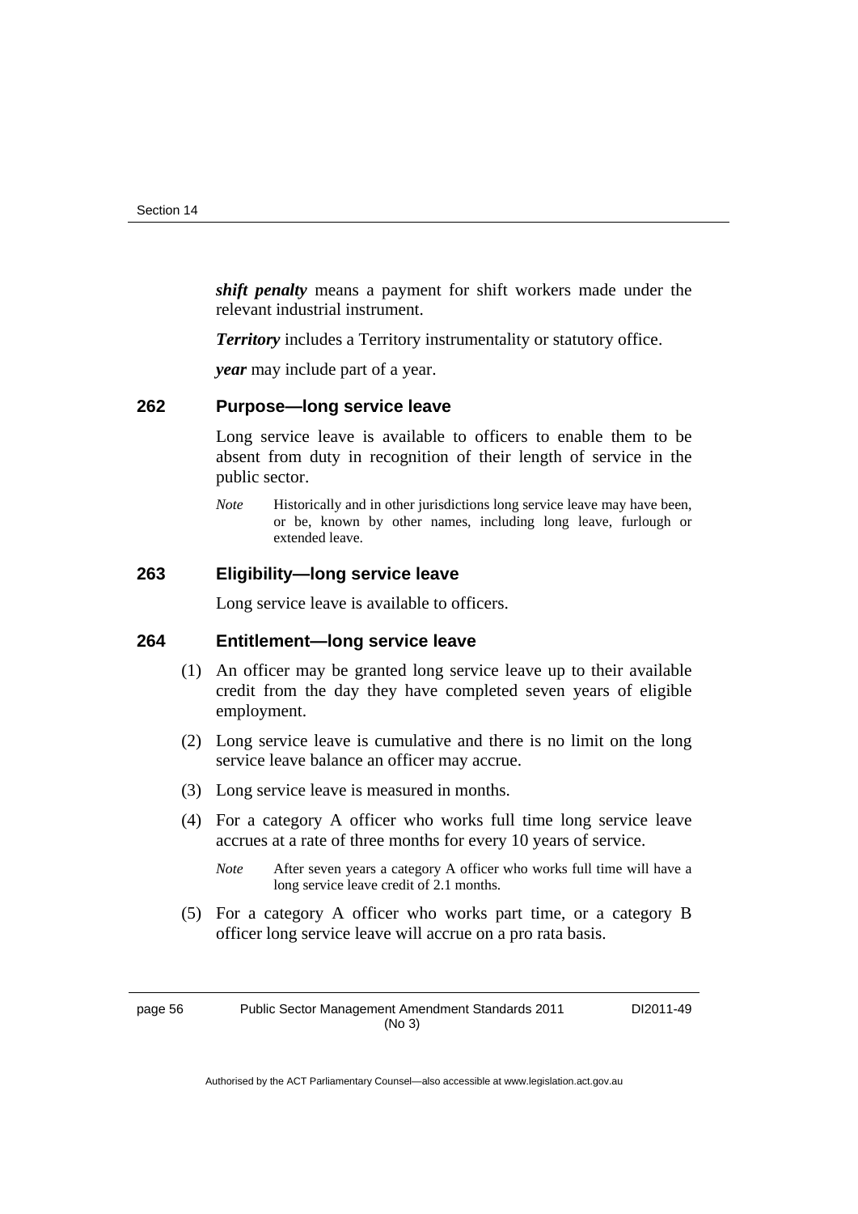***shift penalty*** means a payment for shift workers made under the relevant industrial instrument.

***Territory*** includes a Territory instrumentality or statutory office.

***year*** may include part of a year.

### 262 Purpose—long service leave

Long service leave is available to officers to enable them to be absent from duty in recognition of their length of service in the public sector.

*Note* Historically and in other jurisdictions long service leave may have been, or be, known by other names, including long leave, furlough or extended leave.

### 263 Eligibility—long service leave

Long service leave is available to officers.

### 264 Entitlement—long service leave

(1) An officer may be granted long service leave up to their available credit from the day they have completed seven years of eligible employment.

(2) Long service leave is cumulative and there is no limit on the long service leave balance an officer may accrue.

(3) Long service leave is measured in months.

(4) For a category A officer who works full time long service leave accrues at a rate of three months for every 10 years of service.

*Note* After seven years a category A officer who works full time will have a long service leave credit of 2.1 months.

(5) For a category A officer who works part time, or a category B officer long service leave will accrue on a pro rata basis.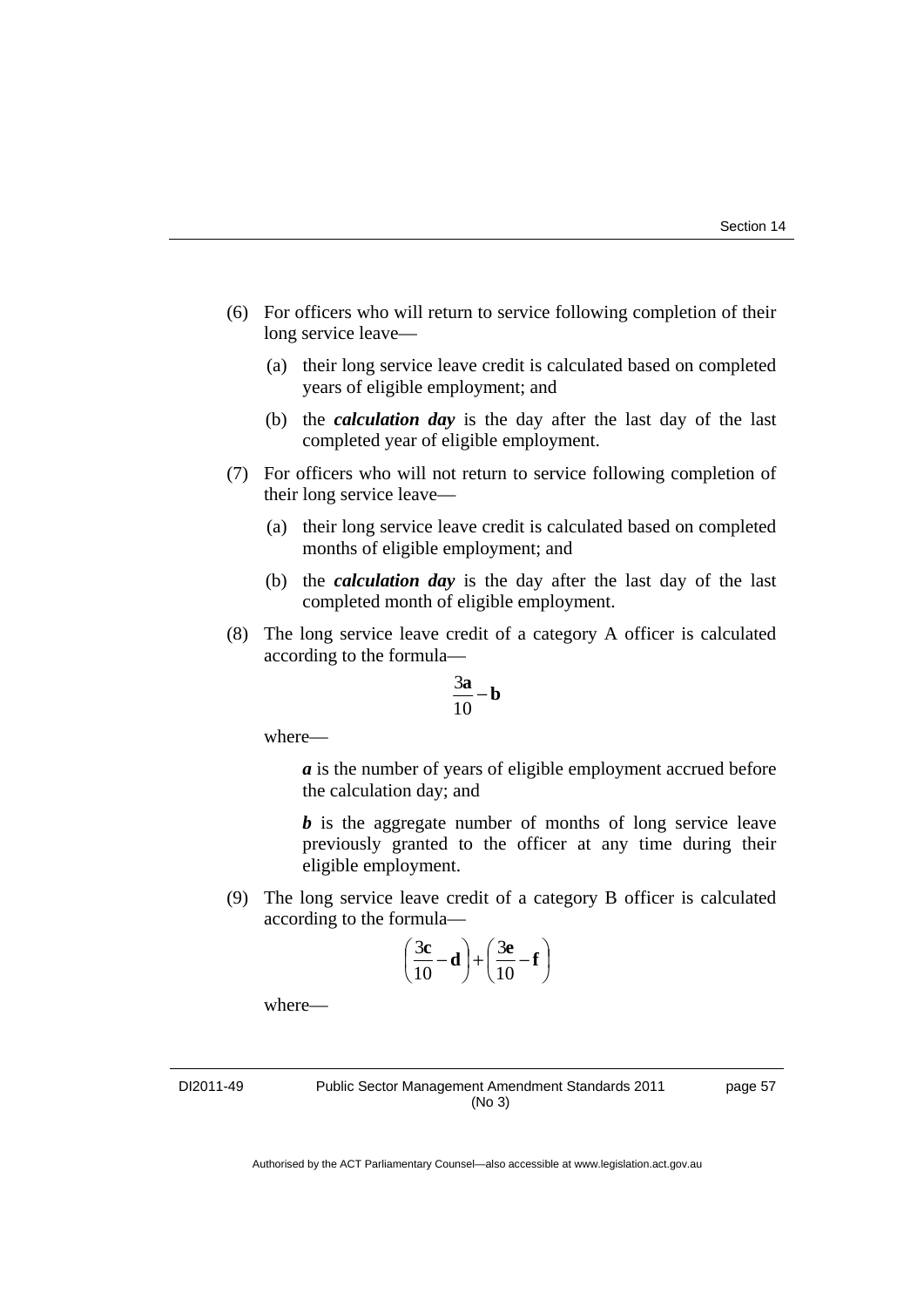(6) For officers who will return to service following completion of their long service leave—

(a) their long service leave credit is calculated based on completed years of eligible employment; and

(b) the ***calculation day*** is the day after the last day of the last completed year of eligible employment.

(7) For officers who will not return to service following completion of their long service leave—

(a) their long service leave credit is calculated based on completed months of eligible employment; and

(b) the ***calculation day*** is the day after the last day of the last completed month of eligible employment.

(8) The long service leave credit of a category A officer is calculated according to the formula—

$$\frac{3\mathbf{a}}{10} - \mathbf{b}$$

where—

***a*** is the number of years of eligible employment accrued before the calculation day; and

***b*** is the aggregate number of months of long service leave previously granted to the officer at any time during their eligible employment.

(9) The long service leave credit of a category B officer is calculated according to the formula—

$$\left(\frac{3\mathbf{c}}{10} - \mathbf{d}\right) + \left(\frac{3\mathbf{e}}{10} - \mathbf{f}\right)$$

where—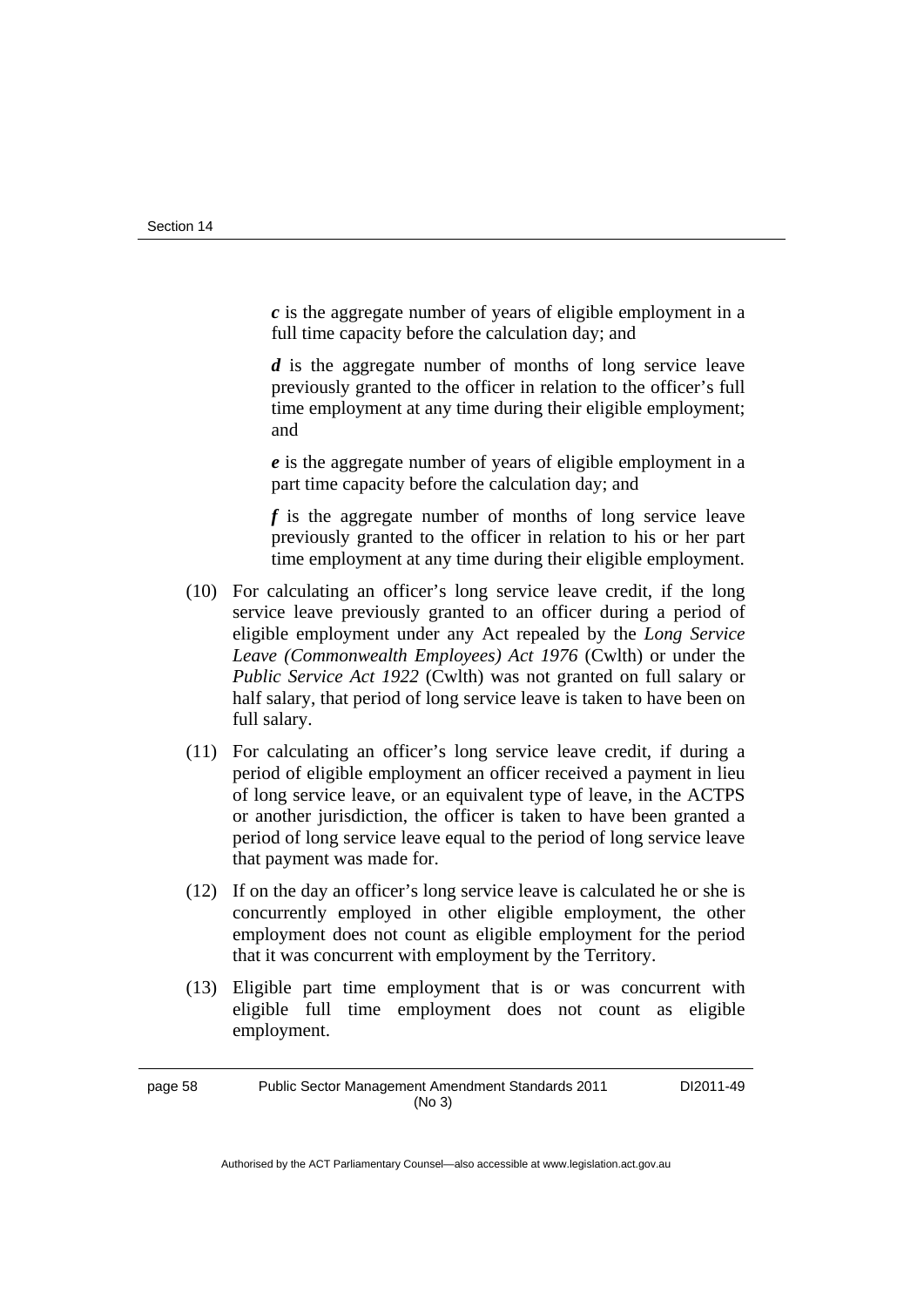*c* is the aggregate number of years of eligible employment in a full time capacity before the calculation day; and

*d* is the aggregate number of months of long service leave previously granted to the officer in relation to the officer's full time employment at any time during their eligible employment; and

*e* is the aggregate number of years of eligible employment in a part time capacity before the calculation day; and

*f* is the aggregate number of months of long service leave previously granted to the officer in relation to his or her part time employment at any time during their eligible employment.

(10) For calculating an officer's long service leave credit, if the long service leave previously granted to an officer during a period of eligible employment under any Act repealed by the *Long Service Leave (Commonwealth Employees) Act 1976* (Cwlth) or under the *Public Service Act 1922* (Cwlth) was not granted on full salary or half salary, that period of long service leave is taken to have been on full salary.

(11) For calculating an officer's long service leave credit, if during a period of eligible employment an officer received a payment in lieu of long service leave, or an equivalent type of leave, in the ACTPS or another jurisdiction, the officer is taken to have been granted a period of long service leave equal to the period of long service leave that payment was made for.

(12) If on the day an officer's long service leave is calculated he or she is concurrently employed in other eligible employment, the other employment does not count as eligible employment for the period that it was concurrent with employment by the Territory.

(13) Eligible part time employment that is or was concurrent with eligible full time employment does not count as eligible employment.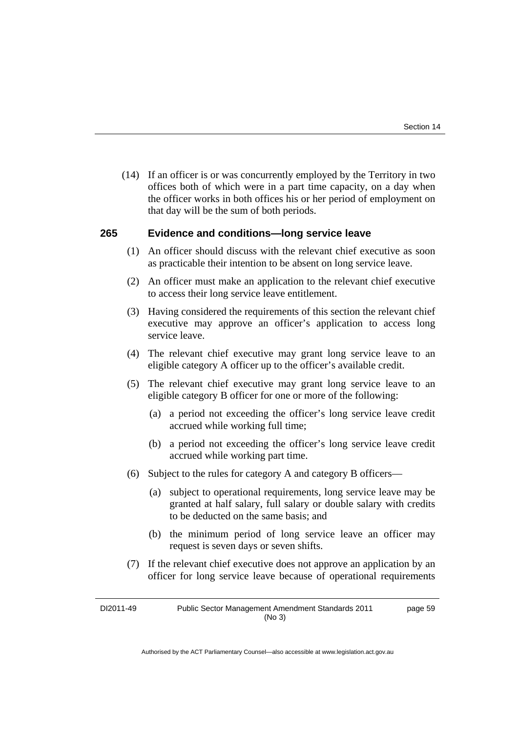(14) If an officer is or was concurrently employed by the Territory in two offices both of which were in a part time capacity, on a day when the officer works in both offices his or her period of employment on that day will be the sum of both periods.

### 265 Evidence and conditions—long service leave

(1) An officer should discuss with the relevant chief executive as soon as practicable their intention to be absent on long service leave.

(2) An officer must make an application to the relevant chief executive to access their long service leave entitlement.

(3) Having considered the requirements of this section the relevant chief executive may approve an officer's application to access long service leave.

(4) The relevant chief executive may grant long service leave to an eligible category A officer up to the officer's available credit.

(5) The relevant chief executive may grant long service leave to an eligible category B officer for one or more of the following:

- (a) a period not exceeding the officer's long service leave credit accrued while working full time;
- (b) a period not exceeding the officer's long service leave credit accrued while working part time.

(6) Subject to the rules for category A and category B officers—

- (a) subject to operational requirements, long service leave may be granted at half salary, full salary or double salary with credits to be deducted on the same basis; and
- (b) the minimum period of long service leave an officer may request is seven days or seven shifts.

(7) If the relevant chief executive does not approve an application by an officer for long service leave because of operational requirements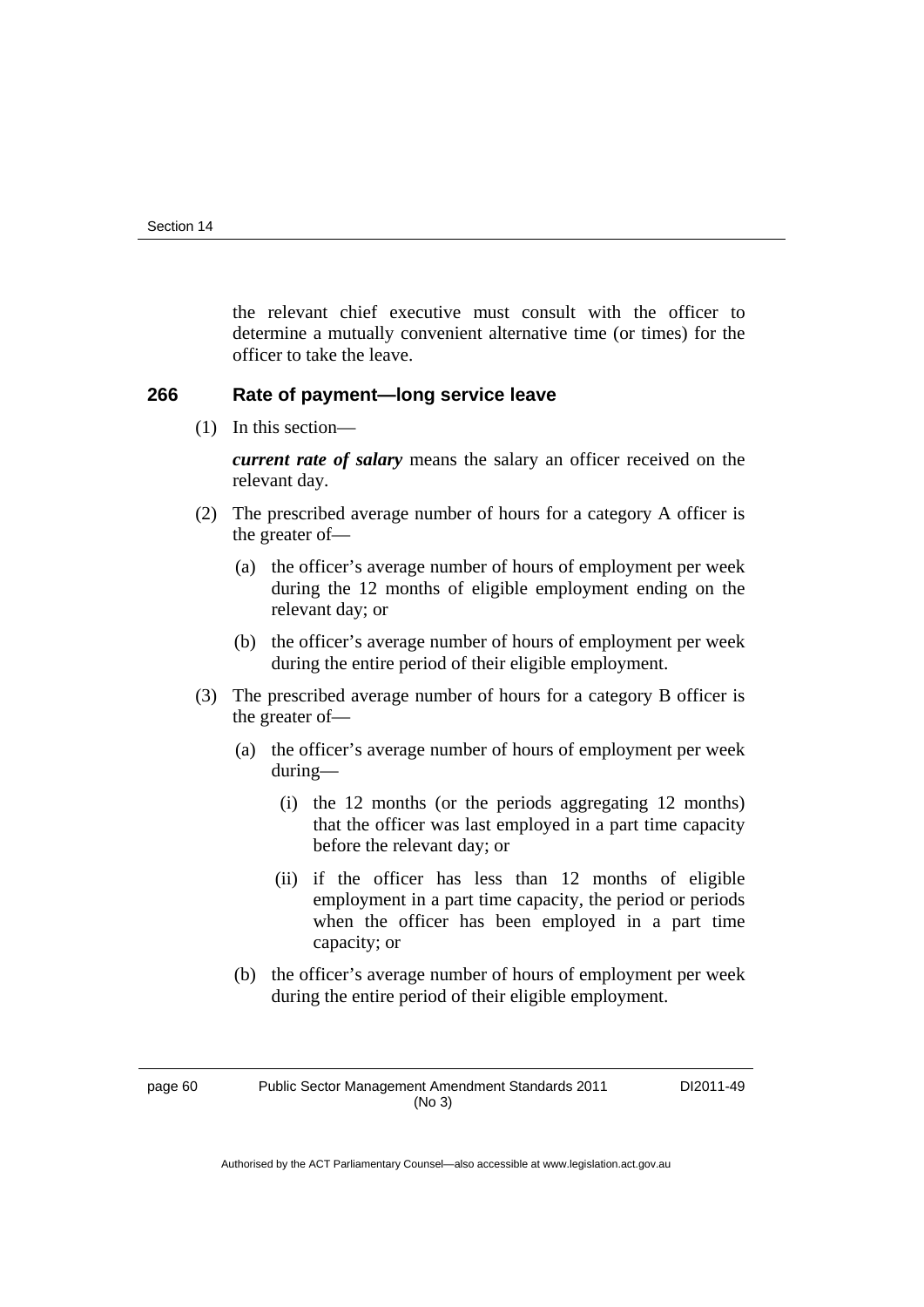the relevant chief executive must consult with the officer to determine a mutually convenient alternative time (or times) for the officer to take the leave.

### 266 Rate of payment—long service leave

(1) In this section—

***current rate of salary*** means the salary an officer received on the relevant day.

(2) The prescribed average number of hours for a category A officer is the greater of—

(a) the officer's average number of hours of employment per week during the 12 months of eligible employment ending on the relevant day; or

(b) the officer's average number of hours of employment per week during the entire period of their eligible employment.

(3) The prescribed average number of hours for a category B officer is the greater of—

(a) the officer's average number of hours of employment per week during—

(i) the 12 months (or the periods aggregating 12 months) that the officer was last employed in a part time capacity before the relevant day; or

(ii) if the officer has less than 12 months of eligible employment in a part time capacity, the period or periods when the officer has been employed in a part time capacity; or

(b) the officer's average number of hours of employment per week during the entire period of their eligible employment.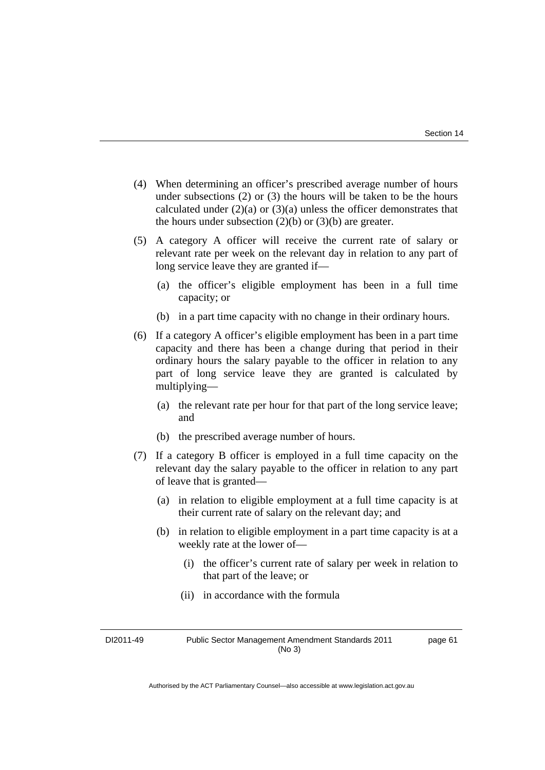(4) When determining an officer's prescribed average number of hours under subsections (2) or (3) the hours will be taken to be the hours calculated under (2)(a) or (3)(a) unless the officer demonstrates that the hours under subsection (2)(b) or (3)(b) are greater.

(5) A category A officer will receive the current rate of salary or relevant rate per week on the relevant day in relation to any part of long service leave they are granted if—

   (a) the officer's eligible employment has been in a full time capacity; or

   (b) in a part time capacity with no change in their ordinary hours.

(6) If a category A officer's eligible employment has been in a part time capacity and there has been a change during that period in their ordinary hours the salary payable to the officer in relation to any part of long service leave they are granted is calculated by multiplying—

   (a) the relevant rate per hour for that part of the long service leave; and

   (b) the prescribed average number of hours.

(7) If a category B officer is employed in a full time capacity on the relevant day the salary payable to the officer in relation to any part of leave that is granted—

   (a) in relation to eligible employment at a full time capacity is at their current rate of salary on the relevant day; and

   (b) in relation to eligible employment in a part time capacity is at a weekly rate at the lower of—

      (i) the officer's current rate of salary per week in relation to that part of the leave; or

      (ii) in accordance with the formula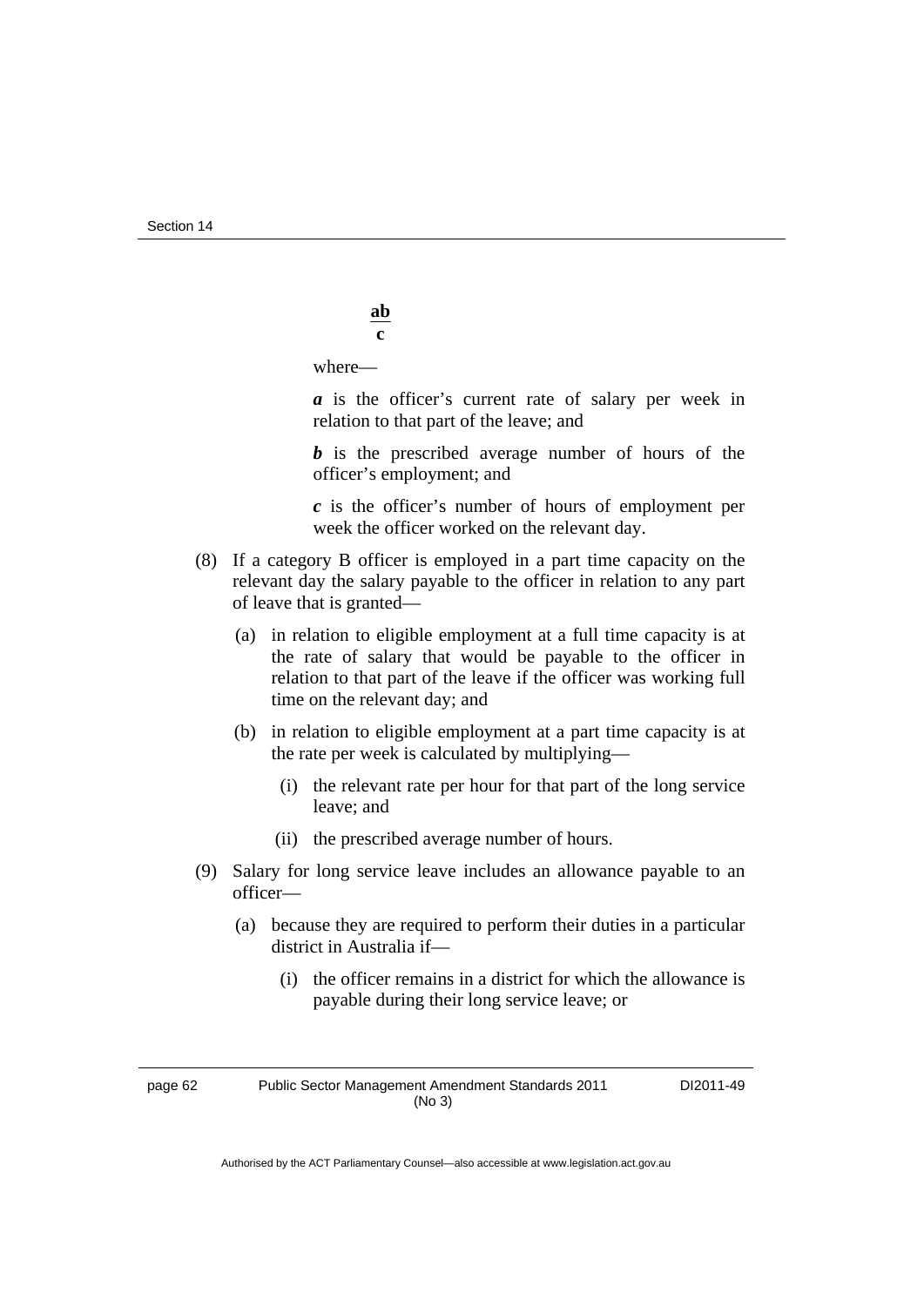$$\frac{ab}{c}$$

where—

***a*** is the officer's current rate of salary per week in relation to that part of the leave; and

***b*** is the prescribed average number of hours of the officer's employment; and

***c*** is the officer's number of hours of employment per week the officer worked on the relevant day.

(8) If a category B officer is employed in a part time capacity on the relevant day the salary payable to the officer in relation to any part of leave that is granted—

(a) in relation to eligible employment at a full time capacity is at the rate of salary that would be payable to the officer in relation to that part of the leave if the officer was working full time on the relevant day; and

(b) in relation to eligible employment at a part time capacity is at the rate per week is calculated by multiplying—

(i) the relevant rate per hour for that part of the long service leave; and

(ii) the prescribed average number of hours.

(9) Salary for long service leave includes an allowance payable to an officer—

(a) because they are required to perform their duties in a particular district in Australia if—

(i) the officer remains in a district for which the allowance is payable during their long service leave; or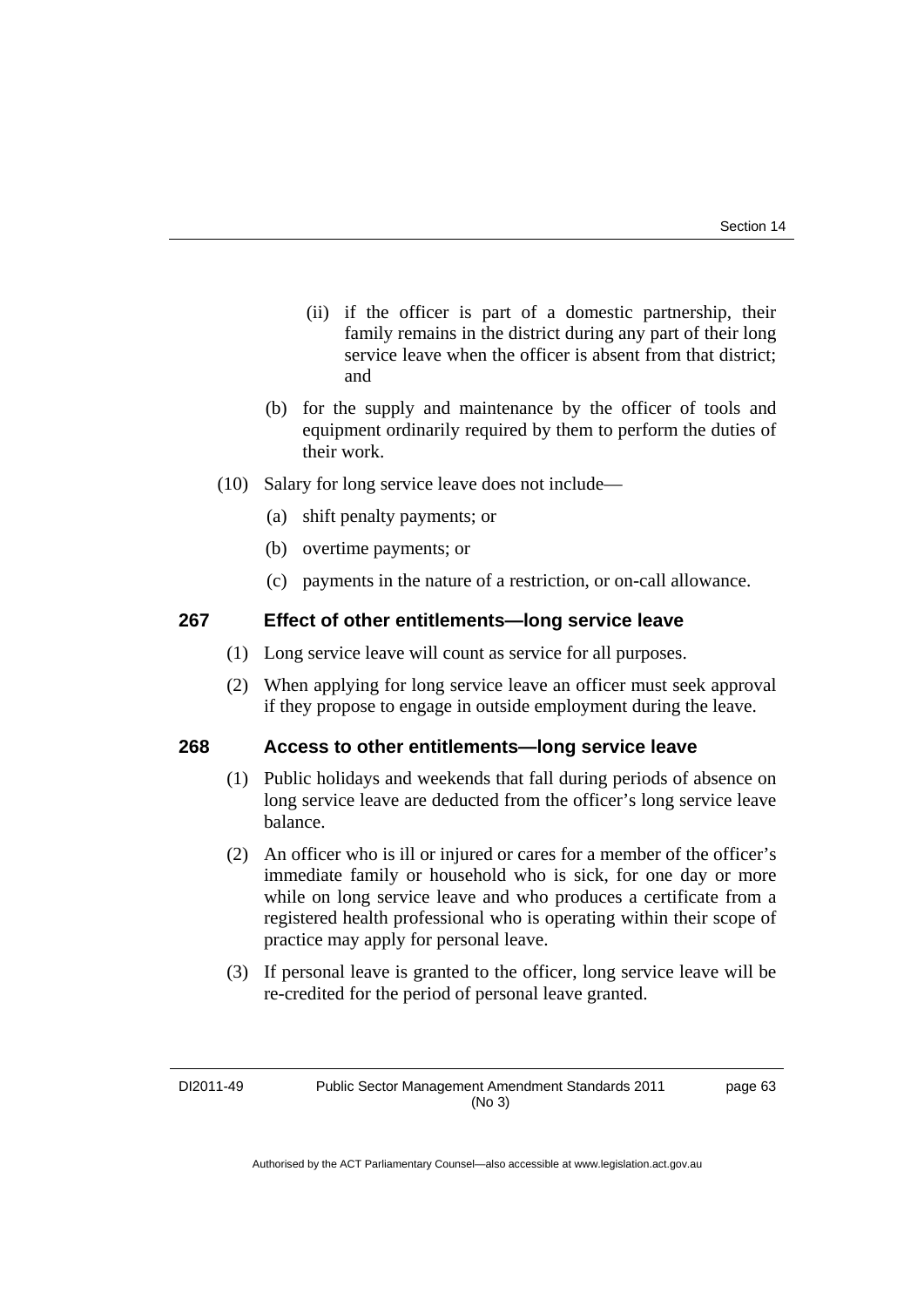(ii) if the officer is part of a domestic partnership, their family remains in the district during any part of their long service leave when the officer is absent from that district; and

(b) for the supply and maintenance by the officer of tools and equipment ordinarily required by them to perform the duties of their work.

(10) Salary for long service leave does not include—

(a) shift penalty payments; or

(b) overtime payments; or

(c) payments in the nature of a restriction, or on-call allowance.

### 267 Effect of other entitlements—long service leave

(1) Long service leave will count as service for all purposes.

(2) When applying for long service leave an officer must seek approval if they propose to engage in outside employment during the leave.

### 268 Access to other entitlements—long service leave

(1) Public holidays and weekends that fall during periods of absence on long service leave are deducted from the officer's long service leave balance.

(2) An officer who is ill or injured or cares for a member of the officer's immediate family or household who is sick, for one day or more while on long service leave and who produces a certificate from a registered health professional who is operating within their scope of practice may apply for personal leave.

(3) If personal leave is granted to the officer, long service leave will be re-credited for the period of personal leave granted.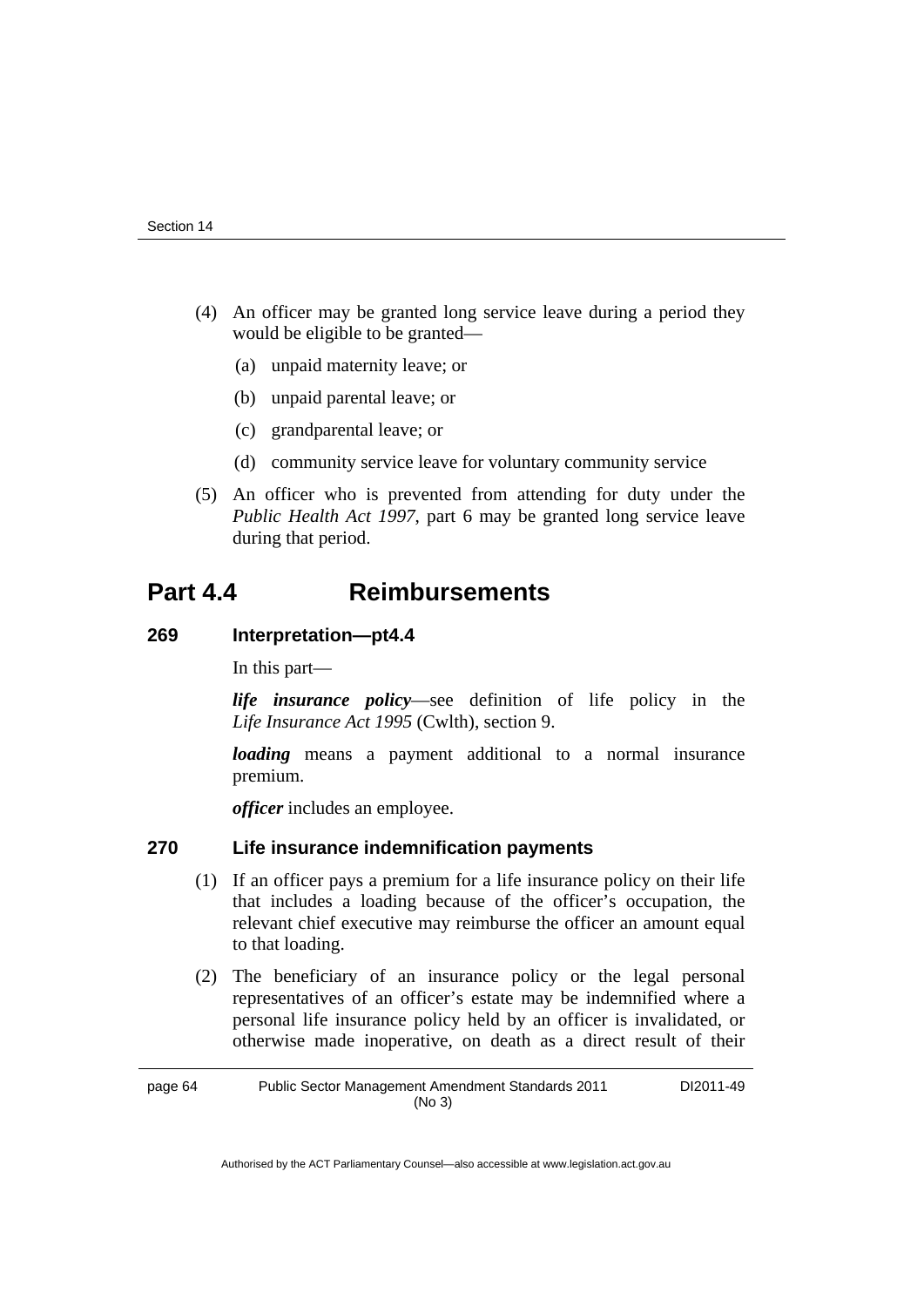(4) An officer may be granted long service leave during a period they would be eligible to be granted—

(a) unpaid maternity leave; or

(b) unpaid parental leave; or

(c) grandparental leave; or

(d) community service leave for voluntary community service

(5) An officer who is prevented from attending for duty under the *Public Health Act 1997*, part 6 may be granted long service leave during that period.

# Part 4.4 Reimbursements

## 269 Interpretation—pt4.4

In this part—

***life insurance policy***—see definition of life policy in the *Life Insurance Act 1995* (Cwlth), section 9.

***loading*** means a payment additional to a normal insurance premium.

***officer*** includes an employee.

## 270 Life insurance indemnification payments

(1) If an officer pays a premium for a life insurance policy on their life that includes a loading because of the officer's occupation, the relevant chief executive may reimburse the officer an amount equal to that loading.

(2) The beneficiary of an insurance policy or the legal personal representatives of an officer's estate may be indemnified where a personal life insurance policy held by an officer is invalidated, or otherwise made inoperative, on death as a direct result of their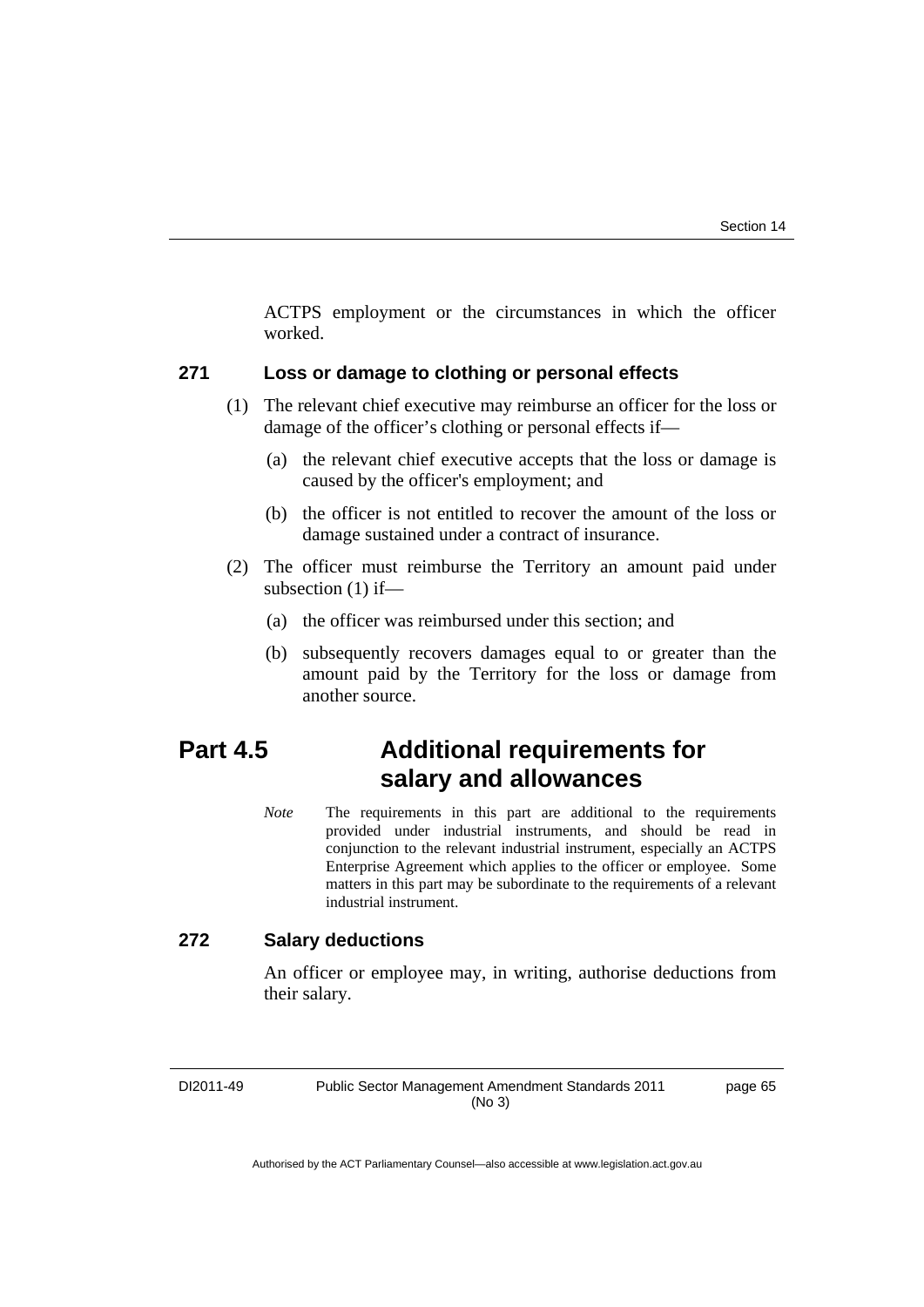ACTPS employment or the circumstances in which the officer worked.

### 271 Loss or damage to clothing or personal effects

(1) The relevant chief executive may reimburse an officer for the loss or damage of the officer's clothing or personal effects if—

(a) the relevant chief executive accepts that the loss or damage is caused by the officer's employment; and

(b) the officer is not entitled to recover the amount of the loss or damage sustained under a contract of insurance.

(2) The officer must reimburse the Territory an amount paid under subsection (1) if—

(a) the officer was reimbursed under this section; and

(b) subsequently recovers damages equal to or greater than the amount paid by the Territory for the loss or damage from another source.

## Part 4.5 Additional requirements for salary and allowances

*Note* The requirements in this part are additional to the requirements provided under industrial instruments, and should be read in conjunction to the relevant industrial instrument, especially an ACTPS Enterprise Agreement which applies to the officer or employee. Some matters in this part may be subordinate to the requirements of a relevant industrial instrument.

### 272 Salary deductions

An officer or employee may, in writing, authorise deductions from their salary.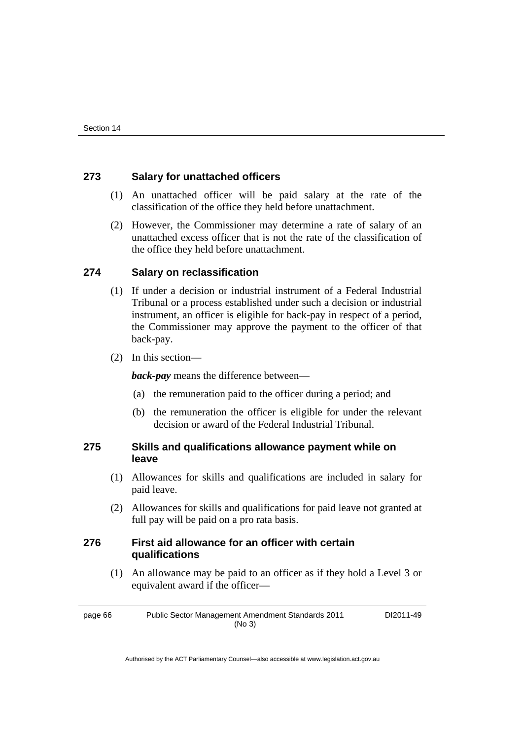### 273 Salary for unattached officers

(1) An unattached officer will be paid salary at the rate of the classification of the office they held before unattachment.

(2) However, the Commissioner may determine a rate of salary of an unattached excess officer that is not the rate of the classification of the office they held before unattachment.

### 274 Salary on reclassification

(1) If under a decision or industrial instrument of a Federal Industrial Tribunal or a process established under such a decision or industrial instrument, an officer is eligible for back-pay in respect of a period, the Commissioner may approve the payment to the officer of that back-pay.

(2) In this section—

***back-pay*** means the difference between—

(a) the remuneration paid to the officer during a period; and

(b) the remuneration the officer is eligible for under the relevant decision or award of the Federal Industrial Tribunal.

### 275 Skills and qualifications allowance payment while on leave

(1) Allowances for skills and qualifications are included in salary for paid leave.

(2) Allowances for skills and qualifications for paid leave not granted at full pay will be paid on a pro rata basis.

### 276 First aid allowance for an officer with certain qualifications

(1) An allowance may be paid to an officer as if they hold a Level 3 or equivalent award if the officer—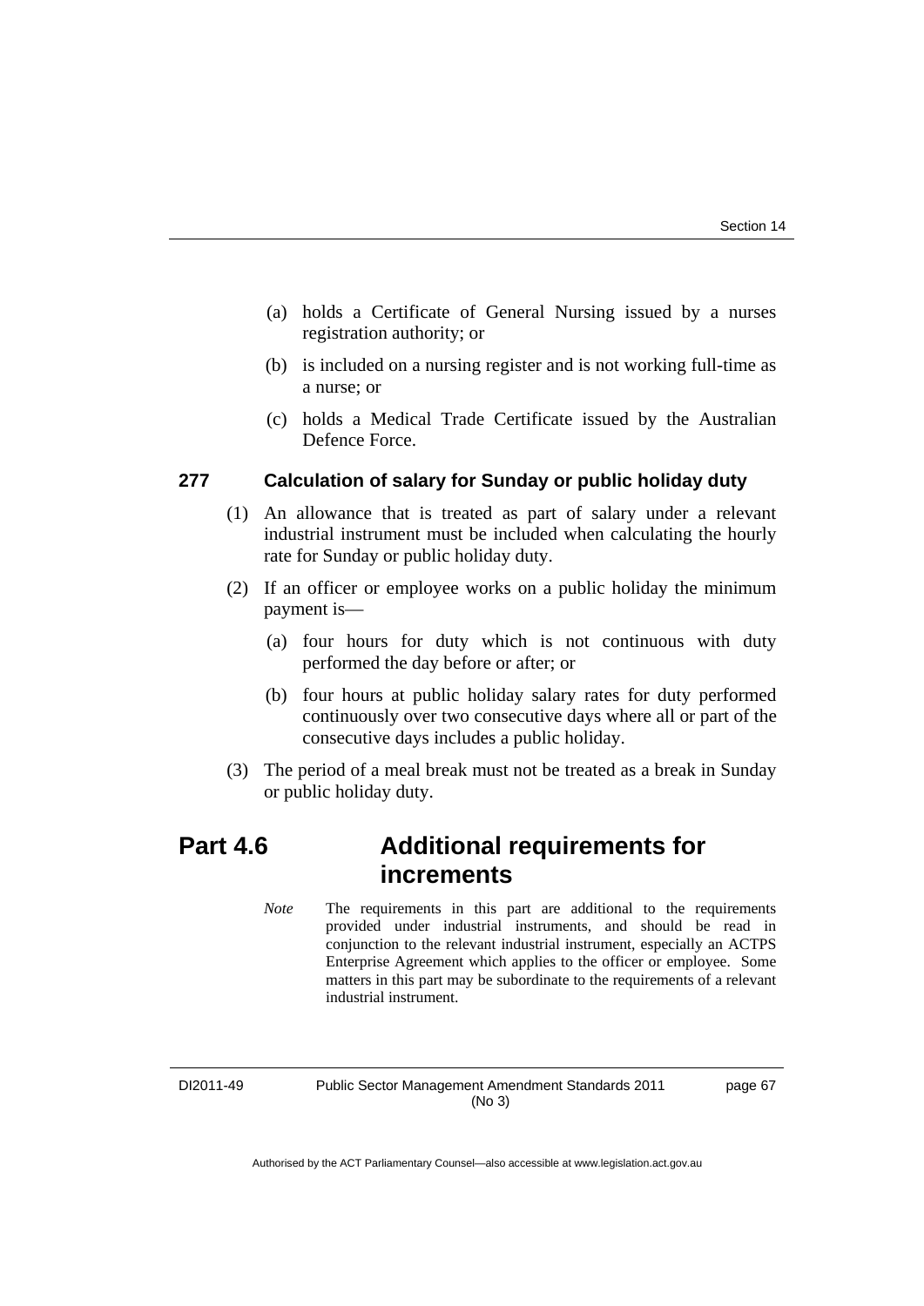(a) holds a Certificate of General Nursing issued by a nurses registration authority; or

(b) is included on a nursing register and is not working full-time as a nurse; or

(c) holds a Medical Trade Certificate issued by the Australian Defence Force.

### 277 Calculation of salary for Sunday or public holiday duty

(1) An allowance that is treated as part of salary under a relevant industrial instrument must be included when calculating the hourly rate for Sunday or public holiday duty.

(2) If an officer or employee works on a public holiday the minimum payment is—

(a) four hours for duty which is not continuous with duty performed the day before or after; or

(b) four hours at public holiday salary rates for duty performed continuously over two consecutive days where all or part of the consecutive days includes a public holiday.

(3) The period of a meal break must not be treated as a break in Sunday or public holiday duty.

## Part 4.6 Additional requirements for increments

*Note* The requirements in this part are additional to the requirements provided under industrial instruments, and should be read in conjunction to the relevant industrial instrument, especially an ACTPS Enterprise Agreement which applies to the officer or employee. Some matters in this part may be subordinate to the requirements of a relevant industrial instrument.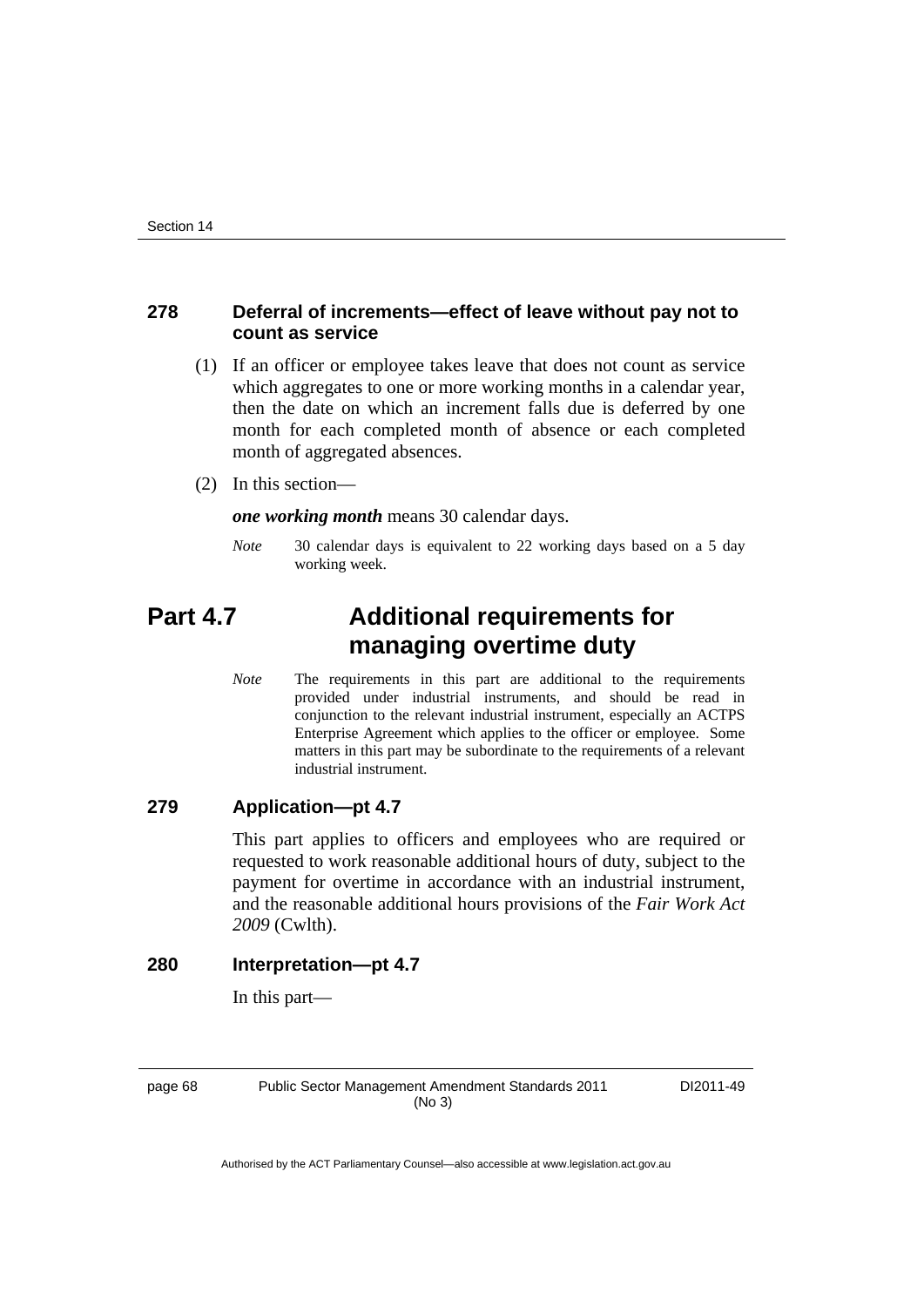### 278 Deferral of increments—effect of leave without pay not to count as service

(1) If an officer or employee takes leave that does not count as service which aggregates to one or more working months in a calendar year, then the date on which an increment falls due is deferred by one month for each completed month of absence or each completed month of aggregated absences.

(2) In this section—

***one working month*** means 30 calendar days.

*Note* 30 calendar days is equivalent to 22 working days based on a 5 day working week.

## Part 4.7 Additional requirements for managing overtime duty

*Note* The requirements in this part are additional to the requirements provided under industrial instruments, and should be read in conjunction to the relevant industrial instrument, especially an ACTPS Enterprise Agreement which applies to the officer or employee. Some matters in this part may be subordinate to the requirements of a relevant industrial instrument.

### 279 Application—pt 4.7

This part applies to officers and employees who are required or requested to work reasonable additional hours of duty, subject to the payment for overtime in accordance with an industrial instrument, and the reasonable additional hours provisions of the *Fair Work Act 2009* (Cwlth).

### 280 Interpretation—pt 4.7

In this part—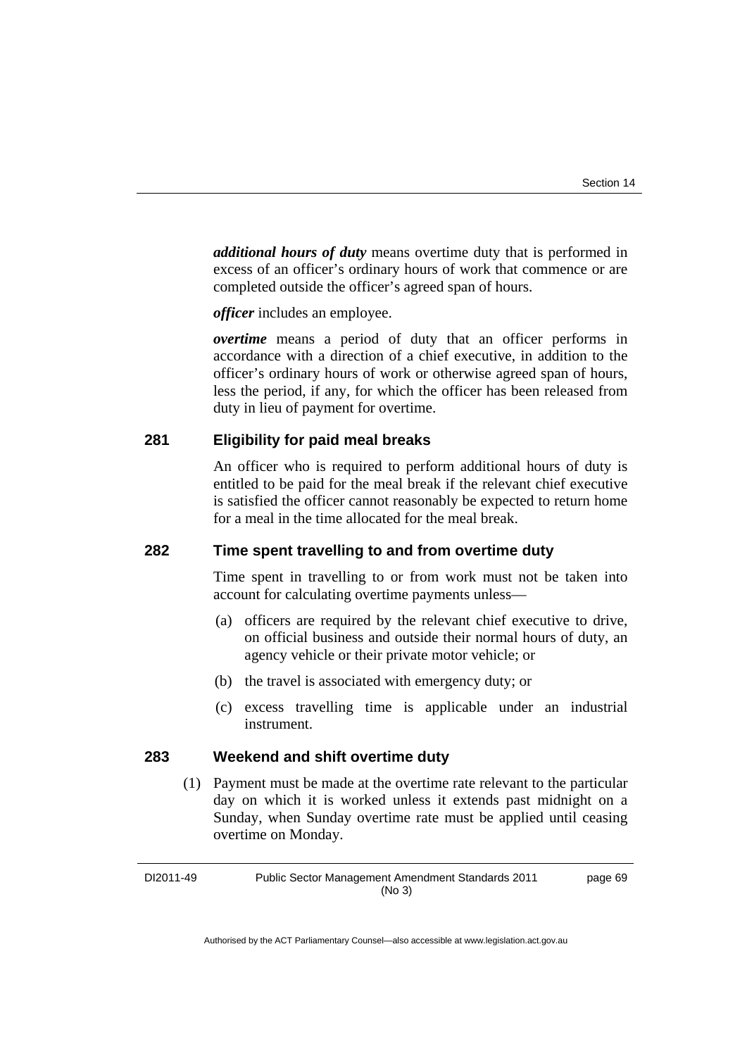***additional hours of duty*** means overtime duty that is performed in excess of an officer's ordinary hours of work that commence or are completed outside the officer's agreed span of hours.

***officer*** includes an employee.

***overtime*** means a period of duty that an officer performs in accordance with a direction of a chief executive, in addition to the officer's ordinary hours of work or otherwise agreed span of hours, less the period, if any, for which the officer has been released from duty in lieu of payment for overtime.

### 281 Eligibility for paid meal breaks

An officer who is required to perform additional hours of duty is entitled to be paid for the meal break if the relevant chief executive is satisfied the officer cannot reasonably be expected to return home for a meal in the time allocated for the meal break.

### 282 Time spent travelling to and from overtime duty

Time spent in travelling to or from work must not be taken into account for calculating overtime payments unless—

(a) officers are required by the relevant chief executive to drive, on official business and outside their normal hours of duty, an agency vehicle or their private motor vehicle; or

(b) the travel is associated with emergency duty; or

(c) excess travelling time is applicable under an industrial instrument.

### 283 Weekend and shift overtime duty

(1) Payment must be made at the overtime rate relevant to the particular day on which it is worked unless it extends past midnight on a Sunday, when Sunday overtime rate must be applied until ceasing overtime on Monday.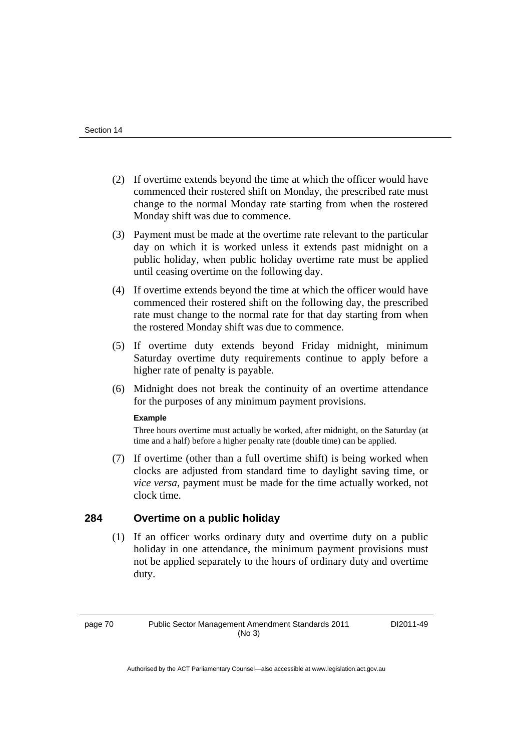(2) If overtime extends beyond the time at which the officer would have commenced their rostered shift on Monday, the prescribed rate must change to the normal Monday rate starting from when the rostered Monday shift was due to commence.

(3) Payment must be made at the overtime rate relevant to the particular day on which it is worked unless it extends past midnight on a public holiday, when public holiday overtime rate must be applied until ceasing overtime on the following day.

(4) If overtime extends beyond the time at which the officer would have commenced their rostered shift on the following day, the prescribed rate must change to the normal rate for that day starting from when the rostered Monday shift was due to commence.

(5) If overtime duty extends beyond Friday midnight, minimum Saturday overtime duty requirements continue to apply before a higher rate of penalty is payable.

(6) Midnight does not break the continuity of an overtime attendance for the purposes of any minimum payment provisions.

**Example**

Three hours overtime must actually be worked, after midnight, on the Saturday (at time and a half) before a higher penalty rate (double time) can be applied.

(7) If overtime (other than a full overtime shift) is being worked when clocks are adjusted from standard time to daylight saving time, or *vice versa*, payment must be made for the time actually worked, not clock time.

## 284 Overtime on a public holiday

(1) If an officer works ordinary duty and overtime duty on a public holiday in one attendance, the minimum payment provisions must not be applied separately to the hours of ordinary duty and overtime duty.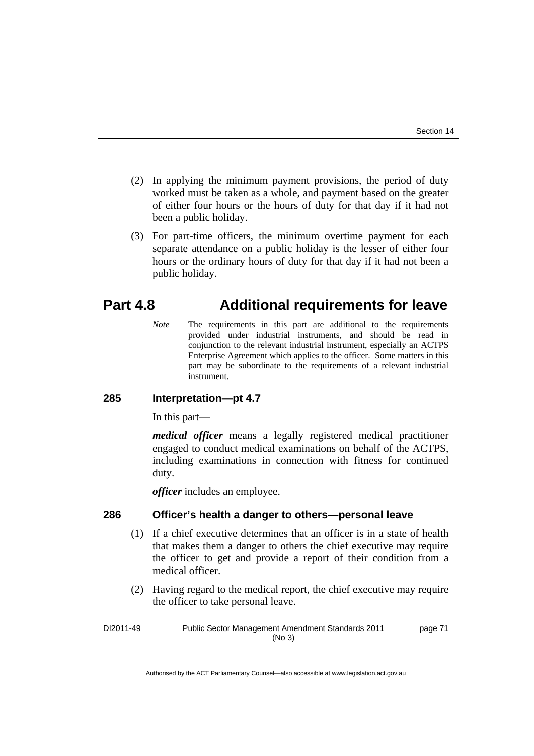(2) In applying the minimum payment provisions, the period of duty worked must be taken as a whole, and payment based on the greater of either four hours or the hours of duty for that day if it had not been a public holiday.

(3) For part-time officers, the minimum overtime payment for each separate attendance on a public holiday is the lesser of either four hours or the ordinary hours of duty for that day if it had not been a public holiday.

# Part 4.8 Additional requirements for leave

*Note* The requirements in this part are additional to the requirements provided under industrial instruments, and should be read in conjunction to the relevant industrial instrument, especially an ACTPS Enterprise Agreement which applies to the officer. Some matters in this part may be subordinate to the requirements of a relevant industrial instrument.

### 285 Interpretation—pt 4.7

In this part—

***medical officer*** means a legally registered medical practitioner engaged to conduct medical examinations on behalf of the ACTPS, including examinations in connection with fitness for continued duty.

***officer*** includes an employee.

### 286 Officer's health a danger to others—personal leave

(1) If a chief executive determines that an officer is in a state of health that makes them a danger to others the chief executive may require the officer to get and provide a report of their condition from a medical officer.

(2) Having regard to the medical report, the chief executive may require the officer to take personal leave.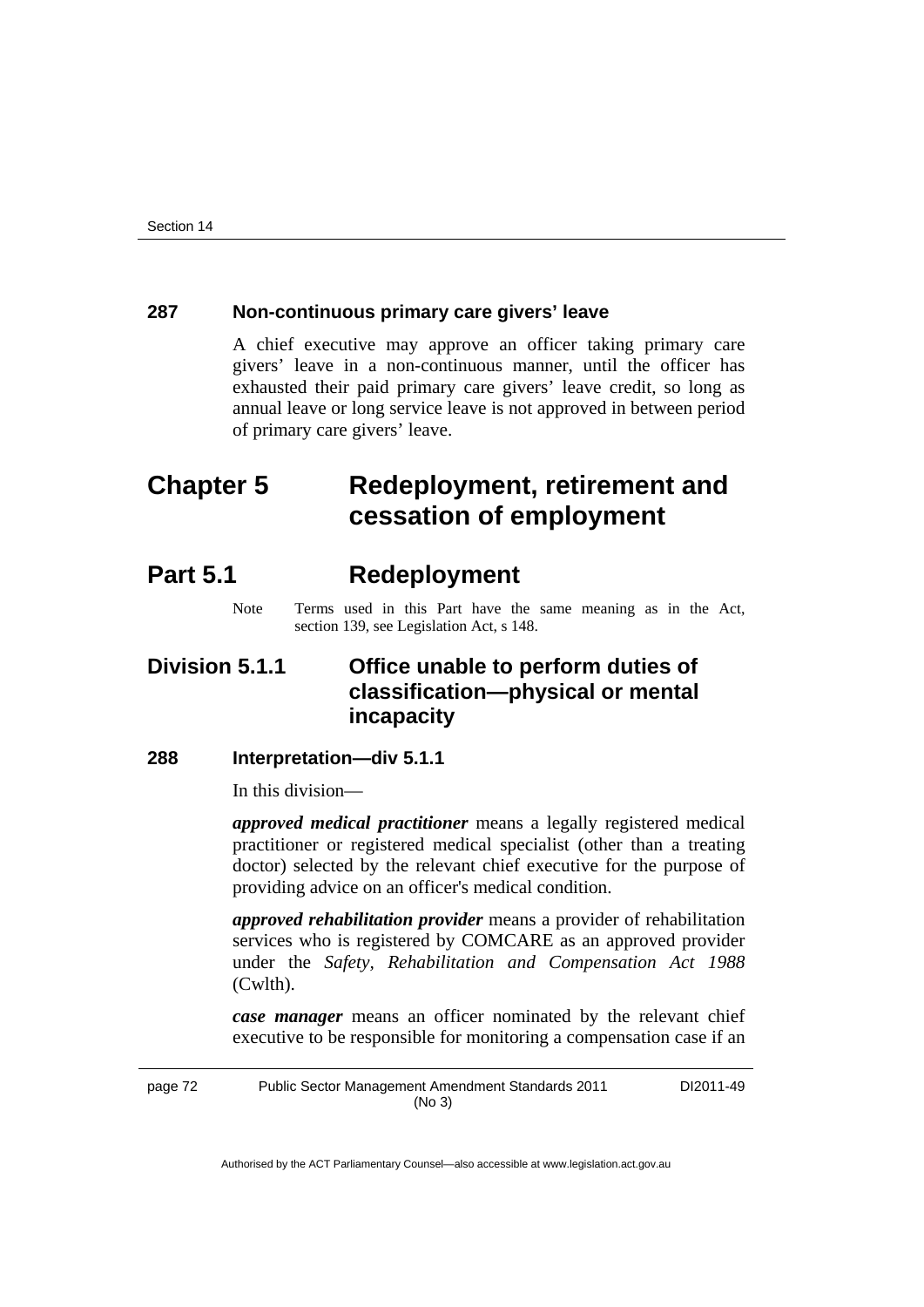### 287 Non-continuous primary care givers' leave

A chief executive may approve an officer taking primary care givers' leave in a non-continuous manner, until the officer has exhausted their paid primary care givers' leave credit, so long as annual leave or long service leave is not approved in between period of primary care givers' leave.

# Chapter 5 Redeployment, retirement and cessation of employment

## Part 5.1 Redeployment

Note Terms used in this Part have the same meaning as in the Act, section 139, see Legislation Act, s 148.

## Division 5.1.1 Office unable to perform duties of classification—physical or mental incapacity

### 288 Interpretation—div 5.1.1

In this division—

***approved medical practitioner*** means a legally registered medical practitioner or registered medical specialist (other than a treating doctor) selected by the relevant chief executive for the purpose of providing advice on an officer's medical condition.

***approved rehabilitation provider*** means a provider of rehabilitation services who is registered by COMCARE as an approved provider under the *Safety, Rehabilitation and Compensation Act 1988* (Cwlth).

***case manager*** means an officer nominated by the relevant chief executive to be responsible for monitoring a compensation case if an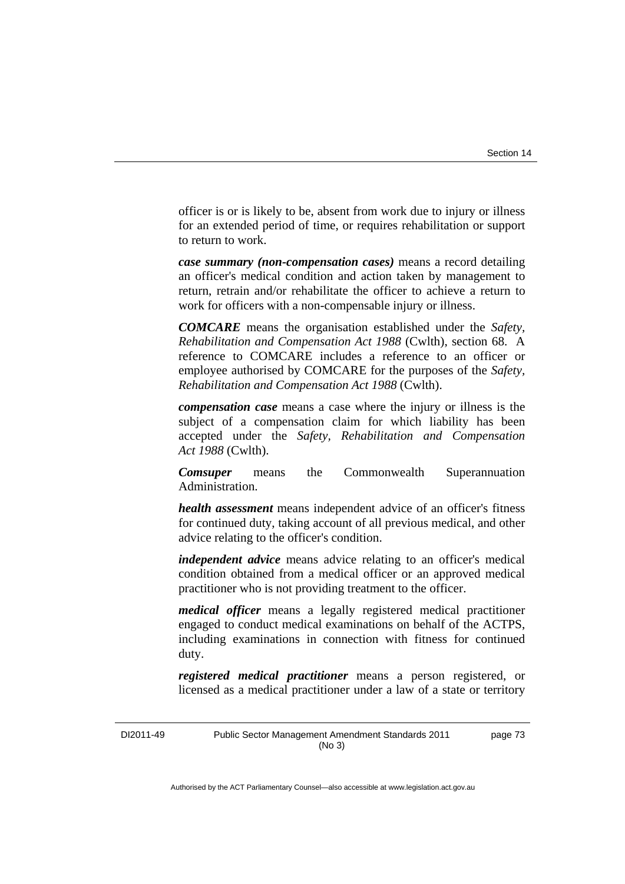officer is or is likely to be, absent from work due to injury or illness for an extended period of time, or requires rehabilitation or support to return to work.

***case summary (non-compensation cases)*** means a record detailing an officer's medical condition and action taken by management to return, retrain and/or rehabilitate the officer to achieve a return to work for officers with a non-compensable injury or illness.

***COMCARE*** means the organisation established under the *Safety, Rehabilitation and Compensation Act 1988* (Cwlth), section 68. A reference to COMCARE includes a reference to an officer or employee authorised by COMCARE for the purposes of the *Safety, Rehabilitation and Compensation Act 1988* (Cwlth).

***compensation case*** means a case where the injury or illness is the subject of a compensation claim for which liability has been accepted under the *Safety, Rehabilitation and Compensation Act 1988* (Cwlth).

***Comsuper*** means the Commonwealth Superannuation Administration.

***health assessment*** means independent advice of an officer's fitness for continued duty, taking account of all previous medical, and other advice relating to the officer's condition.

***independent advice*** means advice relating to an officer's medical condition obtained from a medical officer or an approved medical practitioner who is not providing treatment to the officer.

***medical officer*** means a legally registered medical practitioner engaged to conduct medical examinations on behalf of the ACTPS, including examinations in connection with fitness for continued duty.

***registered medical practitioner*** means a person registered, or licensed as a medical practitioner under a law of a state or territory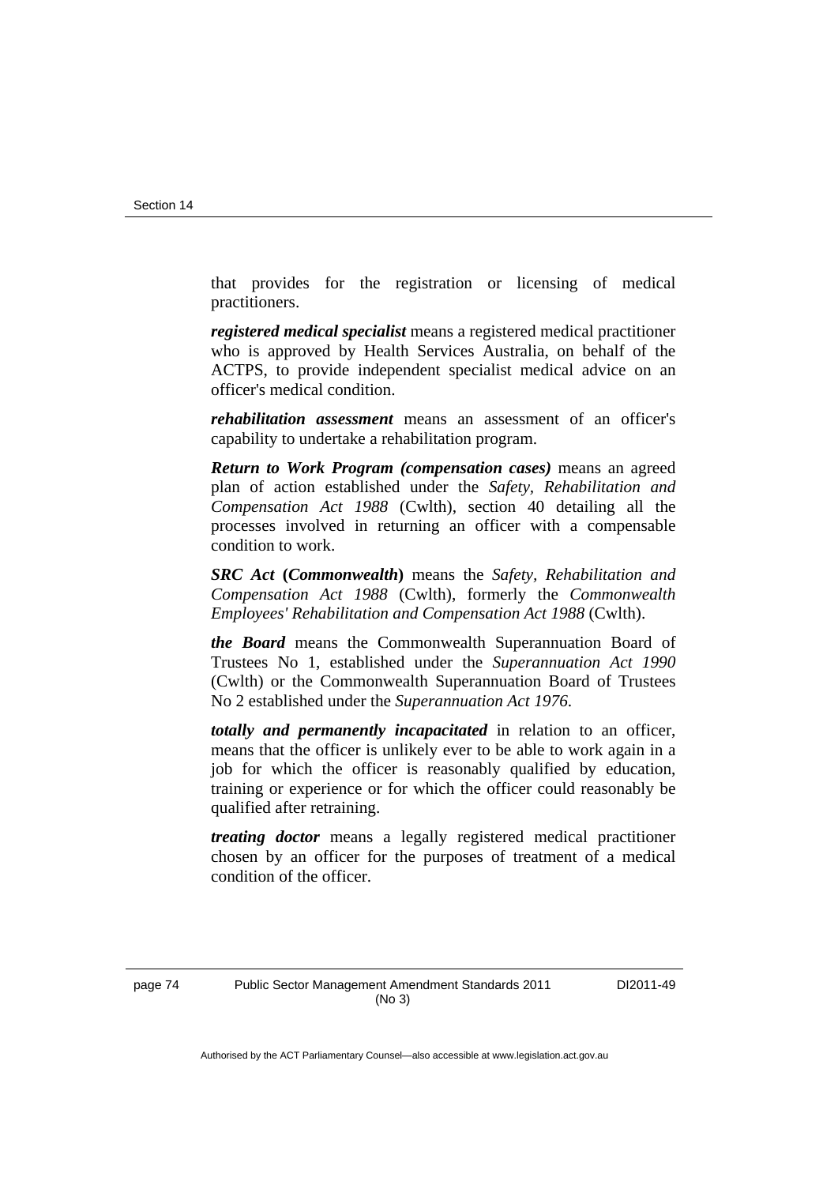that provides for the registration or licensing of medical practitioners.

***registered medical specialist*** means a registered medical practitioner who is approved by Health Services Australia, on behalf of the ACTPS, to provide independent specialist medical advice on an officer's medical condition.

***rehabilitation assessment*** means an assessment of an officer's capability to undertake a rehabilitation program.

***Return to Work Program (compensation cases)*** means an agreed plan of action established under the *Safety, Rehabilitation and Compensation Act 1988* (Cwlth), section 40 detailing all the processes involved in returning an officer with a compensable condition to work.

***SRC Act* (*Commonwealth*)** means the *Safety, Rehabilitation and Compensation Act 1988* (Cwlth), formerly the *Commonwealth Employees' Rehabilitation and Compensation Act 1988* (Cwlth).

***the Board*** means the Commonwealth Superannuation Board of Trustees No 1, established under the *Superannuation Act 1990* (Cwlth) or the Commonwealth Superannuation Board of Trustees No 2 established under the *Superannuation Act 1976*.

***totally and permanently incapacitated*** in relation to an officer, means that the officer is unlikely ever to be able to work again in a job for which the officer is reasonably qualified by education, training or experience or for which the officer could reasonably be qualified after retraining.

***treating doctor*** means a legally registered medical practitioner chosen by an officer for the purposes of treatment of a medical condition of the officer.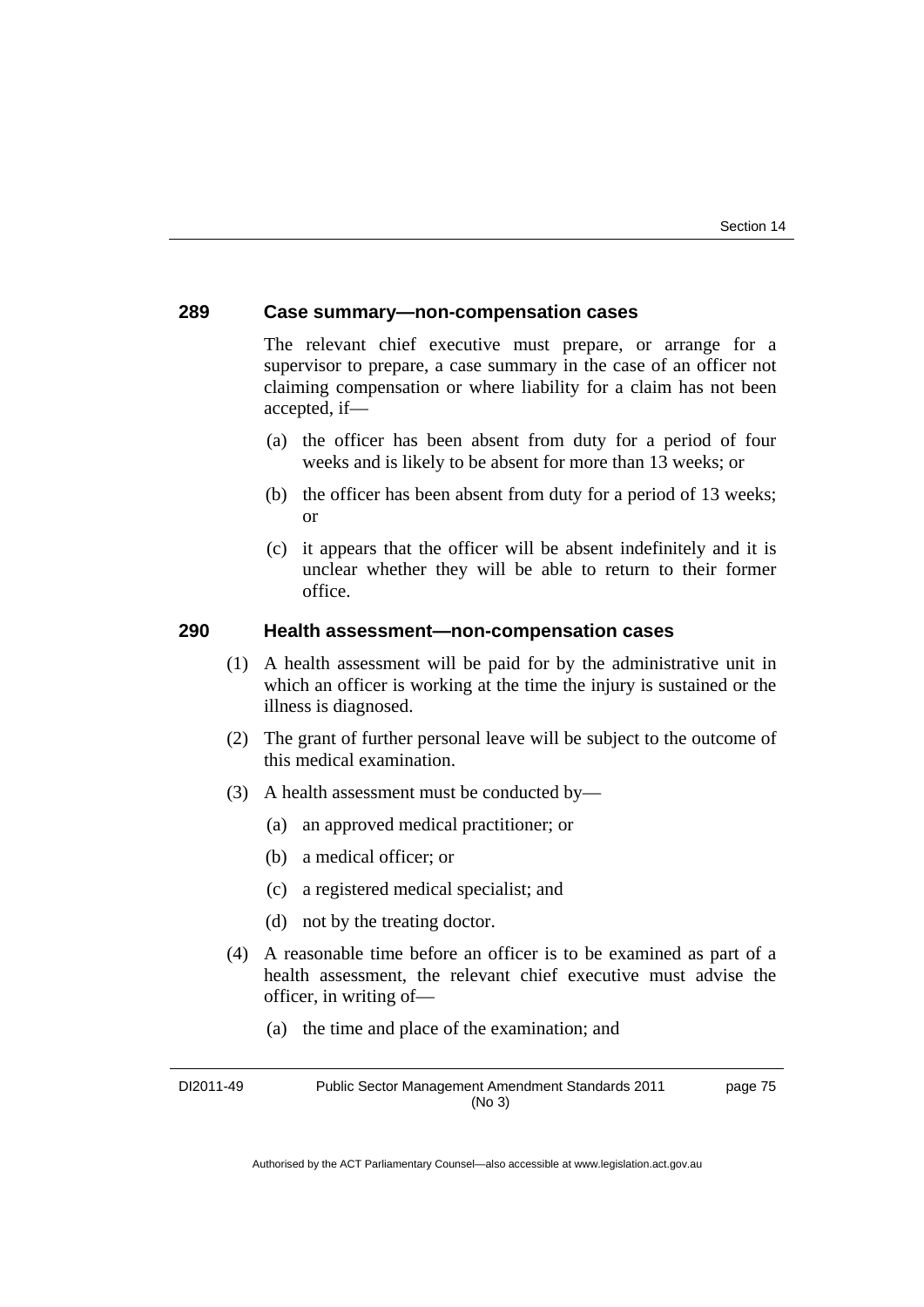### 289 Case summary—non-compensation cases

The relevant chief executive must prepare, or arrange for a supervisor to prepare, a case summary in the case of an officer not claiming compensation or where liability for a claim has not been accepted, if—

(a) the officer has been absent from duty for a period of four weeks and is likely to be absent for more than 13 weeks; or

(b) the officer has been absent from duty for a period of 13 weeks; or

(c) it appears that the officer will be absent indefinitely and it is unclear whether they will be able to return to their former office.

### 290 Health assessment—non-compensation cases

(1) A health assessment will be paid for by the administrative unit in which an officer is working at the time the injury is sustained or the illness is diagnosed.

(2) The grant of further personal leave will be subject to the outcome of this medical examination.

(3) A health assessment must be conducted by—

(a) an approved medical practitioner; or

(b) a medical officer; or

(c) a registered medical specialist; and

(d) not by the treating doctor.

(4) A reasonable time before an officer is to be examined as part of a health assessment, the relevant chief executive must advise the officer, in writing of—

(a) the time and place of the examination; and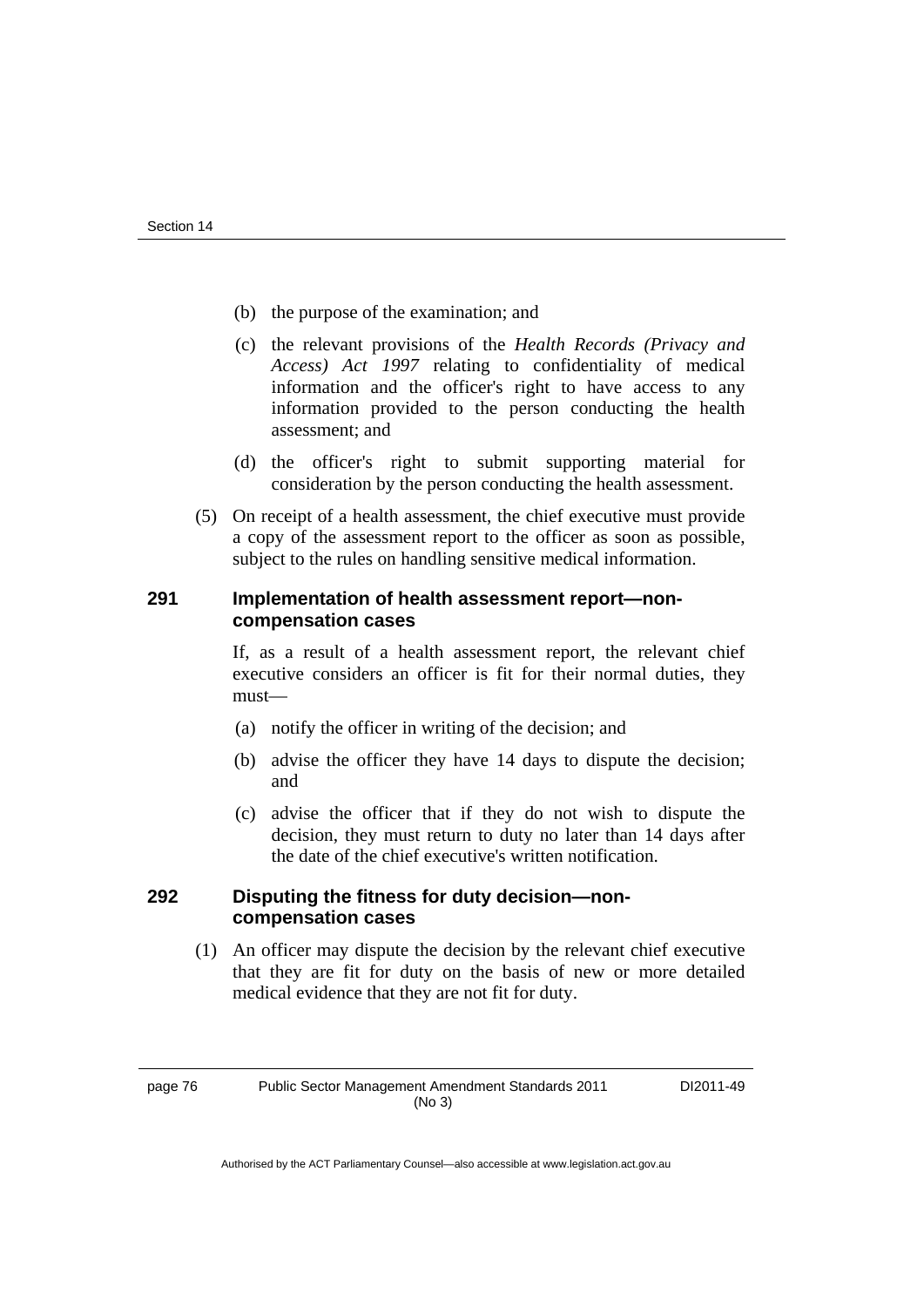(b) the purpose of the examination; and

(c) the relevant provisions of the *Health Records (Privacy and Access) Act 1997* relating to confidentiality of medical information and the officer's right to have access to any information provided to the person conducting the health assessment; and

(d) the officer's right to submit supporting material for consideration by the person conducting the health assessment.

(5) On receipt of a health assessment, the chief executive must provide a copy of the assessment report to the officer as soon as possible, subject to the rules on handling sensitive medical information.

### 291 Implementation of health assessment report—non-compensation cases

If, as a result of a health assessment report, the relevant chief executive considers an officer is fit for their normal duties, they must—

(a) notify the officer in writing of the decision; and

(b) advise the officer they have 14 days to dispute the decision; and

(c) advise the officer that if they do not wish to dispute the decision, they must return to duty no later than 14 days after the date of the chief executive's written notification.

### 292 Disputing the fitness for duty decision—non-compensation cases

(1) An officer may dispute the decision by the relevant chief executive that they are fit for duty on the basis of new or more detailed medical evidence that they are not fit for duty.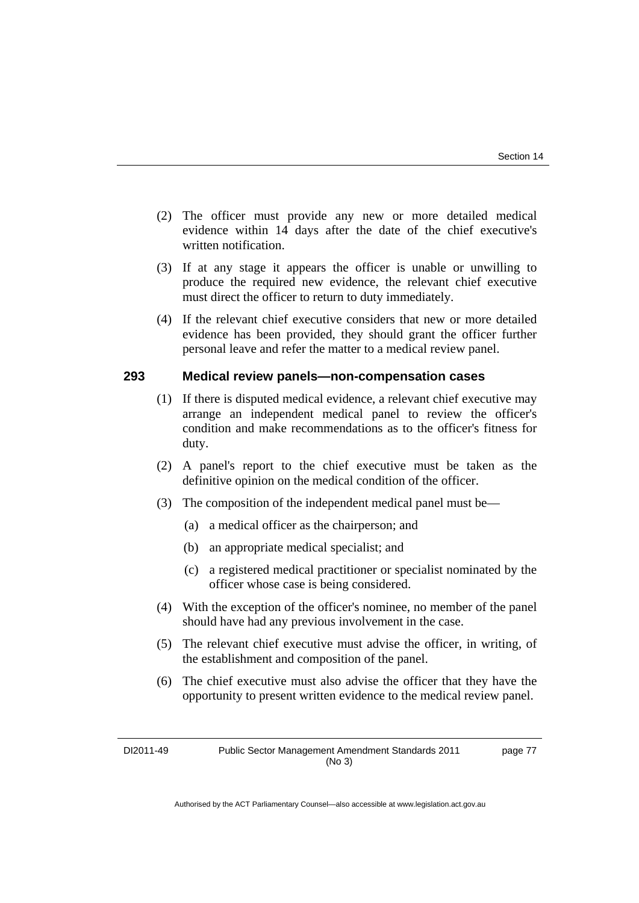(2) The officer must provide any new or more detailed medical evidence within 14 days after the date of the chief executive's written notification.

(3) If at any stage it appears the officer is unable or unwilling to produce the required new evidence, the relevant chief executive must direct the officer to return to duty immediately.

(4) If the relevant chief executive considers that new or more detailed evidence has been provided, they should grant the officer further personal leave and refer the matter to a medical review panel.

### 293 Medical review panels—non-compensation cases

(1) If there is disputed medical evidence, a relevant chief executive may arrange an independent medical panel to review the officer's condition and make recommendations as to the officer's fitness for duty.

(2) A panel's report to the chief executive must be taken as the definitive opinion on the medical condition of the officer.

(3) The composition of the independent medical panel must be—

(a) a medical officer as the chairperson; and

(b) an appropriate medical specialist; and

(c) a registered medical practitioner or specialist nominated by the officer whose case is being considered.

(4) With the exception of the officer's nominee, no member of the panel should have had any previous involvement in the case.

(5) The relevant chief executive must advise the officer, in writing, of the establishment and composition of the panel.

(6) The chief executive must also advise the officer that they have the opportunity to present written evidence to the medical review panel.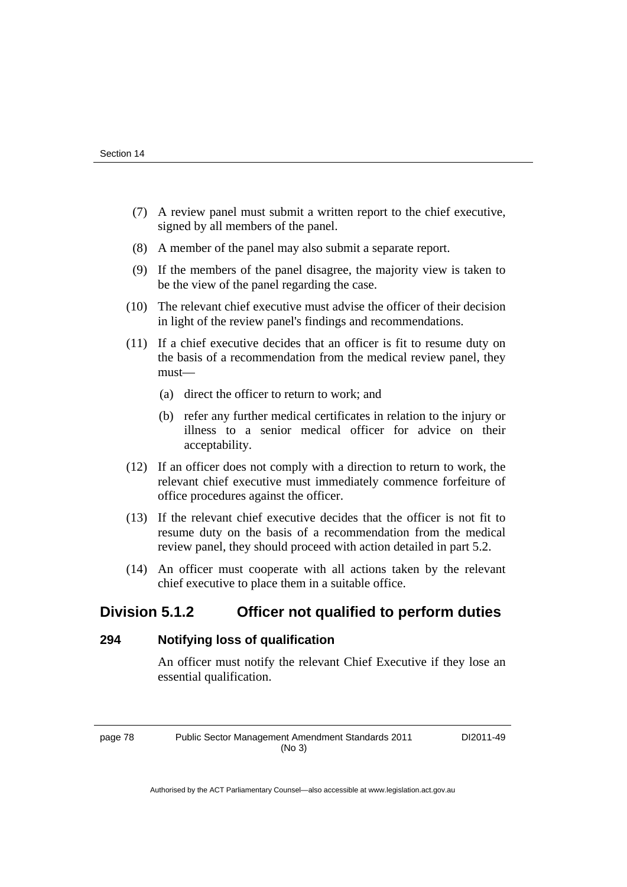(7) A review panel must submit a written report to the chief executive, signed by all members of the panel.

(8) A member of the panel may also submit a separate report.

(9) If the members of the panel disagree, the majority view is taken to be the view of the panel regarding the case.

(10) The relevant chief executive must advise the officer of their decision in light of the review panel's findings and recommendations.

(11) If a chief executive decides that an officer is fit to resume duty on the basis of a recommendation from the medical review panel, they must—

(a) direct the officer to return to work; and

(b) refer any further medical certificates in relation to the injury or illness to a senior medical officer for advice on their acceptability.

(12) If an officer does not comply with a direction to return to work, the relevant chief executive must immediately commence forfeiture of office procedures against the officer.

(13) If the relevant chief executive decides that the officer is not fit to resume duty on the basis of a recommendation from the medical review panel, they should proceed with action detailed in part 5.2.

(14) An officer must cooperate with all actions taken by the relevant chief executive to place them in a suitable office.

## Division 5.1.2 Officer not qualified to perform duties

### 294 Notifying loss of qualification

An officer must notify the relevant Chief Executive if they lose an essential qualification.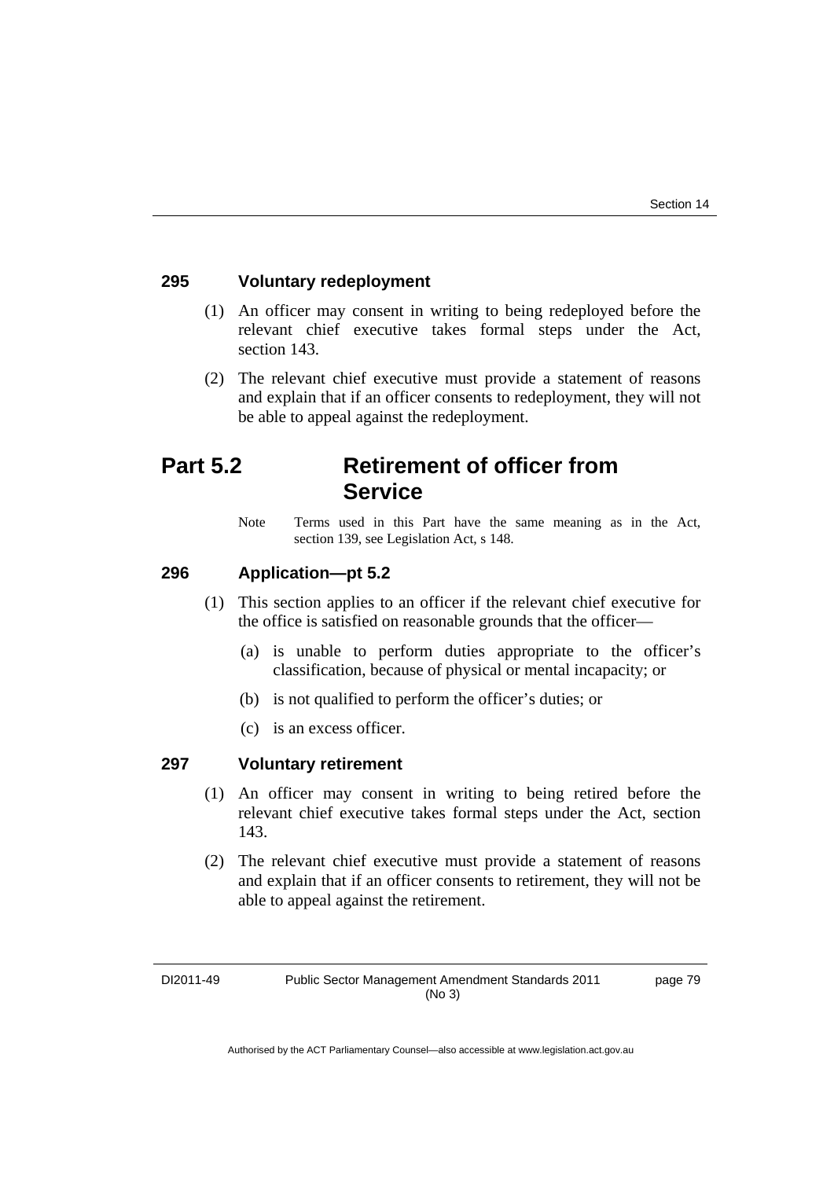### 295 Voluntary redeployment

(1) An officer may consent in writing to being redeployed before the relevant chief executive takes formal steps under the Act, section 143.

(2) The relevant chief executive must provide a statement of reasons and explain that if an officer consents to redeployment, they will not be able to appeal against the redeployment.

## Part 5.2 Retirement of officer from Service

Note Terms used in this Part have the same meaning as in the Act, section 139, see Legislation Act, s 148.

### 296 Application—pt 5.2

(1) This section applies to an officer if the relevant chief executive for the office is satisfied on reasonable grounds that the officer—

(a) is unable to perform duties appropriate to the officer's classification, because of physical or mental incapacity; or

(b) is not qualified to perform the officer's duties; or

(c) is an excess officer.

### 297 Voluntary retirement

(1) An officer may consent in writing to being retired before the relevant chief executive takes formal steps under the Act, section 143.

(2) The relevant chief executive must provide a statement of reasons and explain that if an officer consents to retirement, they will not be able to appeal against the retirement.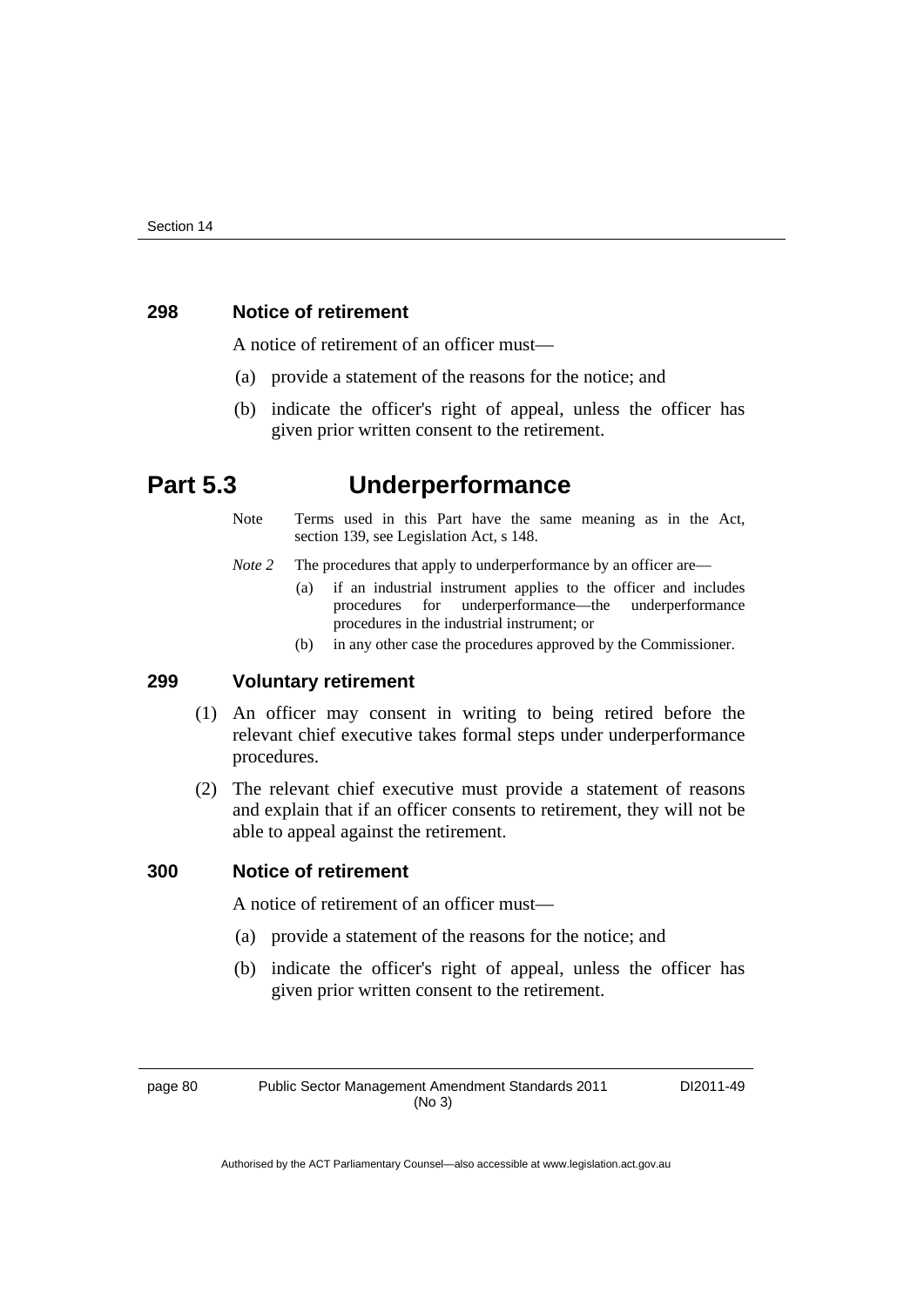### 298 Notice of retirement

A notice of retirement of an officer must—

(a) provide a statement of the reasons for the notice; and

(b) indicate the officer's right of appeal, unless the officer has given prior written consent to the retirement.

## Part 5.3 Underperformance

Note Terms used in this Part have the same meaning as in the Act, section 139, see Legislation Act, s 148.

*Note 2* The procedures that apply to underperformance by an officer are—

(a) if an industrial instrument applies to the officer and includes procedures for underperformance—the underperformance procedures in the industrial instrument; or

(b) in any other case the procedures approved by the Commissioner.

### 299 Voluntary retirement

(1) An officer may consent in writing to being retired before the relevant chief executive takes formal steps under underperformance procedures.

(2) The relevant chief executive must provide a statement of reasons and explain that if an officer consents to retirement, they will not be able to appeal against the retirement.

### 300 Notice of retirement

A notice of retirement of an officer must—

(a) provide a statement of the reasons for the notice; and

(b) indicate the officer's right of appeal, unless the officer has given prior written consent to the retirement.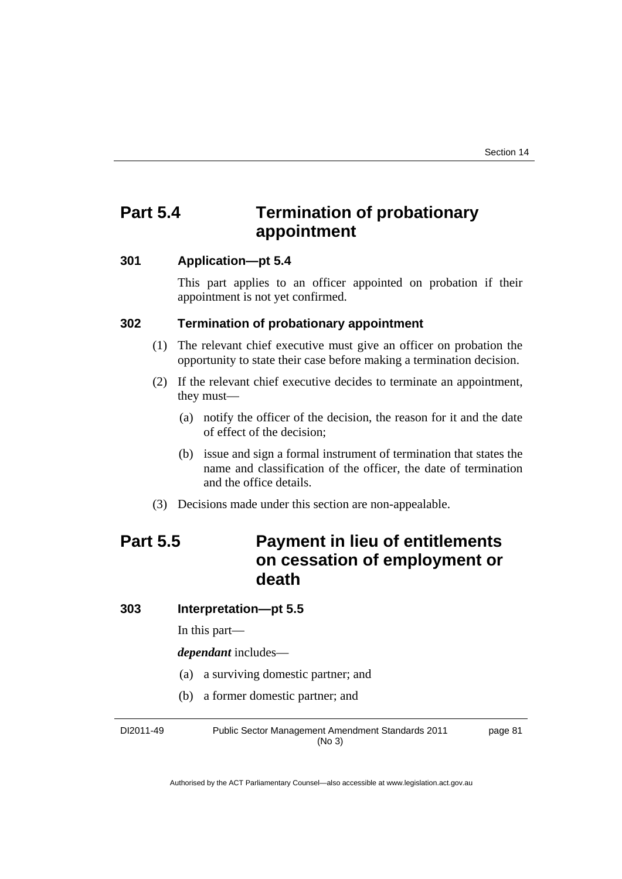## Part 5.4 Termination of probationary appointment

### 301 Application—pt 5.4

This part applies to an officer appointed on probation if their appointment is not yet confirmed.

### 302 Termination of probationary appointment

(1) The relevant chief executive must give an officer on probation the opportunity to state their case before making a termination decision.

(2) If the relevant chief executive decides to terminate an appointment, they must—

(a) notify the officer of the decision, the reason for it and the date of effect of the decision;

(b) issue and sign a formal instrument of termination that states the name and classification of the officer, the date of termination and the office details.

(3) Decisions made under this section are non-appealable.

## Part 5.5 Payment in lieu of entitlements on cessation of employment or death

### 303 Interpretation—pt 5.5

In this part—

***dependant*** includes—

(a) a surviving domestic partner; and

(b) a former domestic partner; and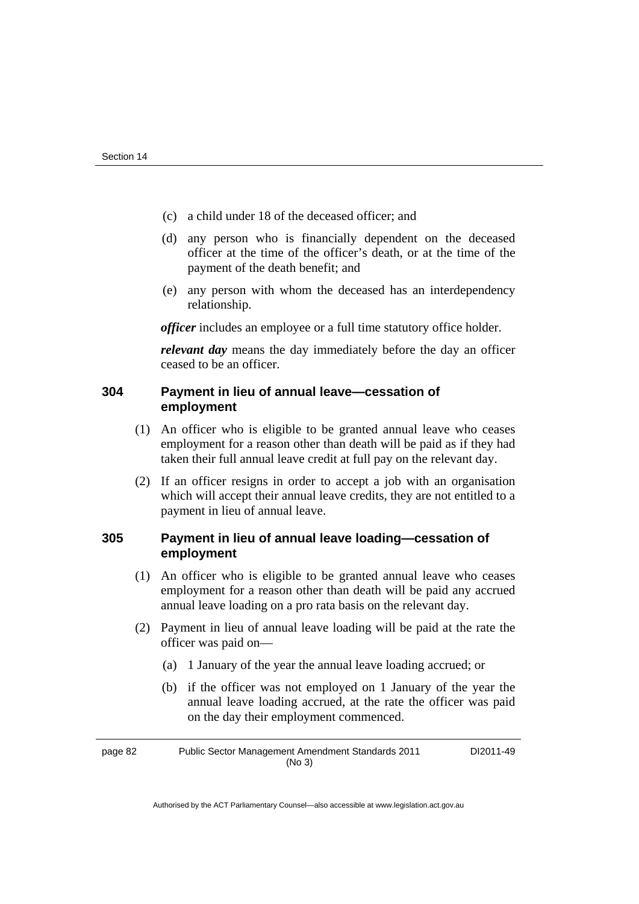(c) a child under 18 of the deceased officer; and

(d) any person who is financially dependent on the deceased officer at the time of the officer's death, or at the time of the payment of the death benefit; and

(e) any person with whom the deceased has an interdependency relationship.

***officer*** includes an employee or a full time statutory office holder.

***relevant day*** means the day immediately before the day an officer ceased to be an officer.

### 304 Payment in lieu of annual leave—cessation of employment

(1) An officer who is eligible to be granted annual leave who ceases employment for a reason other than death will be paid as if they had taken their full annual leave credit at full pay on the relevant day.

(2) If an officer resigns in order to accept a job with an organisation which will accept their annual leave credits, they are not entitled to a payment in lieu of annual leave.

### 305 Payment in lieu of annual leave loading—cessation of employment

(1) An officer who is eligible to be granted annual leave who ceases employment for a reason other than death will be paid any accrued annual leave loading on a pro rata basis on the relevant day.

(2) Payment in lieu of annual leave loading will be paid at the rate the officer was paid on—

(a) 1 January of the year the annual leave loading accrued; or

(b) if the officer was not employed on 1 January of the year the annual leave loading accrued, at the rate the officer was paid on the day their employment commenced.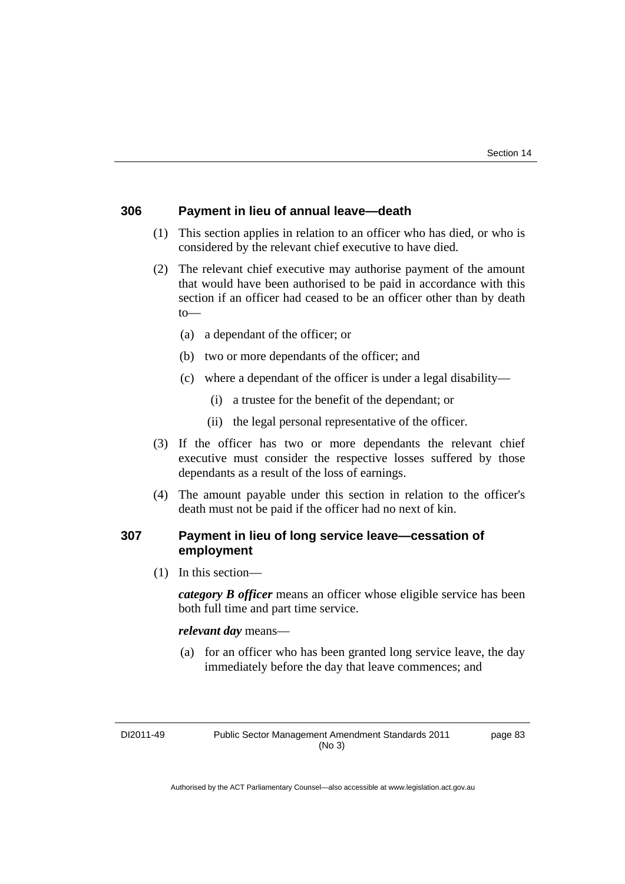### 306 Payment in lieu of annual leave—death

(1) This section applies in relation to an officer who has died, or who is considered by the relevant chief executive to have died.

(2) The relevant chief executive may authorise payment of the amount that would have been authorised to be paid in accordance with this section if an officer had ceased to be an officer other than by death to—

- (a) a dependant of the officer; or
- (b) two or more dependants of the officer; and
- (c) where a dependant of the officer is under a legal disability—
  - (i) a trustee for the benefit of the dependant; or
  - (ii) the legal personal representative of the officer.

(3) If the officer has two or more dependants the relevant chief executive must consider the respective losses suffered by those dependants as a result of the loss of earnings.

(4) The amount payable under this section in relation to the officer's death must not be paid if the officer had no next of kin.

### 307 Payment in lieu of long service leave—cessation of employment

(1) In this section—

***category B officer*** means an officer whose eligible service has been both full time and part time service.

***relevant day*** means—

- (a) for an officer who has been granted long service leave, the day immediately before the day that leave commences; and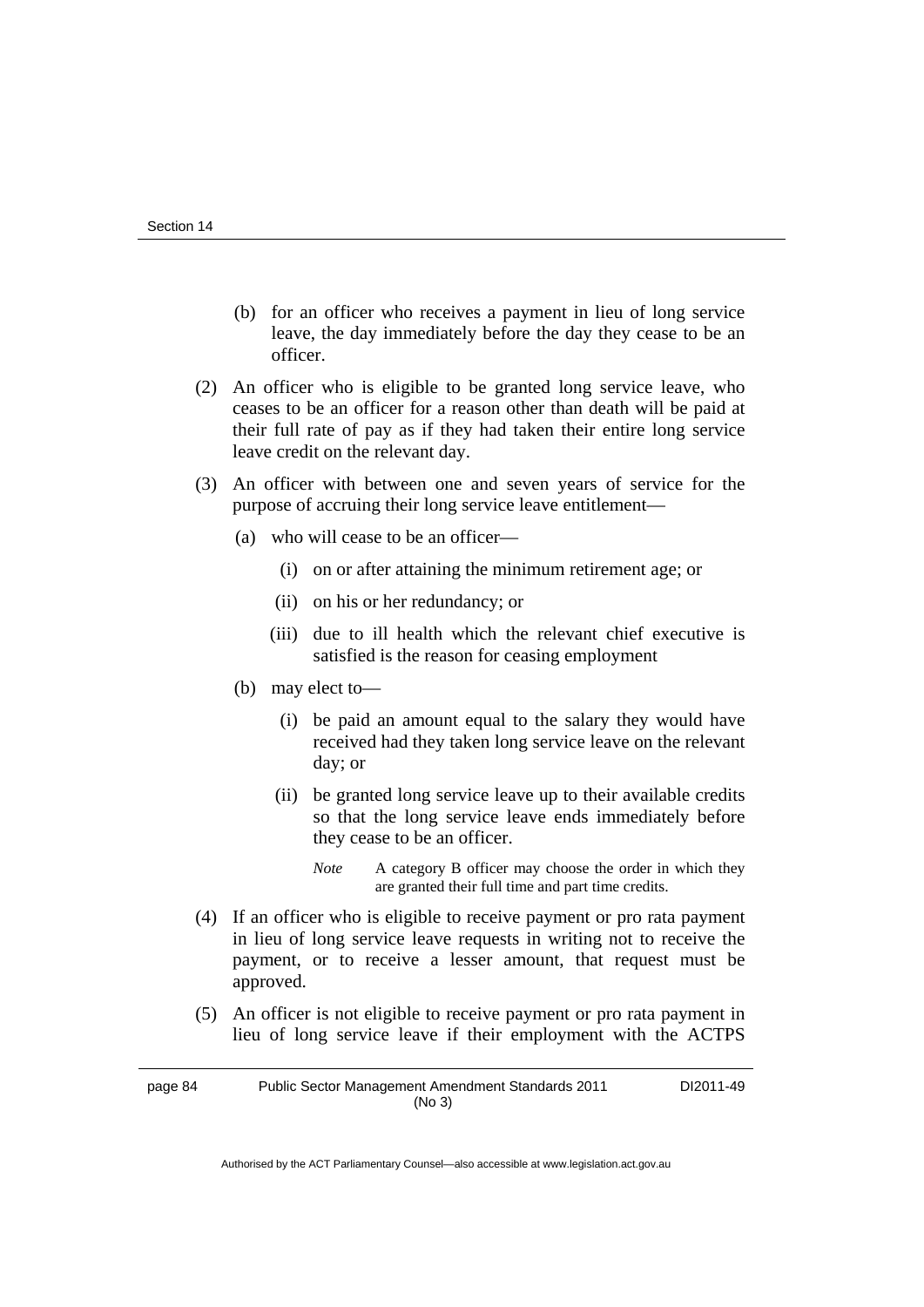(b) for an officer who receives a payment in lieu of long service leave, the day immediately before the day they cease to be an officer.

(2) An officer who is eligible to be granted long service leave, who ceases to be an officer for a reason other than death will be paid at their full rate of pay as if they had taken their entire long service leave credit on the relevant day.

(3) An officer with between one and seven years of service for the purpose of accruing their long service leave entitlement—

(a) who will cease to be an officer—

(i) on or after attaining the minimum retirement age; or

(ii) on his or her redundancy; or

(iii) due to ill health which the relevant chief executive is satisfied is the reason for ceasing employment

(b) may elect to—

(i) be paid an amount equal to the salary they would have received had they taken long service leave on the relevant day; or

(ii) be granted long service leave up to their available credits so that the long service leave ends immediately before they cease to be an officer.

*Note* A category B officer may choose the order in which they are granted their full time and part time credits.

(4) If an officer who is eligible to receive payment or pro rata payment in lieu of long service leave requests in writing not to receive the payment, or to receive a lesser amount, that request must be approved.

(5) An officer is not eligible to receive payment or pro rata payment in lieu of long service leave if their employment with the ACTPS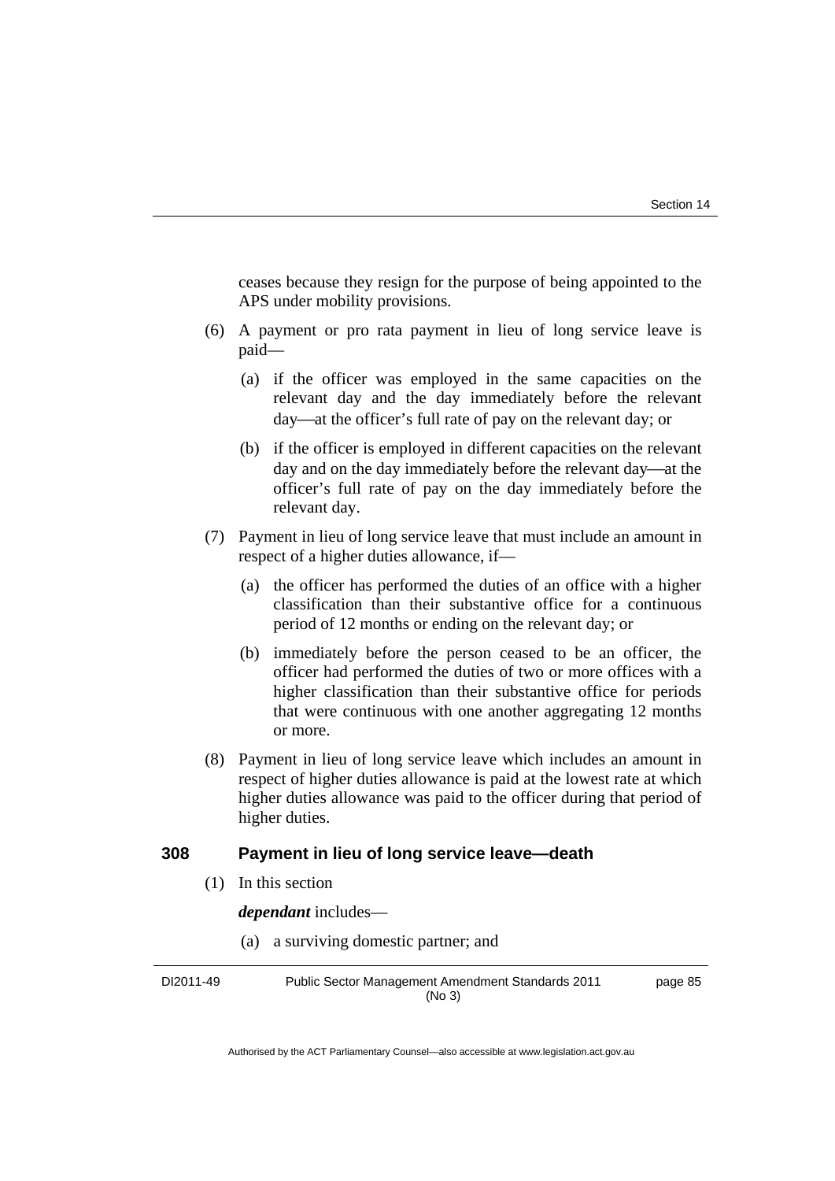ceases because they resign for the purpose of being appointed to the APS under mobility provisions.

(6) A payment or pro rata payment in lieu of long service leave is paid—

(a) if the officer was employed in the same capacities on the relevant day and the day immediately before the relevant day—at the officer's full rate of pay on the relevant day; or

(b) if the officer is employed in different capacities on the relevant day and on the day immediately before the relevant day—at the officer's full rate of pay on the day immediately before the relevant day.

(7) Payment in lieu of long service leave that must include an amount in respect of a higher duties allowance, if—

(a) the officer has performed the duties of an office with a higher classification than their substantive office for a continuous period of 12 months or ending on the relevant day; or

(b) immediately before the person ceased to be an officer, the officer had performed the duties of two or more offices with a higher classification than their substantive office for periods that were continuous with one another aggregating 12 months or more.

(8) Payment in lieu of long service leave which includes an amount in respect of higher duties allowance is paid at the lowest rate at which higher duties allowance was paid to the officer during that period of higher duties.

### 308 Payment in lieu of long service leave—death

(1) In this section

***dependant*** includes—

(a) a surviving domestic partner; and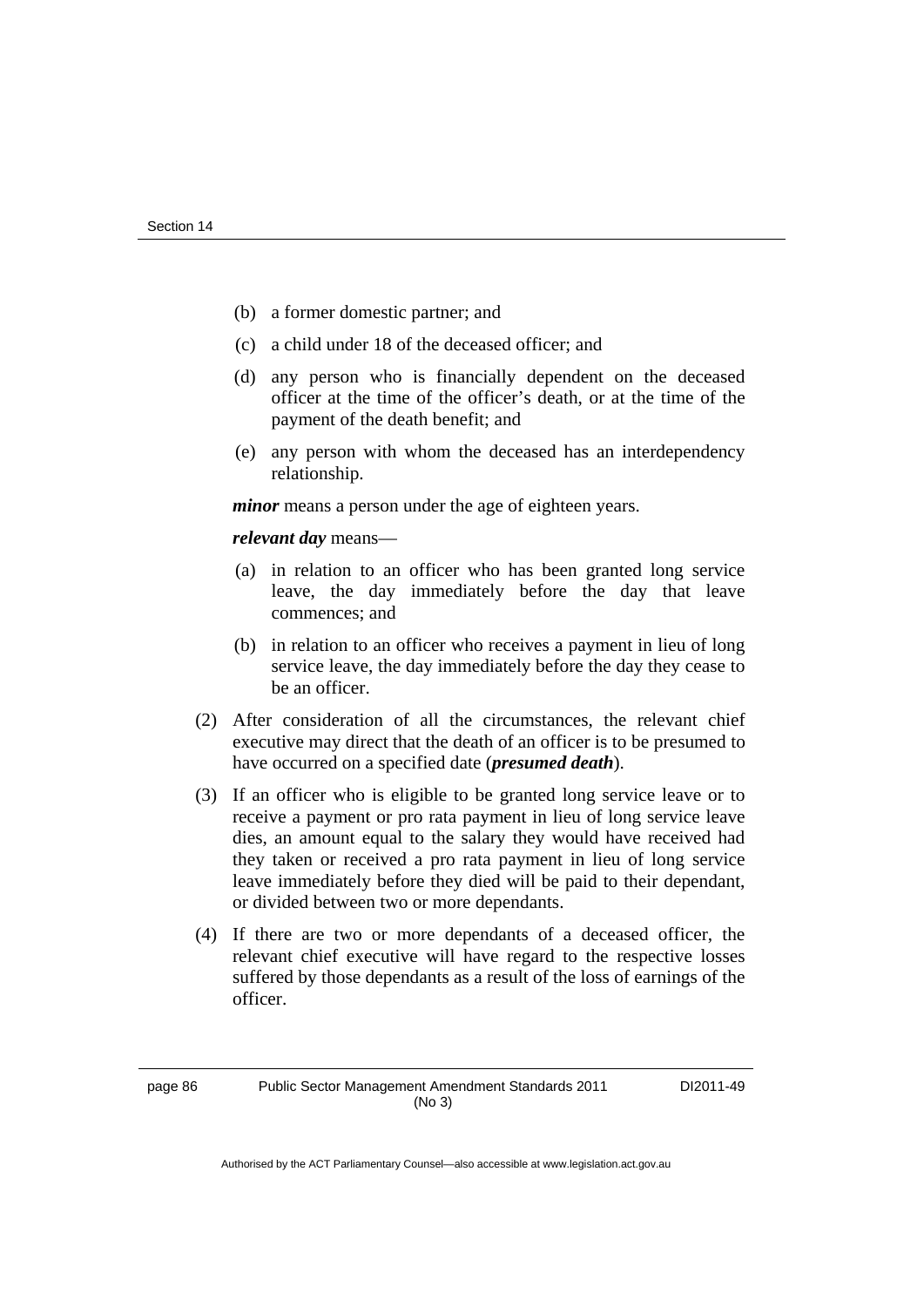(b) a former domestic partner; and

(c) a child under 18 of the deceased officer; and

(d) any person who is financially dependent on the deceased officer at the time of the officer's death, or at the time of the payment of the death benefit; and

(e) any person with whom the deceased has an interdependency relationship.

***minor*** means a person under the age of eighteen years.

***relevant day*** means—

(a) in relation to an officer who has been granted long service leave, the day immediately before the day that leave commences; and

(b) in relation to an officer who receives a payment in lieu of long service leave, the day immediately before the day they cease to be an officer.

(2) After consideration of all the circumstances, the relevant chief executive may direct that the death of an officer is to be presumed to have occurred on a specified date (***presumed death***).

(3) If an officer who is eligible to be granted long service leave or to receive a payment or pro rata payment in lieu of long service leave dies, an amount equal to the salary they would have received had they taken or received a pro rata payment in lieu of long service leave immediately before they died will be paid to their dependant, or divided between two or more dependants.

(4) If there are two or more dependants of a deceased officer, the relevant chief executive will have regard to the respective losses suffered by those dependants as a result of the loss of earnings of the officer.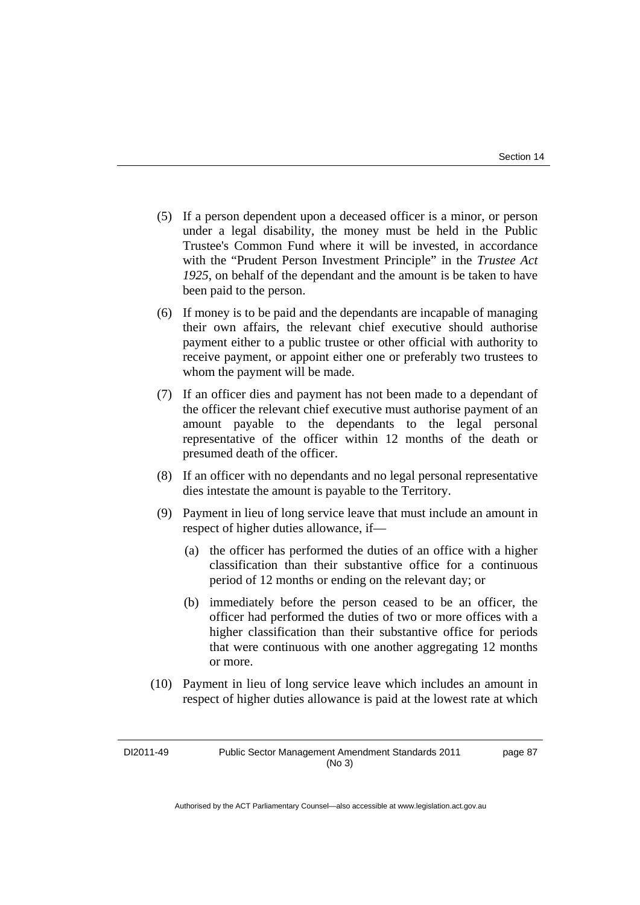(5) If a person dependent upon a deceased officer is a minor, or person under a legal disability, the money must be held in the Public Trustee's Common Fund where it will be invested, in accordance with the "Prudent Person Investment Principle" in the *Trustee Act 1925*, on behalf of the dependant and the amount is be taken to have been paid to the person.

(6) If money is to be paid and the dependants are incapable of managing their own affairs, the relevant chief executive should authorise payment either to a public trustee or other official with authority to receive payment, or appoint either one or preferably two trustees to whom the payment will be made.

(7) If an officer dies and payment has not been made to a dependant of the officer the relevant chief executive must authorise payment of an amount payable to the dependants to the legal personal representative of the officer within 12 months of the death or presumed death of the officer.

(8) If an officer with no dependants and no legal personal representative dies intestate the amount is payable to the Territory.

(9) Payment in lieu of long service leave that must include an amount in respect of higher duties allowance, if—

  (a) the officer has performed the duties of an office with a higher classification than their substantive office for a continuous period of 12 months or ending on the relevant day; or

  (b) immediately before the person ceased to be an officer, the officer had performed the duties of two or more offices with a higher classification than their substantive office for periods that were continuous with one another aggregating 12 months or more.

(10) Payment in lieu of long service leave which includes an amount in respect of higher duties allowance is paid at the lowest rate at which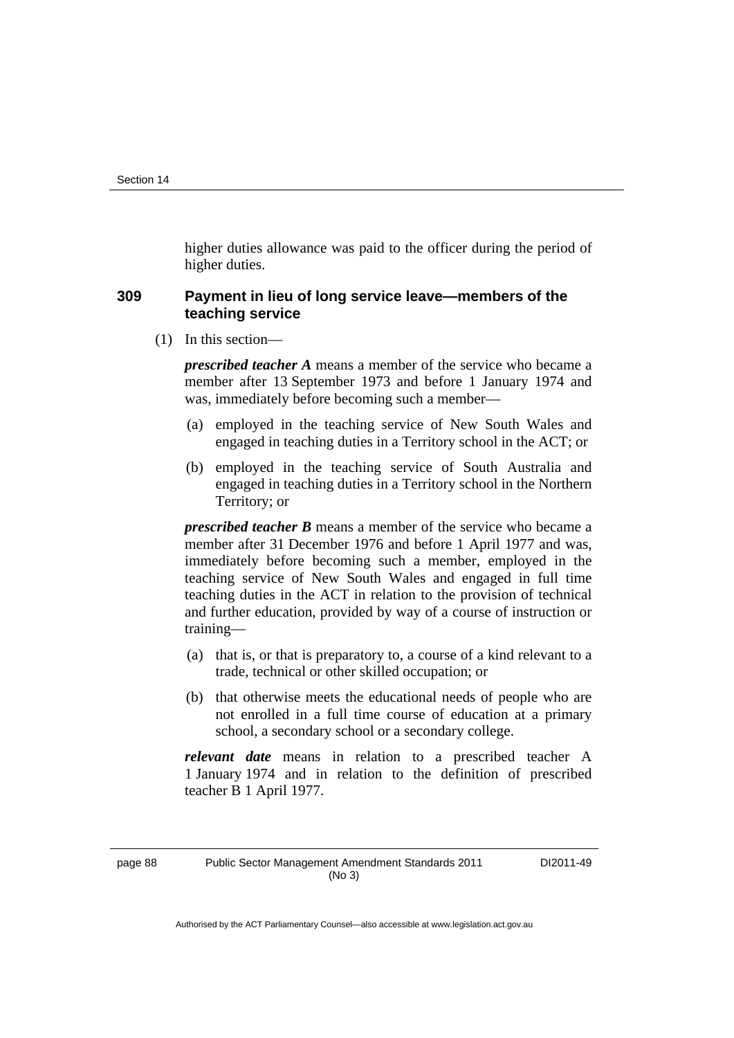higher duties allowance was paid to the officer during the period of higher duties.

### 309 Payment in lieu of long service leave—members of the teaching service

(1) In this section—

***prescribed teacher A*** means a member of the service who became a member after 13 September 1973 and before 1 January 1974 and was, immediately before becoming such a member—

(a) employed in the teaching service of New South Wales and engaged in teaching duties in a Territory school in the ACT; or

(b) employed in the teaching service of South Australia and engaged in teaching duties in a Territory school in the Northern Territory; or

***prescribed teacher B*** means a member of the service who became a member after 31 December 1976 and before 1 April 1977 and was, immediately before becoming such a member, employed in the teaching service of New South Wales and engaged in full time teaching duties in the ACT in relation to the provision of technical and further education, provided by way of a course of instruction or training—

(a) that is, or that is preparatory to, a course of a kind relevant to a trade, technical or other skilled occupation; or

(b) that otherwise meets the educational needs of people who are not enrolled in a full time course of education at a primary school, a secondary school or a secondary college.

***relevant date*** means in relation to a prescribed teacher A 1 January 1974 and in relation to the definition of prescribed teacher B 1 April 1977.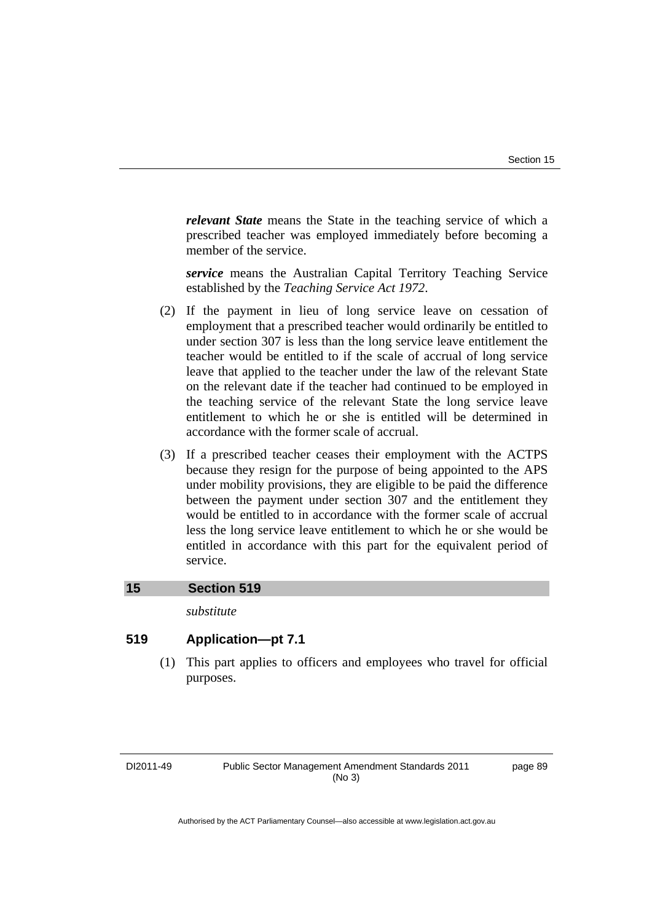***relevant State*** means the State in the teaching service of which a prescribed teacher was employed immediately before becoming a member of the service.

***service*** means the Australian Capital Territory Teaching Service established by the *Teaching Service Act 1972*.

(2) If the payment in lieu of long service leave on cessation of employment that a prescribed teacher would ordinarily be entitled to under section 307 is less than the long service leave entitlement the teacher would be entitled to if the scale of accrual of long service leave that applied to the teacher under the law of the relevant State on the relevant date if the teacher had continued to be employed in the teaching service of the relevant State the long service leave entitlement to which he or she is entitled will be determined in accordance with the former scale of accrual.

(3) If a prescribed teacher ceases their employment with the ACTPS because they resign for the purpose of being appointed to the APS under mobility provisions, they are eligible to be paid the difference between the payment under section 307 and the entitlement they would be entitled to in accordance with the former scale of accrual less the long service leave entitlement to which he or she would be entitled in accordance with this part for the equivalent period of service.

## 15 Section 519

*substitute*

### 519 Application—pt 7.1

(1) This part applies to officers and employees who travel for official purposes.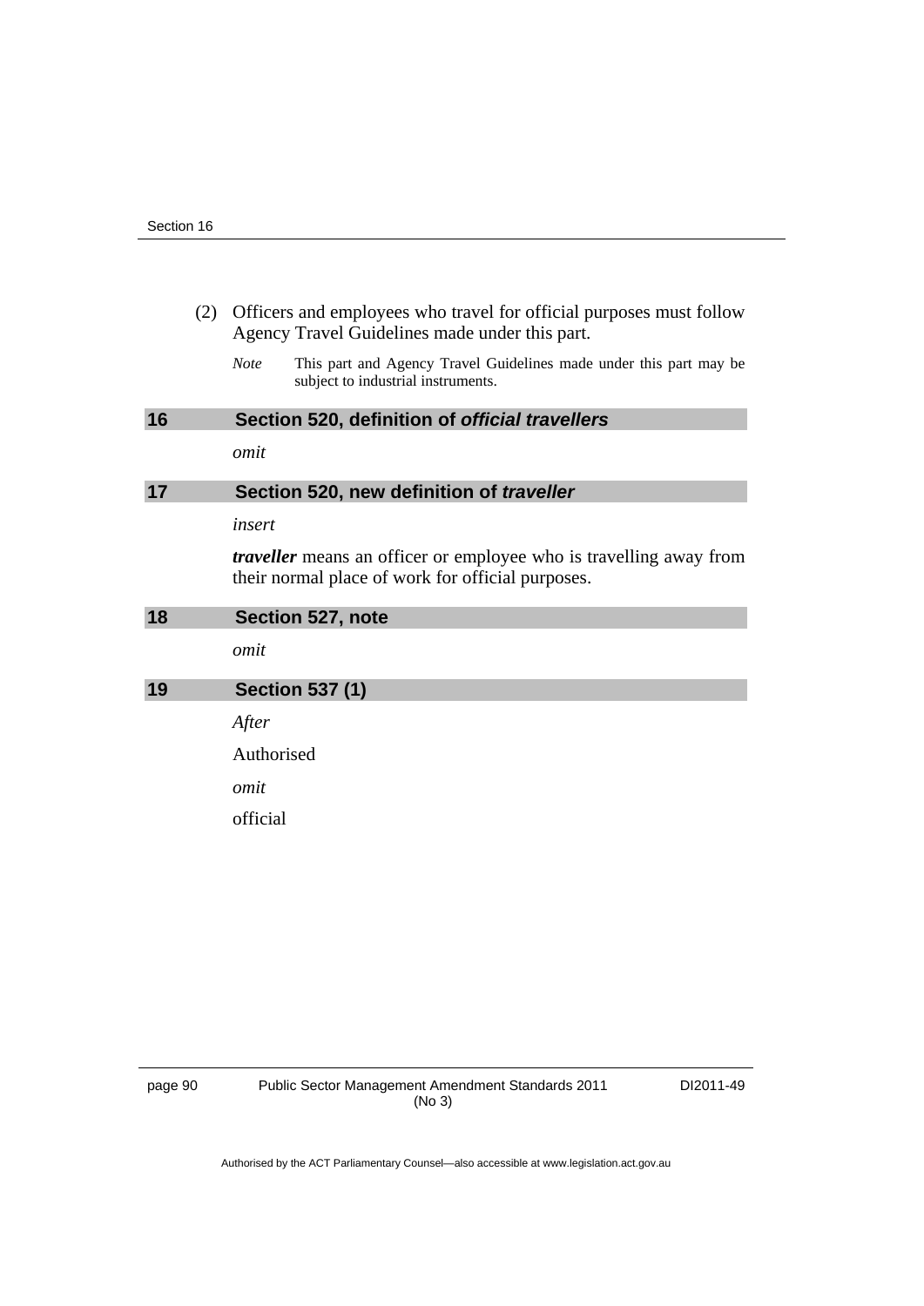(2) Officers and employees who travel for official purposes must follow Agency Travel Guidelines made under this part.

*Note* This part and Agency Travel Guidelines made under this part may be subject to industrial instruments.

## 16 Section 520, definition of ***official travellers***

*omit*

## 17 Section 520, new definition of ***traveller***

*insert*

***traveller*** means an officer or employee who is travelling away from their normal place of work for official purposes.

## 18 Section 527, note

*omit*

## 19 Section 537 (1)

*After*

Authorised

*omit*

official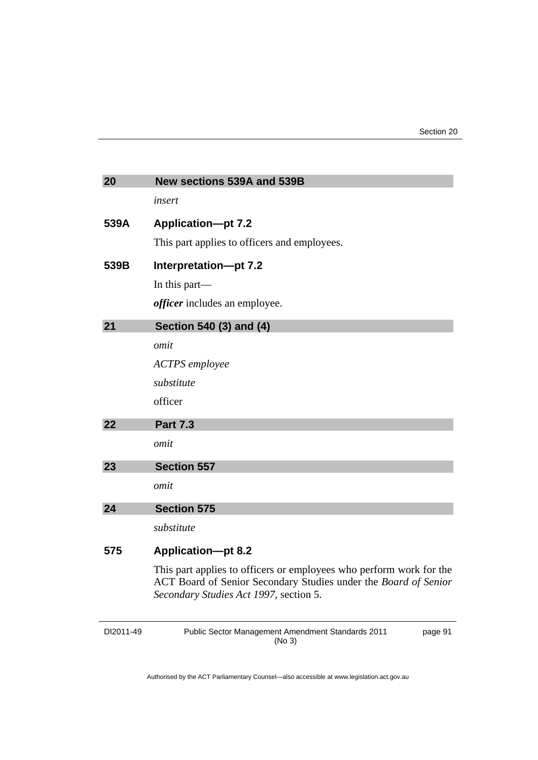## 20 New sections 539A and 539B

*insert*

### 539A Application—pt 7.2

This part applies to officers and employees.

### 539B Interpretation—pt 7.2

In this part—

***officer*** includes an employee.

## 21 Section 540 (3) and (4)

*omit*

*ACTPS employee*

*substitute*

officer

## 22 Part 7.3

*omit*

## 23 Section 557

*omit*

## 24 Section 575

*substitute*

### 575 Application—pt 8.2

This part applies to officers or employees who perform work for the ACT Board of Senior Secondary Studies under the *Board of Senior Secondary Studies Act 1997*, section 5.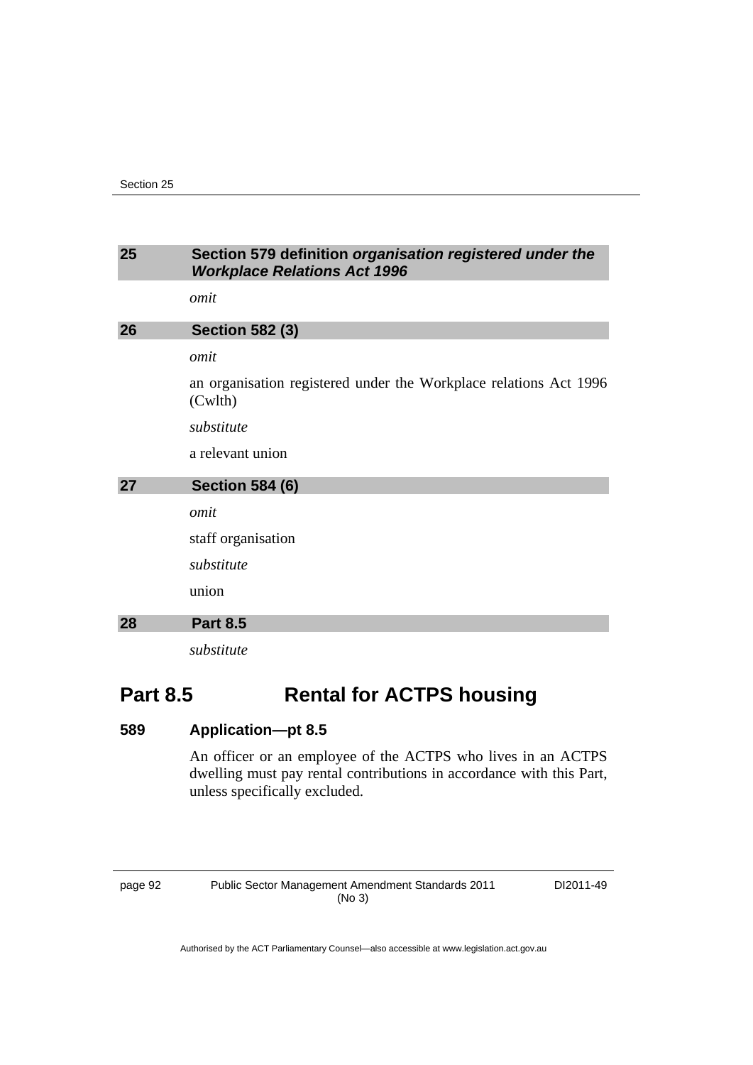## 25 Section 579 definition *organisation registered under the Workplace Relations Act 1996*

*omit*

## 26 Section 582 (3)

*omit*

an organisation registered under the Workplace relations Act 1996 (Cwlth)

*substitute*

a relevant union

## 27 Section 584 (6)

*omit*

staff organisation

*substitute*

union

## 28 Part 8.5

*substitute*

# Part 8.5 Rental for ACTPS housing

### 589 Application—pt 8.5

An officer or an employee of the ACTPS who lives in an ACTPS dwelling must pay rental contributions in accordance with this Part, unless specifically excluded.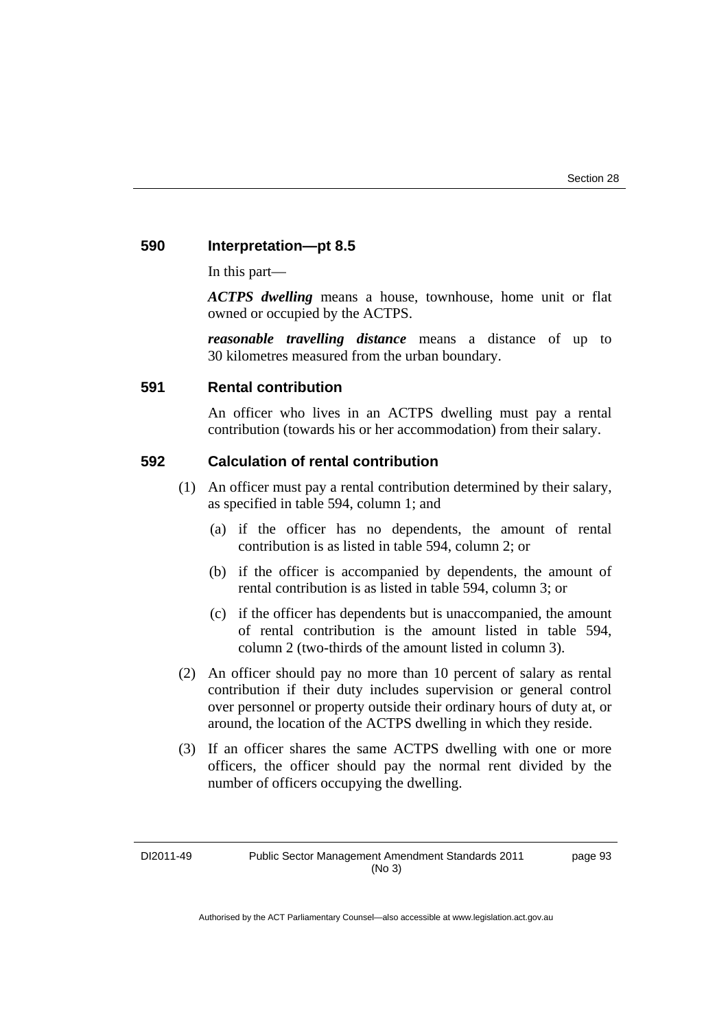### 590 Interpretation—pt 8.5

In this part—

***ACTPS dwelling*** means a house, townhouse, home unit or flat owned or occupied by the ACTPS.

***reasonable travelling distance*** means a distance of up to 30 kilometres measured from the urban boundary.

### 591 Rental contribution

An officer who lives in an ACTPS dwelling must pay a rental contribution (towards his or her accommodation) from their salary.

### 592 Calculation of rental contribution

(1) An officer must pay a rental contribution determined by their salary, as specified in table 594, column 1; and

- (a) if the officer has no dependents, the amount of rental contribution is as listed in table 594, column 2; or
- (b) if the officer is accompanied by dependents, the amount of rental contribution is as listed in table 594, column 3; or
- (c) if the officer has dependents but is unaccompanied, the amount of rental contribution is the amount listed in table 594, column 2 (two-thirds of the amount listed in column 3).

(2) An officer should pay no more than 10 percent of salary as rental contribution if their duty includes supervision or general control over personnel or property outside their ordinary hours of duty at, or around, the location of the ACTPS dwelling in which they reside.

(3) If an officer shares the same ACTPS dwelling with one or more officers, the officer should pay the normal rent divided by the number of officers occupying the dwelling.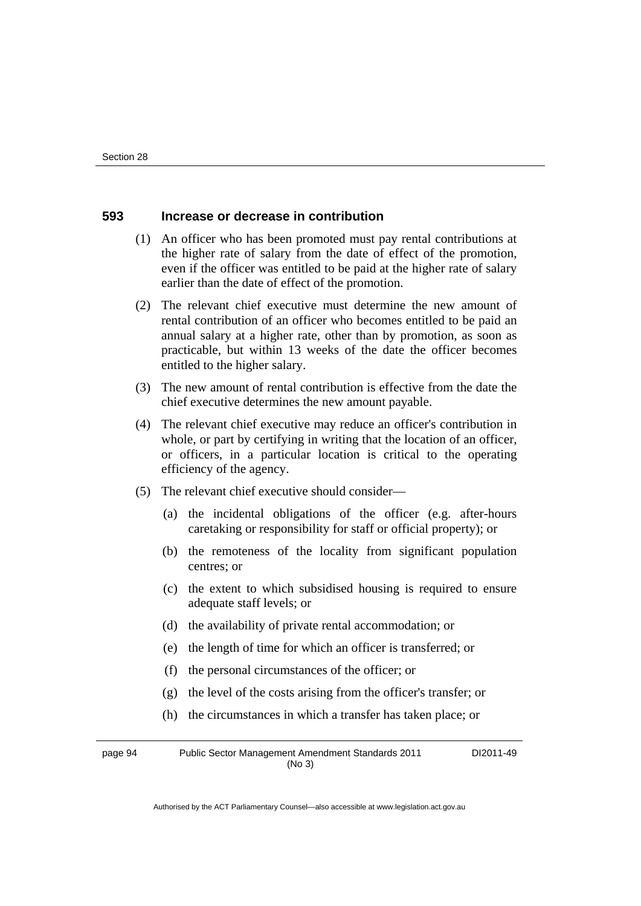### 593 Increase or decrease in contribution

(1) An officer who has been promoted must pay rental contributions at the higher rate of salary from the date of effect of the promotion, even if the officer was entitled to be paid at the higher rate of salary earlier than the date of effect of the promotion.

(2) The relevant chief executive must determine the new amount of rental contribution of an officer who becomes entitled to be paid an annual salary at a higher rate, other than by promotion, as soon as practicable, but within 13 weeks of the date the officer becomes entitled to the higher salary.

(3) The new amount of rental contribution is effective from the date the chief executive determines the new amount payable.

(4) The relevant chief executive may reduce an officer's contribution in whole, or part by certifying in writing that the location of an officer, or officers, in a particular location is critical to the operating efficiency of the agency.

(5) The relevant chief executive should consider—

(a) the incidental obligations of the officer (e.g. after-hours caretaking or responsibility for staff or official property); or

(b) the remoteness of the locality from significant population centres; or

(c) the extent to which subsidised housing is required to ensure adequate staff levels; or

(d) the availability of private rental accommodation; or

(e) the length of time for which an officer is transferred; or

(f) the personal circumstances of the officer; or

(g) the level of the costs arising from the officer's transfer; or

(h) the circumstances in which a transfer has taken place; or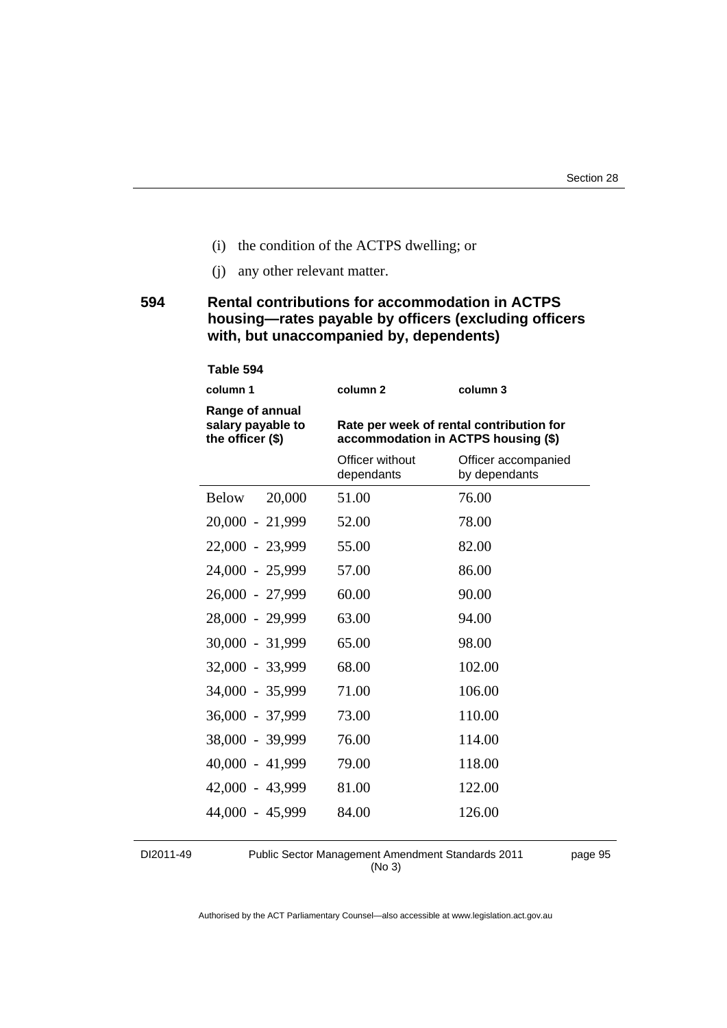(i) the condition of the ACTPS dwelling; or

(j) any other relevant matter.

## 594 Rental contributions for accommodation in ACTPS housing—rates payable by officers (excluding officers with, but unaccompanied by, dependents)

**Table 594**

| column 1 | column 2 | column 3 |
|---|---|---|
| **Range of annual salary payable to the officer ($)** | **Rate per week of rental contribution for accommodation in ACTPS housing ($)** | |
| | Officer without dependants | Officer accompanied by dependants |
| Below 20,000 | 51.00 | 76.00 |
| 20,000 - 21,999 | 52.00 | 78.00 |
| 22,000 - 23,999 | 55.00 | 82.00 |
| 24,000 - 25,999 | 57.00 | 86.00 |
| 26,000 - 27,999 | 60.00 | 90.00 |
| 28,000 - 29,999 | 63.00 | 94.00 |
| 30,000 - 31,999 | 65.00 | 98.00 |
| 32,000 - 33,999 | 68.00 | 102.00 |
| 34,000 - 35,999 | 71.00 | 106.00 |
| 36,000 - 37,999 | 73.00 | 110.00 |
| 38,000 - 39,999 | 76.00 | 114.00 |
| 40,000 - 41,999 | 79.00 | 118.00 |
| 42,000 - 43,999 | 81.00 | 122.00 |
| 44,000 - 45,999 | 84.00 | 126.00 |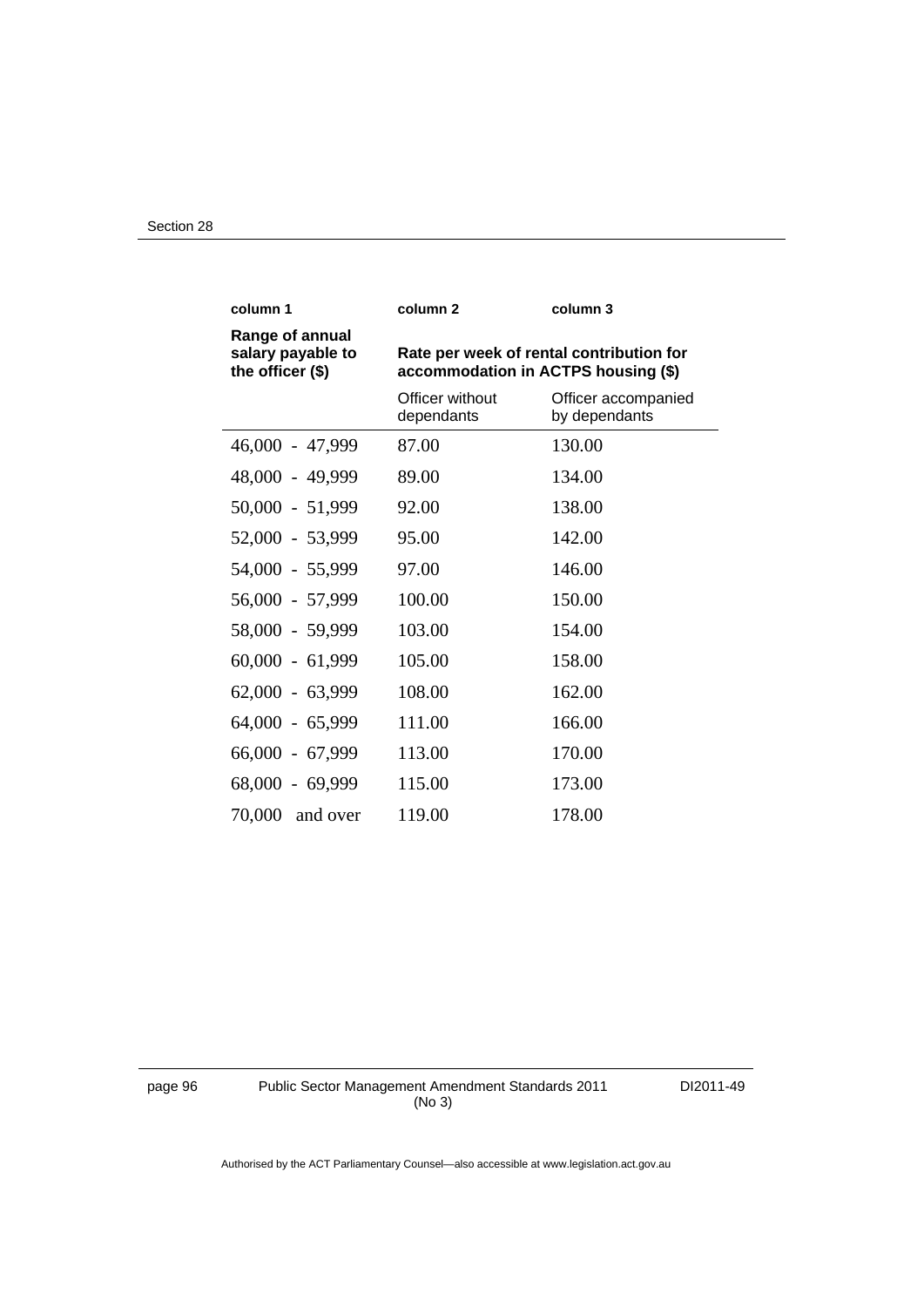| column 1 | column 2 | column 3 |
|---|---|---|
| **Range of annual salary payable to the officer ($)** | **Rate per week of rental contribution for accommodation in ACTPS housing ($)** | |
| | Officer without dependants | Officer accompanied by dependants |
| 46,000 - 47,999 | 87.00 | 130.00 |
| 48,000 - 49,999 | 89.00 | 134.00 |
| 50,000 - 51,999 | 92.00 | 138.00 |
| 52,000 - 53,999 | 95.00 | 142.00 |
| 54,000 - 55,999 | 97.00 | 146.00 |
| 56,000 - 57,999 | 100.00 | 150.00 |
| 58,000 - 59,999 | 103.00 | 154.00 |
| 60,000 - 61,999 | 105.00 | 158.00 |
| 62,000 - 63,999 | 108.00 | 162.00 |
| 64,000 - 65,999 | 111.00 | 166.00 |
| 66,000 - 67,999 | 113.00 | 170.00 |
| 68,000 - 69,999 | 115.00 | 173.00 |
| 70,000 and over | 119.00 | 178.00 |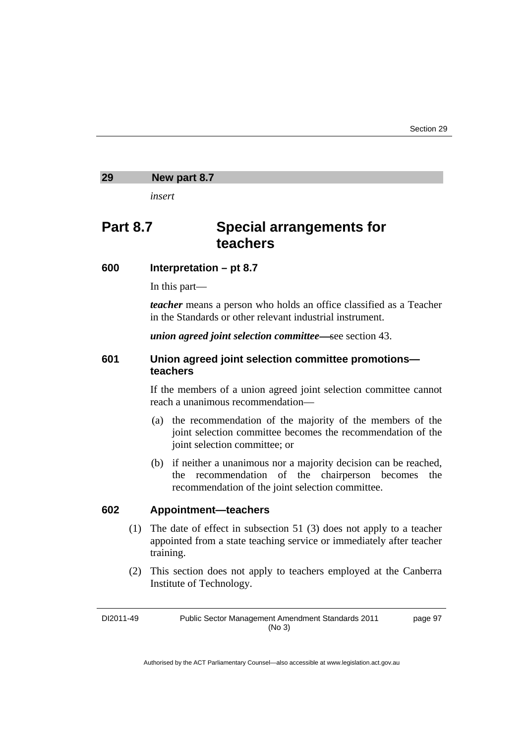## 29 New part 8.7

*insert*

# Part 8.7 Special arrangements for teachers

### 600 Interpretation – pt 8.7

In this part—

***teacher*** means a person who holds an office classified as a Teacher in the Standards or other relevant industrial instrument.

***union agreed joint selection committee***—see section 43.

### 601 Union agreed joint selection committee promotions—teachers

If the members of a union agreed joint selection committee cannot reach a unanimous recommendation—

(a) the recommendation of the majority of the members of the joint selection committee becomes the recommendation of the joint selection committee; or

(b) if neither a unanimous nor a majority decision can be reached, the recommendation of the chairperson becomes the recommendation of the joint selection committee.

### 602 Appointment—teachers

(1) The date of effect in subsection 51 (3) does not apply to a teacher appointed from a state teaching service or immediately after teacher training.

(2) This section does not apply to teachers employed at the Canberra Institute of Technology.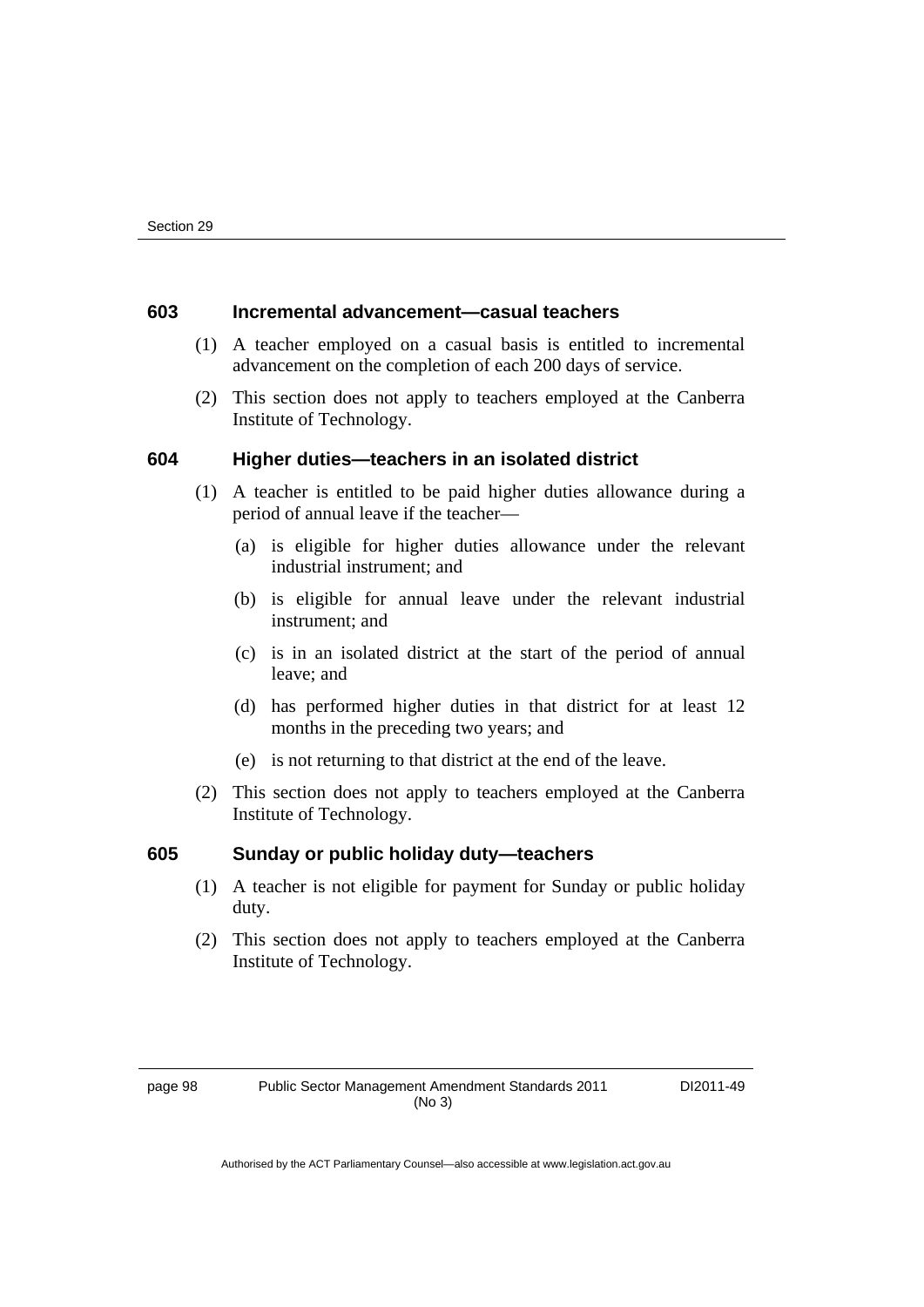### 603 Incremental advancement—casual teachers

(1) A teacher employed on a casual basis is entitled to incremental advancement on the completion of each 200 days of service.

(2) This section does not apply to teachers employed at the Canberra Institute of Technology.

### 604 Higher duties—teachers in an isolated district

(1) A teacher is entitled to be paid higher duties allowance during a period of annual leave if the teacher—

(a) is eligible for higher duties allowance under the relevant industrial instrument; and

(b) is eligible for annual leave under the relevant industrial instrument; and

(c) is in an isolated district at the start of the period of annual leave; and

(d) has performed higher duties in that district for at least 12 months in the preceding two years; and

(e) is not returning to that district at the end of the leave.

(2) This section does not apply to teachers employed at the Canberra Institute of Technology.

### 605 Sunday or public holiday duty—teachers

(1) A teacher is not eligible for payment for Sunday or public holiday duty.

(2) This section does not apply to teachers employed at the Canberra Institute of Technology.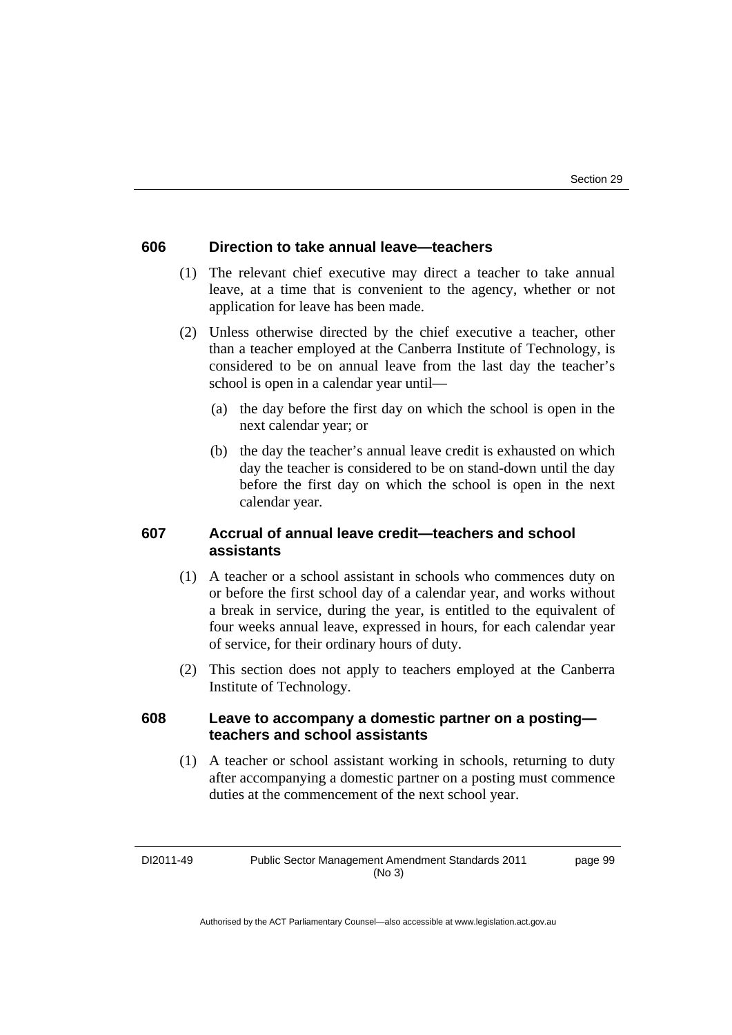### 606 Direction to take annual leave—teachers

(1) The relevant chief executive may direct a teacher to take annual leave, at a time that is convenient to the agency, whether or not application for leave has been made.

(2) Unless otherwise directed by the chief executive a teacher, other than a teacher employed at the Canberra Institute of Technology, is considered to be on annual leave from the last day the teacher's school is open in a calendar year until—

(a) the day before the first day on which the school is open in the next calendar year; or

(b) the day the teacher's annual leave credit is exhausted on which day the teacher is considered to be on stand-down until the day before the first day on which the school is open in the next calendar year.

### 607 Accrual of annual leave credit—teachers and school assistants

(1) A teacher or a school assistant in schools who commences duty on or before the first school day of a calendar year, and works without a break in service, during the year, is entitled to the equivalent of four weeks annual leave, expressed in hours, for each calendar year of service, for their ordinary hours of duty.

(2) This section does not apply to teachers employed at the Canberra Institute of Technology.

### 608 Leave to accompany a domestic partner on a posting—teachers and school assistants

(1) A teacher or school assistant working in schools, returning to duty after accompanying a domestic partner on a posting must commence duties at the commencement of the next school year.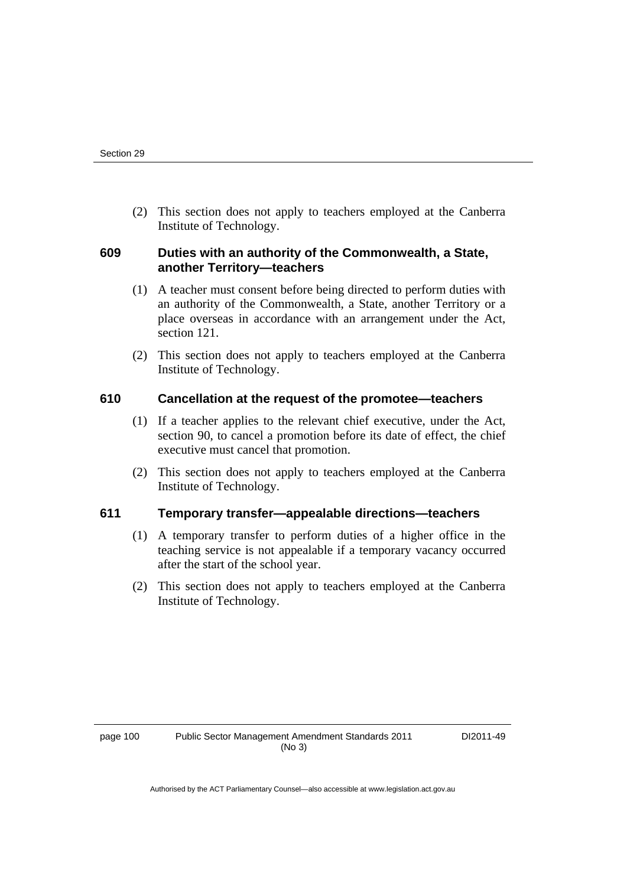(2) This section does not apply to teachers employed at the Canberra Institute of Technology.

### 609 Duties with an authority of the Commonwealth, a State, another Territory—teachers

(1) A teacher must consent before being directed to perform duties with an authority of the Commonwealth, a State, another Territory or a place overseas in accordance with an arrangement under the Act, section 121.

(2) This section does not apply to teachers employed at the Canberra Institute of Technology.

### 610 Cancellation at the request of the promotee—teachers

(1) If a teacher applies to the relevant chief executive, under the Act, section 90, to cancel a promotion before its date of effect, the chief executive must cancel that promotion.

(2) This section does not apply to teachers employed at the Canberra Institute of Technology.

### 611 Temporary transfer—appealable directions—teachers

(1) A temporary transfer to perform duties of a higher office in the teaching service is not appealable if a temporary vacancy occurred after the start of the school year.

(2) This section does not apply to teachers employed at the Canberra Institute of Technology.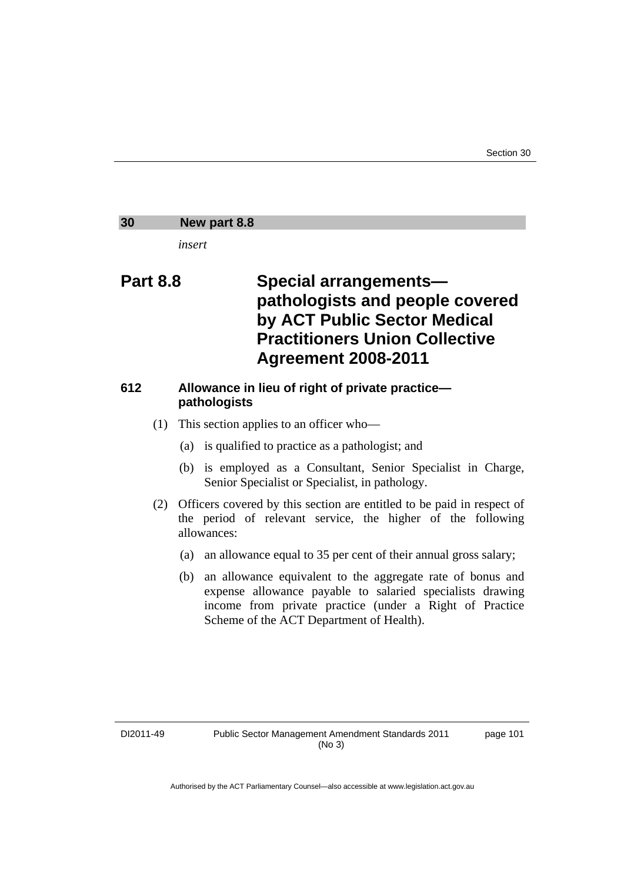## 30 New part 8.8

*insert*

# Part 8.8 Special arrangements—pathologists and people covered by ACT Public Sector Medical Practitioners Union Collective Agreement 2008-2011

### 612 Allowance in lieu of right of private practice—pathologists

(1) This section applies to an officer who—

(a) is qualified to practice as a pathologist; and

(b) is employed as a Consultant, Senior Specialist in Charge, Senior Specialist or Specialist, in pathology.

(2) Officers covered by this section are entitled to be paid in respect of the period of relevant service, the higher of the following allowances:

(a) an allowance equal to 35 per cent of their annual gross salary;

(b) an allowance equivalent to the aggregate rate of bonus and expense allowance payable to salaried specialists drawing income from private practice (under a Right of Practice Scheme of the ACT Department of Health).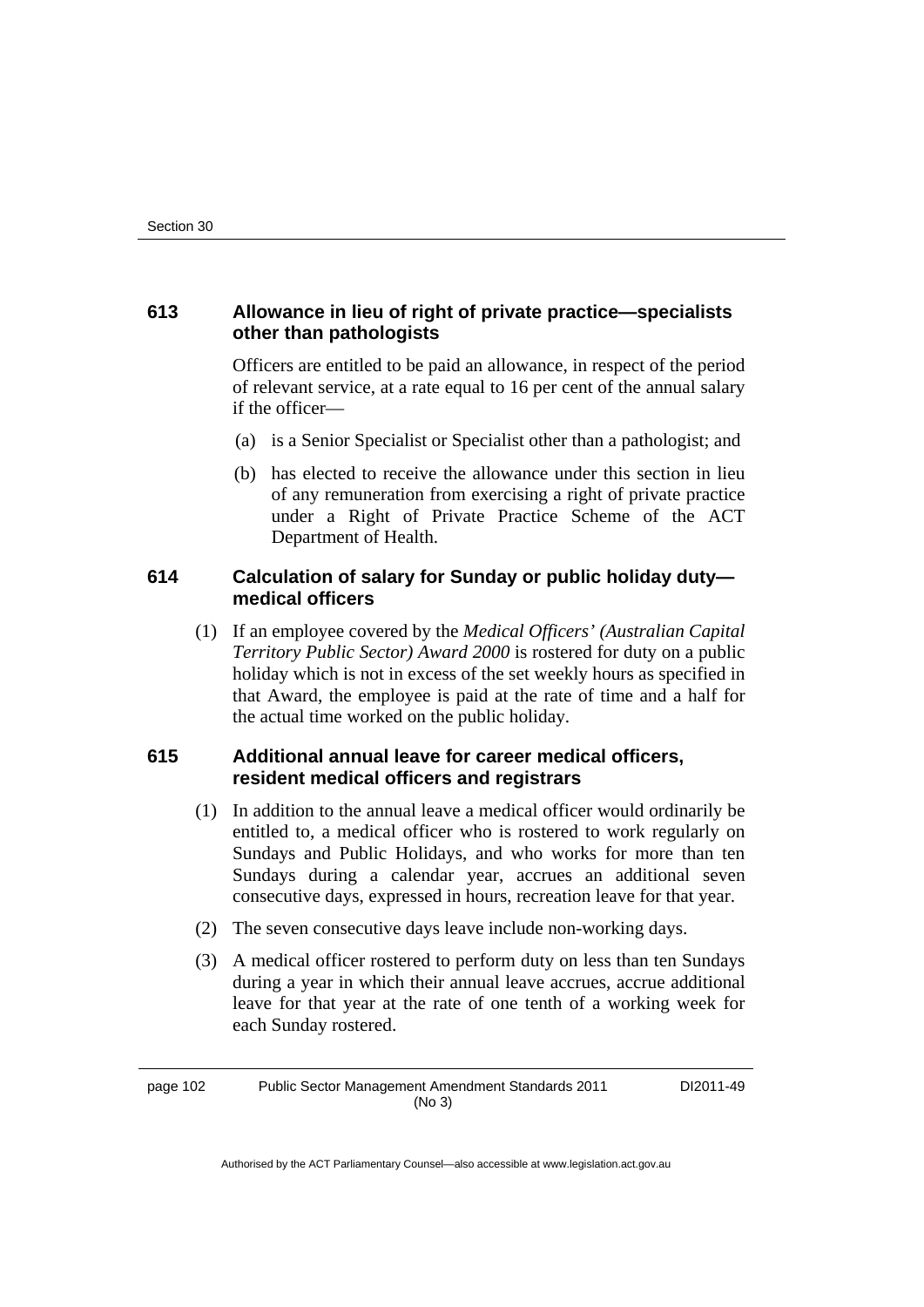### 613 Allowance in lieu of right of private practice—specialists other than pathologists

Officers are entitled to be paid an allowance, in respect of the period of relevant service, at a rate equal to 16 per cent of the annual salary if the officer—

(a) is a Senior Specialist or Specialist other than a pathologist; and

(b) has elected to receive the allowance under this section in lieu of any remuneration from exercising a right of private practice under a Right of Private Practice Scheme of the ACT Department of Health.

### 614 Calculation of salary for Sunday or public holiday duty—medical officers

(1) If an employee covered by the *Medical Officers' (Australian Capital Territory Public Sector) Award 2000* is rostered for duty on a public holiday which is not in excess of the set weekly hours as specified in that Award, the employee is paid at the rate of time and a half for the actual time worked on the public holiday.

### 615 Additional annual leave for career medical officers, resident medical officers and registrars

(1) In addition to the annual leave a medical officer would ordinarily be entitled to, a medical officer who is rostered to work regularly on Sundays and Public Holidays, and who works for more than ten Sundays during a calendar year, accrues an additional seven consecutive days, expressed in hours, recreation leave for that year.

(2) The seven consecutive days leave include non-working days.

(3) A medical officer rostered to perform duty on less than ten Sundays during a year in which their annual leave accrues, accrue additional leave for that year at the rate of one tenth of a working week for each Sunday rostered.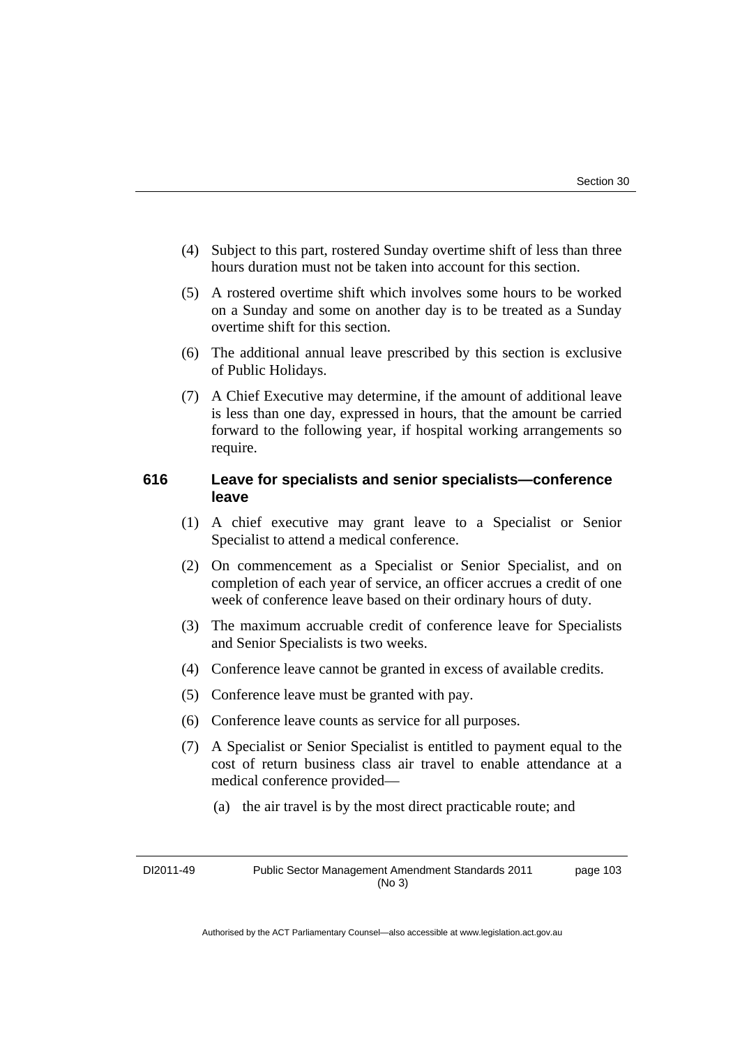(4) Subject to this part, rostered Sunday overtime shift of less than three hours duration must not be taken into account for this section.

(5) A rostered overtime shift which involves some hours to be worked on a Sunday and some on another day is to be treated as a Sunday overtime shift for this section.

(6) The additional annual leave prescribed by this section is exclusive of Public Holidays.

(7) A Chief Executive may determine, if the amount of additional leave is less than one day, expressed in hours, that the amount be carried forward to the following year, if hospital working arrangements so require.

### 616 Leave for specialists and senior specialists—conference leave

(1) A chief executive may grant leave to a Specialist or Senior Specialist to attend a medical conference.

(2) On commencement as a Specialist or Senior Specialist, and on completion of each year of service, an officer accrues a credit of one week of conference leave based on their ordinary hours of duty.

(3) The maximum accruable credit of conference leave for Specialists and Senior Specialists is two weeks.

(4) Conference leave cannot be granted in excess of available credits.

(5) Conference leave must be granted with pay.

(6) Conference leave counts as service for all purposes.

(7) A Specialist or Senior Specialist is entitled to payment equal to the cost of return business class air travel to enable attendance at a medical conference provided—

(a) the air travel is by the most direct practicable route; and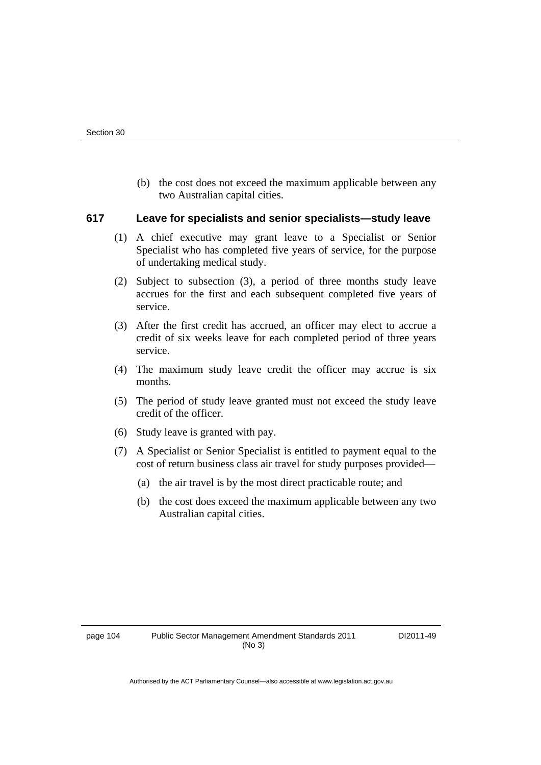(b) the cost does not exceed the maximum applicable between any two Australian capital cities.

### 617 Leave for specialists and senior specialists—study leave

(1) A chief executive may grant leave to a Specialist or Senior Specialist who has completed five years of service, for the purpose of undertaking medical study.

(2) Subject to subsection (3), a period of three months study leave accrues for the first and each subsequent completed five years of service.

(3) After the first credit has accrued, an officer may elect to accrue a credit of six weeks leave for each completed period of three years service.

(4) The maximum study leave credit the officer may accrue is six months.

(5) The period of study leave granted must not exceed the study leave credit of the officer.

(6) Study leave is granted with pay.

(7) A Specialist or Senior Specialist is entitled to payment equal to the cost of return business class air travel for study purposes provided—

(a) the air travel is by the most direct practicable route; and

(b) the cost does exceed the maximum applicable between any two Australian capital cities.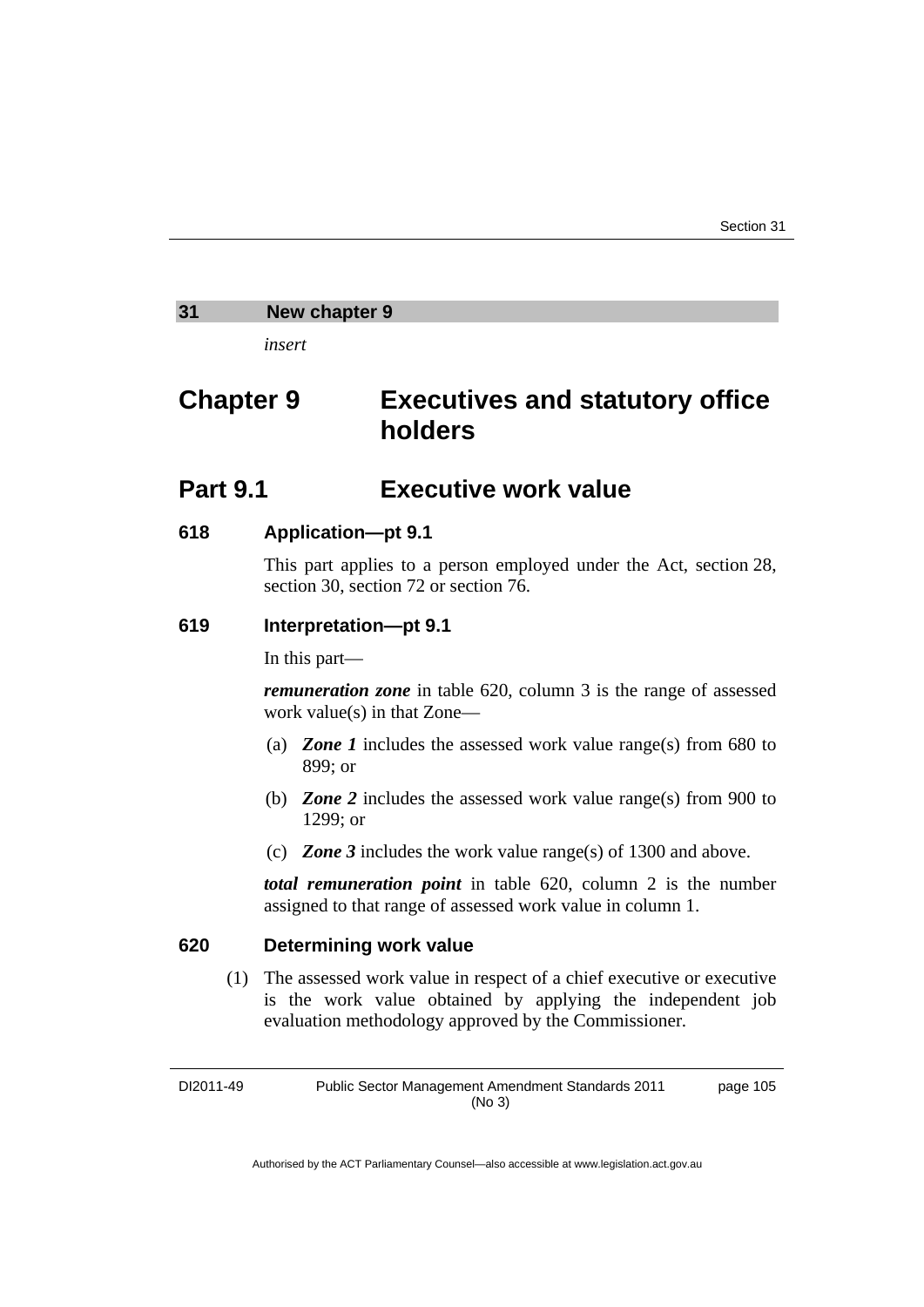## 31 New chapter 9

*insert*

# Chapter 9 Executives and statutory office holders

## Part 9.1 Executive work value

### 618 Application—pt 9.1

This part applies to a person employed under the Act, section 28, section 30, section 72 or section 76.

### 619 Interpretation—pt 9.1

In this part—

***remuneration zone*** in table 620, column 3 is the range of assessed work value(s) in that Zone—

(a) ***Zone 1*** includes the assessed work value range(s) from 680 to 899; or

(b) ***Zone 2*** includes the assessed work value range(s) from 900 to 1299; or

(c) ***Zone 3*** includes the work value range(s) of 1300 and above.

***total remuneration point*** in table 620, column 2 is the number assigned to that range of assessed work value in column 1.

### 620 Determining work value

(1) The assessed work value in respect of a chief executive or executive is the work value obtained by applying the independent job evaluation methodology approved by the Commissioner.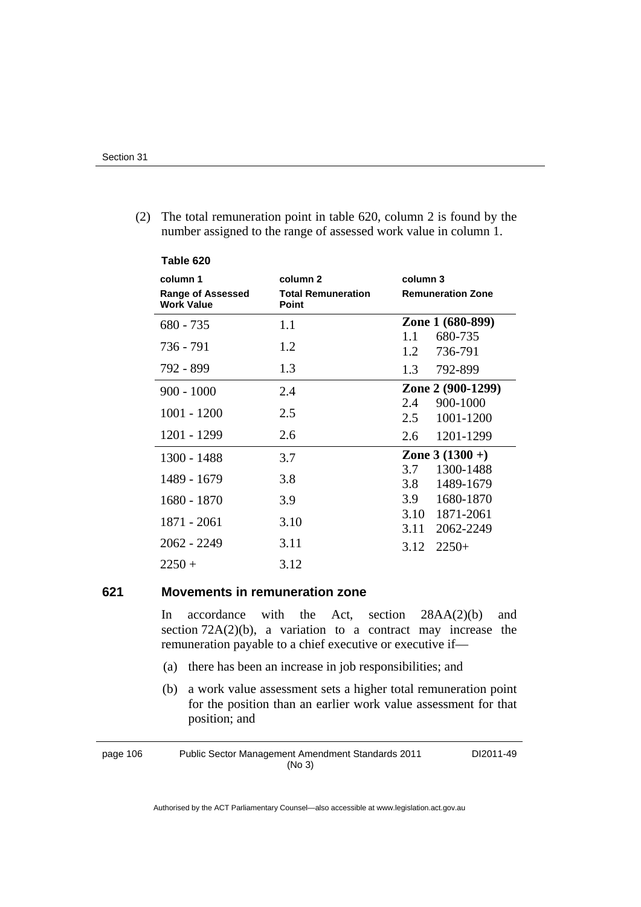(2) The total remuneration point in table 620, column 2 is found by the number assigned to the range of assessed work value in column 1.

**Table 620**

| column 1<br>**Range of Assessed Work Value** | column 2<br>**Total Remuneration Point** | column 3<br>**Remuneration Zone** |
|---|---|---|
| 680 - 735 | 1.1 | **Zone 1 (680-899)**<br>1.1 680-735 |
| 736 - 791 | 1.2 | 1.2 736-791 |
| 792 - 899 | 1.3 | 1.3 792-899 |
| 900 - 1000 | 2.4 | **Zone 2 (900-1299)**<br>2.4 900-1000 |
| 1001 - 1200 | 2.5 | 2.5 1001-1200 |
| 1201 - 1299 | 2.6 | 2.6 1201-1299 |
| 1300 - 1488 | 3.7 | **Zone 3 (1300 +)**<br>3.7 1300-1488 |
| 1489 - 1679 | 3.8 | 3.8 1489-1679 |
| 1680 - 1870 | 3.9 | 3.9 1680-1870 |
| 1871 - 2061 | 3.10 | 3.10 1871-2061 |
| 2062 - 2249 | 3.11 | 3.11 2062-2249 |
| 2250 + | 3.12 | 3.12 2250+ |

### 621 Movements in remuneration zone

In accordance with the Act, section 28AA(2)(b) and section 72A(2)(b), a variation to a contract may increase the remuneration payable to a chief executive or executive if—

(a) there has been an increase in job responsibilities; and

(b) a work value assessment sets a higher total remuneration point for the position than an earlier work value assessment for that position; and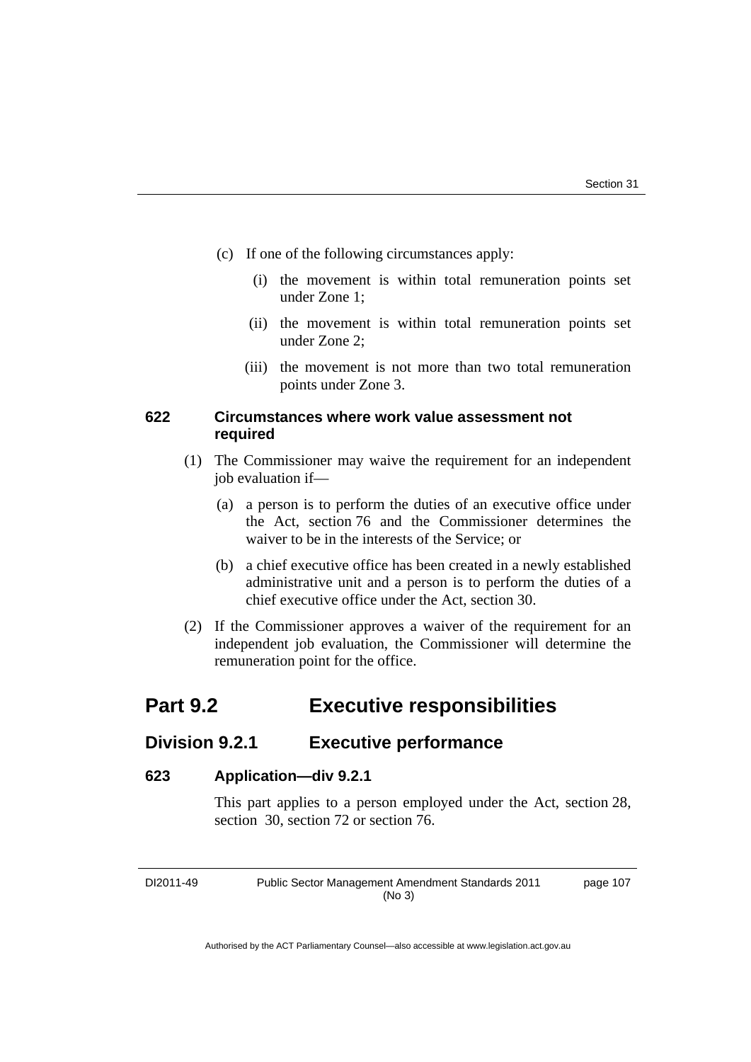(c) If one of the following circumstances apply:

(i) the movement is within total remuneration points set under Zone 1;

(ii) the movement is within total remuneration points set under Zone 2;

(iii) the movement is not more than two total remuneration points under Zone 3.

**622 Circumstances where work value assessment not required**

(1) The Commissioner may waive the requirement for an independent job evaluation if—

(a) a person is to perform the duties of an executive office under the Act, section 76 and the Commissioner determines the waiver to be in the interests of the Service; or

(b) a chief executive office has been created in a newly established administrative unit and a person is to perform the duties of a chief executive office under the Act, section 30.

(2) If the Commissioner approves a waiver of the requirement for an independent job evaluation, the Commissioner will determine the remuneration point for the office.

# Part 9.2 Executive responsibilities

## Division 9.2.1 Executive performance

**623 Application—div 9.2.1**

This part applies to a person employed under the Act, section 28, section 30, section 72 or section 76.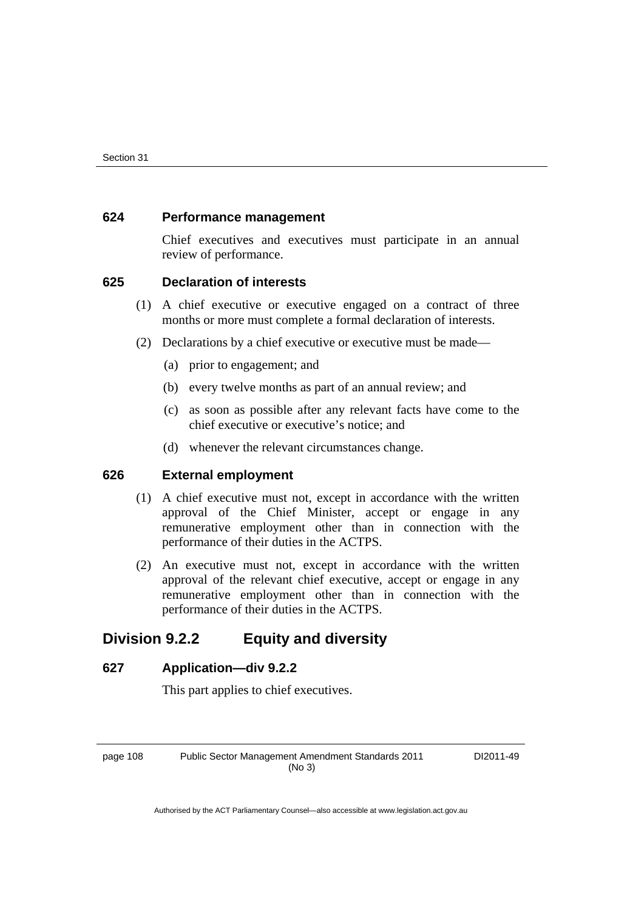### 624 Performance management

Chief executives and executives must participate in an annual review of performance.

### 625 Declaration of interests

(1) A chief executive or executive engaged on a contract of three months or more must complete a formal declaration of interests.

(2) Declarations by a chief executive or executive must be made—

(a) prior to engagement; and

(b) every twelve months as part of an annual review; and

(c) as soon as possible after any relevant facts have come to the chief executive or executive's notice; and

(d) whenever the relevant circumstances change.

### 626 External employment

(1) A chief executive must not, except in accordance with the written approval of the Chief Minister, accept or engage in any remunerative employment other than in connection with the performance of their duties in the ACTPS.

(2) An executive must not, except in accordance with the written approval of the relevant chief executive, accept or engage in any remunerative employment other than in connection with the performance of their duties in the ACTPS.

## Division 9.2.2 Equity and diversity

### 627 Application—div 9.2.2

This part applies to chief executives.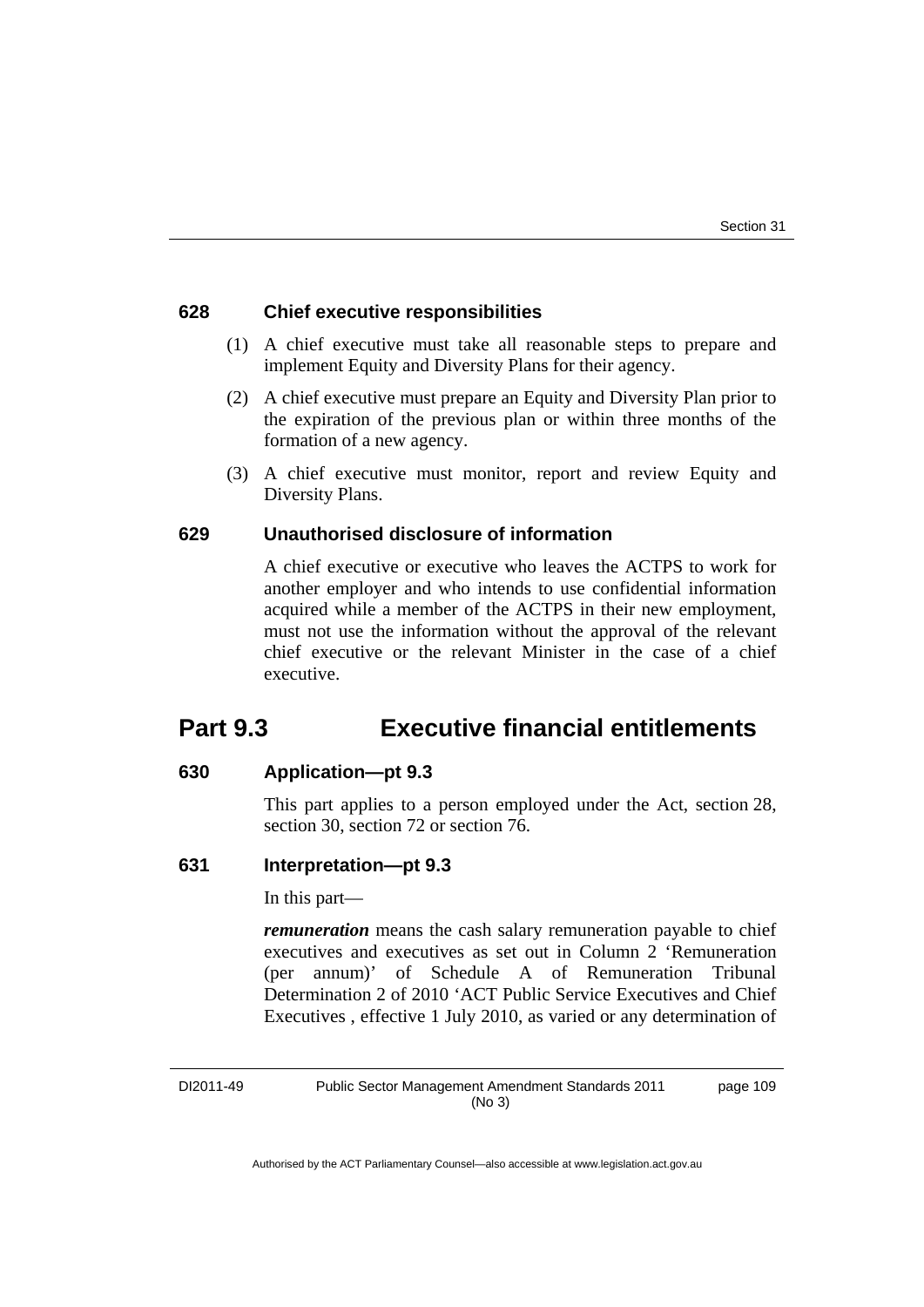### 628 Chief executive responsibilities

(1) A chief executive must take all reasonable steps to prepare and implement Equity and Diversity Plans for their agency.

(2) A chief executive must prepare an Equity and Diversity Plan prior to the expiration of the previous plan or within three months of the formation of a new agency.

(3) A chief executive must monitor, report and review Equity and Diversity Plans.

### 629 Unauthorised disclosure of information

A chief executive or executive who leaves the ACTPS to work for another employer and who intends to use confidential information acquired while a member of the ACTPS in their new employment, must not use the information without the approval of the relevant chief executive or the relevant Minister in the case of a chief executive.

## Part 9.3 Executive financial entitlements

### 630 Application—pt 9.3

This part applies to a person employed under the Act, section 28, section 30, section 72 or section 76.

### 631 Interpretation—pt 9.3

In this part—

***remuneration*** means the cash salary remuneration payable to chief executives and executives as set out in Column 2 'Remuneration (per annum)' of Schedule A of Remuneration Tribunal Determination 2 of 2010 'ACT Public Service Executives and Chief Executives , effective 1 July 2010, as varied or any determination of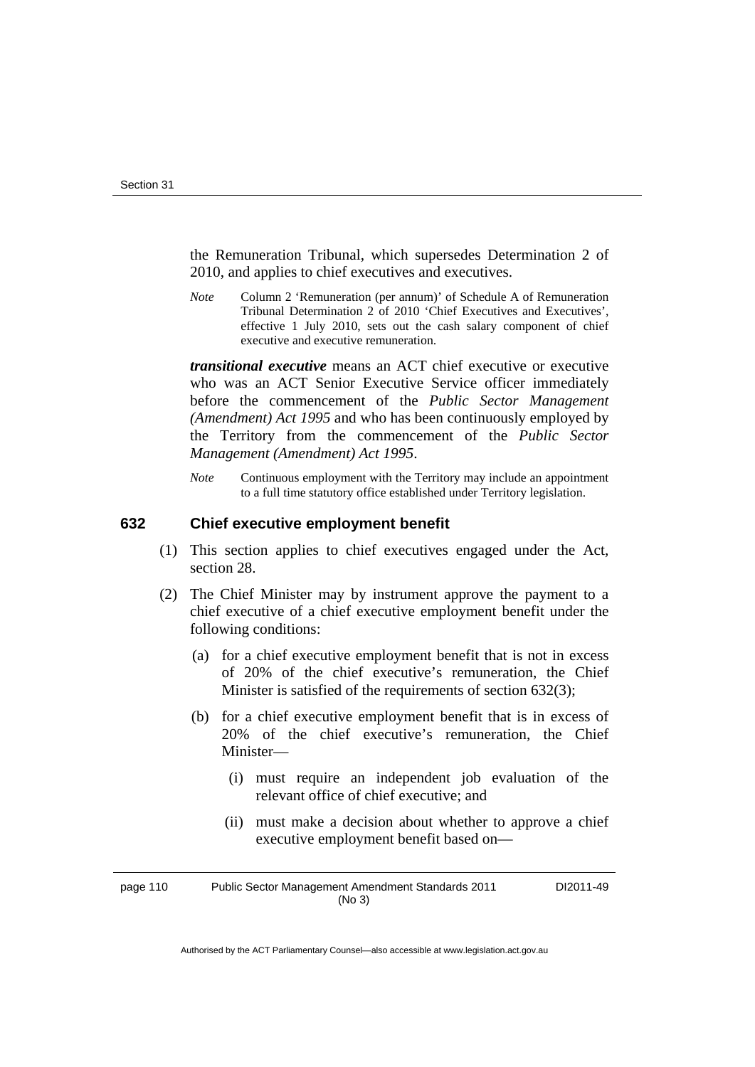the Remuneration Tribunal, which supersedes Determination 2 of 2010, and applies to chief executives and executives.

*Note* Column 2 'Remuneration (per annum)' of Schedule A of Remuneration Tribunal Determination 2 of 2010 'Chief Executives and Executives', effective 1 July 2010, sets out the cash salary component of chief executive and executive remuneration.

***transitional executive*** means an ACT chief executive or executive who was an ACT Senior Executive Service officer immediately before the commencement of the *Public Sector Management (Amendment) Act 1995* and who has been continuously employed by the Territory from the commencement of the *Public Sector Management (Amendment) Act 1995*.

*Note* Continuous employment with the Territory may include an appointment to a full time statutory office established under Territory legislation.

### 632 Chief executive employment benefit

(1) This section applies to chief executives engaged under the Act, section 28.

(2) The Chief Minister may by instrument approve the payment to a chief executive of a chief executive employment benefit under the following conditions:

(a) for a chief executive employment benefit that is not in excess of 20% of the chief executive's remuneration, the Chief Minister is satisfied of the requirements of section 632(3);

(b) for a chief executive employment benefit that is in excess of 20% of the chief executive's remuneration, the Chief Minister—

(i) must require an independent job evaluation of the relevant office of chief executive; and

(ii) must make a decision about whether to approve a chief executive employment benefit based on—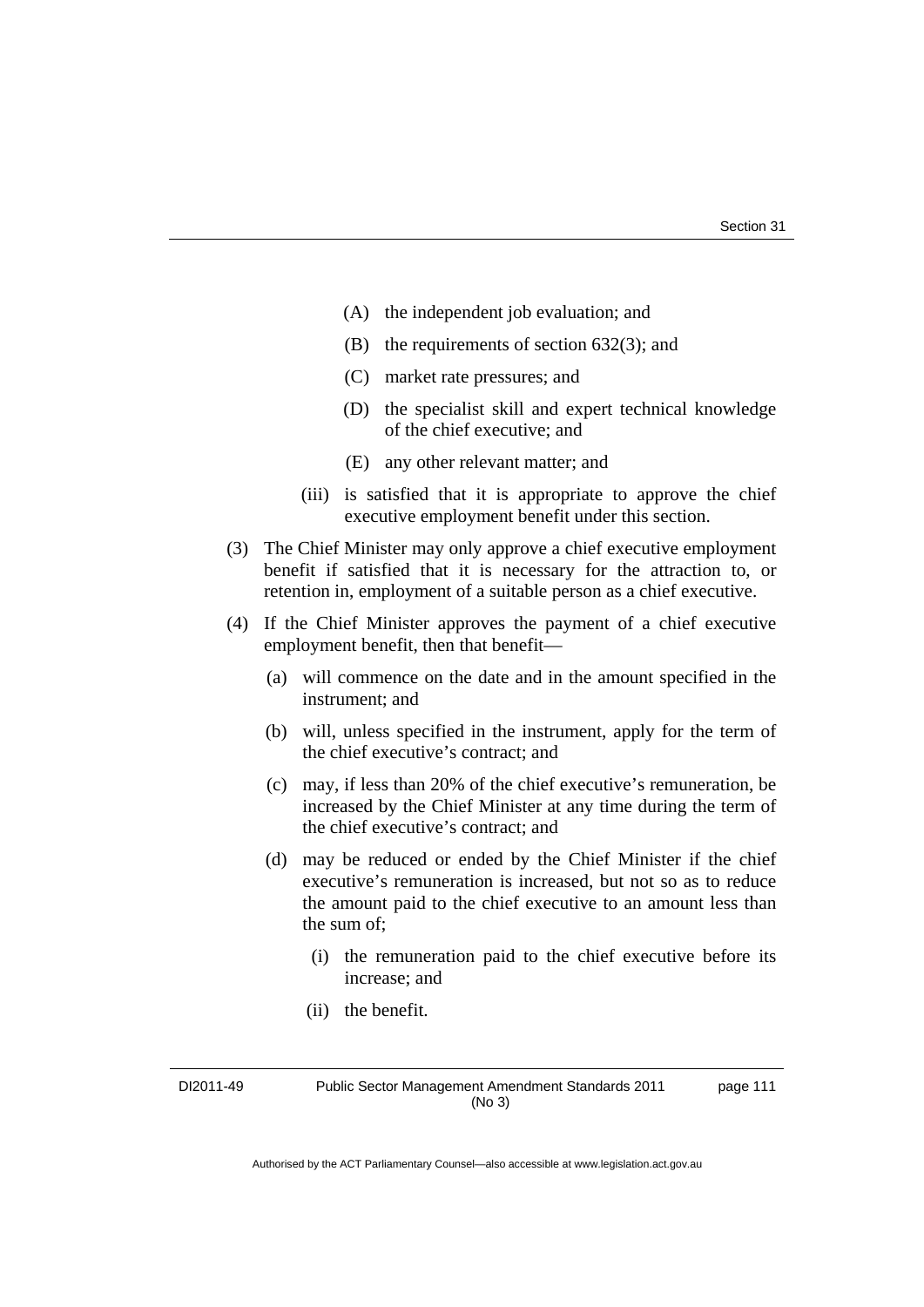(A) the independent job evaluation; and

(B) the requirements of section 632(3); and

(C) market rate pressures; and

(D) the specialist skill and expert technical knowledge of the chief executive; and

(E) any other relevant matter; and

(iii) is satisfied that it is appropriate to approve the chief executive employment benefit under this section.

(3) The Chief Minister may only approve a chief executive employment benefit if satisfied that it is necessary for the attraction to, or retention in, employment of a suitable person as a chief executive.

(4) If the Chief Minister approves the payment of a chief executive employment benefit, then that benefit—

(a) will commence on the date and in the amount specified in the instrument; and

(b) will, unless specified in the instrument, apply for the term of the chief executive's contract; and

(c) may, if less than 20% of the chief executive's remuneration, be increased by the Chief Minister at any time during the term of the chief executive's contract; and

(d) may be reduced or ended by the Chief Minister if the chief executive's remuneration is increased, but not so as to reduce the amount paid to the chief executive to an amount less than the sum of;

(i) the remuneration paid to the chief executive before its increase; and

(ii) the benefit.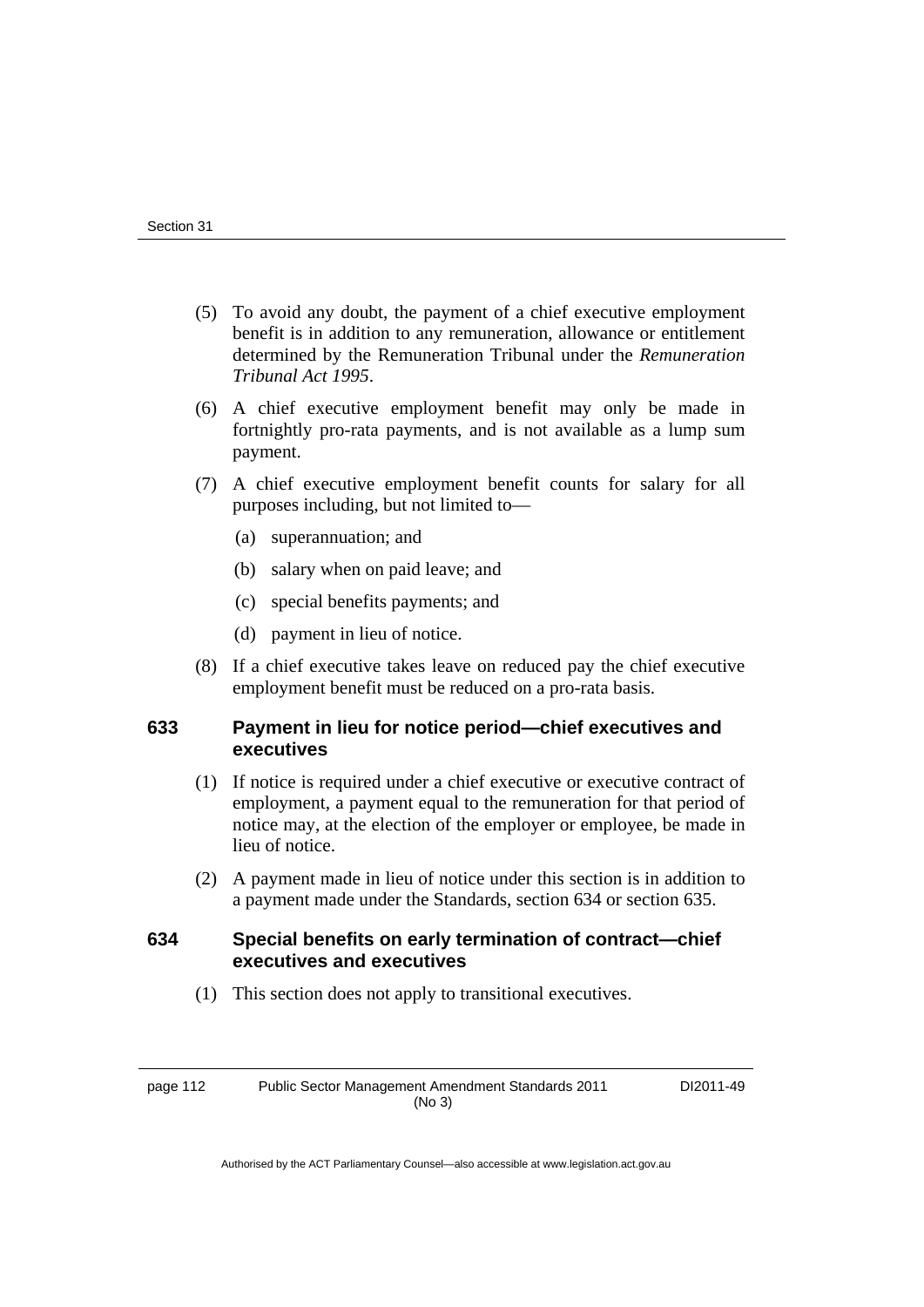(5) To avoid any doubt, the payment of a chief executive employment benefit is in addition to any remuneration, allowance or entitlement determined by the Remuneration Tribunal under the *Remuneration Tribunal Act 1995*.

(6) A chief executive employment benefit may only be made in fortnightly pro-rata payments, and is not available as a lump sum payment.

(7) A chief executive employment benefit counts for salary for all purposes including, but not limited to—

(a) superannuation; and

(b) salary when on paid leave; and

(c) special benefits payments; and

(d) payment in lieu of notice.

(8) If a chief executive takes leave on reduced pay the chief executive employment benefit must be reduced on a pro-rata basis.

### 633 Payment in lieu for notice period—chief executives and executives

(1) If notice is required under a chief executive or executive contract of employment, a payment equal to the remuneration for that period of notice may, at the election of the employer or employee, be made in lieu of notice.

(2) A payment made in lieu of notice under this section is in addition to a payment made under the Standards, section 634 or section 635.

### 634 Special benefits on early termination of contract—chief executives and executives

(1) This section does not apply to transitional executives.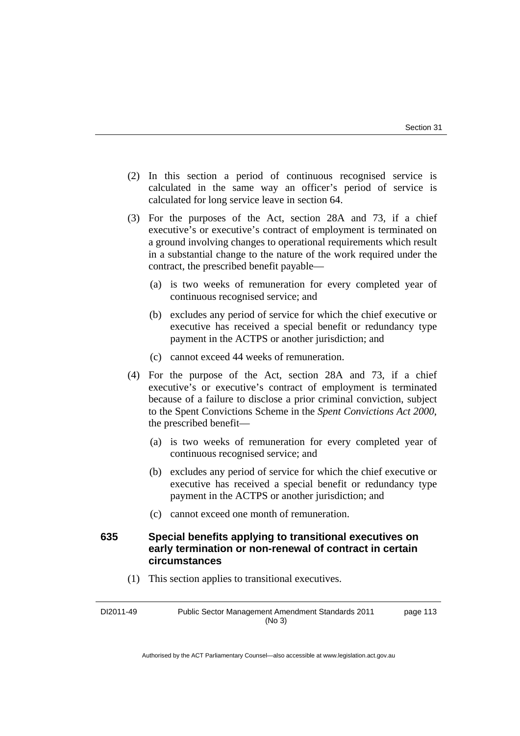(2) In this section a period of continuous recognised service is calculated in the same way an officer's period of service is calculated for long service leave in section 64.

(3) For the purposes of the Act, section 28A and 73, if a chief executive's or executive's contract of employment is terminated on a ground involving changes to operational requirements which result in a substantial change to the nature of the work required under the contract, the prescribed benefit payable—

(a) is two weeks of remuneration for every completed year of continuous recognised service; and

(b) excludes any period of service for which the chief executive or executive has received a special benefit or redundancy type payment in the ACTPS or another jurisdiction; and

(c) cannot exceed 44 weeks of remuneration.

(4) For the purpose of the Act, section 28A and 73, if a chief executive's or executive's contract of employment is terminated because of a failure to disclose a prior criminal conviction, subject to the Spent Convictions Scheme in the *Spent Convictions Act 2000*, the prescribed benefit—

(a) is two weeks of remuneration for every completed year of continuous recognised service; and

(b) excludes any period of service for which the chief executive or executive has received a special benefit or redundancy type payment in the ACTPS or another jurisdiction; and

(c) cannot exceed one month of remuneration.

### 635 Special benefits applying to transitional executives on early termination or non-renewal of contract in certain circumstances

(1) This section applies to transitional executives.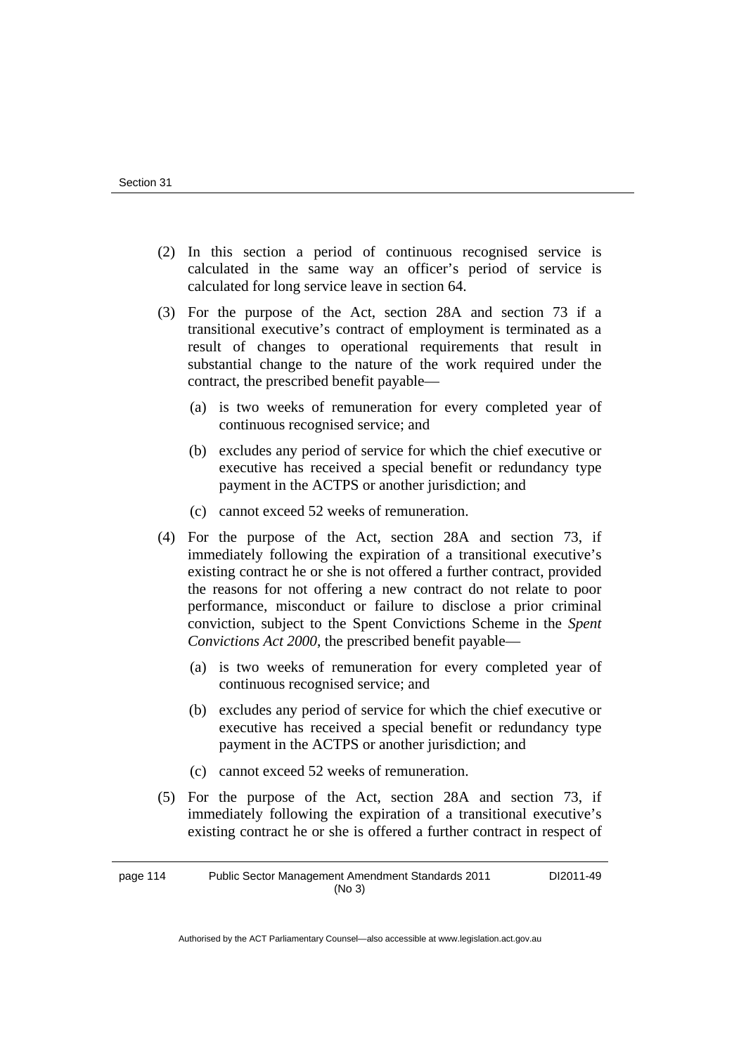(2) In this section a period of continuous recognised service is calculated in the same way an officer's period of service is calculated for long service leave in section 64.

(3) For the purpose of the Act, section 28A and section 73 if a transitional executive's contract of employment is terminated as a result of changes to operational requirements that result in substantial change to the nature of the work required under the contract, the prescribed benefit payable—

(a) is two weeks of remuneration for every completed year of continuous recognised service; and

(b) excludes any period of service for which the chief executive or executive has received a special benefit or redundancy type payment in the ACTPS or another jurisdiction; and

(c) cannot exceed 52 weeks of remuneration.

(4) For the purpose of the Act, section 28A and section 73, if immediately following the expiration of a transitional executive's existing contract he or she is not offered a further contract, provided the reasons for not offering a new contract do not relate to poor performance, misconduct or failure to disclose a prior criminal conviction, subject to the Spent Convictions Scheme in the *Spent Convictions Act 2000*, the prescribed benefit payable—

(a) is two weeks of remuneration for every completed year of continuous recognised service; and

(b) excludes any period of service for which the chief executive or executive has received a special benefit or redundancy type payment in the ACTPS or another jurisdiction; and

(c) cannot exceed 52 weeks of remuneration.

(5) For the purpose of the Act, section 28A and section 73, if immediately following the expiration of a transitional executive's existing contract he or she is offered a further contract in respect of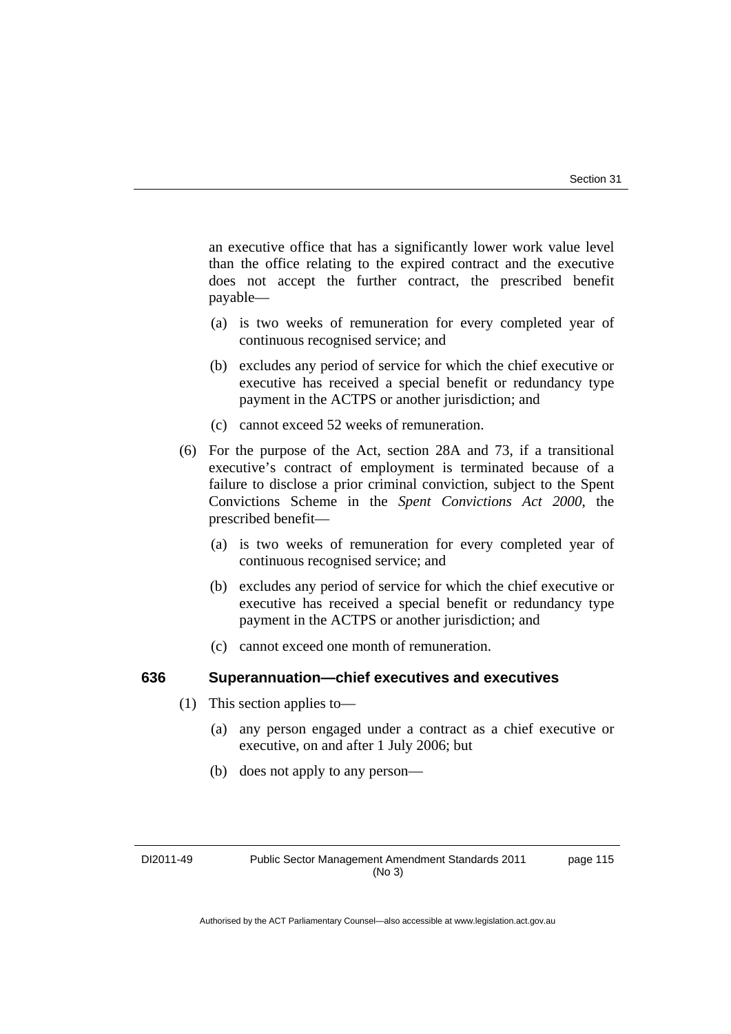an executive office that has a significantly lower work value level than the office relating to the expired contract and the executive does not accept the further contract, the prescribed benefit payable—

(a) is two weeks of remuneration for every completed year of continuous recognised service; and

(b) excludes any period of service for which the chief executive or executive has received a special benefit or redundancy type payment in the ACTPS or another jurisdiction; and

(c) cannot exceed 52 weeks of remuneration.

(6) For the purpose of the Act, section 28A and 73, if a transitional executive's contract of employment is terminated because of a failure to disclose a prior criminal conviction, subject to the Spent Convictions Scheme in the *Spent Convictions Act 2000*, the prescribed benefit—

(a) is two weeks of remuneration for every completed year of continuous recognised service; and

(b) excludes any period of service for which the chief executive or executive has received a special benefit or redundancy type payment in the ACTPS or another jurisdiction; and

(c) cannot exceed one month of remuneration.

### 636 Superannuation—chief executives and executives

(1) This section applies to—

(a) any person engaged under a contract as a chief executive or executive, on and after 1 July 2006; but

(b) does not apply to any person—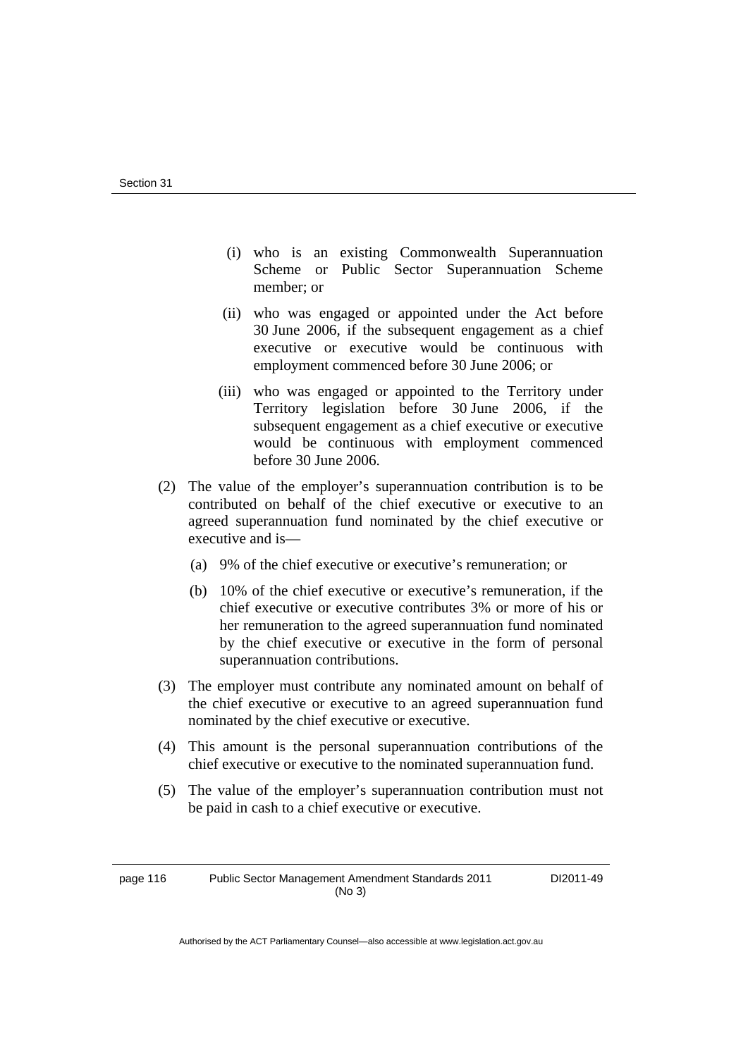(i) who is an existing Commonwealth Superannuation Scheme or Public Sector Superannuation Scheme member; or

(ii) who was engaged or appointed under the Act before 30 June 2006, if the subsequent engagement as a chief executive or executive would be continuous with employment commenced before 30 June 2006; or

(iii) who was engaged or appointed to the Territory under Territory legislation before 30 June 2006, if the subsequent engagement as a chief executive or executive would be continuous with employment commenced before 30 June 2006.

(2) The value of the employer's superannuation contribution is to be contributed on behalf of the chief executive or executive to an agreed superannuation fund nominated by the chief executive or executive and is—

(a) 9% of the chief executive or executive's remuneration; or

(b) 10% of the chief executive or executive's remuneration, if the chief executive or executive contributes 3% or more of his or her remuneration to the agreed superannuation fund nominated by the chief executive or executive in the form of personal superannuation contributions.

(3) The employer must contribute any nominated amount on behalf of the chief executive or executive to an agreed superannuation fund nominated by the chief executive or executive.

(4) This amount is the personal superannuation contributions of the chief executive or executive to the nominated superannuation fund.

(5) The value of the employer's superannuation contribution must not be paid in cash to a chief executive or executive.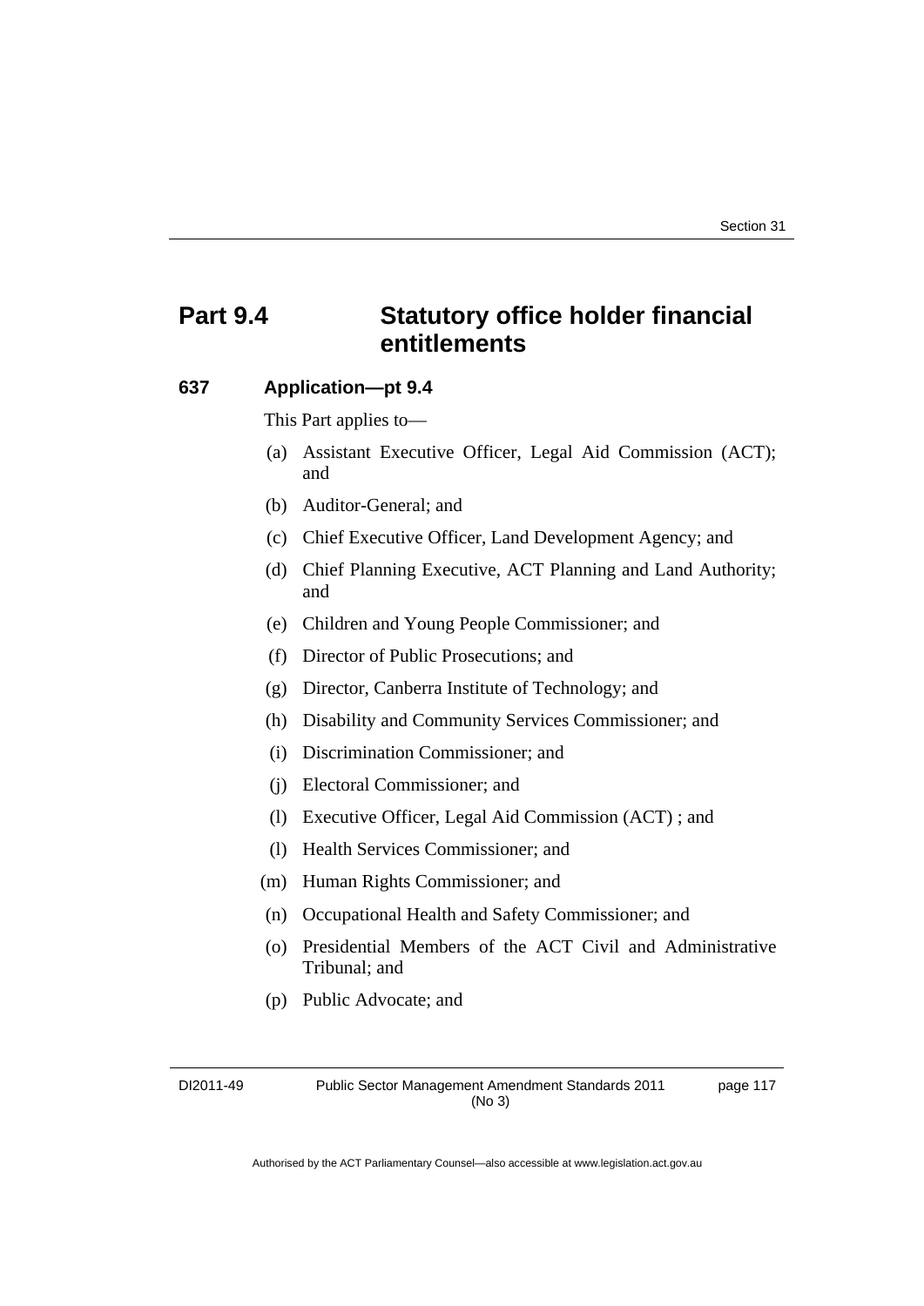# Part 9.4 Statutory office holder financial entitlements

### 637 Application—pt 9.4

This Part applies to—

(a) Assistant Executive Officer, Legal Aid Commission (ACT); and

(b) Auditor-General; and

(c) Chief Executive Officer, Land Development Agency; and

(d) Chief Planning Executive, ACT Planning and Land Authority; and

(e) Children and Young People Commissioner; and

(f) Director of Public Prosecutions; and

(g) Director, Canberra Institute of Technology; and

(h) Disability and Community Services Commissioner; and

(i) Discrimination Commissioner; and

(j) Electoral Commissioner; and

(l) Executive Officer, Legal Aid Commission (ACT) ; and

(l) Health Services Commissioner; and

(m) Human Rights Commissioner; and

(n) Occupational Health and Safety Commissioner; and

(o) Presidential Members of the ACT Civil and Administrative Tribunal; and

(p) Public Advocate; and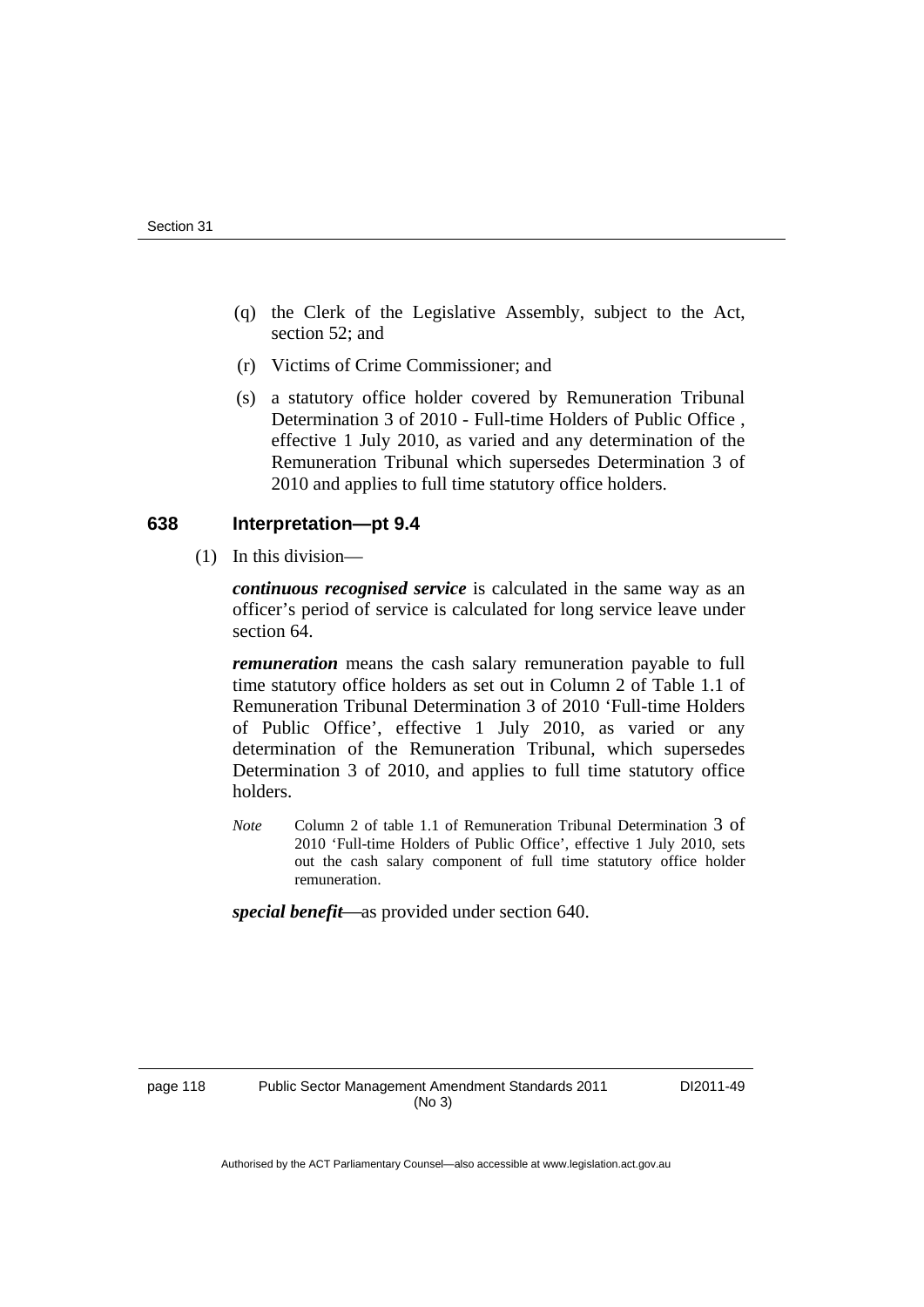(q) the Clerk of the Legislative Assembly, subject to the Act, section 52; and

(r) Victims of Crime Commissioner; and

(s) a statutory office holder covered by Remuneration Tribunal Determination 3 of 2010 - Full-time Holders of Public Office , effective 1 July 2010, as varied and any determination of the Remuneration Tribunal which supersedes Determination 3 of 2010 and applies to full time statutory office holders.

### 638 Interpretation—pt 9.4

(1) In this division—

***continuous recognised service*** is calculated in the same way as an officer's period of service is calculated for long service leave under section 64.

***remuneration*** means the cash salary remuneration payable to full time statutory office holders as set out in Column 2 of Table 1.1 of Remuneration Tribunal Determination 3 of 2010 'Full-time Holders of Public Office', effective 1 July 2010, as varied or any determination of the Remuneration Tribunal, which supersedes Determination 3 of 2010, and applies to full time statutory office holders.

*Note* Column 2 of table 1.1 of Remuneration Tribunal Determination 3 of 2010 'Full-time Holders of Public Office', effective 1 July 2010, sets out the cash salary component of full time statutory office holder remuneration.

***special benefit***—as provided under section 640.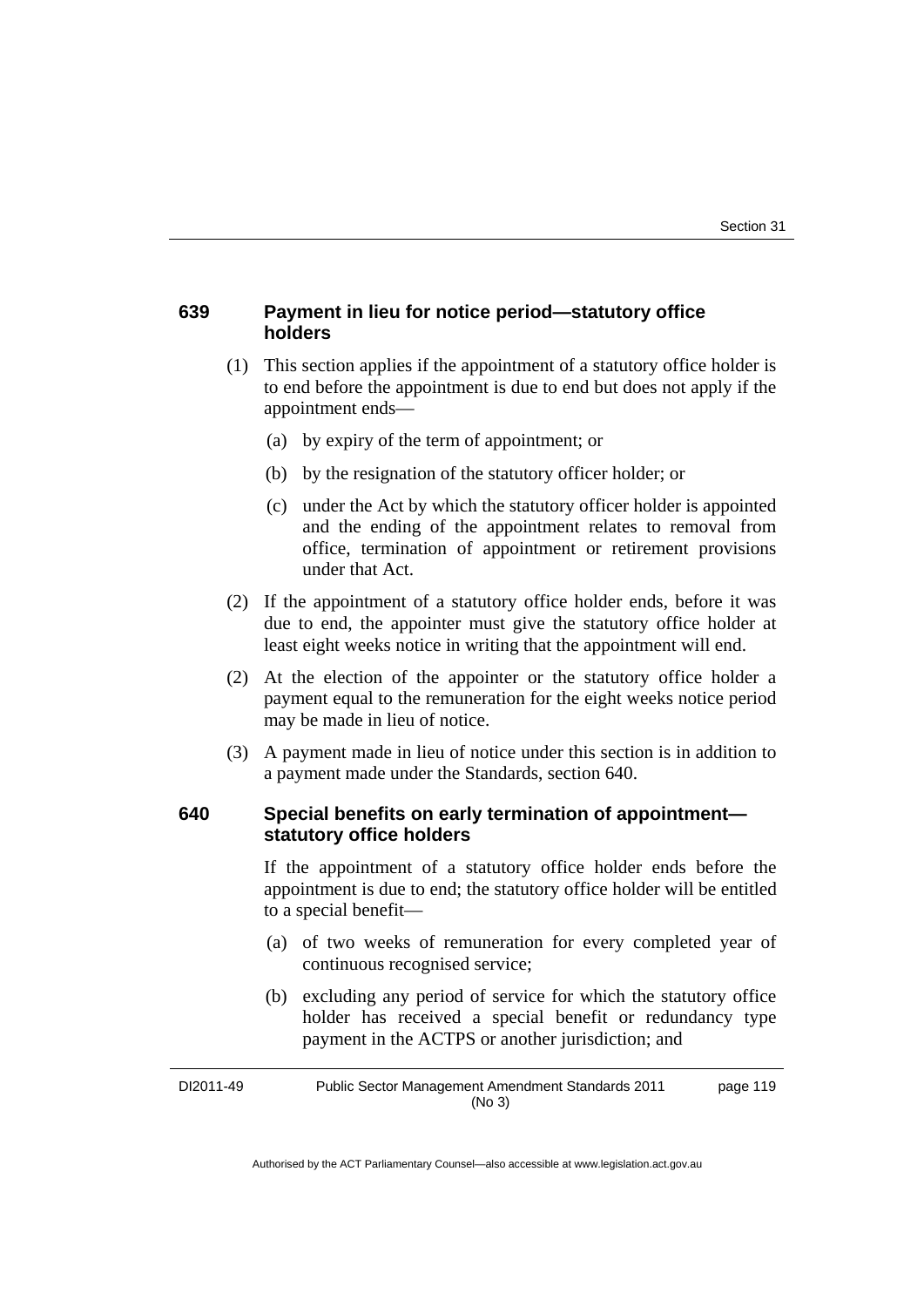### 639 Payment in lieu for notice period—statutory office holders

(1) This section applies if the appointment of a statutory office holder is to end before the appointment is due to end but does not apply if the appointment ends—

(a) by expiry of the term of appointment; or

(b) by the resignation of the statutory officer holder; or

(c) under the Act by which the statutory officer holder is appointed and the ending of the appointment relates to removal from office, termination of appointment or retirement provisions under that Act.

(2) If the appointment of a statutory office holder ends, before it was due to end, the appointer must give the statutory office holder at least eight weeks notice in writing that the appointment will end.

(2) At the election of the appointer or the statutory office holder a payment equal to the remuneration for the eight weeks notice period may be made in lieu of notice.

(3) A payment made in lieu of notice under this section is in addition to a payment made under the Standards, section 640.

### 640 Special benefits on early termination of appointment—statutory office holders

If the appointment of a statutory office holder ends before the appointment is due to end; the statutory office holder will be entitled to a special benefit—

(a) of two weeks of remuneration for every completed year of continuous recognised service;

(b) excluding any period of service for which the statutory office holder has received a special benefit or redundancy type payment in the ACTPS or another jurisdiction; and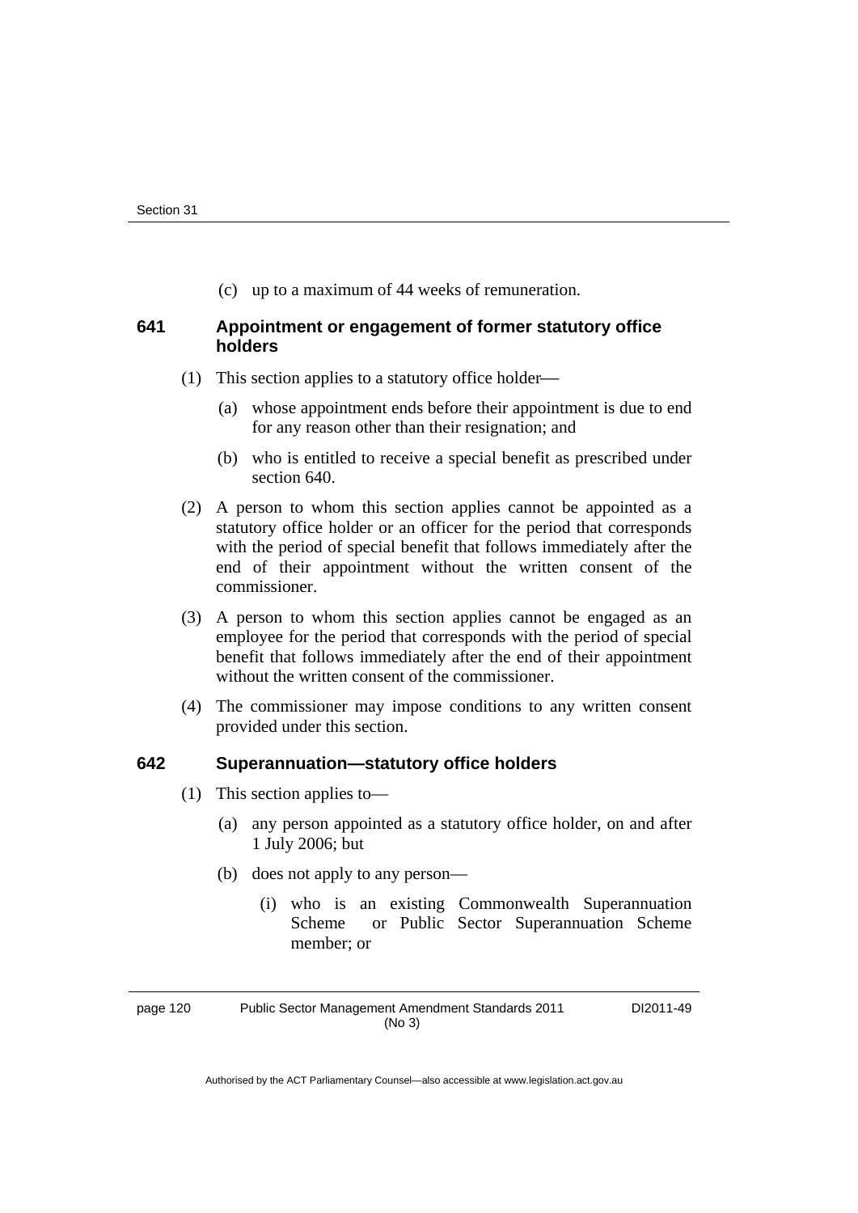(c) up to a maximum of 44 weeks of remuneration.

### 641 Appointment or engagement of former statutory office holders

(1) This section applies to a statutory office holder—

(a) whose appointment ends before their appointment is due to end for any reason other than their resignation; and

(b) who is entitled to receive a special benefit as prescribed under section 640.

(2) A person to whom this section applies cannot be appointed as a statutory office holder or an officer for the period that corresponds with the period of special benefit that follows immediately after the end of their appointment without the written consent of the commissioner.

(3) A person to whom this section applies cannot be engaged as an employee for the period that corresponds with the period of special benefit that follows immediately after the end of their appointment without the written consent of the commissioner.

(4) The commissioner may impose conditions to any written consent provided under this section.

### 642 Superannuation—statutory office holders

(1) This section applies to—

(a) any person appointed as a statutory office holder, on and after 1 July 2006; but

(b) does not apply to any person—

(i) who is an existing Commonwealth Superannuation Scheme or Public Sector Superannuation Scheme member; or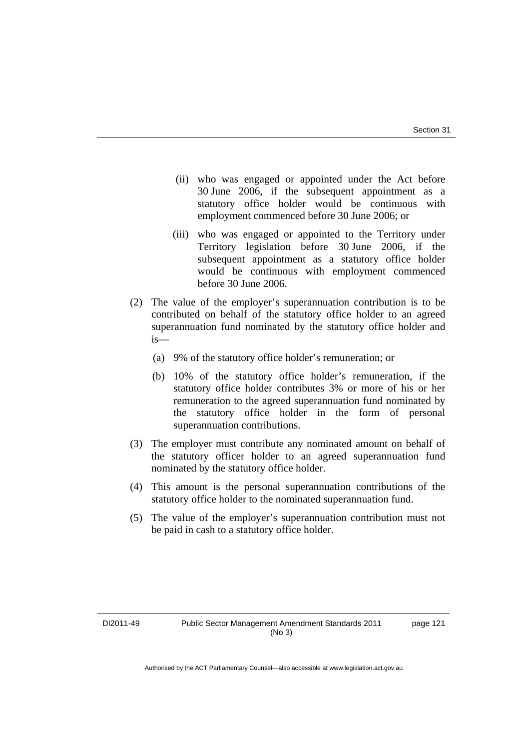(ii) who was engaged or appointed under the Act before 30 June 2006, if the subsequent appointment as a statutory office holder would be continuous with employment commenced before 30 June 2006; or

(iii) who was engaged or appointed to the Territory under Territory legislation before 30 June 2006, if the subsequent appointment as a statutory office holder would be continuous with employment commenced before 30 June 2006.

(2) The value of the employer's superannuation contribution is to be contributed on behalf of the statutory office holder to an agreed superannuation fund nominated by the statutory office holder and is—

(a) 9% of the statutory office holder's remuneration; or

(b) 10% of the statutory office holder's remuneration, if the statutory office holder contributes 3% or more of his or her remuneration to the agreed superannuation fund nominated by the statutory office holder in the form of personal superannuation contributions.

(3) The employer must contribute any nominated amount on behalf of the statutory officer holder to an agreed superannuation fund nominated by the statutory office holder.

(4) This amount is the personal superannuation contributions of the statutory office holder to the nominated superannuation fund.

(5) The value of the employer's superannuation contribution must not be paid in cash to a statutory office holder.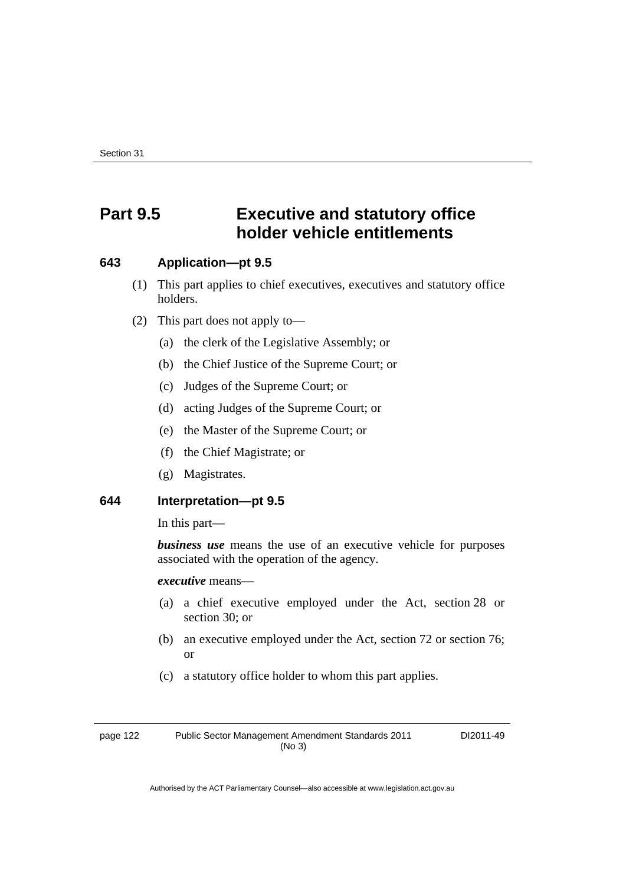## Part 9.5 Executive and statutory office holder vehicle entitlements

### 643 Application—pt 9.5

(1) This part applies to chief executives, executives and statutory office holders.

(2) This part does not apply to—

(a) the clerk of the Legislative Assembly; or

(b) the Chief Justice of the Supreme Court; or

(c) Judges of the Supreme Court; or

(d) acting Judges of the Supreme Court; or

(e) the Master of the Supreme Court; or

(f) the Chief Magistrate; or

(g) Magistrates.

### 644 Interpretation—pt 9.5

In this part—

***business use*** means the use of an executive vehicle for purposes associated with the operation of the agency.

***executive*** means—

(a) a chief executive employed under the Act, section 28 or section 30; or

(b) an executive employed under the Act, section 72 or section 76; or

(c) a statutory office holder to whom this part applies.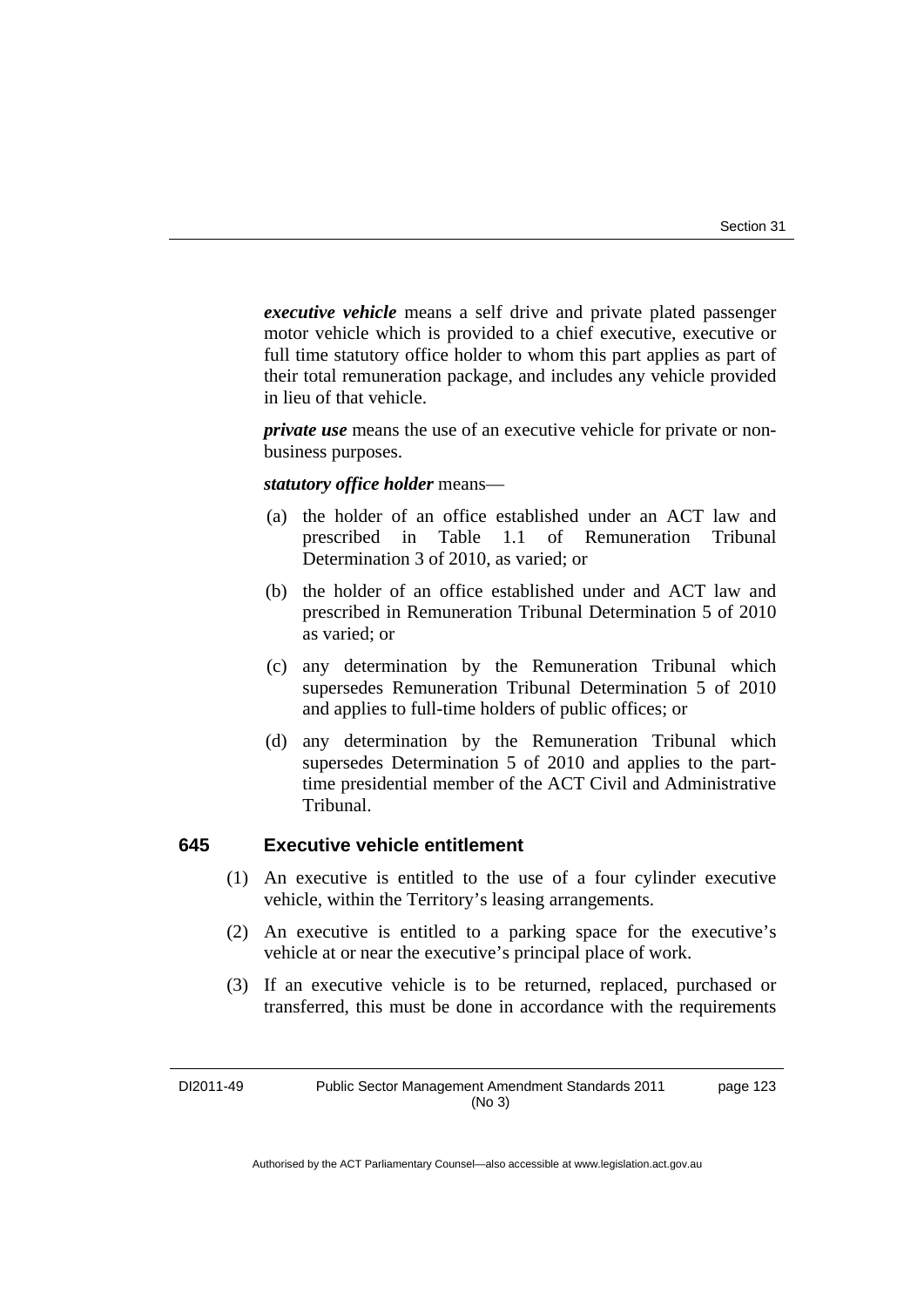***executive vehicle*** means a self drive and private plated passenger motor vehicle which is provided to a chief executive, executive or full time statutory office holder to whom this part applies as part of their total remuneration package, and includes any vehicle provided in lieu of that vehicle.

***private use*** means the use of an executive vehicle for private or non-business purposes.

***statutory office holder*** means—

(a) the holder of an office established under an ACT law and prescribed in Table 1.1 of Remuneration Tribunal Determination 3 of 2010, as varied; or

(b) the holder of an office established under and ACT law and prescribed in Remuneration Tribunal Determination 5 of 2010 as varied; or

(c) any determination by the Remuneration Tribunal which supersedes Remuneration Tribunal Determination 5 of 2010 and applies to full-time holders of public offices; or

(d) any determination by the Remuneration Tribunal which supersedes Determination 5 of 2010 and applies to the part-time presidential member of the ACT Civil and Administrative Tribunal.

## 645 Executive vehicle entitlement

(1) An executive is entitled to the use of a four cylinder executive vehicle, within the Territory's leasing arrangements.

(2) An executive is entitled to a parking space for the executive's vehicle at or near the executive's principal place of work.

(3) If an executive vehicle is to be returned, replaced, purchased or transferred, this must be done in accordance with the requirements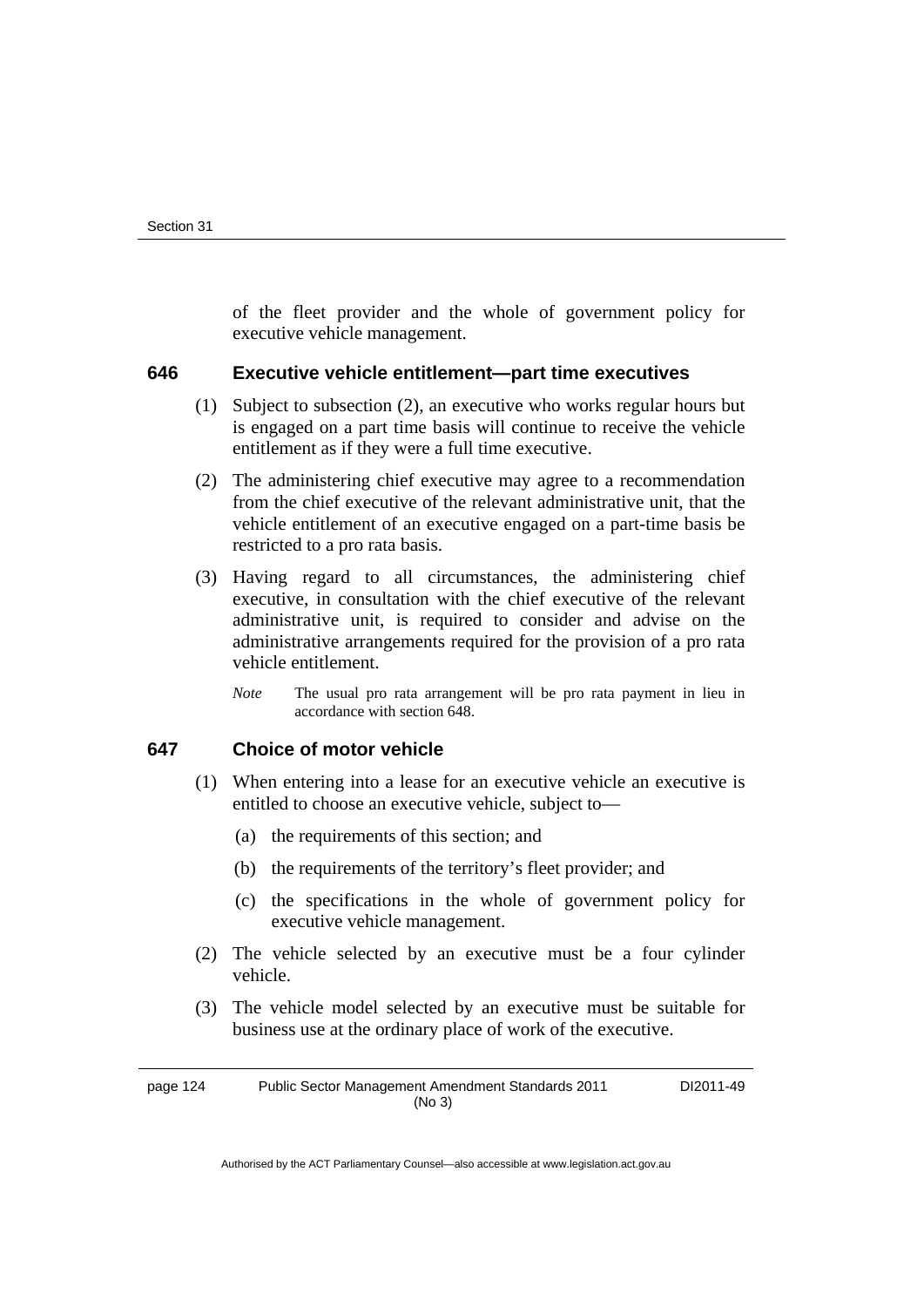of the fleet provider and the whole of government policy for executive vehicle management.

### 646 Executive vehicle entitlement—part time executives

(1) Subject to subsection (2), an executive who works regular hours but is engaged on a part time basis will continue to receive the vehicle entitlement as if they were a full time executive.

(2) The administering chief executive may agree to a recommendation from the chief executive of the relevant administrative unit, that the vehicle entitlement of an executive engaged on a part-time basis be restricted to a pro rata basis.

(3) Having regard to all circumstances, the administering chief executive, in consultation with the chief executive of the relevant administrative unit, is required to consider and advise on the administrative arrangements required for the provision of a pro rata vehicle entitlement.

*Note* The usual pro rata arrangement will be pro rata payment in lieu in accordance with section 648.

### 647 Choice of motor vehicle

(1) When entering into a lease for an executive vehicle an executive is entitled to choose an executive vehicle, subject to—

(a) the requirements of this section; and

(b) the requirements of the territory's fleet provider; and

(c) the specifications in the whole of government policy for executive vehicle management.

(2) The vehicle selected by an executive must be a four cylinder vehicle.

(3) The vehicle model selected by an executive must be suitable for business use at the ordinary place of work of the executive.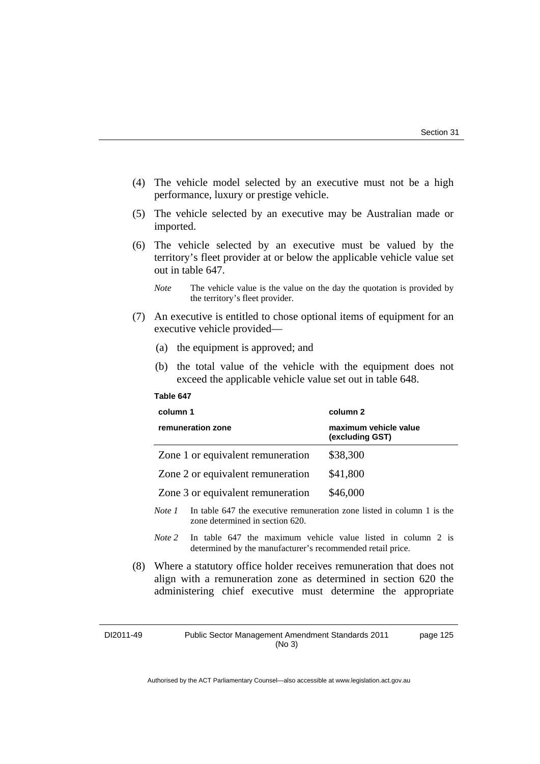(4) The vehicle model selected by an executive must not be a high performance, luxury or prestige vehicle.

(5) The vehicle selected by an executive may be Australian made or imported.

(6) The vehicle selected by an executive must be valued by the territory's fleet provider at or below the applicable vehicle value set out in table 647.

*Note* The vehicle value is the value on the day the quotation is provided by the territory's fleet provider.

(7) An executive is entitled to chose optional items of equipment for an executive vehicle provided—

(a) the equipment is approved; and

(b) the total value of the vehicle with the equipment does not exceed the applicable vehicle value set out in table 648.

**Table 647**

| **column 1** | **column 2** |
|---|---|
| **remuneration zone** | **maximum vehicle value (excluding GST)** |
| Zone 1 or equivalent remuneration | $38,300 |
| Zone 2 or equivalent remuneration | $41,800 |
| Zone 3 or equivalent remuneration | $46,000 |

*Note 1* In table 647 the executive remuneration zone listed in column 1 is the zone determined in section 620.

*Note 2* In table 647 the maximum vehicle value listed in column 2 is determined by the manufacturer's recommended retail price.

(8) Where a statutory office holder receives remuneration that does not align with a remuneration zone as determined in section 620 the administering chief executive must determine the appropriate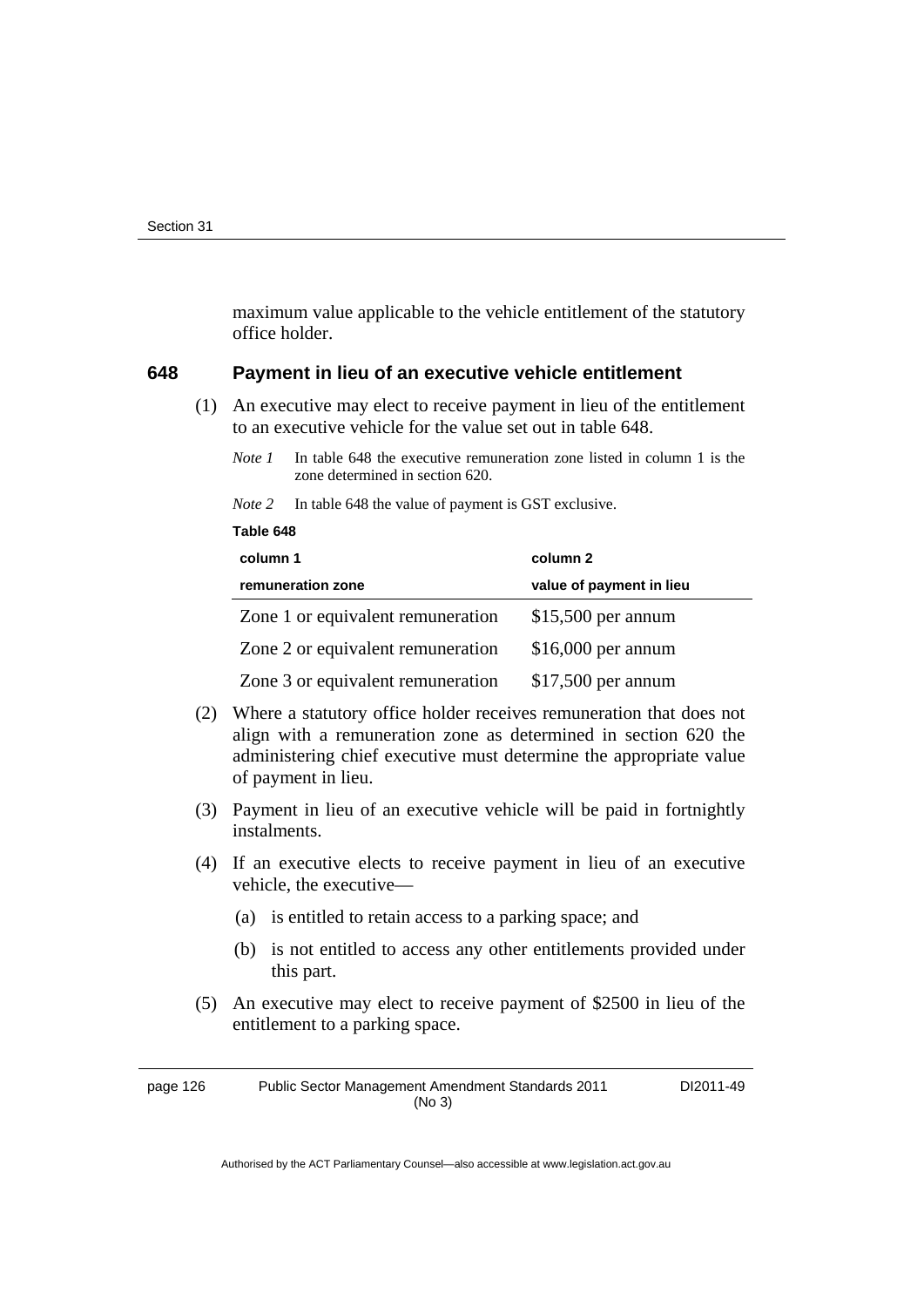maximum value applicable to the vehicle entitlement of the statutory office holder.

## 648 Payment in lieu of an executive vehicle entitlement

(1) An executive may elect to receive payment in lieu of the entitlement to an executive vehicle for the value set out in table 648.

*Note 1* In table 648 the executive remuneration zone listed in column 1 is the zone determined in section 620.

*Note 2* In table 648 the value of payment is GST exclusive.

**Table 648**

| column 1<br>remuneration zone | column 2<br>value of payment in lieu |
|---|---|
| Zone 1 or equivalent remuneration | $15,500 per annum |
| Zone 2 or equivalent remuneration | $16,000 per annum |
| Zone 3 or equivalent remuneration | $17,500 per annum |

(2) Where a statutory office holder receives remuneration that does not align with a remuneration zone as determined in section 620 the administering chief executive must determine the appropriate value of payment in lieu.

(3) Payment in lieu of an executive vehicle will be paid in fortnightly instalments.

(4) If an executive elects to receive payment in lieu of an executive vehicle, the executive—

(a) is entitled to retain access to a parking space; and

(b) is not entitled to access any other entitlements provided under this part.

(5) An executive may elect to receive payment of $2500 in lieu of the entitlement to a parking space.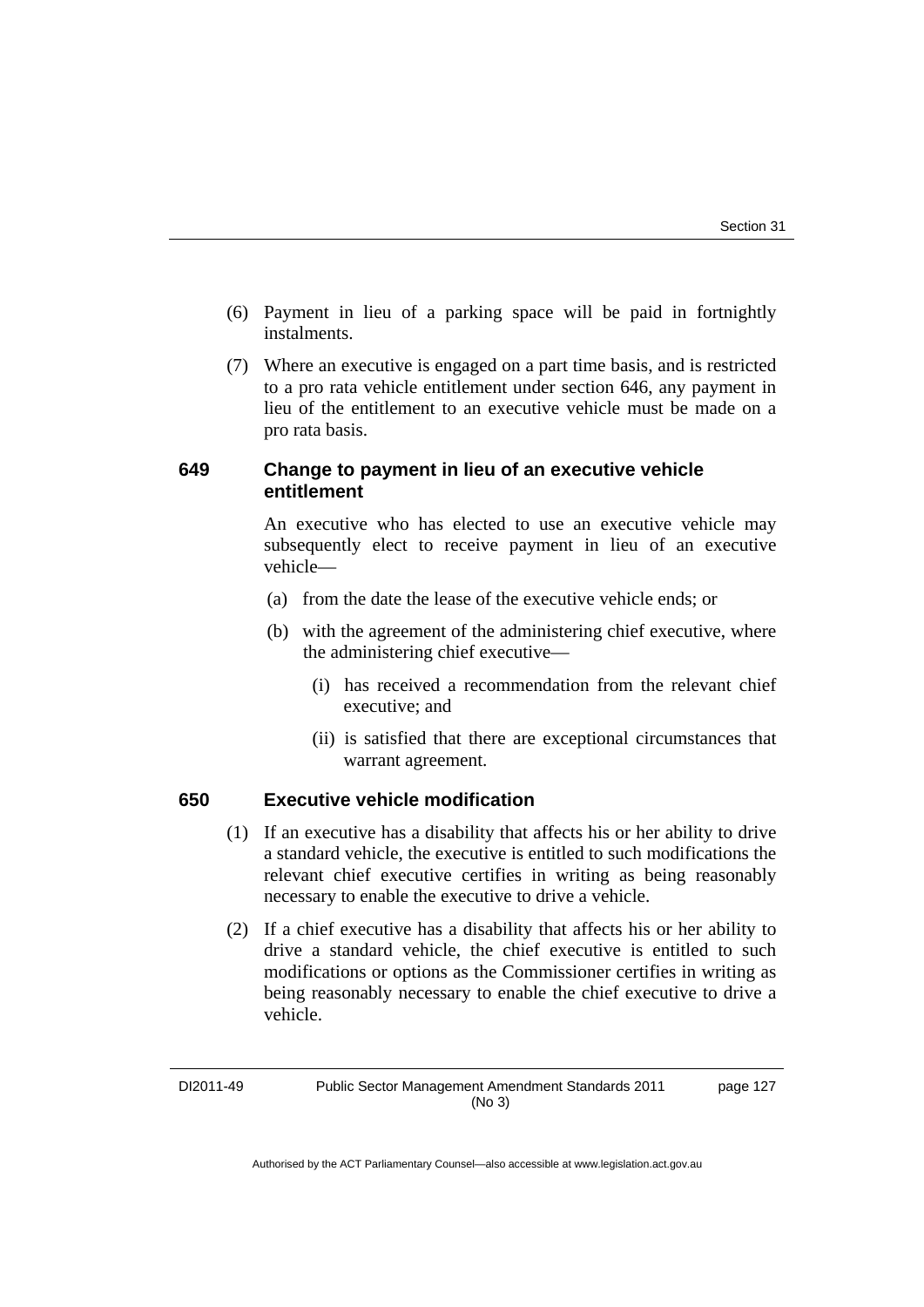(6) Payment in lieu of a parking space will be paid in fortnightly instalments.

(7) Where an executive is engaged on a part time basis, and is restricted to a pro rata vehicle entitlement under section 646, any payment in lieu of the entitlement to an executive vehicle must be made on a pro rata basis.

### 649 Change to payment in lieu of an executive vehicle entitlement

An executive who has elected to use an executive vehicle may subsequently elect to receive payment in lieu of an executive vehicle—

(a) from the date the lease of the executive vehicle ends; or

(b) with the agreement of the administering chief executive, where the administering chief executive—

(i) has received a recommendation from the relevant chief executive; and

(ii) is satisfied that there are exceptional circumstances that warrant agreement.

### 650 Executive vehicle modification

(1) If an executive has a disability that affects his or her ability to drive a standard vehicle, the executive is entitled to such modifications the relevant chief executive certifies in writing as being reasonably necessary to enable the executive to drive a vehicle.

(2) If a chief executive has a disability that affects his or her ability to drive a standard vehicle, the chief executive is entitled to such modifications or options as the Commissioner certifies in writing as being reasonably necessary to enable the chief executive to drive a vehicle.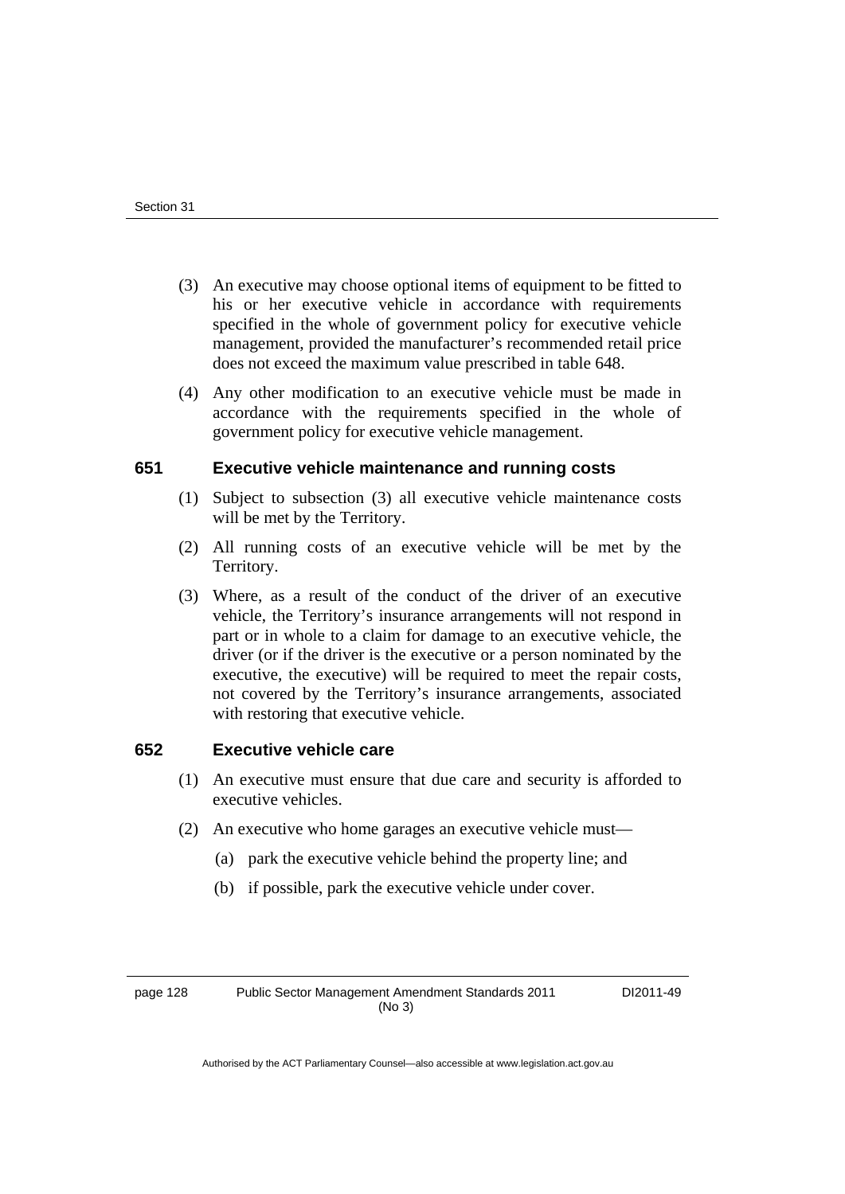(3) An executive may choose optional items of equipment to be fitted to his or her executive vehicle in accordance with requirements specified in the whole of government policy for executive vehicle management, provided the manufacturer's recommended retail price does not exceed the maximum value prescribed in table 648.

(4) Any other modification to an executive vehicle must be made in accordance with the requirements specified in the whole of government policy for executive vehicle management.

### 651 Executive vehicle maintenance and running costs

(1) Subject to subsection (3) all executive vehicle maintenance costs will be met by the Territory.

(2) All running costs of an executive vehicle will be met by the Territory.

(3) Where, as a result of the conduct of the driver of an executive vehicle, the Territory's insurance arrangements will not respond in part or in whole to a claim for damage to an executive vehicle, the driver (or if the driver is the executive or a person nominated by the executive, the executive) will be required to meet the repair costs, not covered by the Territory's insurance arrangements, associated with restoring that executive vehicle.

### 652 Executive vehicle care

(1) An executive must ensure that due care and security is afforded to executive vehicles.

(2) An executive who home garages an executive vehicle must—

  (a) park the executive vehicle behind the property line; and

  (b) if possible, park the executive vehicle under cover.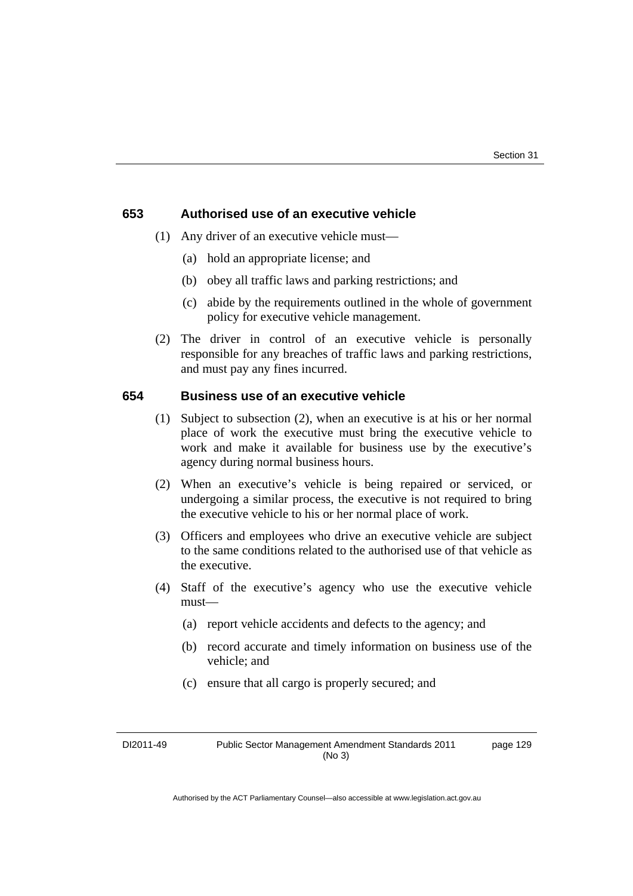### 653 Authorised use of an executive vehicle

(1) Any driver of an executive vehicle must—

(a) hold an appropriate license; and

(b) obey all traffic laws and parking restrictions; and

(c) abide by the requirements outlined in the whole of government policy for executive vehicle management.

(2) The driver in control of an executive vehicle is personally responsible for any breaches of traffic laws and parking restrictions, and must pay any fines incurred.

### 654 Business use of an executive vehicle

(1) Subject to subsection (2), when an executive is at his or her normal place of work the executive must bring the executive vehicle to work and make it available for business use by the executive's agency during normal business hours.

(2) When an executive's vehicle is being repaired or serviced, or undergoing a similar process, the executive is not required to bring the executive vehicle to his or her normal place of work.

(3) Officers and employees who drive an executive vehicle are subject to the same conditions related to the authorised use of that vehicle as the executive.

(4) Staff of the executive's agency who use the executive vehicle must—

(a) report vehicle accidents and defects to the agency; and

(b) record accurate and timely information on business use of the vehicle; and

(c) ensure that all cargo is properly secured; and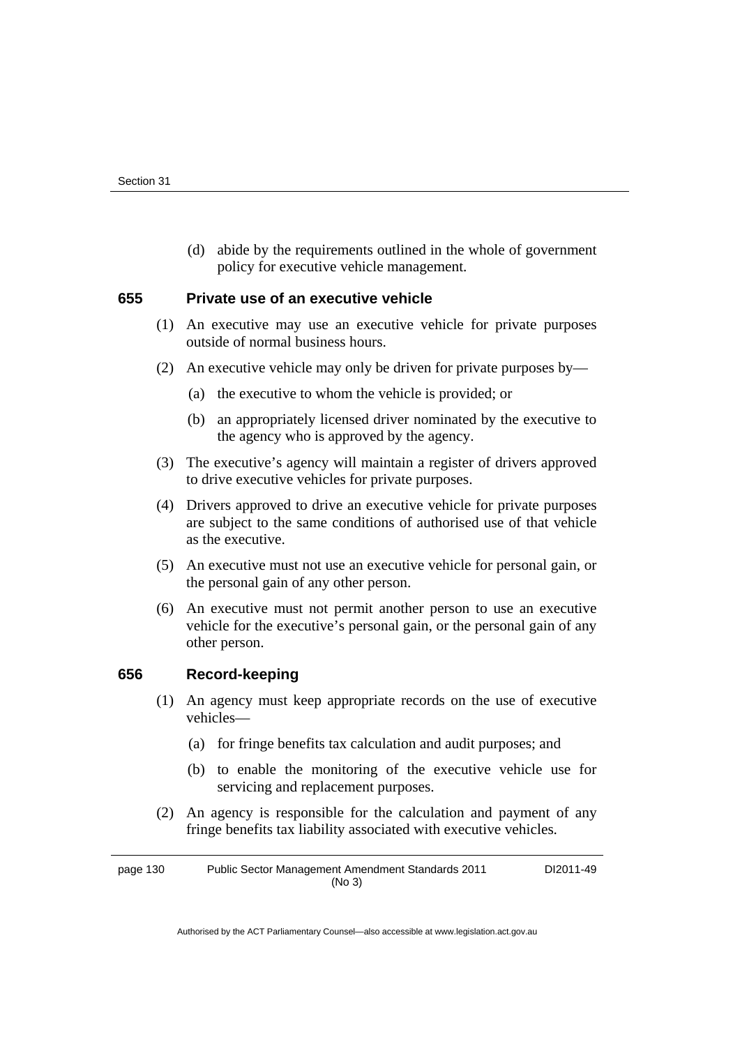(d) abide by the requirements outlined in the whole of government policy for executive vehicle management.

### 655 Private use of an executive vehicle

(1) An executive may use an executive vehicle for private purposes outside of normal business hours.

(2) An executive vehicle may only be driven for private purposes by—

(a) the executive to whom the vehicle is provided; or

(b) an appropriately licensed driver nominated by the executive to the agency who is approved by the agency.

(3) The executive's agency will maintain a register of drivers approved to drive executive vehicles for private purposes.

(4) Drivers approved to drive an executive vehicle for private purposes are subject to the same conditions of authorised use of that vehicle as the executive.

(5) An executive must not use an executive vehicle for personal gain, or the personal gain of any other person.

(6) An executive must not permit another person to use an executive vehicle for the executive's personal gain, or the personal gain of any other person.

### 656 Record-keeping

(1) An agency must keep appropriate records on the use of executive vehicles—

(a) for fringe benefits tax calculation and audit purposes; and

(b) to enable the monitoring of the executive vehicle use for servicing and replacement purposes.

(2) An agency is responsible for the calculation and payment of any fringe benefits tax liability associated with executive vehicles.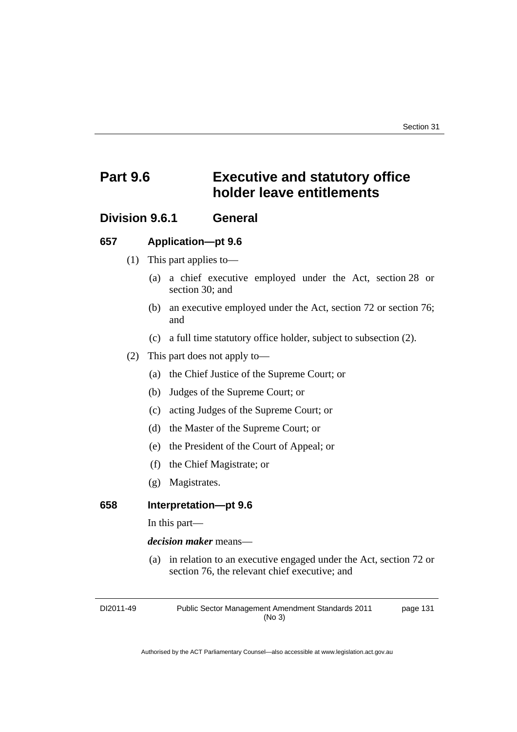# Part 9.6 Executive and statutory office holder leave entitlements

## Division 9.6.1 General

### 657 Application—pt 9.6

(1) This part applies to—

(a) a chief executive employed under the Act, section 28 or section 30; and

(b) an executive employed under the Act, section 72 or section 76; and

(c) a full time statutory office holder, subject to subsection (2).

(2) This part does not apply to—

(a) the Chief Justice of the Supreme Court; or

(b) Judges of the Supreme Court; or

(c) acting Judges of the Supreme Court; or

(d) the Master of the Supreme Court; or

(e) the President of the Court of Appeal; or

(f) the Chief Magistrate; or

(g) Magistrates.

### 658 Interpretation—pt 9.6

In this part—

***decision maker*** means—

(a) in relation to an executive engaged under the Act, section 72 or section 76, the relevant chief executive; and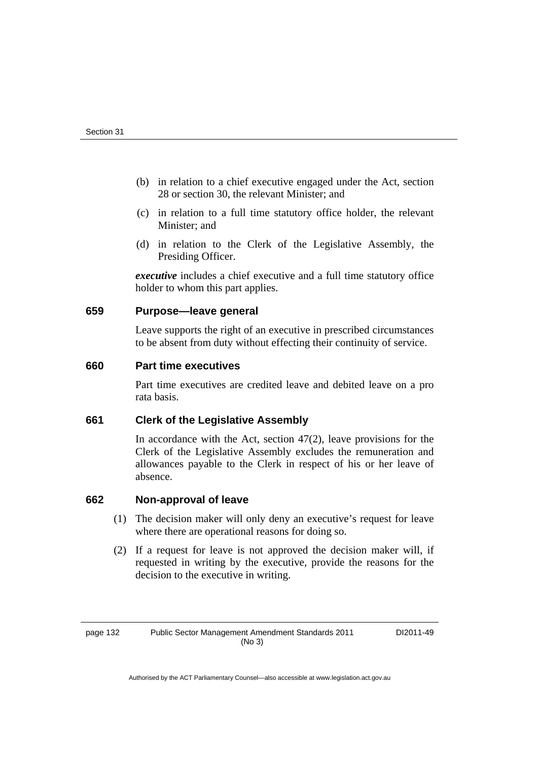(b) in relation to a chief executive engaged under the Act, section 28 or section 30, the relevant Minister; and

(c) in relation to a full time statutory office holder, the relevant Minister; and

(d) in relation to the Clerk of the Legislative Assembly, the Presiding Officer.

***executive*** includes a chief executive and a full time statutory office holder to whom this part applies.

### 659 Purpose—leave general

Leave supports the right of an executive in prescribed circumstances to be absent from duty without effecting their continuity of service.

### 660 Part time executives

Part time executives are credited leave and debited leave on a pro rata basis.

### 661 Clerk of the Legislative Assembly

In accordance with the Act, section 47(2), leave provisions for the Clerk of the Legislative Assembly excludes the remuneration and allowances payable to the Clerk in respect of his or her leave of absence.

### 662 Non-approval of leave

(1) The decision maker will only deny an executive's request for leave where there are operational reasons for doing so.

(2) If a request for leave is not approved the decision maker will, if requested in writing by the executive, provide the reasons for the decision to the executive in writing.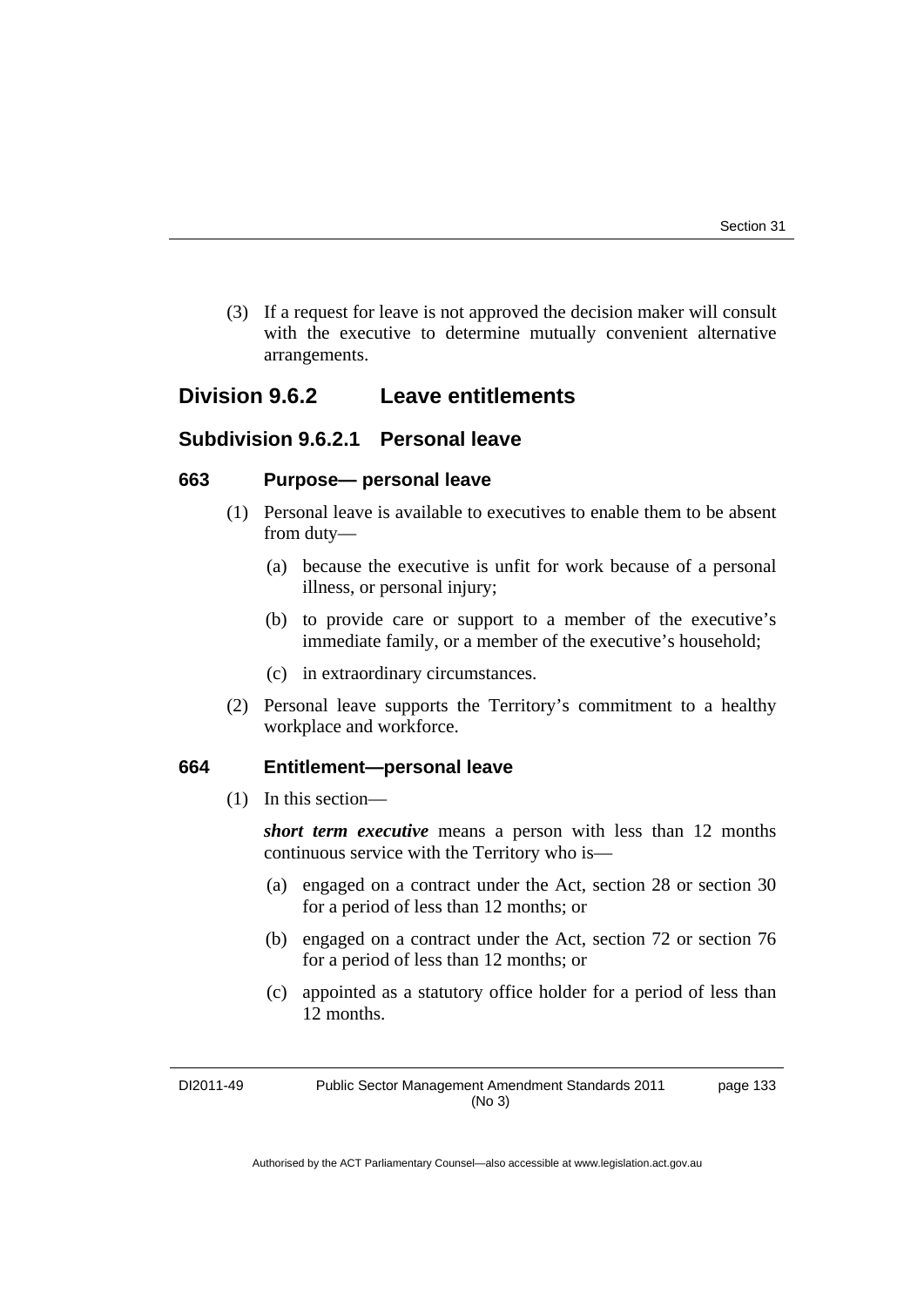(3) If a request for leave is not approved the decision maker will consult with the executive to determine mutually convenient alternative arrangements.

## Division 9.6.2 Leave entitlements

### Subdivision 9.6.2.1 Personal leave

#### 663 Purpose— personal leave

(1) Personal leave is available to executives to enable them to be absent from duty—

(a) because the executive is unfit for work because of a personal illness, or personal injury;

(b) to provide care or support to a member of the executive's immediate family, or a member of the executive's household;

(c) in extraordinary circumstances.

(2) Personal leave supports the Territory's commitment to a healthy workplace and workforce.

#### 664 Entitlement—personal leave

(1) In this section—

***short term executive*** means a person with less than 12 months continuous service with the Territory who is—

(a) engaged on a contract under the Act, section 28 or section 30 for a period of less than 12 months; or

(b) engaged on a contract under the Act, section 72 or section 76 for a period of less than 12 months; or

(c) appointed as a statutory office holder for a period of less than 12 months.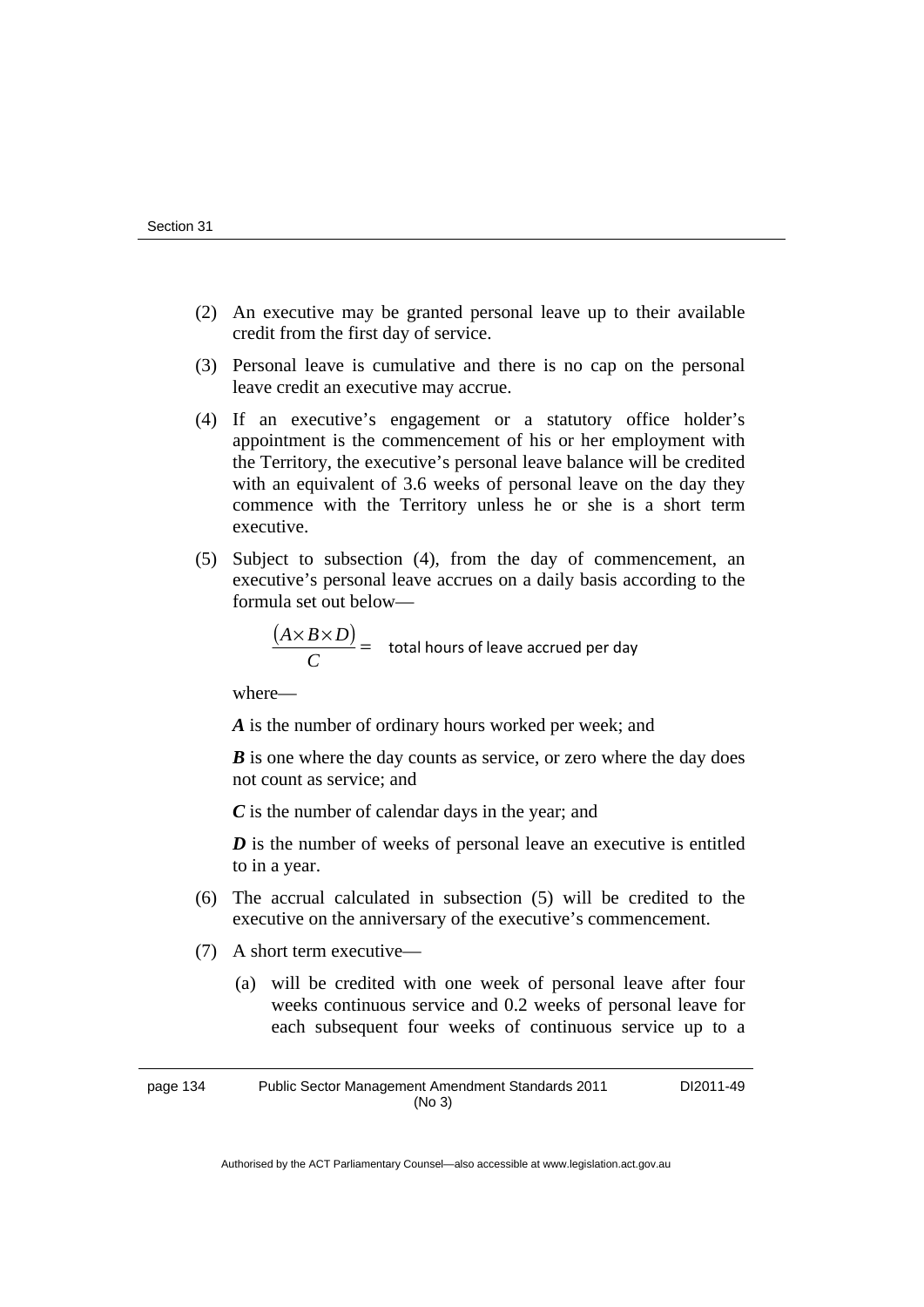(2) An executive may be granted personal leave up to their available credit from the first day of service.

(3) Personal leave is cumulative and there is no cap on the personal leave credit an executive may accrue.

(4) If an executive's engagement or a statutory office holder's appointment is the commencement of his or her employment with the Territory, the executive's personal leave balance will be credited with an equivalent of 3.6 weeks of personal leave on the day they commence with the Territory unless he or she is a short term executive.

(5) Subject to subsection (4), from the day of commencement, an executive's personal leave accrues on a daily basis according to the formula set out below—

$$\frac{(A \times B \times D)}{C} = \text{ total hours of leave accrued per day}$$

where—

***A*** is the number of ordinary hours worked per week; and

***B*** is one where the day counts as service, or zero where the day does not count as service; and

***C*** is the number of calendar days in the year; and

***D*** is the number of weeks of personal leave an executive is entitled to in a year.

(6) The accrual calculated in subsection (5) will be credited to the executive on the anniversary of the executive's commencement.

(7) A short term executive—

(a) will be credited with one week of personal leave after four weeks continuous service and 0.2 weeks of personal leave for each subsequent four weeks of continuous service up to a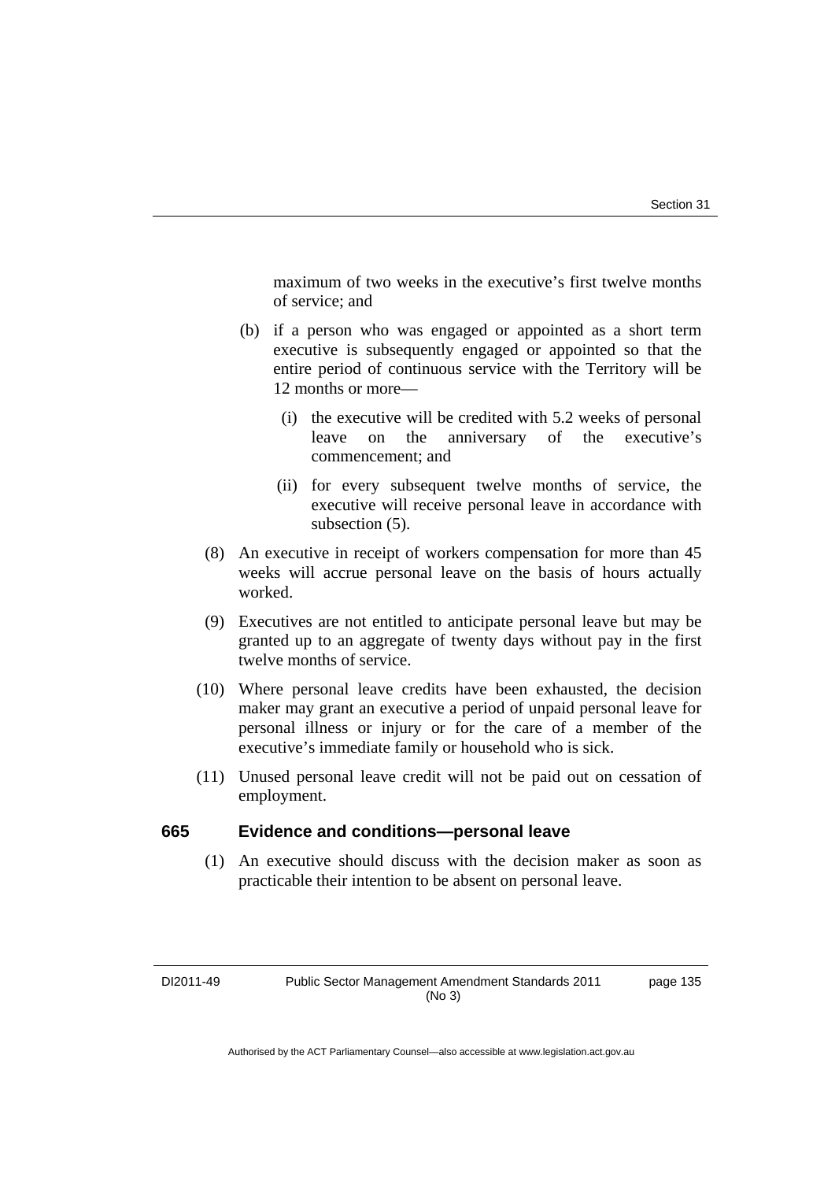maximum of two weeks in the executive's first twelve months of service; and

(b) if a person who was engaged or appointed as a short term executive is subsequently engaged or appointed so that the entire period of continuous service with the Territory will be 12 months or more—

(i) the executive will be credited with 5.2 weeks of personal leave on the anniversary of the executive's commencement; and

(ii) for every subsequent twelve months of service, the executive will receive personal leave in accordance with subsection (5).

(8) An executive in receipt of workers compensation for more than 45 weeks will accrue personal leave on the basis of hours actually worked.

(9) Executives are not entitled to anticipate personal leave but may be granted up to an aggregate of twenty days without pay in the first twelve months of service.

(10) Where personal leave credits have been exhausted, the decision maker may grant an executive a period of unpaid personal leave for personal illness or injury or for the care of a member of the executive's immediate family or household who is sick.

(11) Unused personal leave credit will not be paid out on cessation of employment.

### 665 Evidence and conditions—personal leave

(1) An executive should discuss with the decision maker as soon as practicable their intention to be absent on personal leave.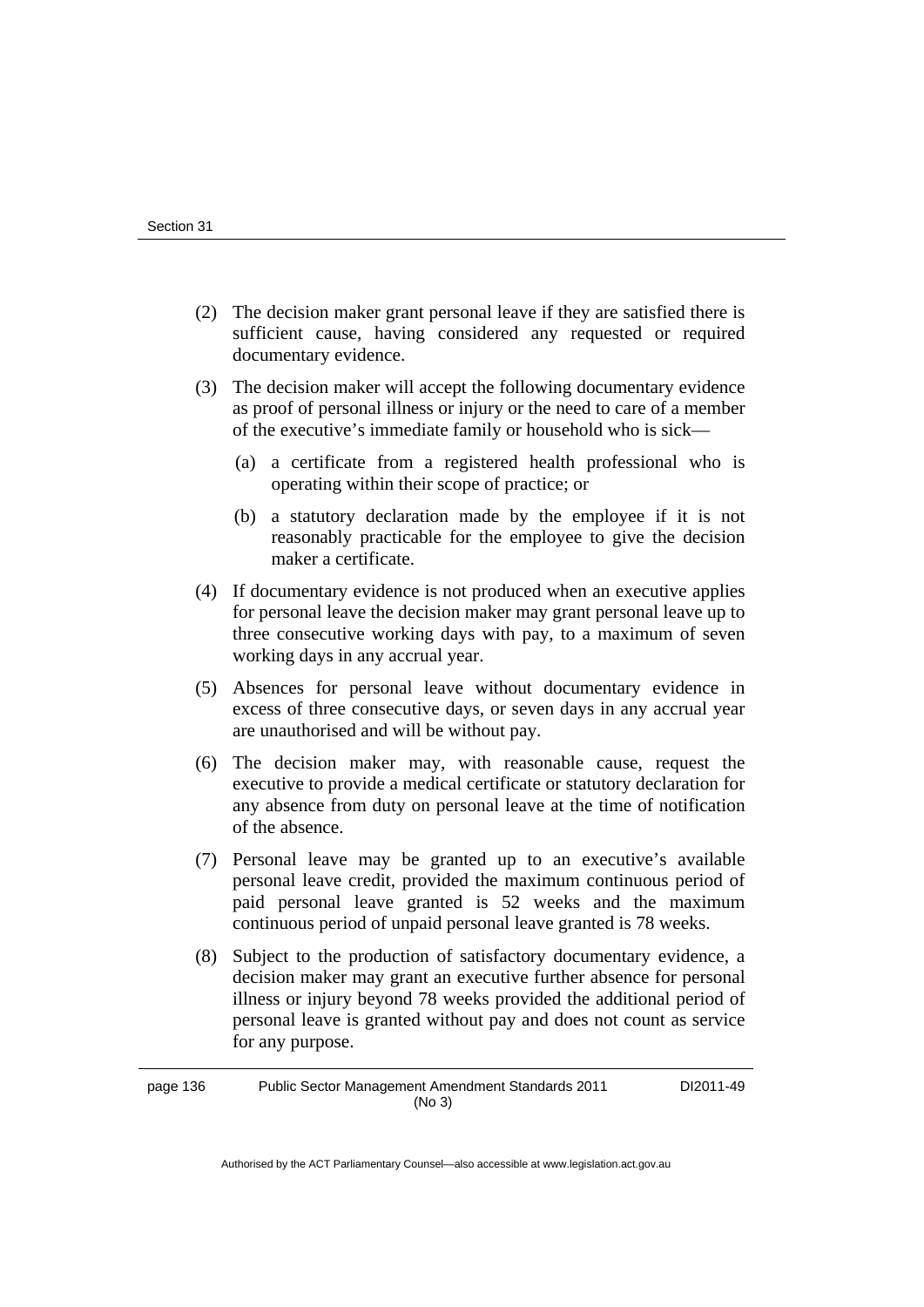(2) The decision maker grant personal leave if they are satisfied there is sufficient cause, having considered any requested or required documentary evidence.

(3) The decision maker will accept the following documentary evidence as proof of personal illness or injury or the need to care of a member of the executive's immediate family or household who is sick—

(a) a certificate from a registered health professional who is operating within their scope of practice; or

(b) a statutory declaration made by the employee if it is not reasonably practicable for the employee to give the decision maker a certificate.

(4) If documentary evidence is not produced when an executive applies for personal leave the decision maker may grant personal leave up to three consecutive working days with pay, to a maximum of seven working days in any accrual year.

(5) Absences for personal leave without documentary evidence in excess of three consecutive days, or seven days in any accrual year are unauthorised and will be without pay.

(6) The decision maker may, with reasonable cause, request the executive to provide a medical certificate or statutory declaration for any absence from duty on personal leave at the time of notification of the absence.

(7) Personal leave may be granted up to an executive's available personal leave credit, provided the maximum continuous period of paid personal leave granted is 52 weeks and the maximum continuous period of unpaid personal leave granted is 78 weeks.

(8) Subject to the production of satisfactory documentary evidence, a decision maker may grant an executive further absence for personal illness or injury beyond 78 weeks provided the additional period of personal leave is granted without pay and does not count as service for any purpose.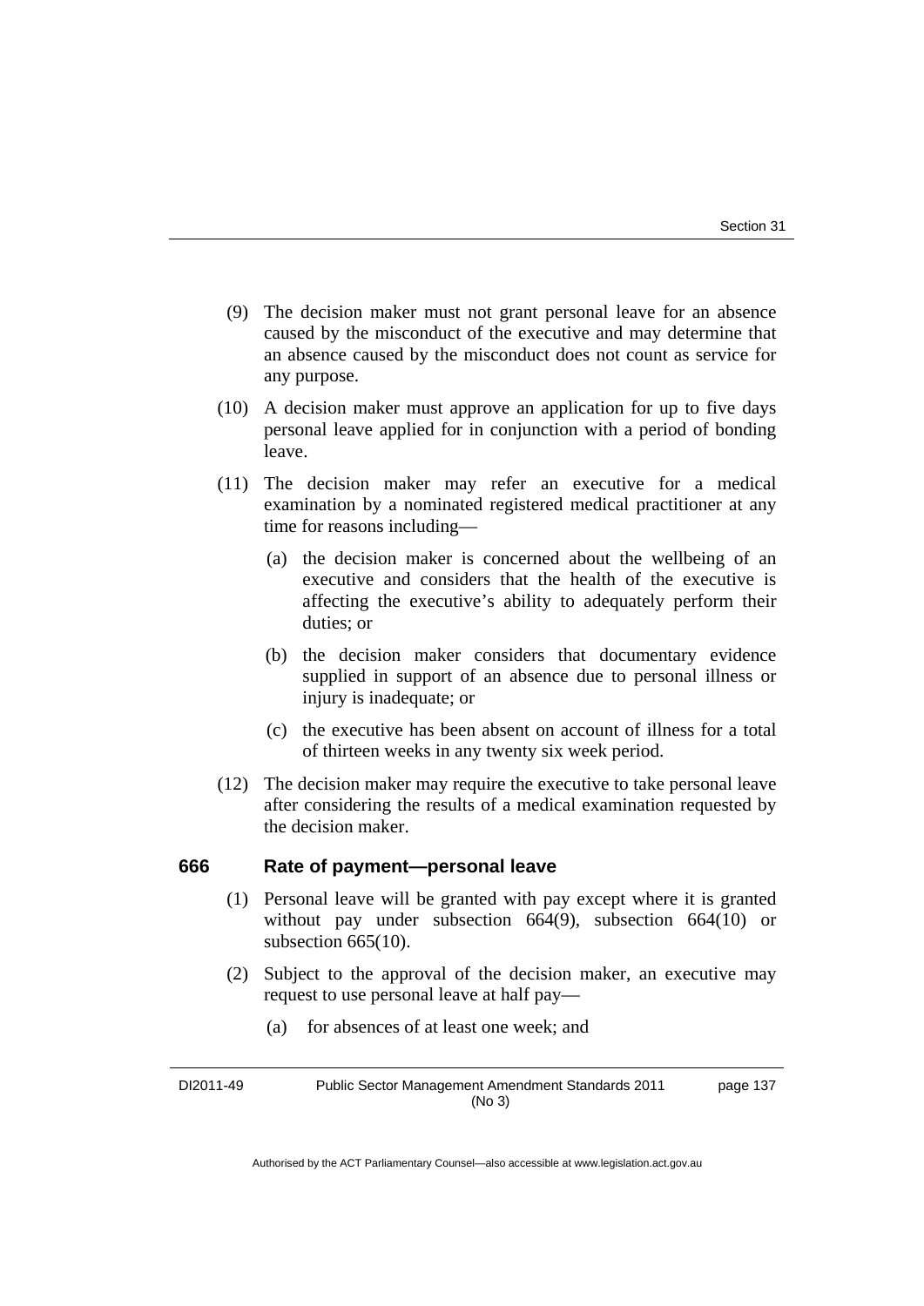(9) The decision maker must not grant personal leave for an absence caused by the misconduct of the executive and may determine that an absence caused by the misconduct does not count as service for any purpose.

(10) A decision maker must approve an application for up to five days personal leave applied for in conjunction with a period of bonding leave.

(11) The decision maker may refer an executive for a medical examination by a nominated registered medical practitioner at any time for reasons including—

(a) the decision maker is concerned about the wellbeing of an executive and considers that the health of the executive is affecting the executive's ability to adequately perform their duties; or

(b) the decision maker considers that documentary evidence supplied in support of an absence due to personal illness or injury is inadequate; or

(c) the executive has been absent on account of illness for a total of thirteen weeks in any twenty six week period.

(12) The decision maker may require the executive to take personal leave after considering the results of a medical examination requested by the decision maker.

### 666 Rate of payment—personal leave

(1) Personal leave will be granted with pay except where it is granted without pay under subsection 664(9), subsection 664(10) or subsection 665(10).

(2) Subject to the approval of the decision maker, an executive may request to use personal leave at half pay—

(a) for absences of at least one week; and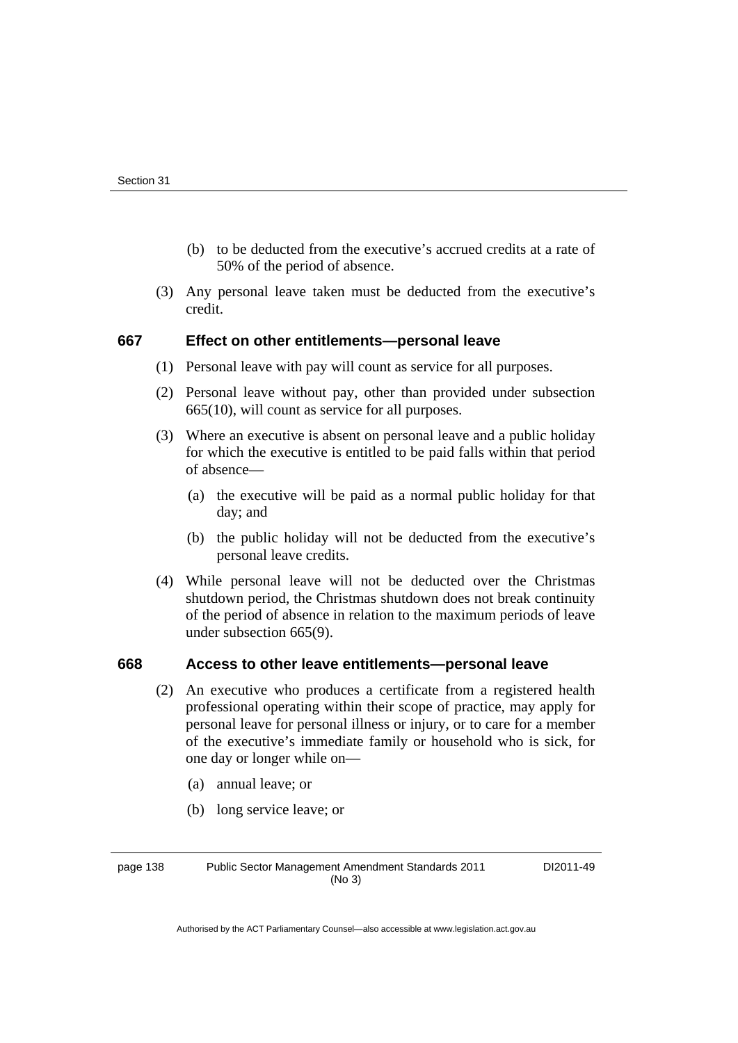(b) to be deducted from the executive's accrued credits at a rate of 50% of the period of absence.

(3) Any personal leave taken must be deducted from the executive's credit.

### 667 Effect on other entitlements—personal leave

(1) Personal leave with pay will count as service for all purposes.

(2) Personal leave without pay, other than provided under subsection 665(10), will count as service for all purposes.

(3) Where an executive is absent on personal leave and a public holiday for which the executive is entitled to be paid falls within that period of absence—

(a) the executive will be paid as a normal public holiday for that day; and

(b) the public holiday will not be deducted from the executive's personal leave credits.

(4) While personal leave will not be deducted over the Christmas shutdown period, the Christmas shutdown does not break continuity of the period of absence in relation to the maximum periods of leave under subsection 665(9).

### 668 Access to other leave entitlements—personal leave

(2) An executive who produces a certificate from a registered health professional operating within their scope of practice, may apply for personal leave for personal illness or injury, or to care for a member of the executive's immediate family or household who is sick, for one day or longer while on—

(a) annual leave; or

(b) long service leave; or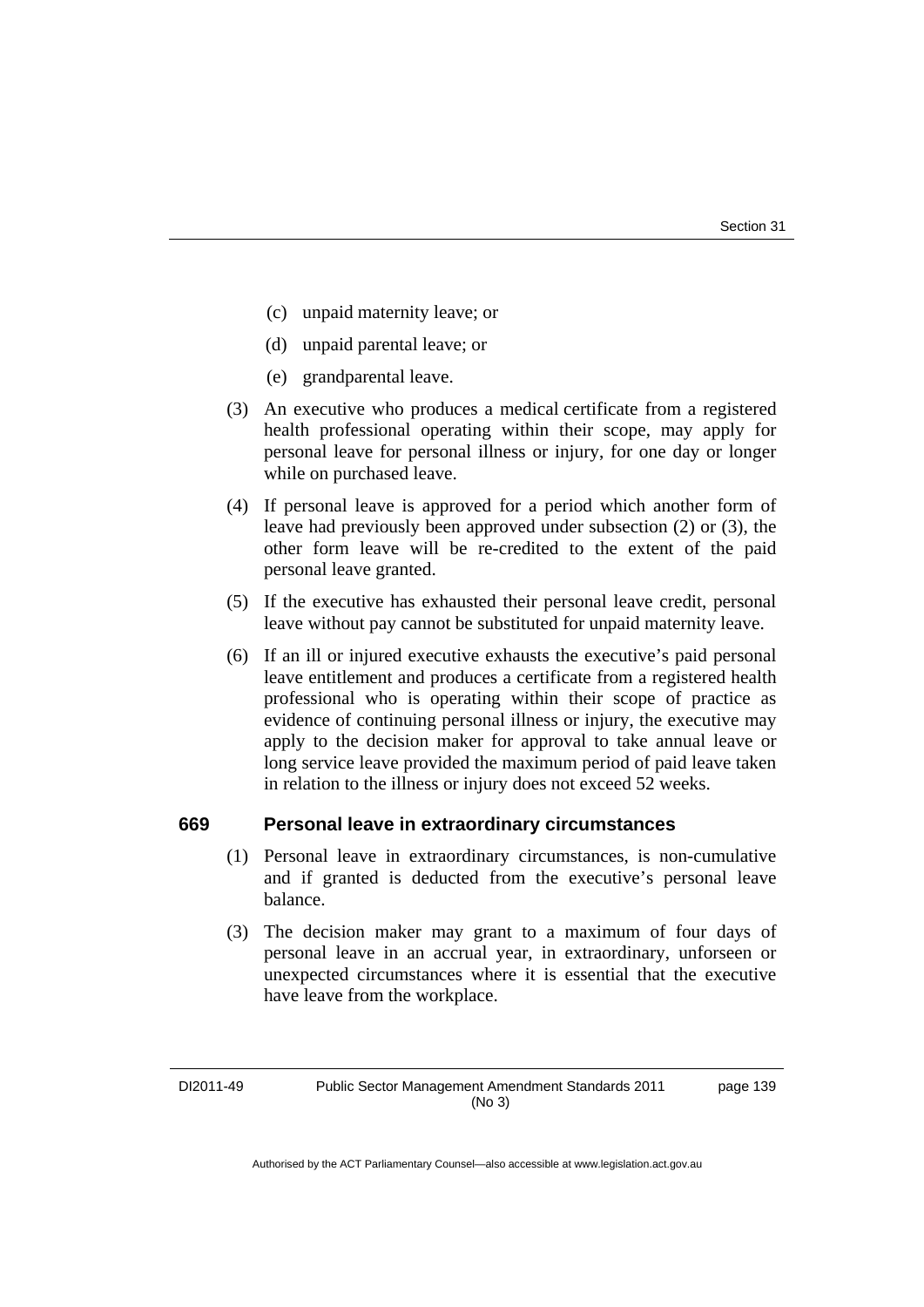(c) unpaid maternity leave; or

(d) unpaid parental leave; or

(e) grandparental leave.

(3) An executive who produces a medical certificate from a registered health professional operating within their scope, may apply for personal leave for personal illness or injury, for one day or longer while on purchased leave.

(4) If personal leave is approved for a period which another form of leave had previously been approved under subsection (2) or (3), the other form leave will be re-credited to the extent of the paid personal leave granted.

(5) If the executive has exhausted their personal leave credit, personal leave without pay cannot be substituted for unpaid maternity leave.

(6) If an ill or injured executive exhausts the executive's paid personal leave entitlement and produces a certificate from a registered health professional who is operating within their scope of practice as evidence of continuing personal illness or injury, the executive may apply to the decision maker for approval to take annual leave or long service leave provided the maximum period of paid leave taken in relation to the illness or injury does not exceed 52 weeks.

### 669 Personal leave in extraordinary circumstances

(1) Personal leave in extraordinary circumstances, is non-cumulative and if granted is deducted from the executive's personal leave balance.

(3) The decision maker may grant to a maximum of four days of personal leave in an accrual year, in extraordinary, unforseen or unexpected circumstances where it is essential that the executive have leave from the workplace.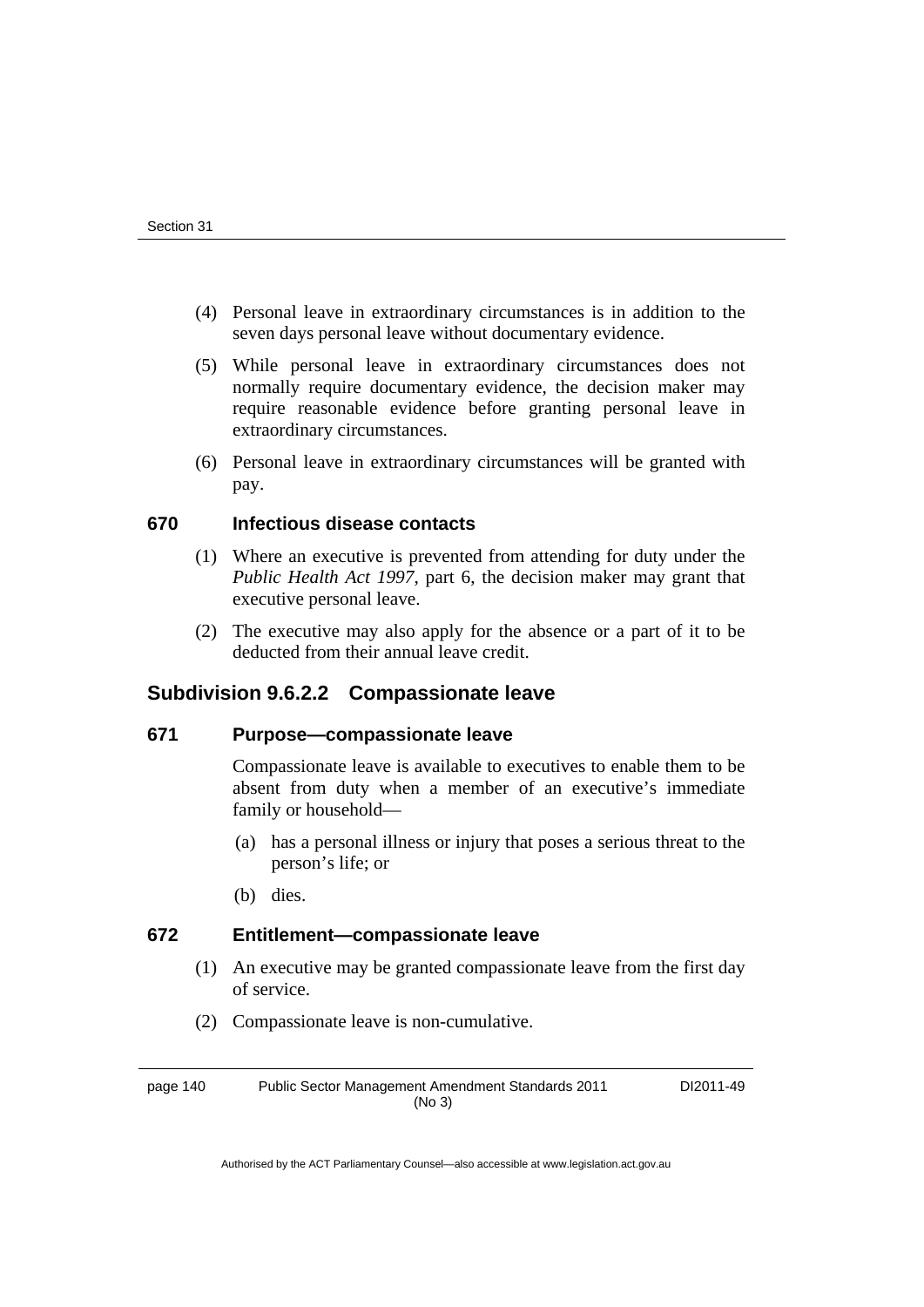(4) Personal leave in extraordinary circumstances is in addition to the seven days personal leave without documentary evidence.

(5) While personal leave in extraordinary circumstances does not normally require documentary evidence, the decision maker may require reasonable evidence before granting personal leave in extraordinary circumstances.

(6) Personal leave in extraordinary circumstances will be granted with pay.

### 670 Infectious disease contacts

(1) Where an executive is prevented from attending for duty under the *Public Health Act 1997*, part 6, the decision maker may grant that executive personal leave.

(2) The executive may also apply for the absence or a part of it to be deducted from their annual leave credit.

## Subdivision 9.6.2.2 Compassionate leave

### 671 Purpose—compassionate leave

Compassionate leave is available to executives to enable them to be absent from duty when a member of an executive's immediate family or household—

(a) has a personal illness or injury that poses a serious threat to the person's life; or

(b) dies.

### 672 Entitlement—compassionate leave

(1) An executive may be granted compassionate leave from the first day of service.

(2) Compassionate leave is non-cumulative.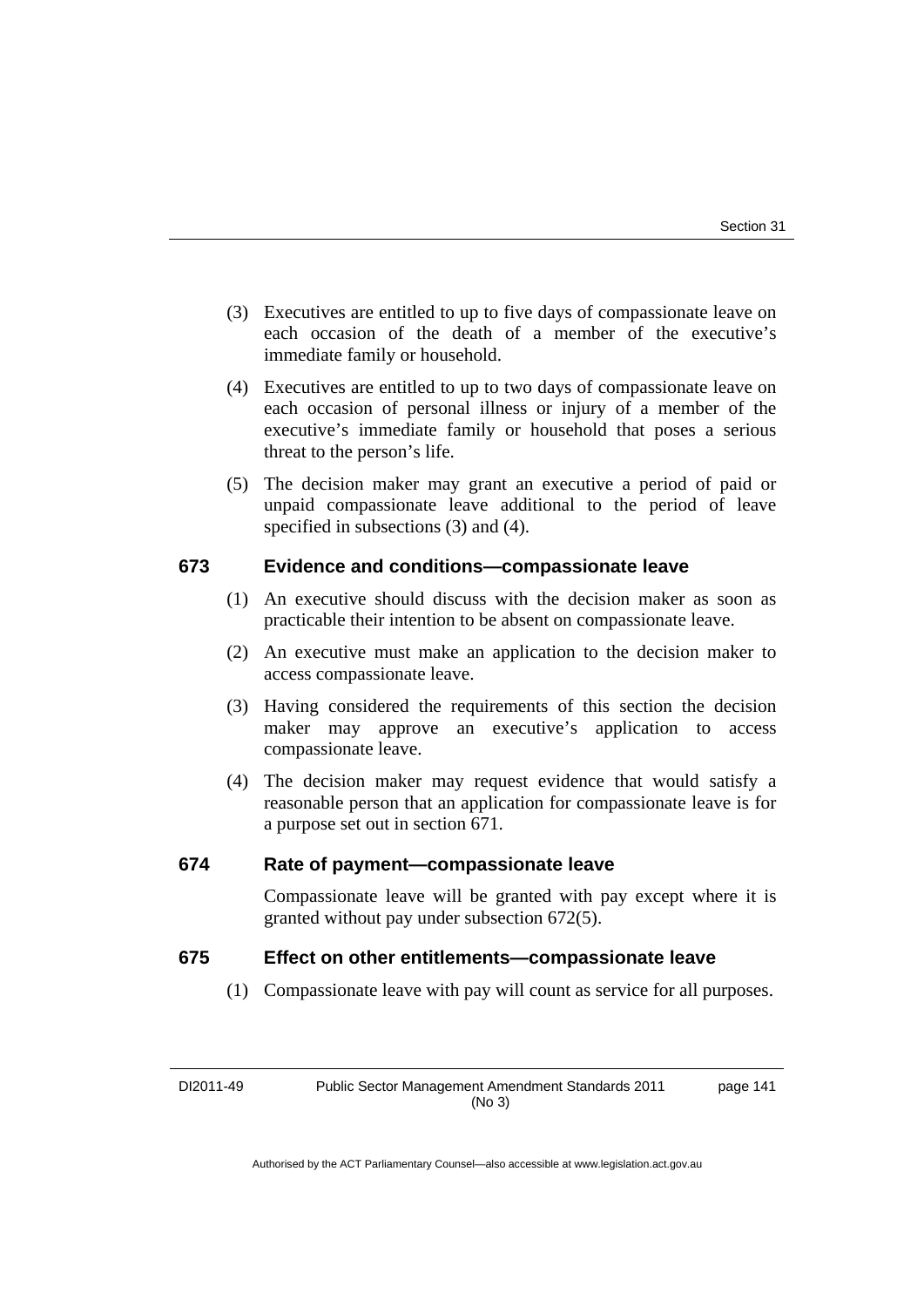(3) Executives are entitled to up to five days of compassionate leave on each occasion of the death of a member of the executive's immediate family or household.

(4) Executives are entitled to up to two days of compassionate leave on each occasion of personal illness or injury of a member of the executive's immediate family or household that poses a serious threat to the person's life.

(5) The decision maker may grant an executive a period of paid or unpaid compassionate leave additional to the period of leave specified in subsections (3) and (4).

### 673 Evidence and conditions—compassionate leave

(1) An executive should discuss with the decision maker as soon as practicable their intention to be absent on compassionate leave.

(2) An executive must make an application to the decision maker to access compassionate leave.

(3) Having considered the requirements of this section the decision maker may approve an executive's application to access compassionate leave.

(4) The decision maker may request evidence that would satisfy a reasonable person that an application for compassionate leave is for a purpose set out in section 671.

### 674 Rate of payment—compassionate leave

Compassionate leave will be granted with pay except where it is granted without pay under subsection 672(5).

### 675 Effect on other entitlements—compassionate leave

(1) Compassionate leave with pay will count as service for all purposes.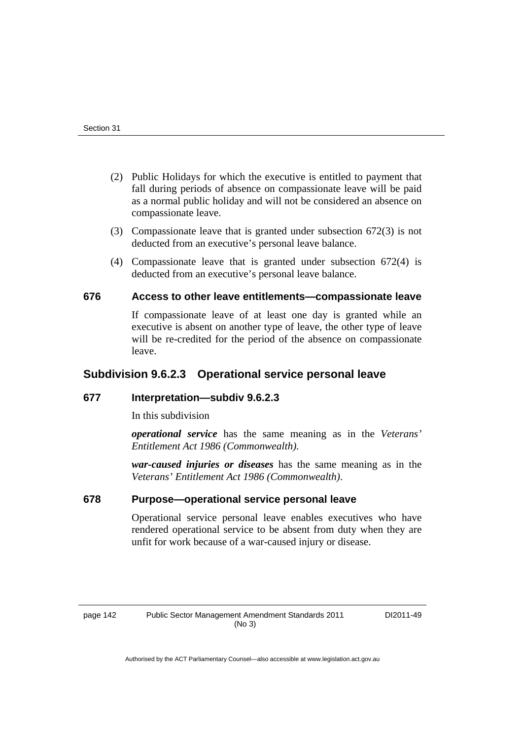(2) Public Holidays for which the executive is entitled to payment that fall during periods of absence on compassionate leave will be paid as a normal public holiday and will not be considered an absence on compassionate leave.

(3) Compassionate leave that is granted under subsection 672(3) is not deducted from an executive's personal leave balance.

(4) Compassionate leave that is granted under subsection 672(4) is deducted from an executive's personal leave balance.

### 676 Access to other leave entitlements—compassionate leave

If compassionate leave of at least one day is granted while an executive is absent on another type of leave, the other type of leave will be re-credited for the period of the absence on compassionate leave.

## Subdivision 9.6.2.3 Operational service personal leave

### 677 Interpretation—subdiv 9.6.2.3

In this subdivision

***operational service*** has the same meaning as in the *Veterans' Entitlement Act 1986 (Commonwealth).*

***war-caused injuries or diseases*** has the same meaning as in the *Veterans' Entitlement Act 1986 (Commonwealth).*

### 678 Purpose—operational service personal leave

Operational service personal leave enables executives who have rendered operational service to be absent from duty when they are unfit for work because of a war-caused injury or disease.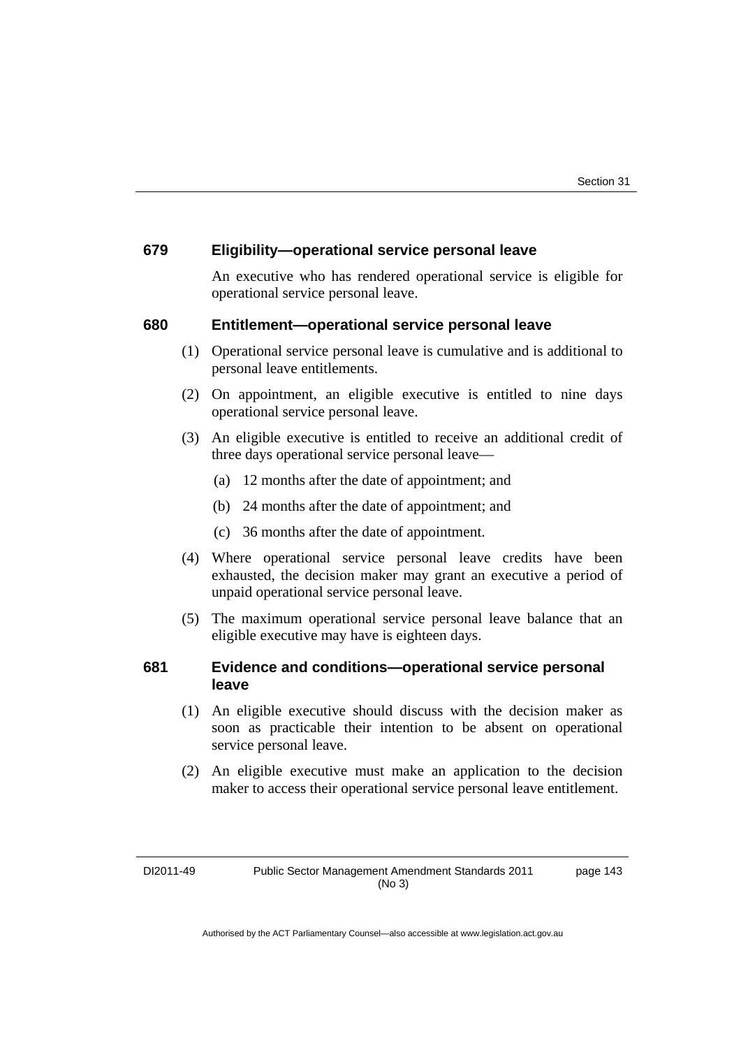### 679 Eligibility—operational service personal leave

An executive who has rendered operational service is eligible for operational service personal leave.

### 680 Entitlement—operational service personal leave

(1) Operational service personal leave is cumulative and is additional to personal leave entitlements.

(2) On appointment, an eligible executive is entitled to nine days operational service personal leave.

(3) An eligible executive is entitled to receive an additional credit of three days operational service personal leave—

(a) 12 months after the date of appointment; and

(b) 24 months after the date of appointment; and

(c) 36 months after the date of appointment.

(4) Where operational service personal leave credits have been exhausted, the decision maker may grant an executive a period of unpaid operational service personal leave.

(5) The maximum operational service personal leave balance that an eligible executive may have is eighteen days.

### 681 Evidence and conditions—operational service personal leave

(1) An eligible executive should discuss with the decision maker as soon as practicable their intention to be absent on operational service personal leave.

(2) An eligible executive must make an application to the decision maker to access their operational service personal leave entitlement.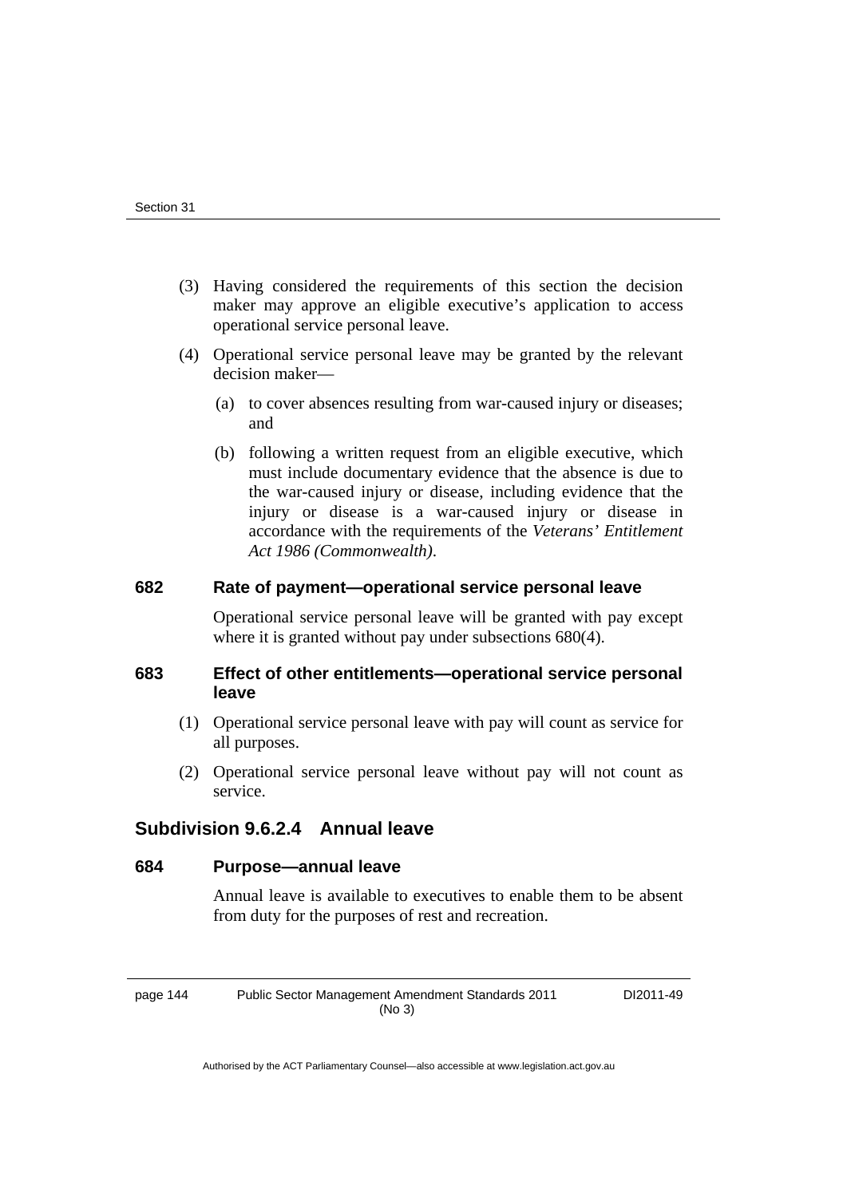(3) Having considered the requirements of this section the decision maker may approve an eligible executive's application to access operational service personal leave.

(4) Operational service personal leave may be granted by the relevant decision maker—

(a) to cover absences resulting from war-caused injury or diseases; and

(b) following a written request from an eligible executive, which must include documentary evidence that the absence is due to the war-caused injury or disease, including evidence that the injury or disease is a war-caused injury or disease in accordance with the requirements of the *Veterans' Entitlement Act 1986 (Commonwealth)*.

### 682 Rate of payment—operational service personal leave

Operational service personal leave will be granted with pay except where it is granted without pay under subsections 680(4).

### 683 Effect of other entitlements—operational service personal leave

(1) Operational service personal leave with pay will count as service for all purposes.

(2) Operational service personal leave without pay will not count as service.

## Subdivision 9.6.2.4 Annual leave

### 684 Purpose—annual leave

Annual leave is available to executives to enable them to be absent from duty for the purposes of rest and recreation.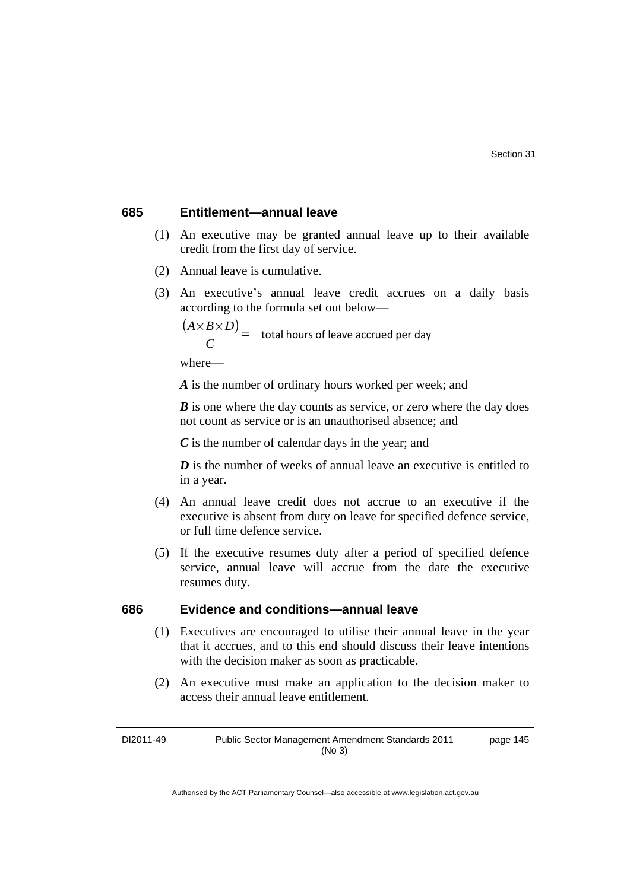### 685 Entitlement—annual leave

(1) An executive may be granted annual leave up to their available credit from the first day of service.

(2) Annual leave is cumulative.

(3) An executive's annual leave credit accrues on a daily basis according to the formula set out below—

$$\frac{(A \times B \times D)}{C} = \text{ total hours of leave accrued per day}$$

where—

***A*** is the number of ordinary hours worked per week; and

***B*** is one where the day counts as service, or zero where the day does not count as service or is an unauthorised absence; and

***C*** is the number of calendar days in the year; and

***D*** is the number of weeks of annual leave an executive is entitled to in a year.

(4) An annual leave credit does not accrue to an executive if the executive is absent from duty on leave for specified defence service, or full time defence service.

(5) If the executive resumes duty after a period of specified defence service, annual leave will accrue from the date the executive resumes duty.

### 686 Evidence and conditions—annual leave

(1) Executives are encouraged to utilise their annual leave in the year that it accrues, and to this end should discuss their leave intentions with the decision maker as soon as practicable.

(2) An executive must make an application to the decision maker to access their annual leave entitlement.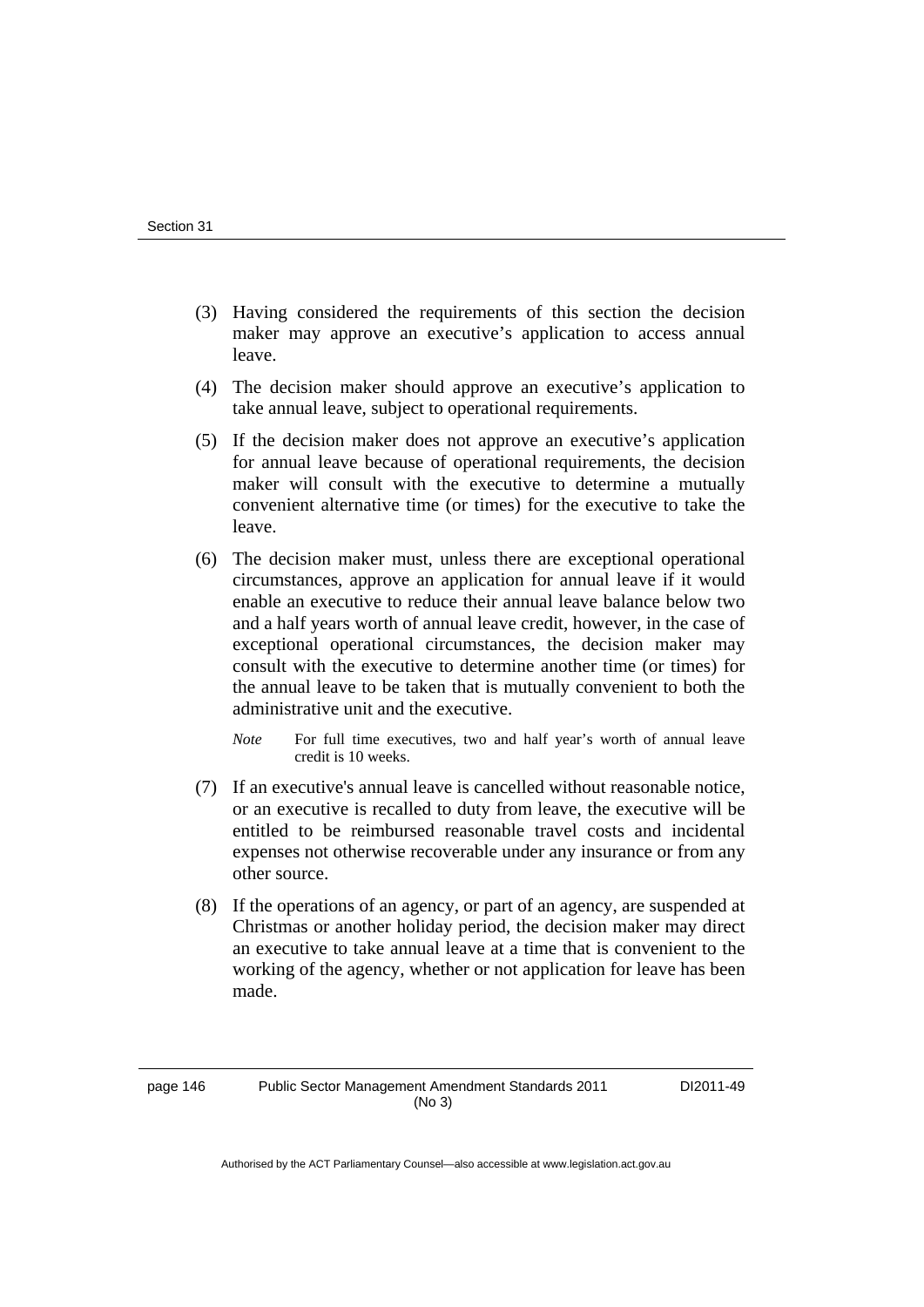(3) Having considered the requirements of this section the decision maker may approve an executive's application to access annual leave.

(4) The decision maker should approve an executive's application to take annual leave, subject to operational requirements.

(5) If the decision maker does not approve an executive's application for annual leave because of operational requirements, the decision maker will consult with the executive to determine a mutually convenient alternative time (or times) for the executive to take the leave.

(6) The decision maker must, unless there are exceptional operational circumstances, approve an application for annual leave if it would enable an executive to reduce their annual leave balance below two and a half years worth of annual leave credit, however, in the case of exceptional operational circumstances, the decision maker may consult with the executive to determine another time (or times) for the annual leave to be taken that is mutually convenient to both the administrative unit and the executive.

*Note* For full time executives, two and half year's worth of annual leave credit is 10 weeks.

(7) If an executive's annual leave is cancelled without reasonable notice, or an executive is recalled to duty from leave, the executive will be entitled to be reimbursed reasonable travel costs and incidental expenses not otherwise recoverable under any insurance or from any other source.

(8) If the operations of an agency, or part of an agency, are suspended at Christmas or another holiday period, the decision maker may direct an executive to take annual leave at a time that is convenient to the working of the agency, whether or not application for leave has been made.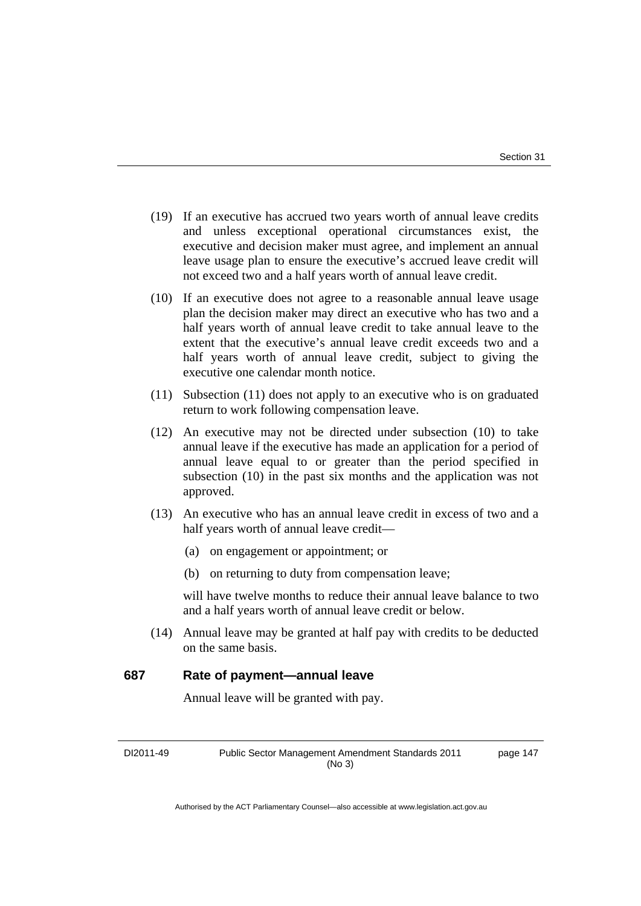(19) If an executive has accrued two years worth of annual leave credits and unless exceptional operational circumstances exist, the executive and decision maker must agree, and implement an annual leave usage plan to ensure the executive's accrued leave credit will not exceed two and a half years worth of annual leave credit.

(10) If an executive does not agree to a reasonable annual leave usage plan the decision maker may direct an executive who has two and a half years worth of annual leave credit to take annual leave to the extent that the executive's annual leave credit exceeds two and a half years worth of annual leave credit, subject to giving the executive one calendar month notice.

(11) Subsection (11) does not apply to an executive who is on graduated return to work following compensation leave.

(12) An executive may not be directed under subsection (10) to take annual leave if the executive has made an application for a period of annual leave equal to or greater than the period specified in subsection (10) in the past six months and the application was not approved.

(13) An executive who has an annual leave credit in excess of two and a half years worth of annual leave credit—

(a) on engagement or appointment; or

(b) on returning to duty from compensation leave;

will have twelve months to reduce their annual leave balance to two and a half years worth of annual leave credit or below.

(14) Annual leave may be granted at half pay with credits to be deducted on the same basis.

### 687 Rate of payment—annual leave

Annual leave will be granted with pay.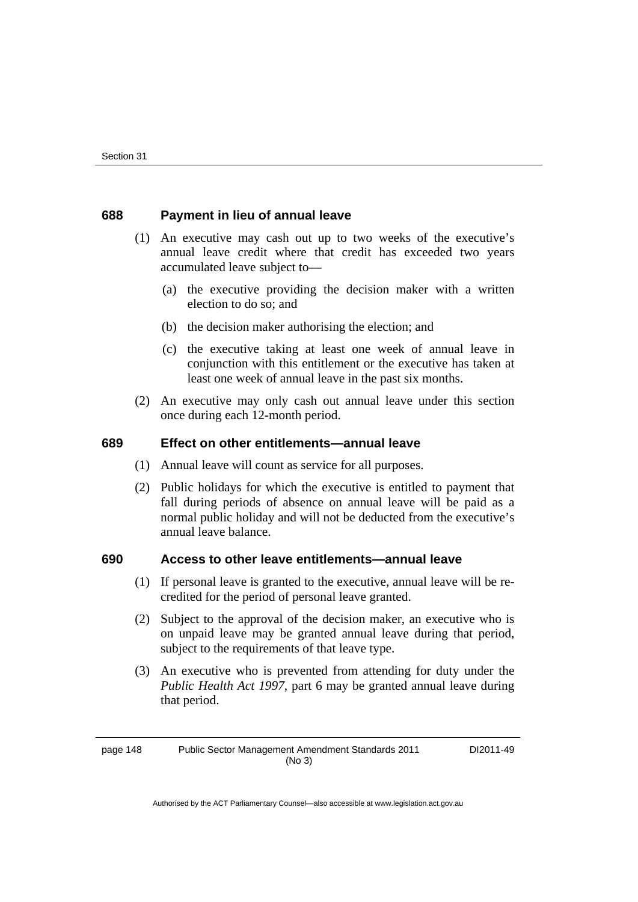### 688 Payment in lieu of annual leave

(1) An executive may cash out up to two weeks of the executive's annual leave credit where that credit has exceeded two years accumulated leave subject to—

(a) the executive providing the decision maker with a written election to do so; and

(b) the decision maker authorising the election; and

(c) the executive taking at least one week of annual leave in conjunction with this entitlement or the executive has taken at least one week of annual leave in the past six months.

(2) An executive may only cash out annual leave under this section once during each 12-month period.

### 689 Effect on other entitlements—annual leave

(1) Annual leave will count as service for all purposes.

(2) Public holidays for which the executive is entitled to payment that fall during periods of absence on annual leave will be paid as a normal public holiday and will not be deducted from the executive's annual leave balance.

### 690 Access to other leave entitlements—annual leave

(1) If personal leave is granted to the executive, annual leave will be re-credited for the period of personal leave granted.

(2) Subject to the approval of the decision maker, an executive who is on unpaid leave may be granted annual leave during that period, subject to the requirements of that leave type.

(3) An executive who is prevented from attending for duty under the *Public Health Act 1997*, part 6 may be granted annual leave during that period.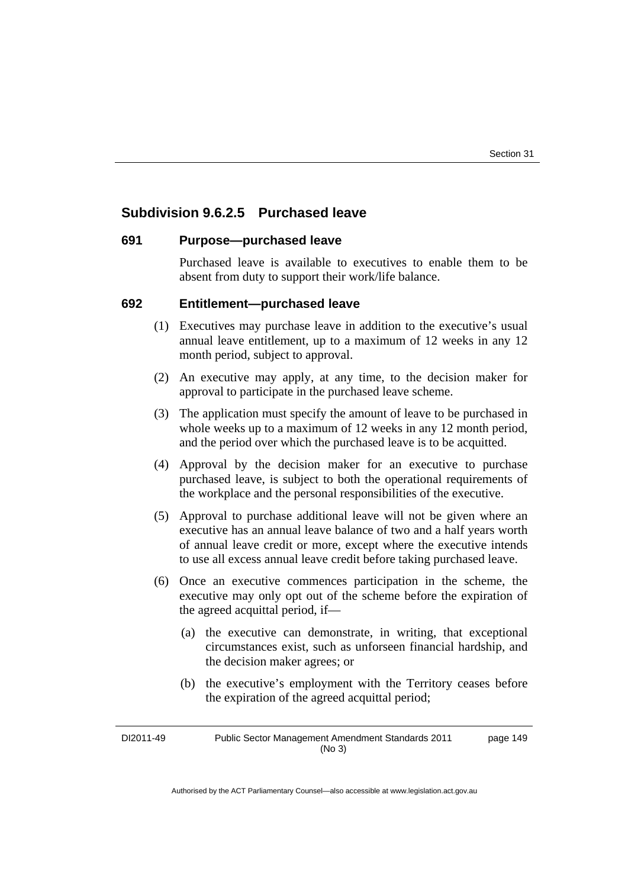## Subdivision 9.6.2.5 Purchased leave

### 691 Purpose—purchased leave

Purchased leave is available to executives to enable them to be absent from duty to support their work/life balance.

### 692 Entitlement—purchased leave

(1) Executives may purchase leave in addition to the executive's usual annual leave entitlement, up to a maximum of 12 weeks in any 12 month period, subject to approval.

(2) An executive may apply, at any time, to the decision maker for approval to participate in the purchased leave scheme.

(3) The application must specify the amount of leave to be purchased in whole weeks up to a maximum of 12 weeks in any 12 month period, and the period over which the purchased leave is to be acquitted.

(4) Approval by the decision maker for an executive to purchase purchased leave, is subject to both the operational requirements of the workplace and the personal responsibilities of the executive.

(5) Approval to purchase additional leave will not be given where an executive has an annual leave balance of two and a half years worth of annual leave credit or more, except where the executive intends to use all excess annual leave credit before taking purchased leave.

(6) Once an executive commences participation in the scheme, the executive may only opt out of the scheme before the expiration of the agreed acquittal period, if—

(a) the executive can demonstrate, in writing, that exceptional circumstances exist, such as unforseen financial hardship, and the decision maker agrees; or

(b) the executive's employment with the Territory ceases before the expiration of the agreed acquittal period;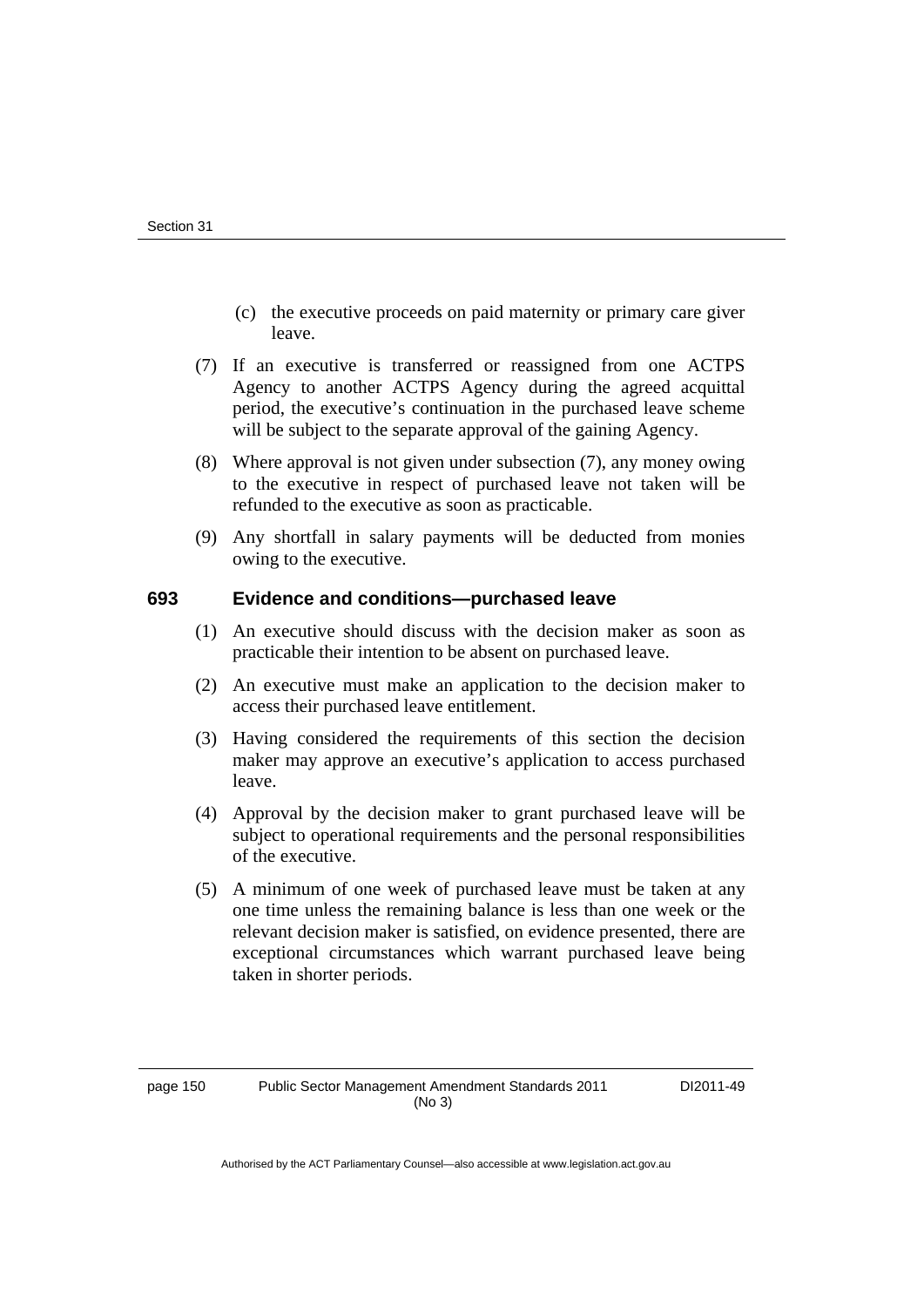(c) the executive proceeds on paid maternity or primary care giver leave.

(7) If an executive is transferred or reassigned from one ACTPS Agency to another ACTPS Agency during the agreed acquittal period, the executive's continuation in the purchased leave scheme will be subject to the separate approval of the gaining Agency.

(8) Where approval is not given under subsection (7), any money owing to the executive in respect of purchased leave not taken will be refunded to the executive as soon as practicable.

(9) Any shortfall in salary payments will be deducted from monies owing to the executive.

### 693 Evidence and conditions—purchased leave

(1) An executive should discuss with the decision maker as soon as practicable their intention to be absent on purchased leave.

(2) An executive must make an application to the decision maker to access their purchased leave entitlement.

(3) Having considered the requirements of this section the decision maker may approve an executive's application to access purchased leave.

(4) Approval by the decision maker to grant purchased leave will be subject to operational requirements and the personal responsibilities of the executive.

(5) A minimum of one week of purchased leave must be taken at any one time unless the remaining balance is less than one week or the relevant decision maker is satisfied, on evidence presented, there are exceptional circumstances which warrant purchased leave being taken in shorter periods.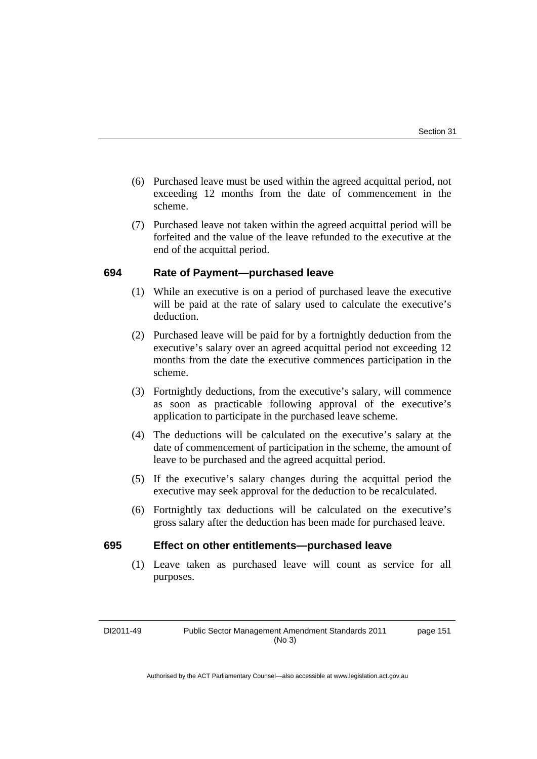(6) Purchased leave must be used within the agreed acquittal period, not exceeding 12 months from the date of commencement in the scheme.

(7) Purchased leave not taken within the agreed acquittal period will be forfeited and the value of the leave refunded to the executive at the end of the acquittal period.

### 694 Rate of Payment—purchased leave

(1) While an executive is on a period of purchased leave the executive will be paid at the rate of salary used to calculate the executive's deduction.

(2) Purchased leave will be paid for by a fortnightly deduction from the executive's salary over an agreed acquittal period not exceeding 12 months from the date the executive commences participation in the scheme.

(3) Fortnightly deductions, from the executive's salary, will commence as soon as practicable following approval of the executive's application to participate in the purchased leave scheme.

(4) The deductions will be calculated on the executive's salary at the date of commencement of participation in the scheme, the amount of leave to be purchased and the agreed acquittal period.

(5) If the executive's salary changes during the acquittal period the executive may seek approval for the deduction to be recalculated.

(6) Fortnightly tax deductions will be calculated on the executive's gross salary after the deduction has been made for purchased leave.

### 695 Effect on other entitlements—purchased leave

(1) Leave taken as purchased leave will count as service for all purposes.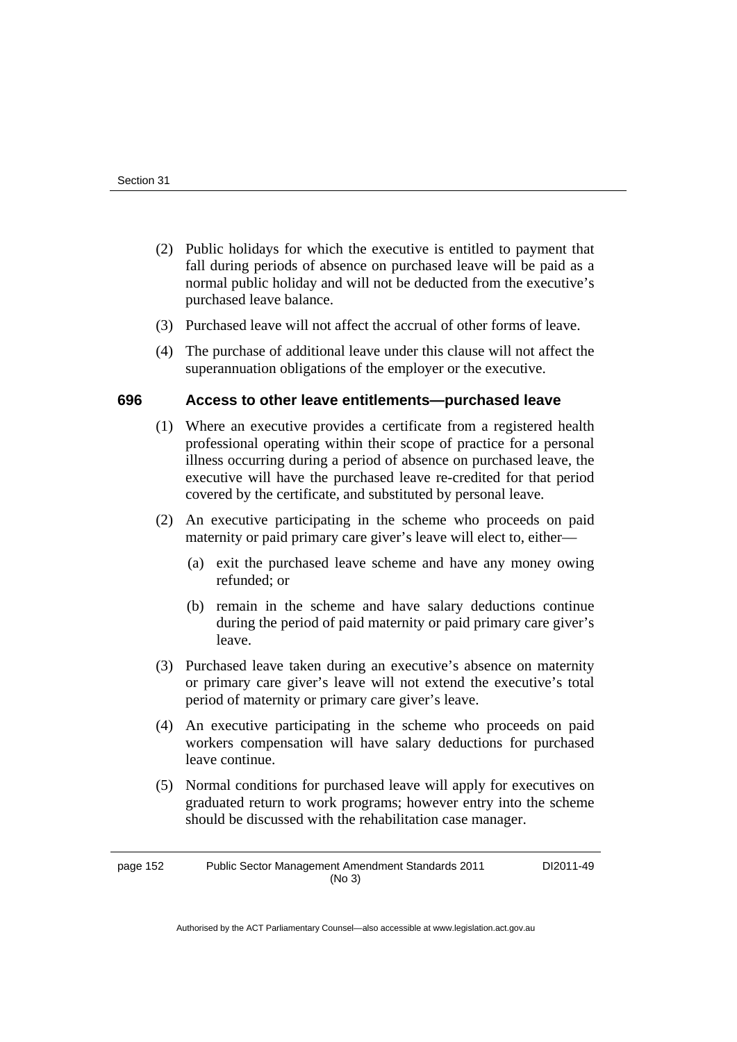(2) Public holidays for which the executive is entitled to payment that fall during periods of absence on purchased leave will be paid as a normal public holiday and will not be deducted from the executive's purchased leave balance.

(3) Purchased leave will not affect the accrual of other forms of leave.

(4) The purchase of additional leave under this clause will not affect the superannuation obligations of the employer or the executive.

### 696 Access to other leave entitlements—purchased leave

(1) Where an executive provides a certificate from a registered health professional operating within their scope of practice for a personal illness occurring during a period of absence on purchased leave, the executive will have the purchased leave re-credited for that period covered by the certificate, and substituted by personal leave.

(2) An executive participating in the scheme who proceeds on paid maternity or paid primary care giver's leave will elect to, either—

(a) exit the purchased leave scheme and have any money owing refunded; or

(b) remain in the scheme and have salary deductions continue during the period of paid maternity or paid primary care giver's leave.

(3) Purchased leave taken during an executive's absence on maternity or primary care giver's leave will not extend the executive's total period of maternity or primary care giver's leave.

(4) An executive participating in the scheme who proceeds on paid workers compensation will have salary deductions for purchased leave continue.

(5) Normal conditions for purchased leave will apply for executives on graduated return to work programs; however entry into the scheme should be discussed with the rehabilitation case manager.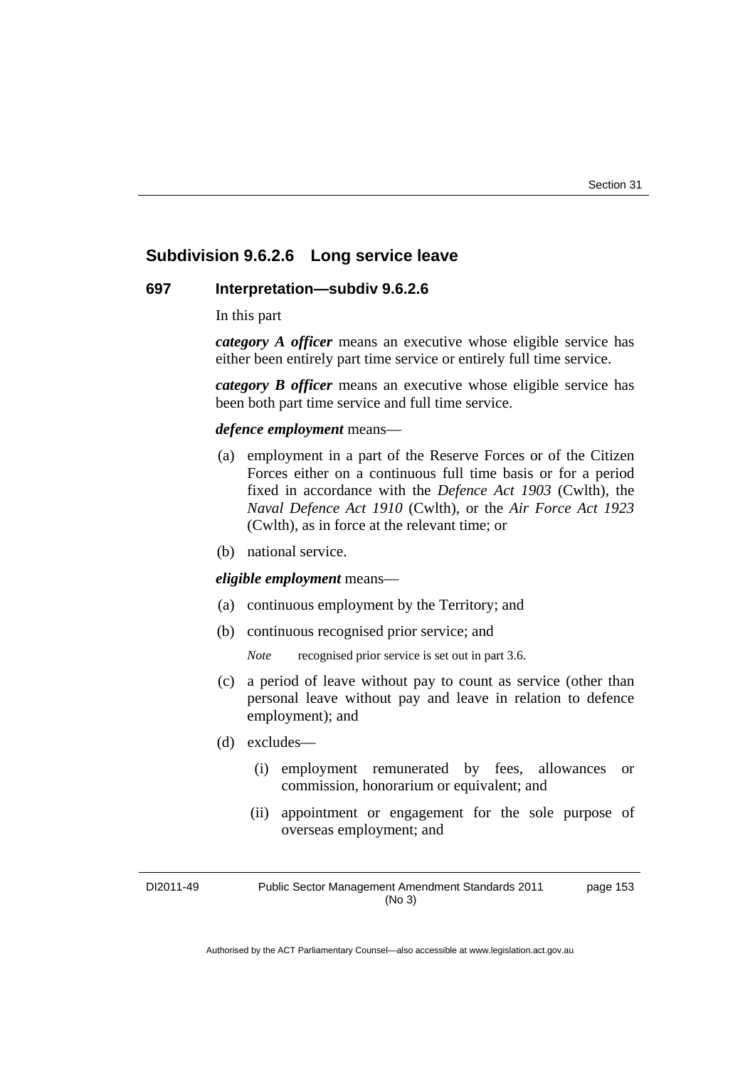## Subdivision 9.6.2.6 Long service leave

### 697 Interpretation—subdiv 9.6.2.6

In this part

***category A officer*** means an executive whose eligible service has either been entirely part time service or entirely full time service.

***category B officer*** means an executive whose eligible service has been both part time service and full time service.

***defence employment*** means—

(a) employment in a part of the Reserve Forces or of the Citizen Forces either on a continuous full time basis or for a period fixed in accordance with the *Defence Act 1903* (Cwlth), the *Naval Defence Act 1910* (Cwlth), or the *Air Force Act 1923* (Cwlth), as in force at the relevant time; or

(b) national service.

***eligible employment*** means—

(a) continuous employment by the Territory; and

(b) continuous recognised prior service; and

*Note* recognised prior service is set out in part 3.6.

(c) a period of leave without pay to count as service (other than personal leave without pay and leave in relation to defence employment); and

(d) excludes—

(i) employment remunerated by fees, allowances or commission, honorarium or equivalent; and

(ii) appointment or engagement for the sole purpose of overseas employment; and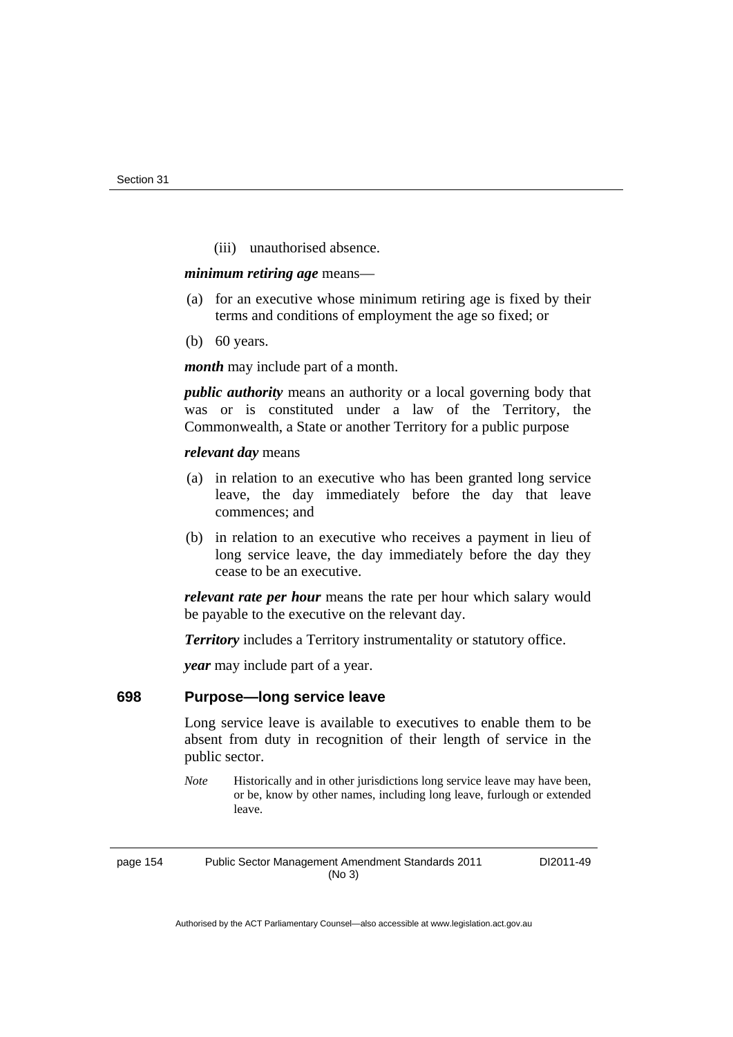(iii) unauthorised absence.

***minimum retiring age*** means—

(a) for an executive whose minimum retiring age is fixed by their terms and conditions of employment the age so fixed; or

(b) 60 years.

***month*** may include part of a month.

***public authority*** means an authority or a local governing body that was or is constituted under a law of the Territory, the Commonwealth, a State or another Territory for a public purpose

***relevant day*** means

(a) in relation to an executive who has been granted long service leave, the day immediately before the day that leave commences; and

(b) in relation to an executive who receives a payment in lieu of long service leave, the day immediately before the day they cease to be an executive.

***relevant rate per hour*** means the rate per hour which salary would be payable to the executive on the relevant day.

***Territory*** includes a Territory instrumentality or statutory office.

***year*** may include part of a year.

### 698 Purpose—long service leave

Long service leave is available to executives to enable them to be absent from duty in recognition of their length of service in the public sector.

*Note* Historically and in other jurisdictions long service leave may have been, or be, know by other names, including long leave, furlough or extended leave.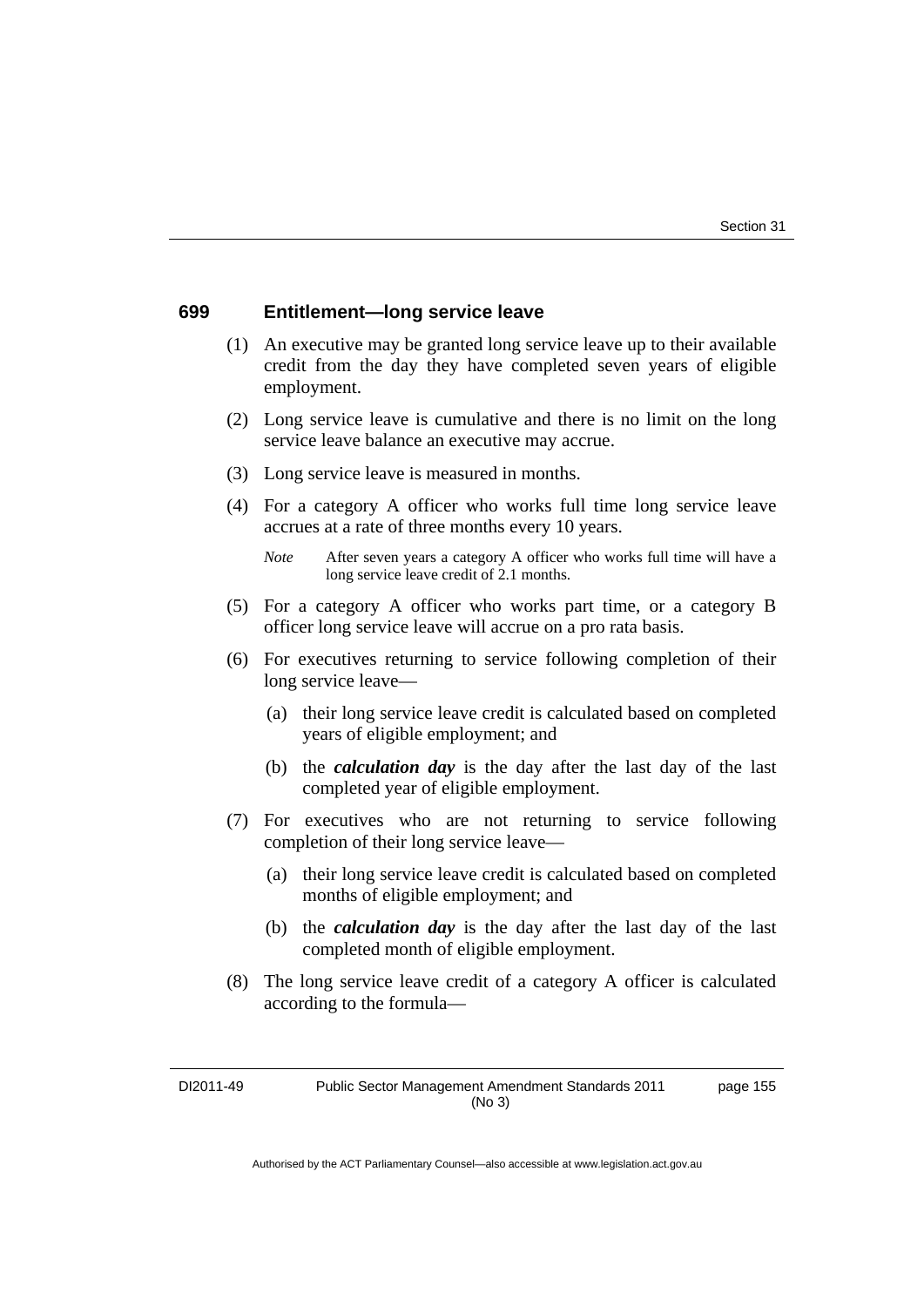### 699 Entitlement—long service leave

(1) An executive may be granted long service leave up to their available credit from the day they have completed seven years of eligible employment.

(2) Long service leave is cumulative and there is no limit on the long service leave balance an executive may accrue.

(3) Long service leave is measured in months.

(4) For a category A officer who works full time long service leave accrues at a rate of three months every 10 years.

*Note* After seven years a category A officer who works full time will have a long service leave credit of 2.1 months.

(5) For a category A officer who works part time, or a category B officer long service leave will accrue on a pro rata basis.

(6) For executives returning to service following completion of their long service leave—

(a) their long service leave credit is calculated based on completed years of eligible employment; and

(b) the ***calculation day*** is the day after the last day of the last completed year of eligible employment.

(7) For executives who are not returning to service following completion of their long service leave—

(a) their long service leave credit is calculated based on completed months of eligible employment; and

(b) the ***calculation day*** is the day after the last day of the last completed month of eligible employment.

(8) The long service leave credit of a category A officer is calculated according to the formula—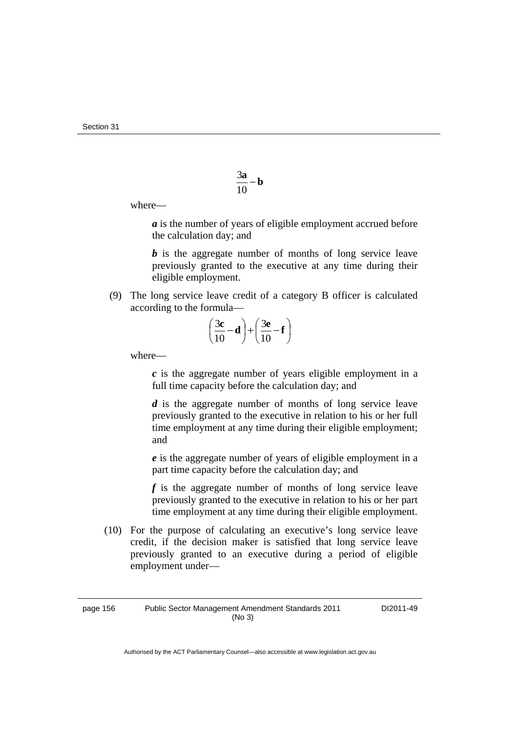$$\frac{3\mathbf{a}}{10} - \mathbf{b}$$

where—

***a*** is the number of years of eligible employment accrued before the calculation day; and

***b*** is the aggregate number of months of long service leave previously granted to the executive at any time during their eligible employment.

(9) The long service leave credit of a category B officer is calculated according to the formula—

$$\left(\frac{3\mathbf{c}}{10} - \mathbf{d}\right) + \left(\frac{3\mathbf{e}}{10} - \mathbf{f}\right)$$

where—

***c*** is the aggregate number of years eligible employment in a full time capacity before the calculation day; and

***d*** is the aggregate number of months of long service leave previously granted to the executive in relation to his or her full time employment at any time during their eligible employment; and

***e*** is the aggregate number of years of eligible employment in a part time capacity before the calculation day; and

***f*** is the aggregate number of months of long service leave previously granted to the executive in relation to his or her part time employment at any time during their eligible employment.

(10) For the purpose of calculating an executive's long service leave credit, if the decision maker is satisfied that long service leave previously granted to an executive during a period of eligible employment under—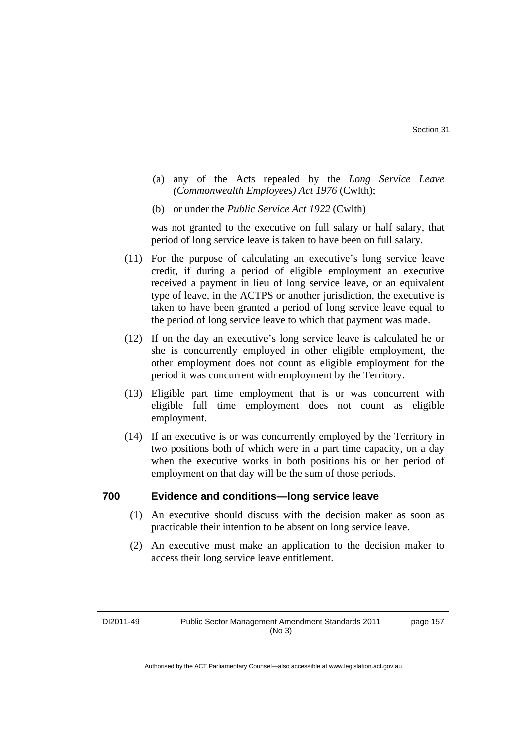(a) any of the Acts repealed by the *Long Service Leave (Commonwealth Employees) Act 1976* (Cwlth);

(b) or under the *Public Service Act 1922* (Cwlth)

was not granted to the executive on full salary or half salary, that period of long service leave is taken to have been on full salary.

(11) For the purpose of calculating an executive's long service leave credit, if during a period of eligible employment an executive received a payment in lieu of long service leave, or an equivalent type of leave, in the ACTPS or another jurisdiction, the executive is taken to have been granted a period of long service leave equal to the period of long service leave to which that payment was made.

(12) If on the day an executive's long service leave is calculated he or she is concurrently employed in other eligible employment, the other employment does not count as eligible employment for the period it was concurrent with employment by the Territory.

(13) Eligible part time employment that is or was concurrent with eligible full time employment does not count as eligible employment.

(14) If an executive is or was concurrently employed by the Territory in two positions both of which were in a part time capacity, on a day when the executive works in both positions his or her period of employment on that day will be the sum of those periods.

### 700 Evidence and conditions—long service leave

(1) An executive should discuss with the decision maker as soon as practicable their intention to be absent on long service leave.

(2) An executive must make an application to the decision maker to access their long service leave entitlement.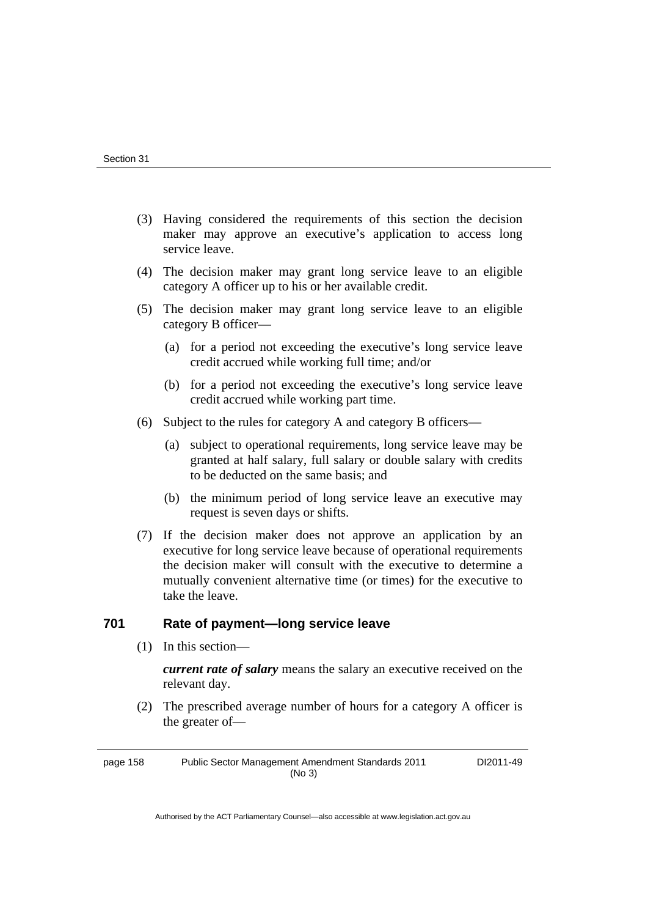(3) Having considered the requirements of this section the decision maker may approve an executive's application to access long service leave.

(4) The decision maker may grant long service leave to an eligible category A officer up to his or her available credit.

(5) The decision maker may grant long service leave to an eligible category B officer—

(a) for a period not exceeding the executive's long service leave credit accrued while working full time; and/or

(b) for a period not exceeding the executive's long service leave credit accrued while working part time.

(6) Subject to the rules for category A and category B officers—

(a) subject to operational requirements, long service leave may be granted at half salary, full salary or double salary with credits to be deducted on the same basis; and

(b) the minimum period of long service leave an executive may request is seven days or shifts.

(7) If the decision maker does not approve an application by an executive for long service leave because of operational requirements the decision maker will consult with the executive to determine a mutually convenient alternative time (or times) for the executive to take the leave.

## 701 Rate of payment—long service leave

(1) In this section—

***current rate of salary*** means the salary an executive received on the relevant day.

(2) The prescribed average number of hours for a category A officer is the greater of—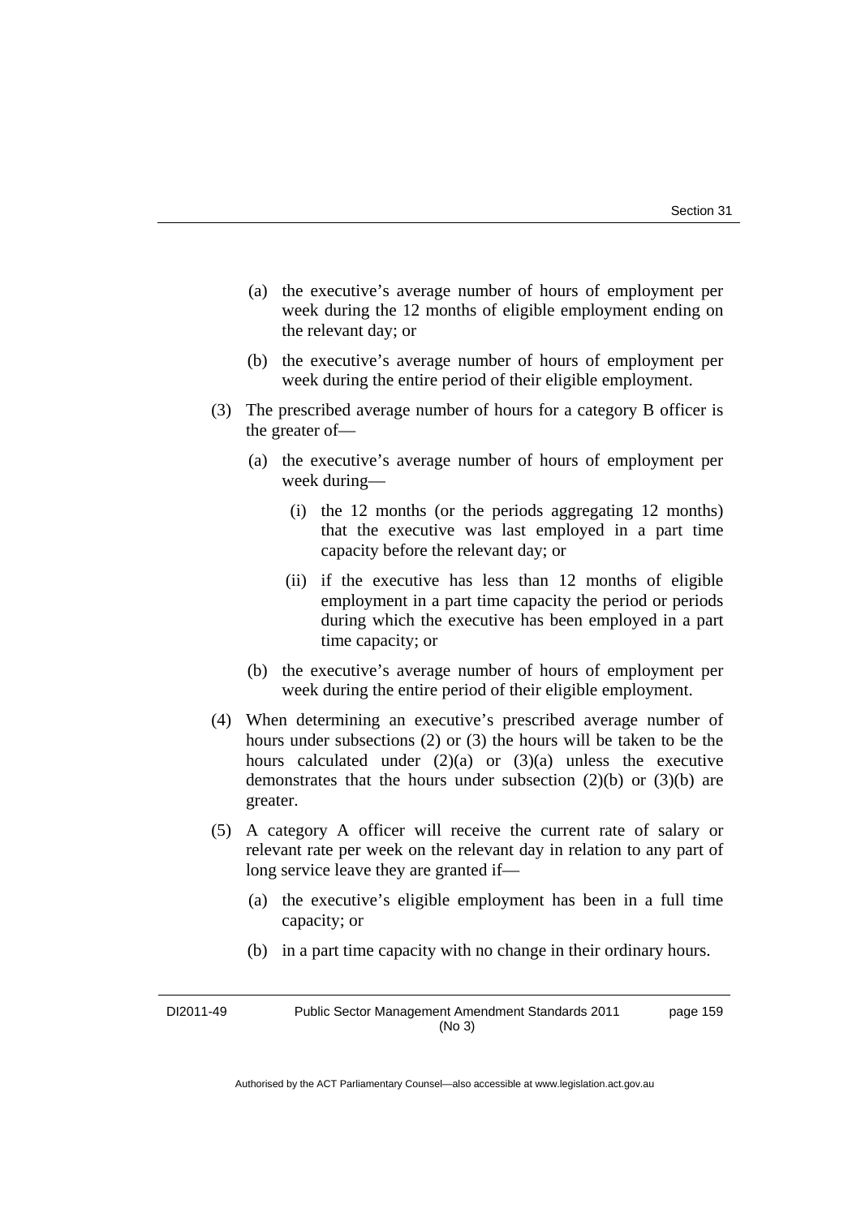(a) the executive's average number of hours of employment per week during the 12 months of eligible employment ending on the relevant day; or

(b) the executive's average number of hours of employment per week during the entire period of their eligible employment.

(3) The prescribed average number of hours for a category B officer is the greater of—

(a) the executive's average number of hours of employment per week during—

(i) the 12 months (or the periods aggregating 12 months) that the executive was last employed in a part time capacity before the relevant day; or

(ii) if the executive has less than 12 months of eligible employment in a part time capacity the period or periods during which the executive has been employed in a part time capacity; or

(b) the executive's average number of hours of employment per week during the entire period of their eligible employment.

(4) When determining an executive's prescribed average number of hours under subsections (2) or (3) the hours will be taken to be the hours calculated under (2)(a) or (3)(a) unless the executive demonstrates that the hours under subsection (2)(b) or (3)(b) are greater.

(5) A category A officer will receive the current rate of salary or relevant rate per week on the relevant day in relation to any part of long service leave they are granted if—

(a) the executive's eligible employment has been in a full time capacity; or

(b) in a part time capacity with no change in their ordinary hours.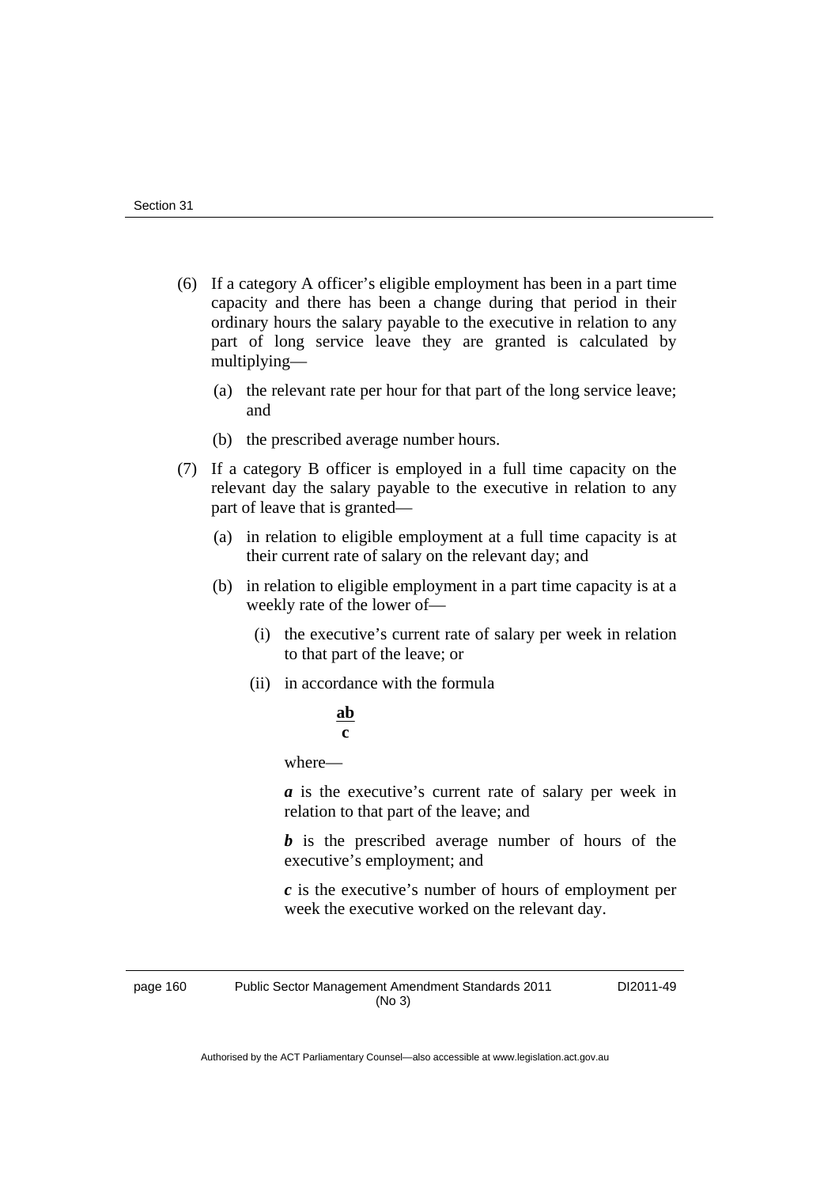(6) If a category A officer's eligible employment has been in a part time capacity and there has been a change during that period in their ordinary hours the salary payable to the executive in relation to any part of long service leave they are granted is calculated by multiplying—

   (a) the relevant rate per hour for that part of the long service leave; and

   (b) the prescribed average number hours.

(7) If a category B officer is employed in a full time capacity on the relevant day the salary payable to the executive in relation to any part of leave that is granted—

   (a) in relation to eligible employment at a full time capacity is at their current rate of salary on the relevant day; and

   (b) in relation to eligible employment in a part time capacity is at a weekly rate of the lower of—

      (i) the executive's current rate of salary per week in relation to that part of the leave; or

      (ii) in accordance with the formula

$$\frac{ab}{c}$$

      where—

      ***a*** is the executive's current rate of salary per week in relation to that part of the leave; and

      ***b*** is the prescribed average number of hours of the executive's employment; and

      ***c*** is the executive's number of hours of employment per week the executive worked on the relevant day.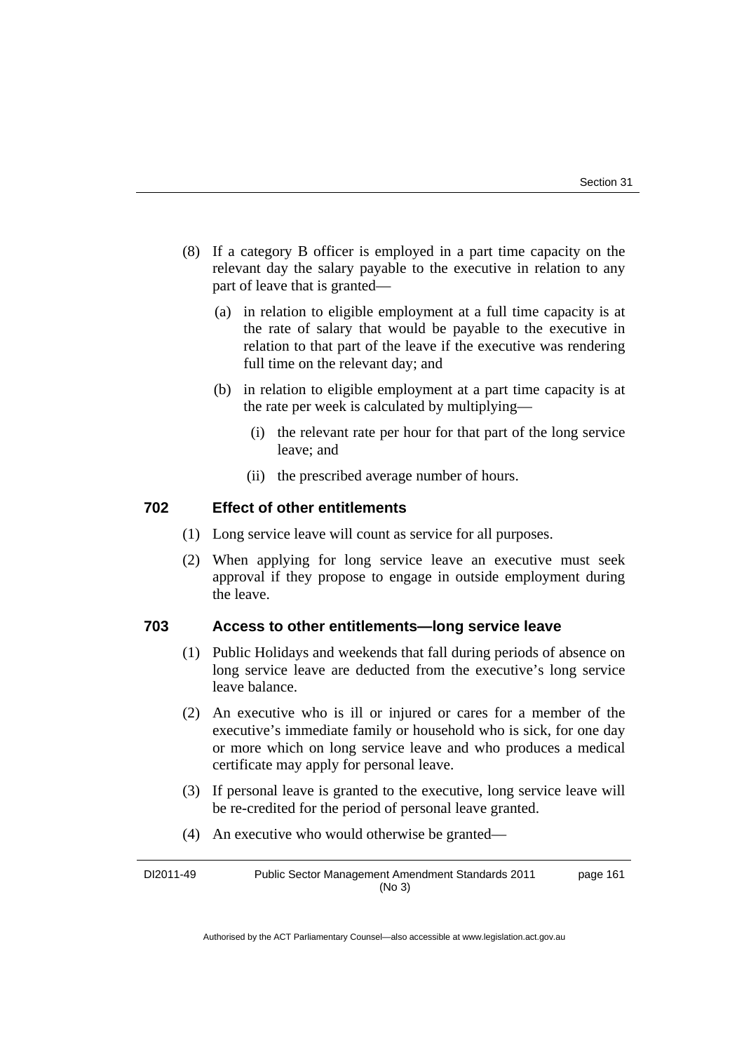(8) If a category B officer is employed in a part time capacity on the relevant day the salary payable to the executive in relation to any part of leave that is granted—

(a) in relation to eligible employment at a full time capacity is at the rate of salary that would be payable to the executive in relation to that part of the leave if the executive was rendering full time on the relevant day; and

(b) in relation to eligible employment at a part time capacity is at the rate per week is calculated by multiplying—

(i) the relevant rate per hour for that part of the long service leave; and

(ii) the prescribed average number of hours.

### 702 Effect of other entitlements

(1) Long service leave will count as service for all purposes.

(2) When applying for long service leave an executive must seek approval if they propose to engage in outside employment during the leave.

### 703 Access to other entitlements—long service leave

(1) Public Holidays and weekends that fall during periods of absence on long service leave are deducted from the executive's long service leave balance.

(2) An executive who is ill or injured or cares for a member of the executive's immediate family or household who is sick, for one day or more which on long service leave and who produces a medical certificate may apply for personal leave.

(3) If personal leave is granted to the executive, long service leave will be re-credited for the period of personal leave granted.

(4) An executive who would otherwise be granted—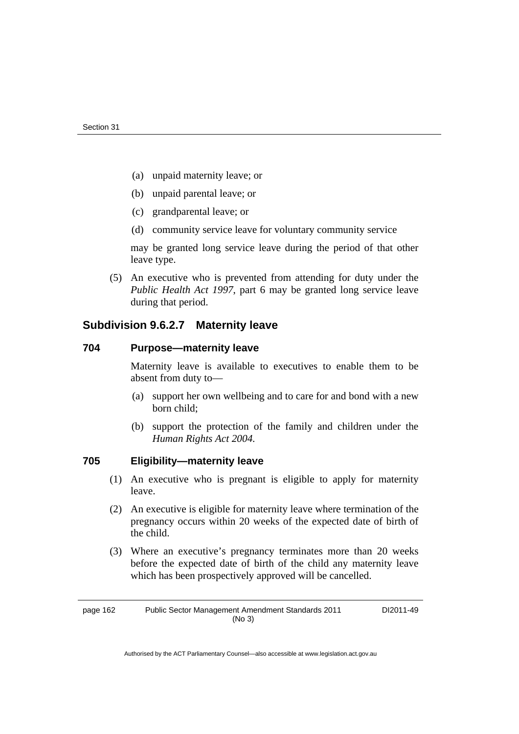(a) unpaid maternity leave; or

(b) unpaid parental leave; or

(c) grandparental leave; or

(d) community service leave for voluntary community service

may be granted long service leave during the period of that other leave type.

(5) An executive who is prevented from attending for duty under the *Public Health Act 1997*, part 6 may be granted long service leave during that period.

## Subdivision 9.6.2.7 Maternity leave

### 704 Purpose—maternity leave

Maternity leave is available to executives to enable them to be absent from duty to—

(a) support her own wellbeing and to care for and bond with a new born child;

(b) support the protection of the family and children under the *Human Rights Act 2004.*

### 705 Eligibility—maternity leave

(1) An executive who is pregnant is eligible to apply for maternity leave.

(2) An executive is eligible for maternity leave where termination of the pregnancy occurs within 20 weeks of the expected date of birth of the child.

(3) Where an executive's pregnancy terminates more than 20 weeks before the expected date of birth of the child any maternity leave which has been prospectively approved will be cancelled.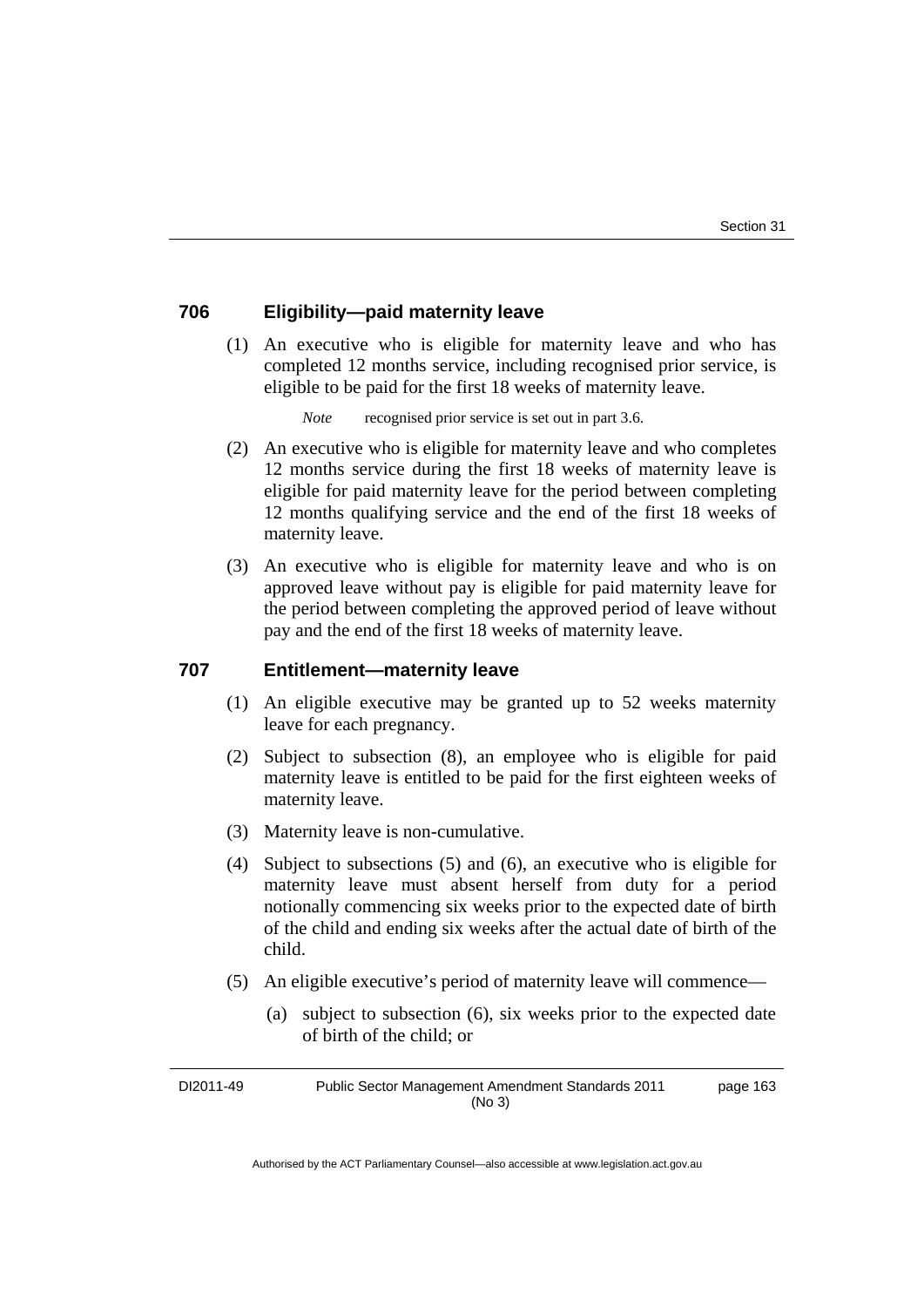### 706 Eligibility—paid maternity leave

(1) An executive who is eligible for maternity leave and who has completed 12 months service, including recognised prior service, is eligible to be paid for the first 18 weeks of maternity leave.

*Note* recognised prior service is set out in part 3.6.

(2) An executive who is eligible for maternity leave and who completes 12 months service during the first 18 weeks of maternity leave is eligible for paid maternity leave for the period between completing 12 months qualifying service and the end of the first 18 weeks of maternity leave.

(3) An executive who is eligible for maternity leave and who is on approved leave without pay is eligible for paid maternity leave for the period between completing the approved period of leave without pay and the end of the first 18 weeks of maternity leave.

### 707 Entitlement—maternity leave

(1) An eligible executive may be granted up to 52 weeks maternity leave for each pregnancy.

(2) Subject to subsection (8), an employee who is eligible for paid maternity leave is entitled to be paid for the first eighteen weeks of maternity leave.

(3) Maternity leave is non-cumulative.

(4) Subject to subsections (5) and (6), an executive who is eligible for maternity leave must absent herself from duty for a period notionally commencing six weeks prior to the expected date of birth of the child and ending six weeks after the actual date of birth of the child.

(5) An eligible executive's period of maternity leave will commence—

(a) subject to subsection (6), six weeks prior to the expected date of birth of the child; or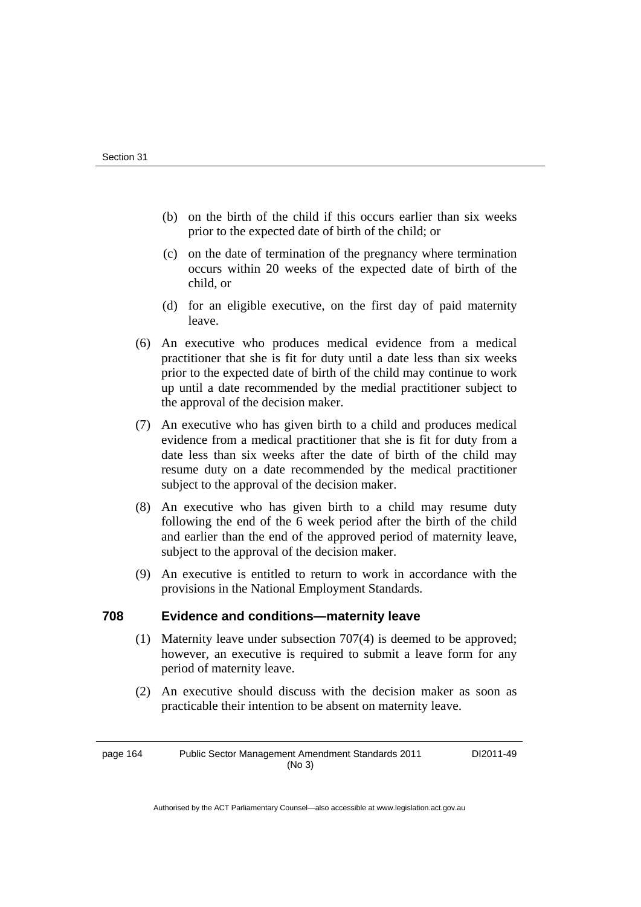(b) on the birth of the child if this occurs earlier than six weeks prior to the expected date of birth of the child; or

(c) on the date of termination of the pregnancy where termination occurs within 20 weeks of the expected date of birth of the child, or

(d) for an eligible executive, on the first day of paid maternity leave.

(6) An executive who produces medical evidence from a medical practitioner that she is fit for duty until a date less than six weeks prior to the expected date of birth of the child may continue to work up until a date recommended by the medial practitioner subject to the approval of the decision maker.

(7) An executive who has given birth to a child and produces medical evidence from a medical practitioner that she is fit for duty from a date less than six weeks after the date of birth of the child may resume duty on a date recommended by the medical practitioner subject to the approval of the decision maker.

(8) An executive who has given birth to a child may resume duty following the end of the 6 week period after the birth of the child and earlier than the end of the approved period of maternity leave, subject to the approval of the decision maker.

(9) An executive is entitled to return to work in accordance with the provisions in the National Employment Standards.

### 708 Evidence and conditions—maternity leave

(1) Maternity leave under subsection 707(4) is deemed to be approved; however, an executive is required to submit a leave form for any period of maternity leave.

(2) An executive should discuss with the decision maker as soon as practicable their intention to be absent on maternity leave.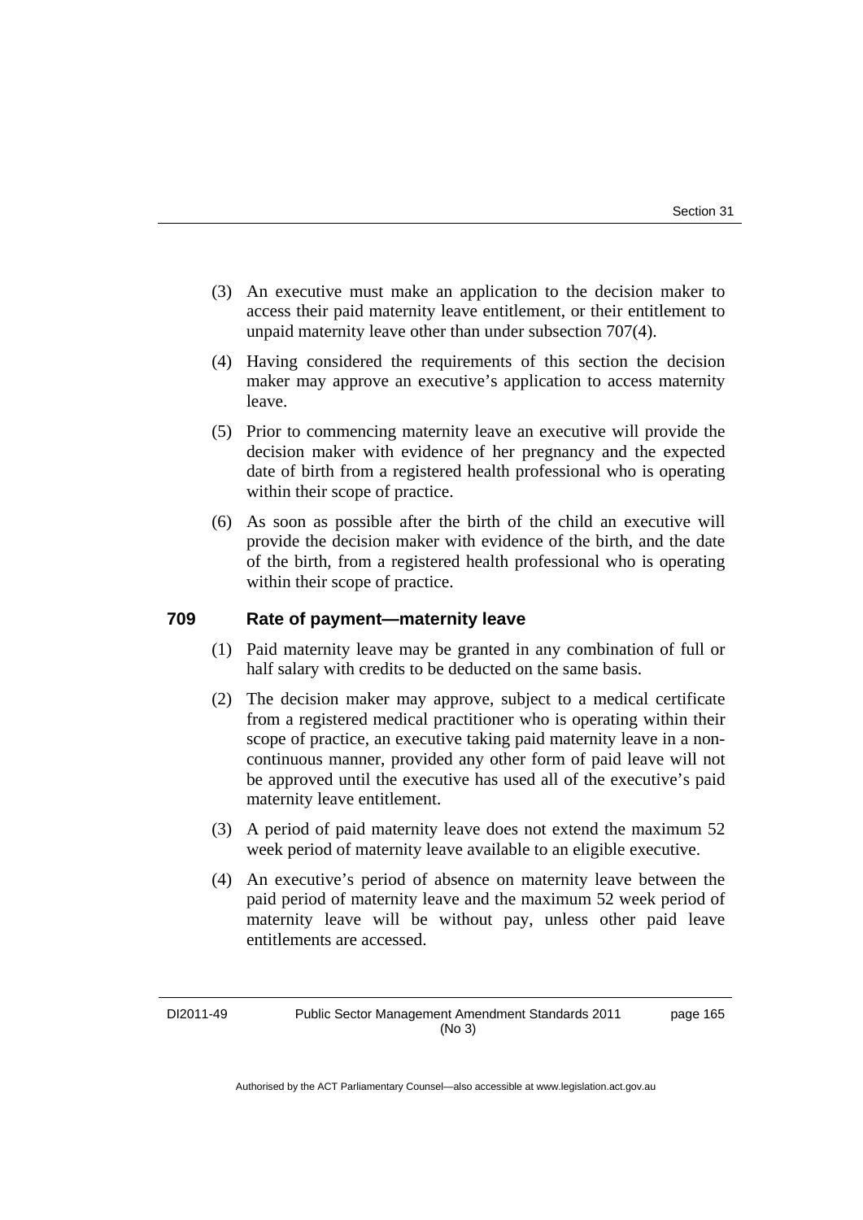(3) An executive must make an application to the decision maker to access their paid maternity leave entitlement, or their entitlement to unpaid maternity leave other than under subsection 707(4).

(4) Having considered the requirements of this section the decision maker may approve an executive's application to access maternity leave.

(5) Prior to commencing maternity leave an executive will provide the decision maker with evidence of her pregnancy and the expected date of birth from a registered health professional who is operating within their scope of practice.

(6) As soon as possible after the birth of the child an executive will provide the decision maker with evidence of the birth, and the date of the birth, from a registered health professional who is operating within their scope of practice.

### 709 Rate of payment—maternity leave

(1) Paid maternity leave may be granted in any combination of full or half salary with credits to be deducted on the same basis.

(2) The decision maker may approve, subject to a medical certificate from a registered medical practitioner who is operating within their scope of practice, an executive taking paid maternity leave in a non-continuous manner, provided any other form of paid leave will not be approved until the executive has used all of the executive's paid maternity leave entitlement.

(3) A period of paid maternity leave does not extend the maximum 52 week period of maternity leave available to an eligible executive.

(4) An executive's period of absence on maternity leave between the paid period of maternity leave and the maximum 52 week period of maternity leave will be without pay, unless other paid leave entitlements are accessed.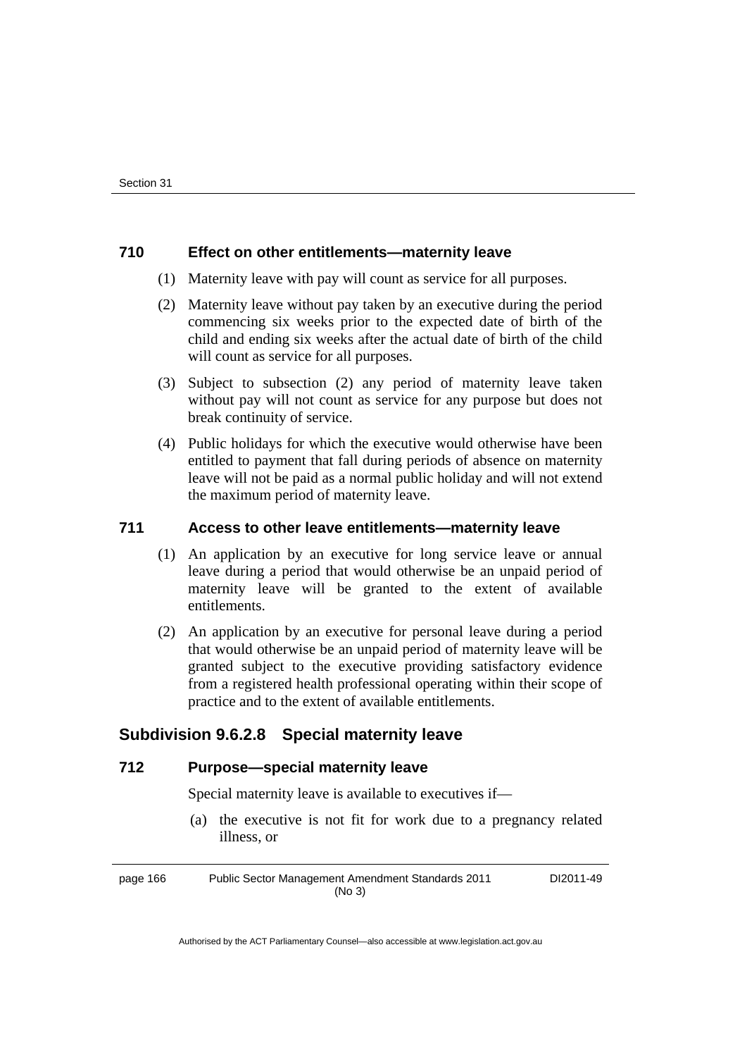### 710 Effect on other entitlements—maternity leave

(1) Maternity leave with pay will count as service for all purposes.

(2) Maternity leave without pay taken by an executive during the period commencing six weeks prior to the expected date of birth of the child and ending six weeks after the actual date of birth of the child will count as service for all purposes.

(3) Subject to subsection (2) any period of maternity leave taken without pay will not count as service for any purpose but does not break continuity of service.

(4) Public holidays for which the executive would otherwise have been entitled to payment that fall during periods of absence on maternity leave will not be paid as a normal public holiday and will not extend the maximum period of maternity leave.

### 711 Access to other leave entitlements—maternity leave

(1) An application by an executive for long service leave or annual leave during a period that would otherwise be an unpaid period of maternity leave will be granted to the extent of available entitlements.

(2) An application by an executive for personal leave during a period that would otherwise be an unpaid period of maternity leave will be granted subject to the executive providing satisfactory evidence from a registered health professional operating within their scope of practice and to the extent of available entitlements.

## Subdivision 9.6.2.8 Special maternity leave

### 712 Purpose—special maternity leave

Special maternity leave is available to executives if—

(a) the executive is not fit for work due to a pregnancy related illness, or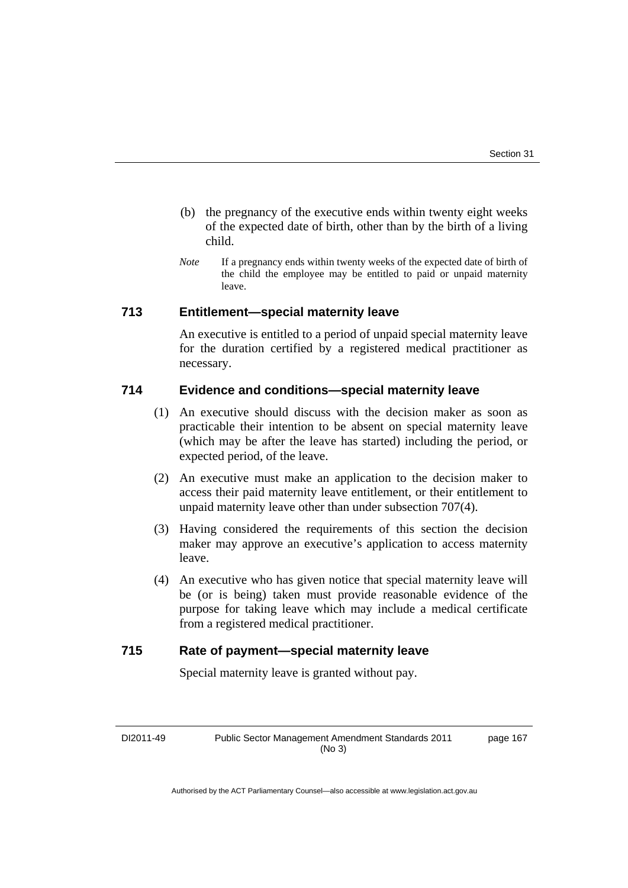(b) the pregnancy of the executive ends within twenty eight weeks of the expected date of birth, other than by the birth of a living child.

*Note* If a pregnancy ends within twenty weeks of the expected date of birth of the child the employee may be entitled to paid or unpaid maternity leave.

### 713 Entitlement—special maternity leave

An executive is entitled to a period of unpaid special maternity leave for the duration certified by a registered medical practitioner as necessary.

### 714 Evidence and conditions—special maternity leave

(1) An executive should discuss with the decision maker as soon as practicable their intention to be absent on special maternity leave (which may be after the leave has started) including the period, or expected period, of the leave.

(2) An executive must make an application to the decision maker to access their paid maternity leave entitlement, or their entitlement to unpaid maternity leave other than under subsection 707(4).

(3) Having considered the requirements of this section the decision maker may approve an executive's application to access maternity leave.

(4) An executive who has given notice that special maternity leave will be (or is being) taken must provide reasonable evidence of the purpose for taking leave which may include a medical certificate from a registered medical practitioner.

### 715 Rate of payment—special maternity leave

Special maternity leave is granted without pay.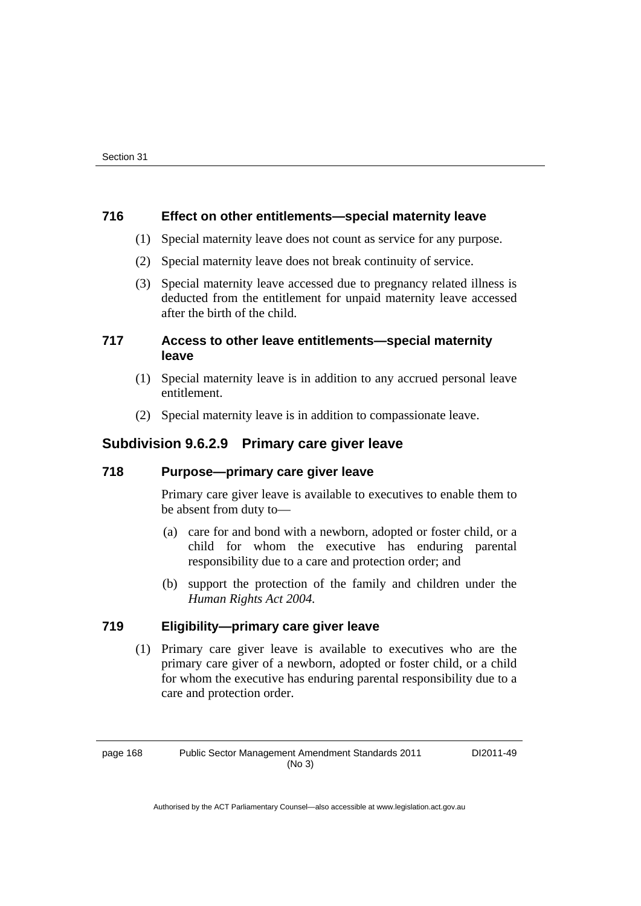### 716 Effect on other entitlements—special maternity leave

(1) Special maternity leave does not count as service for any purpose.

(2) Special maternity leave does not break continuity of service.

(3) Special maternity leave accessed due to pregnancy related illness is deducted from the entitlement for unpaid maternity leave accessed after the birth of the child.

### 717 Access to other leave entitlements—special maternity leave

(1) Special maternity leave is in addition to any accrued personal leave entitlement.

(2) Special maternity leave is in addition to compassionate leave.

## Subdivision 9.6.2.9 Primary care giver leave

### 718 Purpose—primary care giver leave

Primary care giver leave is available to executives to enable them to be absent from duty to—

(a) care for and bond with a newborn, adopted or foster child, or a child for whom the executive has enduring parental responsibility due to a care and protection order; and

(b) support the protection of the family and children under the *Human Rights Act 2004*.

### 719 Eligibility—primary care giver leave

(1) Primary care giver leave is available to executives who are the primary care giver of a newborn, adopted or foster child, or a child for whom the executive has enduring parental responsibility due to a care and protection order.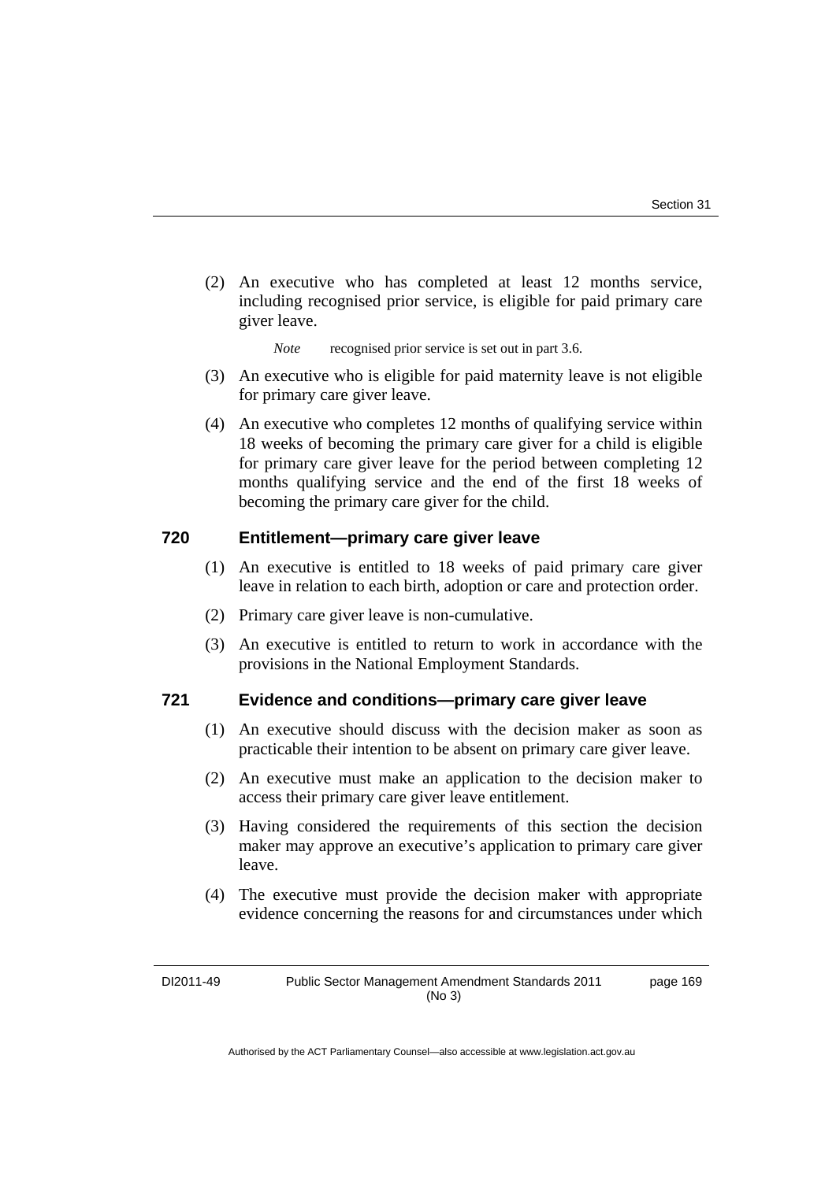(2) An executive who has completed at least 12 months service, including recognised prior service, is eligible for paid primary care giver leave.

*Note* recognised prior service is set out in part 3.6.

(3) An executive who is eligible for paid maternity leave is not eligible for primary care giver leave.

(4) An executive who completes 12 months of qualifying service within 18 weeks of becoming the primary care giver for a child is eligible for primary care giver leave for the period between completing 12 months qualifying service and the end of the first 18 weeks of becoming the primary care giver for the child.

### 720 Entitlement—primary care giver leave

(1) An executive is entitled to 18 weeks of paid primary care giver leave in relation to each birth, adoption or care and protection order.

(2) Primary care giver leave is non-cumulative.

(3) An executive is entitled to return to work in accordance with the provisions in the National Employment Standards.

### 721 Evidence and conditions—primary care giver leave

(1) An executive should discuss with the decision maker as soon as practicable their intention to be absent on primary care giver leave.

(2) An executive must make an application to the decision maker to access their primary care giver leave entitlement.

(3) Having considered the requirements of this section the decision maker may approve an executive's application to primary care giver leave.

(4) The executive must provide the decision maker with appropriate evidence concerning the reasons for and circumstances under which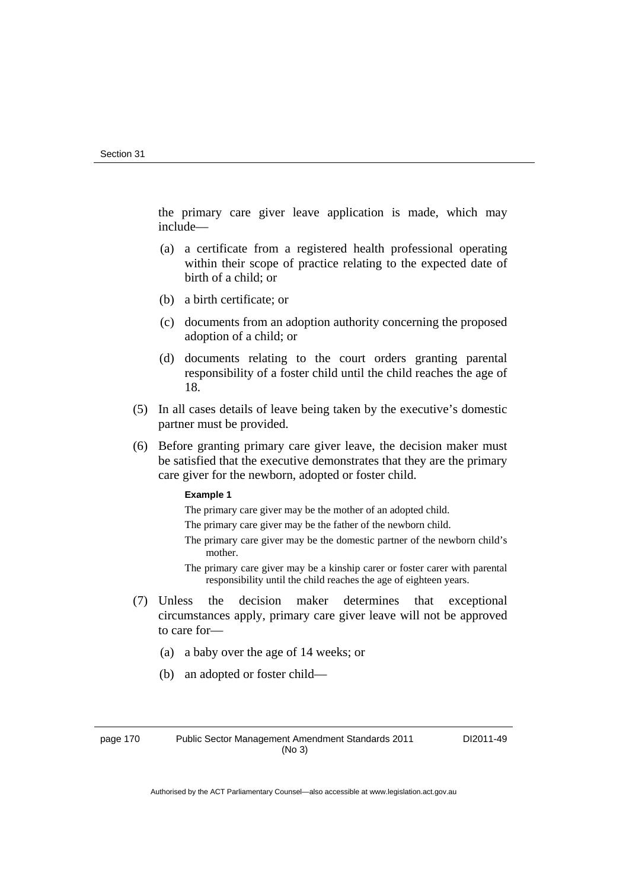the primary care giver leave application is made, which may include—

(a) a certificate from a registered health professional operating within their scope of practice relating to the expected date of birth of a child; or

(b) a birth certificate; or

(c) documents from an adoption authority concerning the proposed adoption of a child; or

(d) documents relating to the court orders granting parental responsibility of a foster child until the child reaches the age of 18.

(5) In all cases details of leave being taken by the executive's domestic partner must be provided.

(6) Before granting primary care giver leave, the decision maker must be satisfied that the executive demonstrates that they are the primary care giver for the newborn, adopted or foster child.

**Example 1**

The primary care giver may be the mother of an adopted child.

The primary care giver may be the father of the newborn child.

The primary care giver may be the domestic partner of the newborn child's mother.

The primary care giver may be a kinship carer or foster carer with parental responsibility until the child reaches the age of eighteen years.

(7) Unless the decision maker determines that exceptional circumstances apply, primary care giver leave will not be approved to care for—

(a) a baby over the age of 14 weeks; or

(b) an adopted or foster child—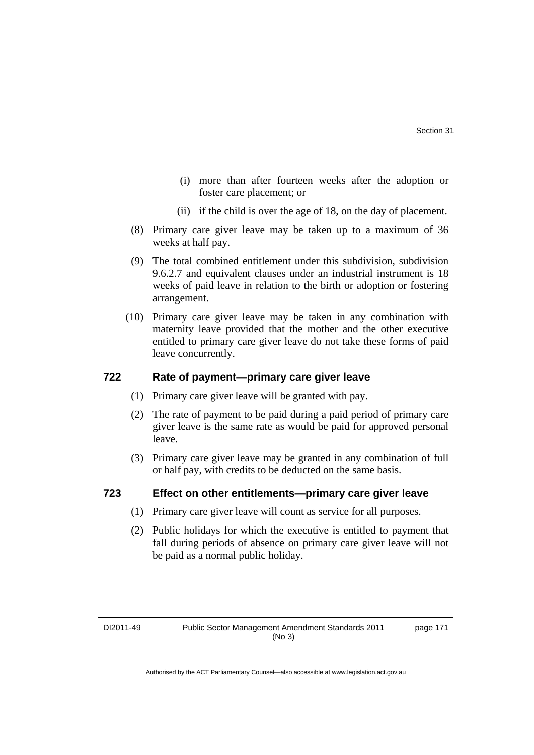(i) more than after fourteen weeks after the adoption or foster care placement; or

(ii) if the child is over the age of 18, on the day of placement.

(8) Primary care giver leave may be taken up to a maximum of 36 weeks at half pay.

(9) The total combined entitlement under this subdivision, subdivision 9.6.2.7 and equivalent clauses under an industrial instrument is 18 weeks of paid leave in relation to the birth or adoption or fostering arrangement.

(10) Primary care giver leave may be taken in any combination with maternity leave provided that the mother and the other executive entitled to primary care giver leave do not take these forms of paid leave concurrently.

## 722 Rate of payment—primary care giver leave

(1) Primary care giver leave will be granted with pay.

(2) The rate of payment to be paid during a paid period of primary care giver leave is the same rate as would be paid for approved personal leave.

(3) Primary care giver leave may be granted in any combination of full or half pay, with credits to be deducted on the same basis.

## 723 Effect on other entitlements—primary care giver leave

(1) Primary care giver leave will count as service for all purposes.

(2) Public holidays for which the executive is entitled to payment that fall during periods of absence on primary care giver leave will not be paid as a normal public holiday.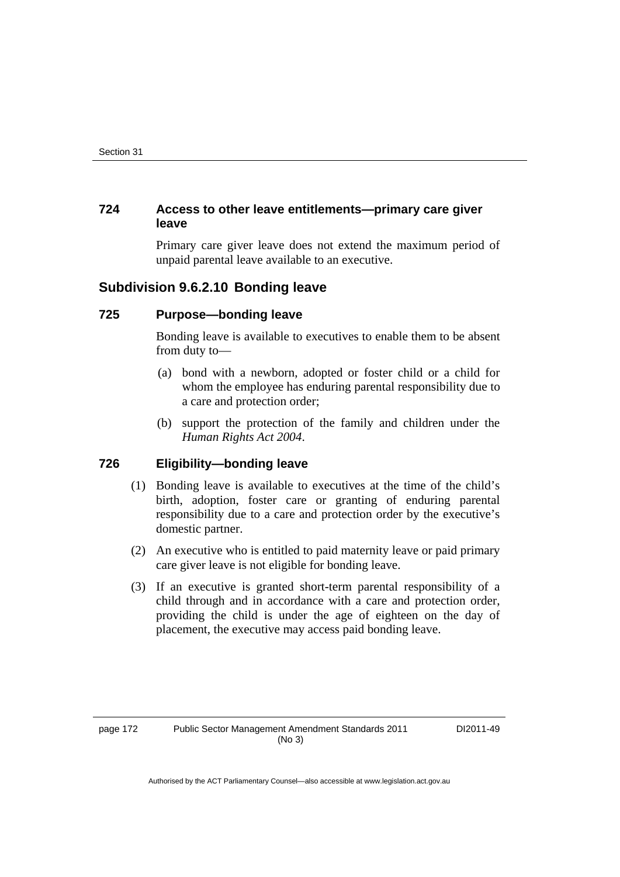### 724 Access to other leave entitlements—primary care giver leave

Primary care giver leave does not extend the maximum period of unpaid parental leave available to an executive.

## Subdivision 9.6.2.10 Bonding leave

### 725 Purpose—bonding leave

Bonding leave is available to executives to enable them to be absent from duty to—

(a) bond with a newborn, adopted or foster child or a child for whom the employee has enduring parental responsibility due to a care and protection order;

(b) support the protection of the family and children under the *Human Rights Act 2004*.

### 726 Eligibility—bonding leave

(1) Bonding leave is available to executives at the time of the child's birth, adoption, foster care or granting of enduring parental responsibility due to a care and protection order by the executive's domestic partner.

(2) An executive who is entitled to paid maternity leave or paid primary care giver leave is not eligible for bonding leave.

(3) If an executive is granted short-term parental responsibility of a child through and in accordance with a care and protection order, providing the child is under the age of eighteen on the day of placement, the executive may access paid bonding leave.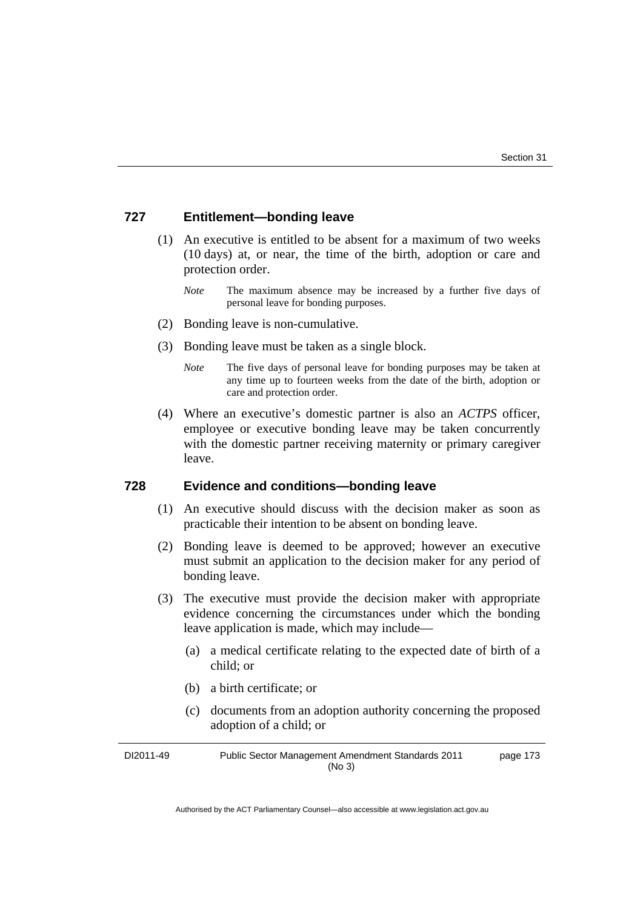### 727 Entitlement—bonding leave

(1) An executive is entitled to be absent for a maximum of two weeks (10 days) at, or near, the time of the birth, adoption or care and protection order.

*Note* The maximum absence may be increased by a further five days of personal leave for bonding purposes.

(2) Bonding leave is non-cumulative.

(3) Bonding leave must be taken as a single block.

*Note* The five days of personal leave for bonding purposes may be taken at any time up to fourteen weeks from the date of the birth, adoption or care and protection order.

(4) Where an executive's domestic partner is also an *ACTPS* officer, employee or executive bonding leave may be taken concurrently with the domestic partner receiving maternity or primary caregiver leave.

### 728 Evidence and conditions—bonding leave

(1) An executive should discuss with the decision maker as soon as practicable their intention to be absent on bonding leave.

(2) Bonding leave is deemed to be approved; however an executive must submit an application to the decision maker for any period of bonding leave.

(3) The executive must provide the decision maker with appropriate evidence concerning the circumstances under which the bonding leave application is made, which may include—

(a) a medical certificate relating to the expected date of birth of a child; or

(b) a birth certificate; or

(c) documents from an adoption authority concerning the proposed adoption of a child; or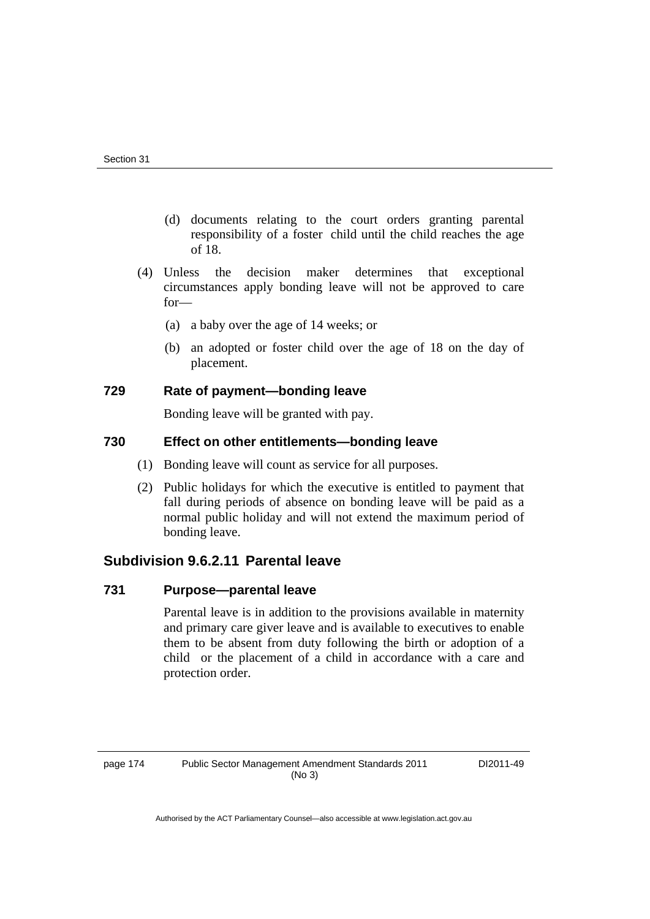(d) documents relating to the court orders granting parental responsibility of a foster child until the child reaches the age of 18.

(4) Unless the decision maker determines that exceptional circumstances apply bonding leave will not be approved to care for—

(a) a baby over the age of 14 weeks; or

(b) an adopted or foster child over the age of 18 on the day of placement.

### 729 Rate of payment—bonding leave

Bonding leave will be granted with pay.

### 730 Effect on other entitlements—bonding leave

(1) Bonding leave will count as service for all purposes.

(2) Public holidays for which the executive is entitled to payment that fall during periods of absence on bonding leave will be paid as a normal public holiday and will not extend the maximum period of bonding leave.

## Subdivision 9.6.2.11 Parental leave

### 731 Purpose—parental leave

Parental leave is in addition to the provisions available in maternity and primary care giver leave and is available to executives to enable them to be absent from duty following the birth or adoption of a child or the placement of a child in accordance with a care and protection order.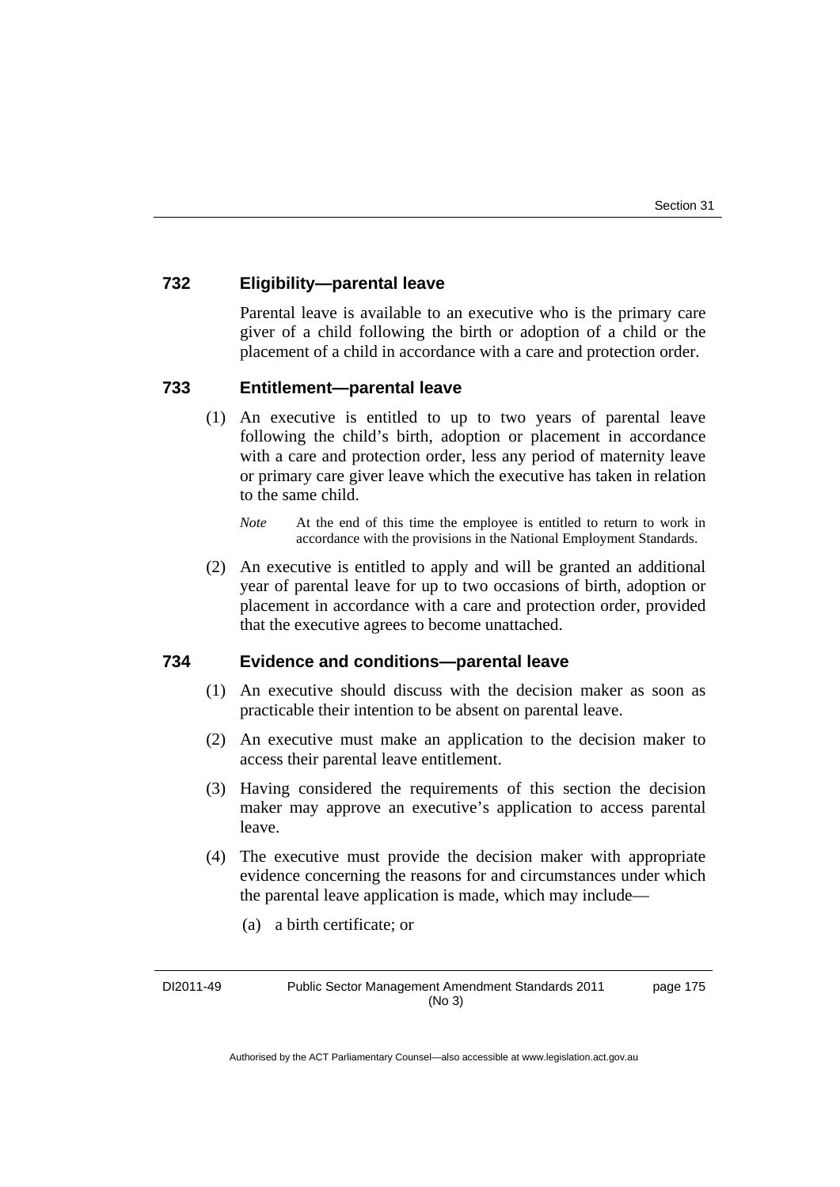### 732 Eligibility—parental leave

Parental leave is available to an executive who is the primary care giver of a child following the birth or adoption of a child or the placement of a child in accordance with a care and protection order.

### 733 Entitlement—parental leave

(1) An executive is entitled to up to two years of parental leave following the child's birth, adoption or placement in accordance with a care and protection order, less any period of maternity leave or primary care giver leave which the executive has taken in relation to the same child.

*Note* At the end of this time the employee is entitled to return to work in accordance with the provisions in the National Employment Standards.

(2) An executive is entitled to apply and will be granted an additional year of parental leave for up to two occasions of birth, adoption or placement in accordance with a care and protection order, provided that the executive agrees to become unattached.

### 734 Evidence and conditions—parental leave

(1) An executive should discuss with the decision maker as soon as practicable their intention to be absent on parental leave.

(2) An executive must make an application to the decision maker to access their parental leave entitlement.

(3) Having considered the requirements of this section the decision maker may approve an executive's application to access parental leave.

(4) The executive must provide the decision maker with appropriate evidence concerning the reasons for and circumstances under which the parental leave application is made, which may include—

(a) a birth certificate; or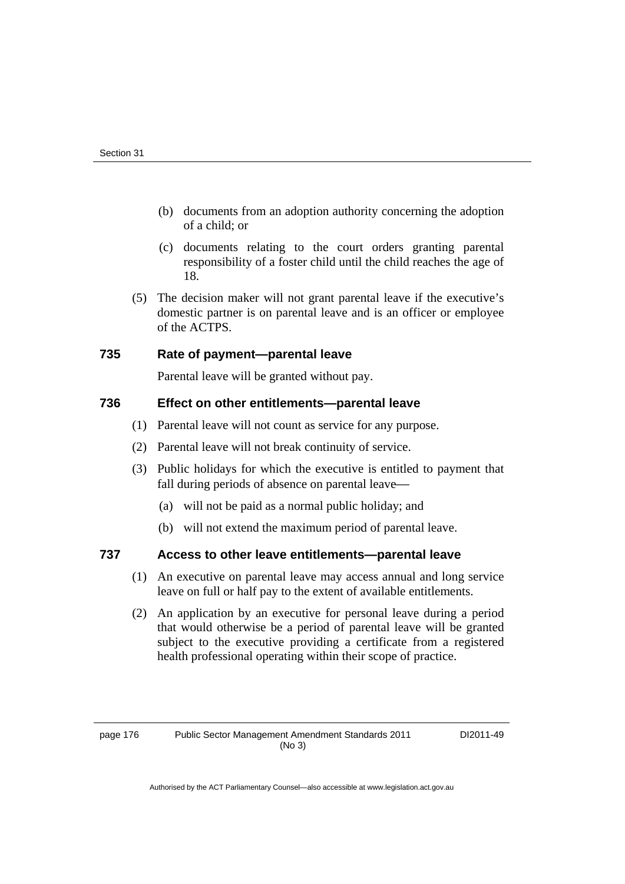(b) documents from an adoption authority concerning the adoption of a child; or

(c) documents relating to the court orders granting parental responsibility of a foster child until the child reaches the age of 18.

(5) The decision maker will not grant parental leave if the executive's domestic partner is on parental leave and is an officer or employee of the ACTPS.

### 735 Rate of payment—parental leave

Parental leave will be granted without pay.

### 736 Effect on other entitlements—parental leave

(1) Parental leave will not count as service for any purpose.

(2) Parental leave will not break continuity of service.

(3) Public holidays for which the executive is entitled to payment that fall during periods of absence on parental leave—

(a) will not be paid as a normal public holiday; and

(b) will not extend the maximum period of parental leave.

### 737 Access to other leave entitlements—parental leave

(1) An executive on parental leave may access annual and long service leave on full or half pay to the extent of available entitlements.

(2) An application by an executive for personal leave during a period that would otherwise be a period of parental leave will be granted subject to the executive providing a certificate from a registered health professional operating within their scope of practice.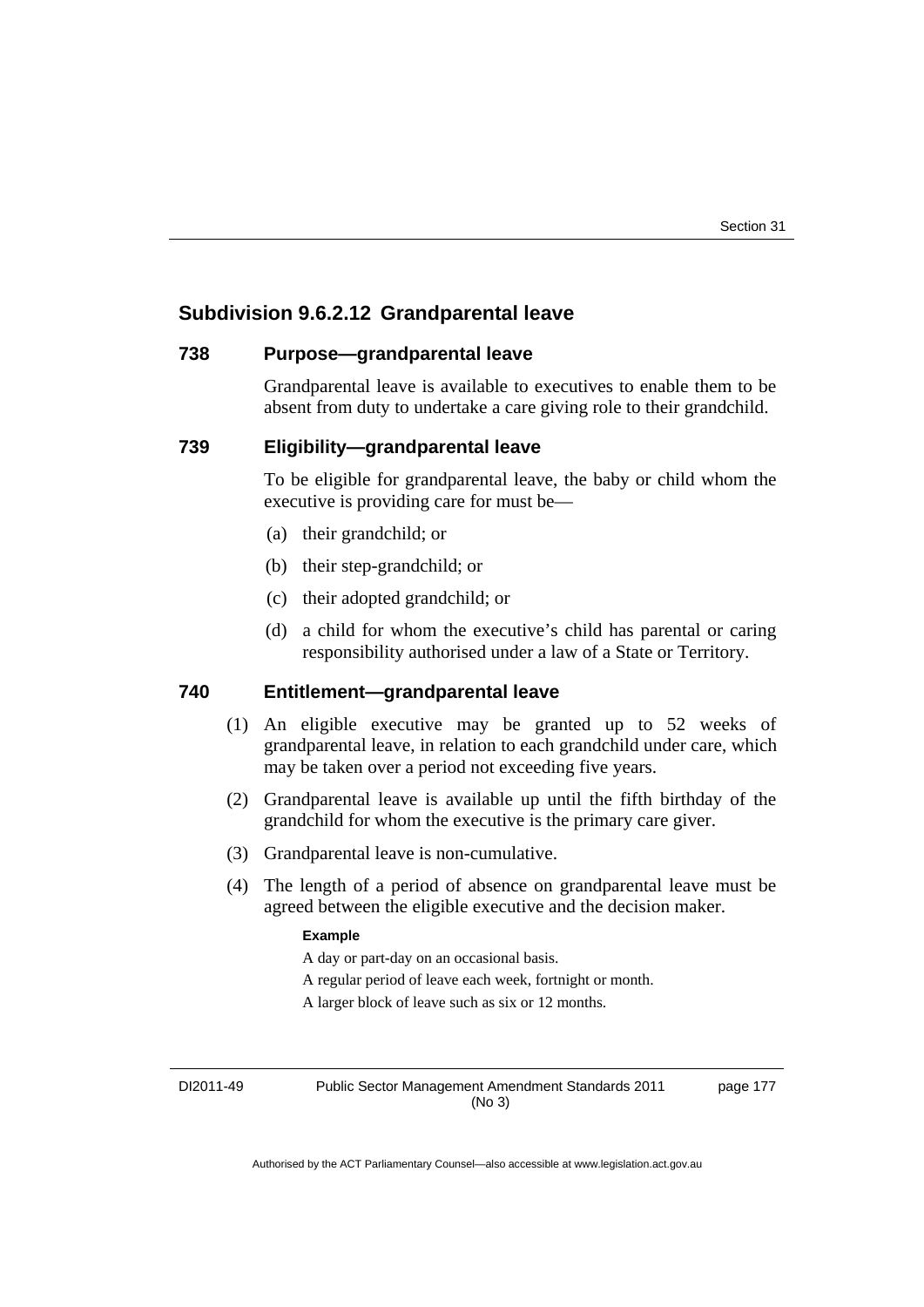## Subdivision 9.6.2.12 Grandparental leave

### 738 Purpose—grandparental leave

Grandparental leave is available to executives to enable them to be absent from duty to undertake a care giving role to their grandchild.

### 739 Eligibility—grandparental leave

To be eligible for grandparental leave, the baby or child whom the executive is providing care for must be—

(a) their grandchild; or

(b) their step-grandchild; or

(c) their adopted grandchild; or

(d) a child for whom the executive's child has parental or caring responsibility authorised under a law of a State or Territory.

### 740 Entitlement—grandparental leave

(1) An eligible executive may be granted up to 52 weeks of grandparental leave, in relation to each grandchild under care, which may be taken over a period not exceeding five years.

(2) Grandparental leave is available up until the fifth birthday of the grandchild for whom the executive is the primary care giver.

(3) Grandparental leave is non-cumulative.

(4) The length of a period of absence on grandparental leave must be agreed between the eligible executive and the decision maker.

**Example**

A day or part-day on an occasional basis.

A regular period of leave each week, fortnight or month.

A larger block of leave such as six or 12 months.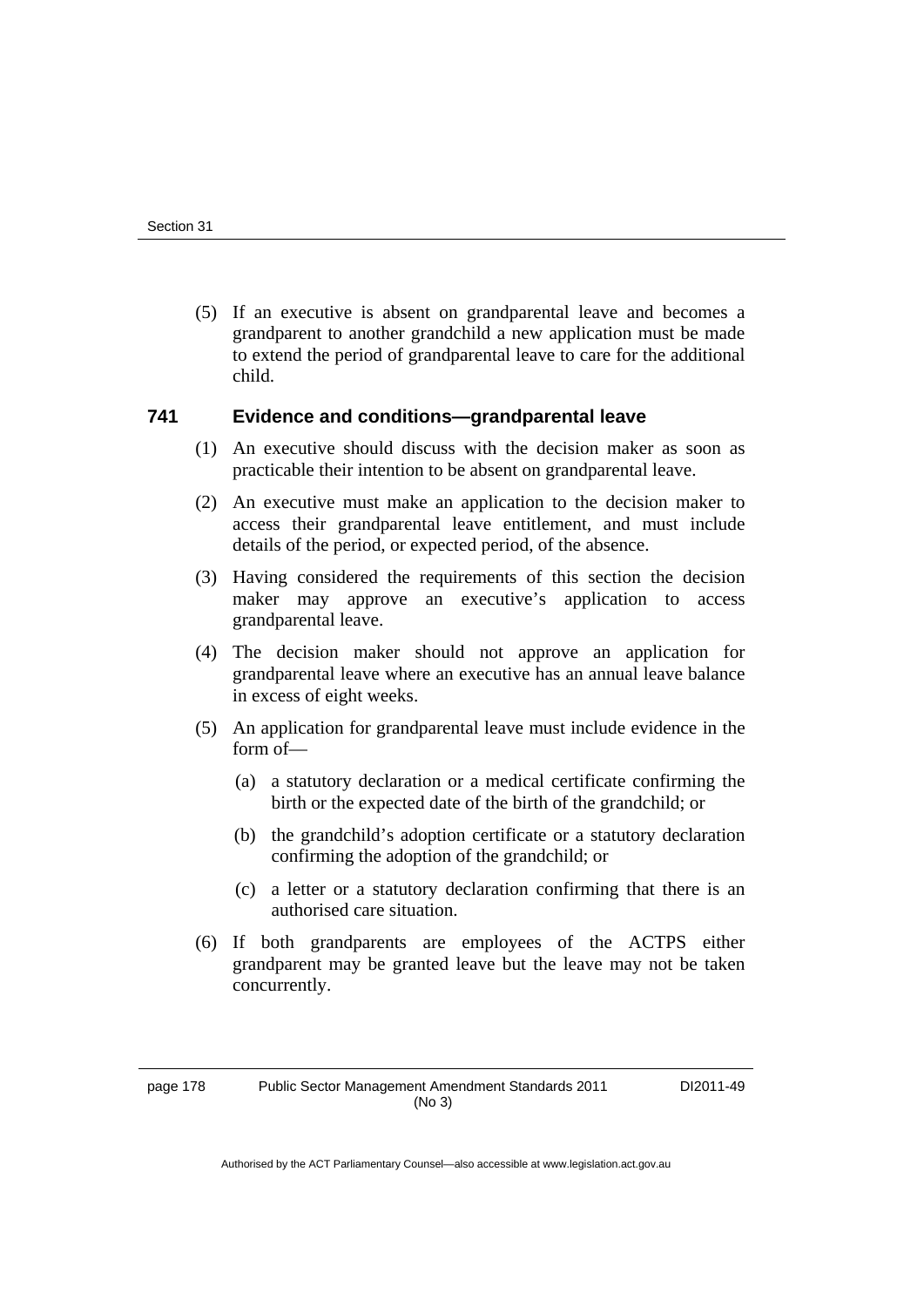(5) If an executive is absent on grandparental leave and becomes a grandparent to another grandchild a new application must be made to extend the period of grandparental leave to care for the additional child.

### 741 Evidence and conditions—grandparental leave

(1) An executive should discuss with the decision maker as soon as practicable their intention to be absent on grandparental leave.

(2) An executive must make an application to the decision maker to access their grandparental leave entitlement, and must include details of the period, or expected period, of the absence.

(3) Having considered the requirements of this section the decision maker may approve an executive's application to access grandparental leave.

(4) The decision maker should not approve an application for grandparental leave where an executive has an annual leave balance in excess of eight weeks.

(5) An application for grandparental leave must include evidence in the form of—

(a) a statutory declaration or a medical certificate confirming the birth or the expected date of the birth of the grandchild; or

(b) the grandchild's adoption certificate or a statutory declaration confirming the adoption of the grandchild; or

(c) a letter or a statutory declaration confirming that there is an authorised care situation.

(6) If both grandparents are employees of the ACTPS either grandparent may be granted leave but the leave may not be taken concurrently.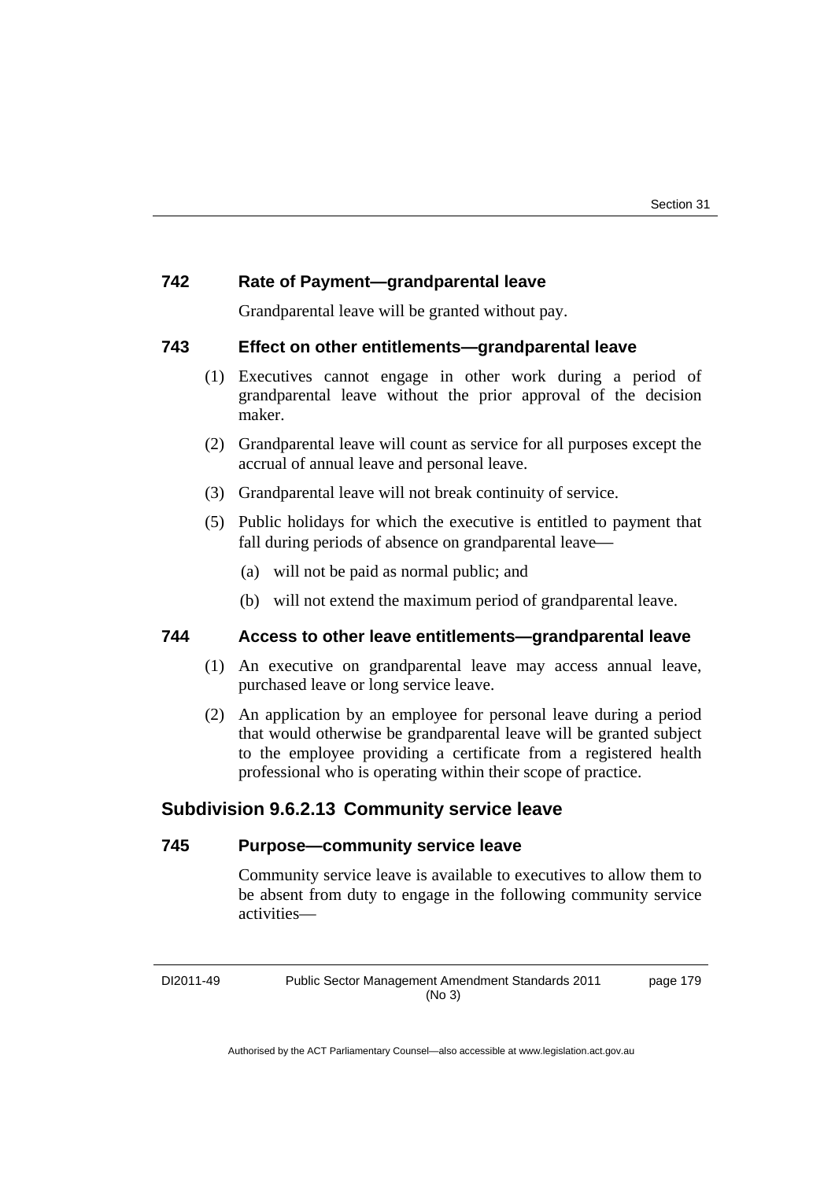### 742 Rate of Payment—grandparental leave

Grandparental leave will be granted without pay.

### 743 Effect on other entitlements—grandparental leave

(1) Executives cannot engage in other work during a period of grandparental leave without the prior approval of the decision maker.

(2) Grandparental leave will count as service for all purposes except the accrual of annual leave and personal leave.

(3) Grandparental leave will not break continuity of service.

(5) Public holidays for which the executive is entitled to payment that fall during periods of absence on grandparental leave—

(a) will not be paid as normal public; and

(b) will not extend the maximum period of grandparental leave.

### 744 Access to other leave entitlements—grandparental leave

(1) An executive on grandparental leave may access annual leave, purchased leave or long service leave.

(2) An application by an employee for personal leave during a period that would otherwise be grandparental leave will be granted subject to the employee providing a certificate from a registered health professional who is operating within their scope of practice.

## Subdivision 9.6.2.13 Community service leave

### 745 Purpose—community service leave

Community service leave is available to executives to allow them to be absent from duty to engage in the following community service activities—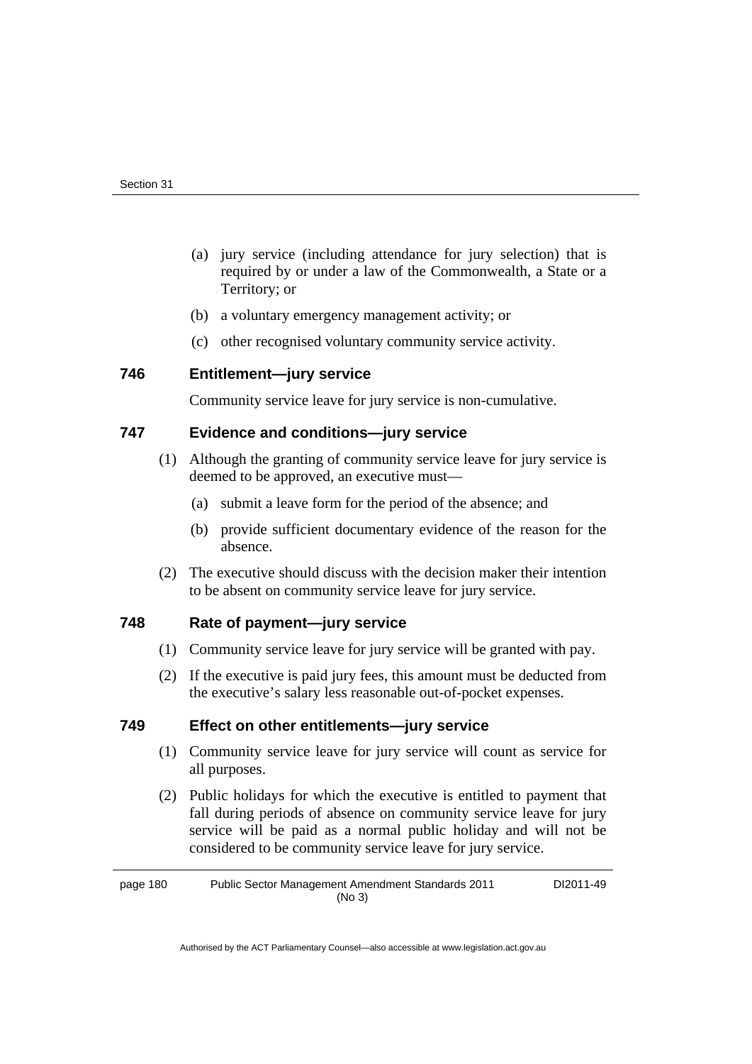(a) jury service (including attendance for jury selection) that is required by or under a law of the Commonwealth, a State or a Territory; or

(b) a voluntary emergency management activity; or

(c) other recognised voluntary community service activity.

### 746 Entitlement—jury service

Community service leave for jury service is non-cumulative.

### 747 Evidence and conditions—jury service

(1) Although the granting of community service leave for jury service is deemed to be approved, an executive must—

(a) submit a leave form for the period of the absence; and

(b) provide sufficient documentary evidence of the reason for the absence.

(2) The executive should discuss with the decision maker their intention to be absent on community service leave for jury service.

### 748 Rate of payment—jury service

(1) Community service leave for jury service will be granted with pay.

(2) If the executive is paid jury fees, this amount must be deducted from the executive's salary less reasonable out-of-pocket expenses.

### 749 Effect on other entitlements—jury service

(1) Community service leave for jury service will count as service for all purposes.

(2) Public holidays for which the executive is entitled to payment that fall during periods of absence on community service leave for jury service will be paid as a normal public holiday and will not be considered to be community service leave for jury service.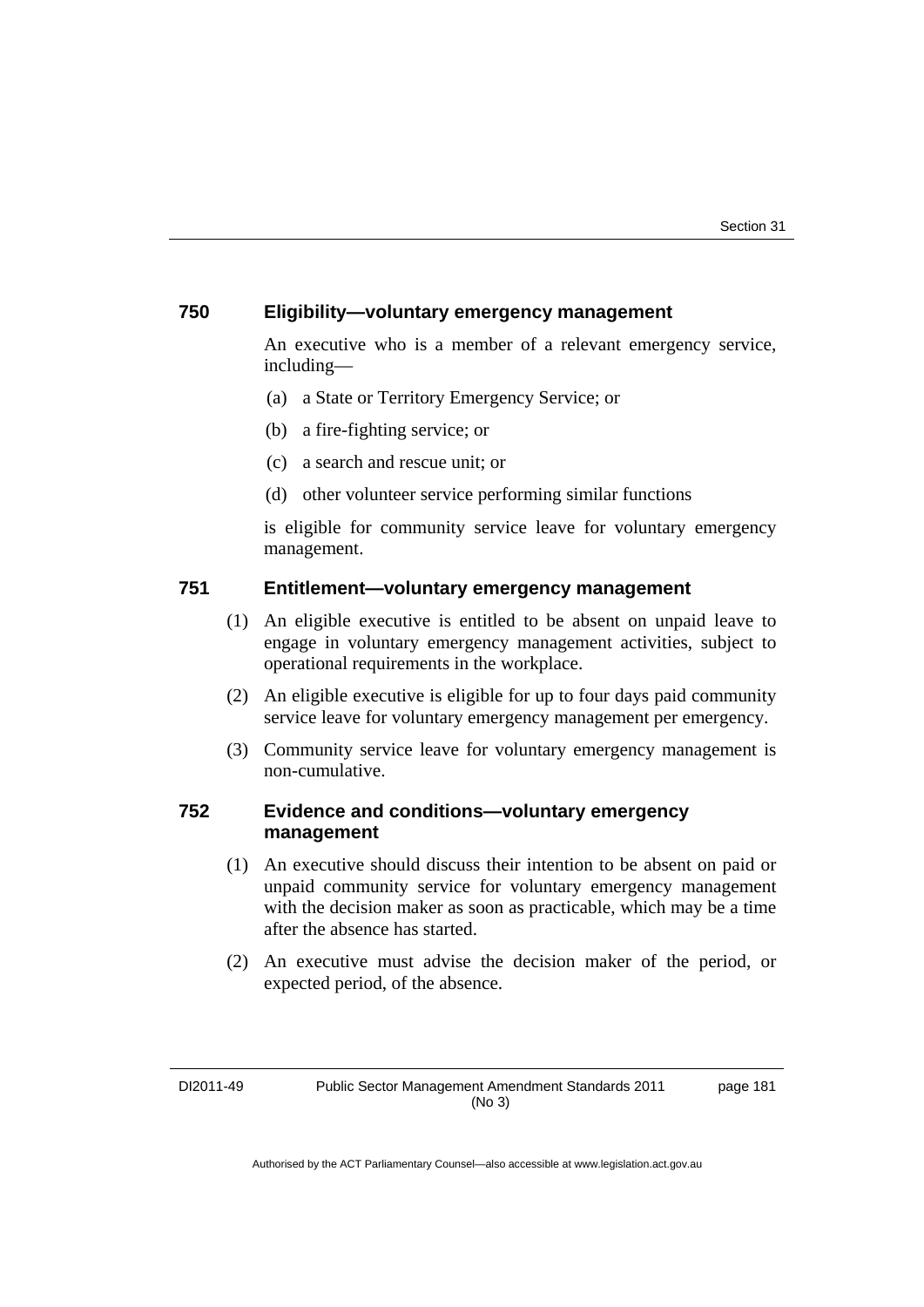### 750 Eligibility—voluntary emergency management

An executive who is a member of a relevant emergency service, including—

(a) a State or Territory Emergency Service; or

(b) a fire-fighting service; or

(c) a search and rescue unit; or

(d) other volunteer service performing similar functions

is eligible for community service leave for voluntary emergency management.

### 751 Entitlement—voluntary emergency management

(1) An eligible executive is entitled to be absent on unpaid leave to engage in voluntary emergency management activities, subject to operational requirements in the workplace.

(2) An eligible executive is eligible for up to four days paid community service leave for voluntary emergency management per emergency.

(3) Community service leave for voluntary emergency management is non-cumulative.

### 752 Evidence and conditions—voluntary emergency management

(1) An executive should discuss their intention to be absent on paid or unpaid community service for voluntary emergency management with the decision maker as soon as practicable, which may be a time after the absence has started.

(2) An executive must advise the decision maker of the period, or expected period, of the absence.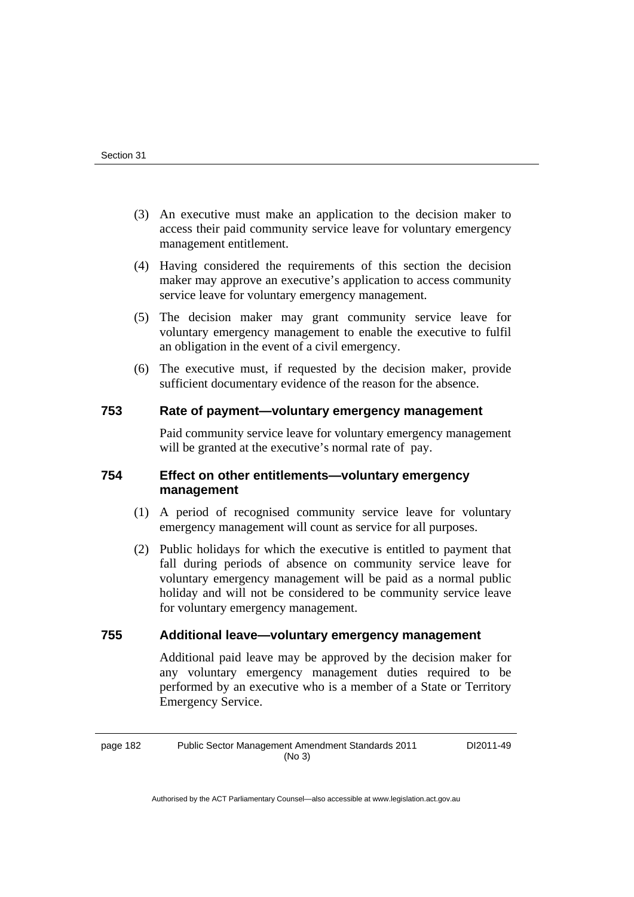(3) An executive must make an application to the decision maker to access their paid community service leave for voluntary emergency management entitlement.

(4) Having considered the requirements of this section the decision maker may approve an executive's application to access community service leave for voluntary emergency management.

(5) The decision maker may grant community service leave for voluntary emergency management to enable the executive to fulfil an obligation in the event of a civil emergency.

(6) The executive must, if requested by the decision maker, provide sufficient documentary evidence of the reason for the absence.

### 753 Rate of payment—voluntary emergency management

Paid community service leave for voluntary emergency management will be granted at the executive's normal rate of pay.

### 754 Effect on other entitlements—voluntary emergency management

(1) A period of recognised community service leave for voluntary emergency management will count as service for all purposes.

(2) Public holidays for which the executive is entitled to payment that fall during periods of absence on community service leave for voluntary emergency management will be paid as a normal public holiday and will not be considered to be community service leave for voluntary emergency management.

### 755 Additional leave—voluntary emergency management

Additional paid leave may be approved by the decision maker for any voluntary emergency management duties required to be performed by an executive who is a member of a State or Territory Emergency Service.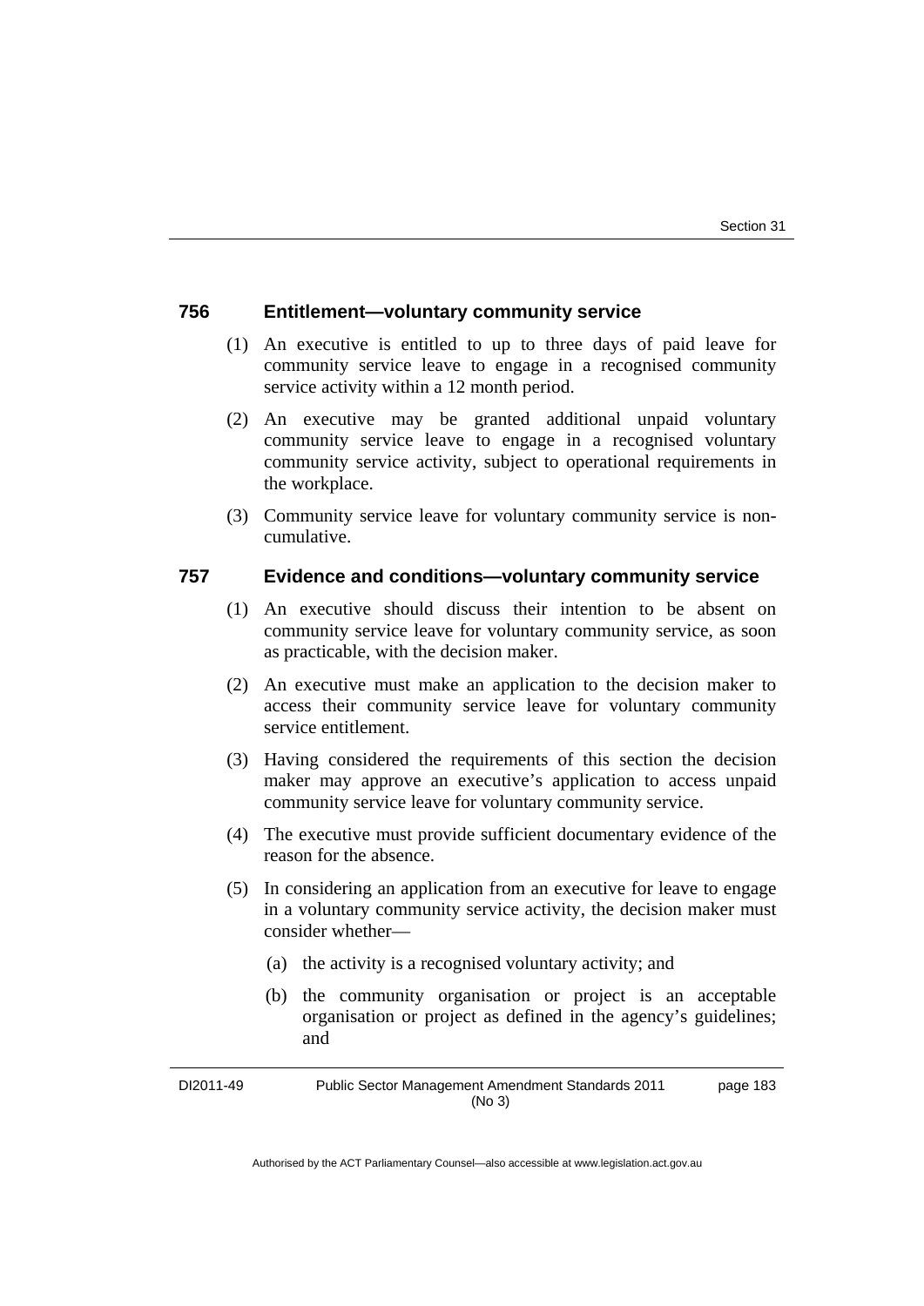### 756 Entitlement—voluntary community service

(1) An executive is entitled to up to three days of paid leave for community service leave to engage in a recognised community service activity within a 12 month period.

(2) An executive may be granted additional unpaid voluntary community service leave to engage in a recognised voluntary community service activity, subject to operational requirements in the workplace.

(3) Community service leave for voluntary community service is non-cumulative.

### 757 Evidence and conditions—voluntary community service

(1) An executive should discuss their intention to be absent on community service leave for voluntary community service, as soon as practicable, with the decision maker.

(2) An executive must make an application to the decision maker to access their community service leave for voluntary community service entitlement.

(3) Having considered the requirements of this section the decision maker may approve an executive's application to access unpaid community service leave for voluntary community service.

(4) The executive must provide sufficient documentary evidence of the reason for the absence.

(5) In considering an application from an executive for leave to engage in a voluntary community service activity, the decision maker must consider whether—

(a) the activity is a recognised voluntary activity; and

(b) the community organisation or project is an acceptable organisation or project as defined in the agency's guidelines; and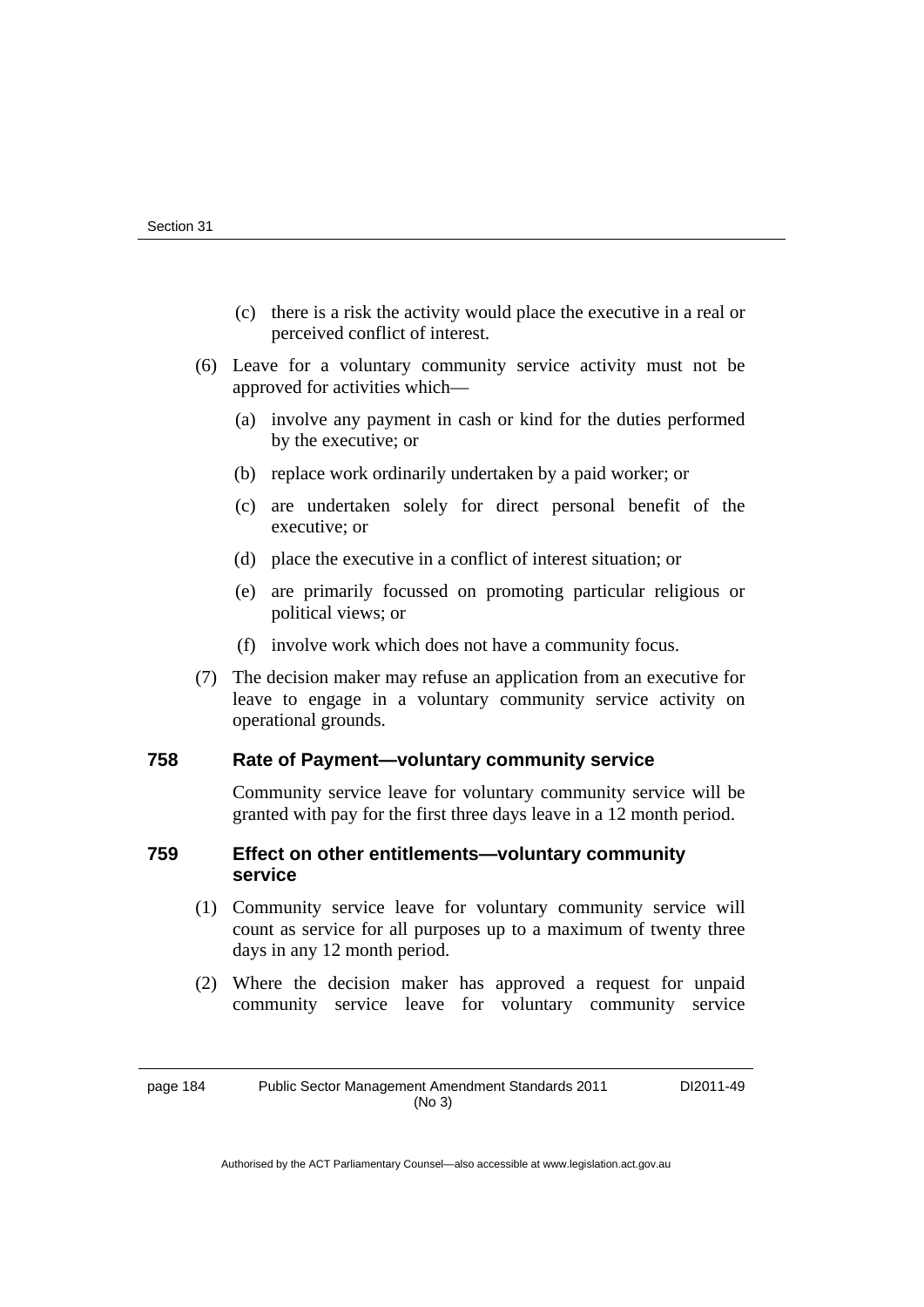(c) there is a risk the activity would place the executive in a real or perceived conflict of interest.

(6) Leave for a voluntary community service activity must not be approved for activities which—

(a) involve any payment in cash or kind for the duties performed by the executive; or

(b) replace work ordinarily undertaken by a paid worker; or

(c) are undertaken solely for direct personal benefit of the executive; or

(d) place the executive in a conflict of interest situation; or

(e) are primarily focussed on promoting particular religious or political views; or

(f) involve work which does not have a community focus.

(7) The decision maker may refuse an application from an executive for leave to engage in a voluntary community service activity on operational grounds.

### 758 Rate of Payment—voluntary community service

Community service leave for voluntary community service will be granted with pay for the first three days leave in a 12 month period.

### 759 Effect on other entitlements—voluntary community service

(1) Community service leave for voluntary community service will count as service for all purposes up to a maximum of twenty three days in any 12 month period.

(2) Where the decision maker has approved a request for unpaid community service leave for voluntary community service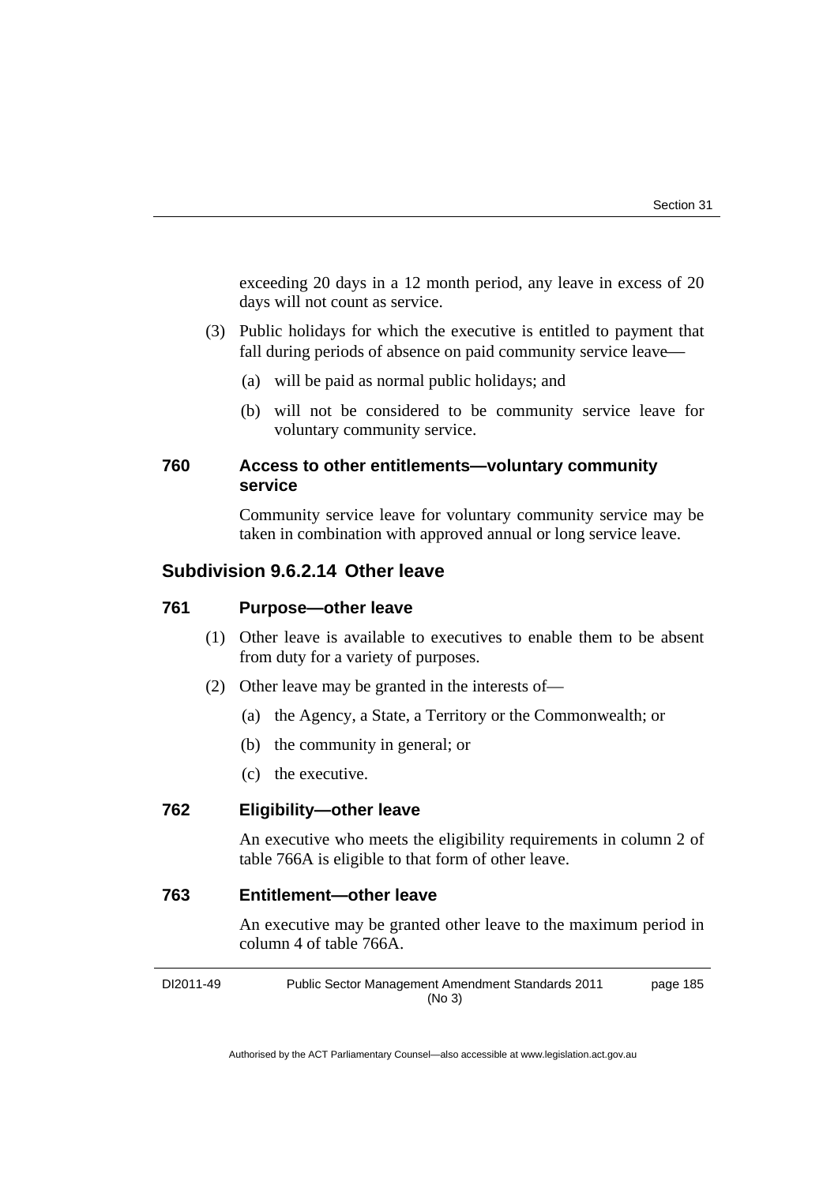exceeding 20 days in a 12 month period, any leave in excess of 20 days will not count as service.

(3) Public holidays for which the executive is entitled to payment that fall during periods of absence on paid community service leave—

(a) will be paid as normal public holidays; and

(b) will not be considered to be community service leave for voluntary community service.

### 760 Access to other entitlements—voluntary community service

Community service leave for voluntary community service may be taken in combination with approved annual or long service leave.

## Subdivision 9.6.2.14 Other leave

### 761 Purpose—other leave

(1) Other leave is available to executives to enable them to be absent from duty for a variety of purposes.

(2) Other leave may be granted in the interests of—

(a) the Agency, a State, a Territory or the Commonwealth; or

(b) the community in general; or

(c) the executive.

### 762 Eligibility—other leave

An executive who meets the eligibility requirements in column 2 of table 766A is eligible to that form of other leave.

### 763 Entitlement—other leave

An executive may be granted other leave to the maximum period in column 4 of table 766A.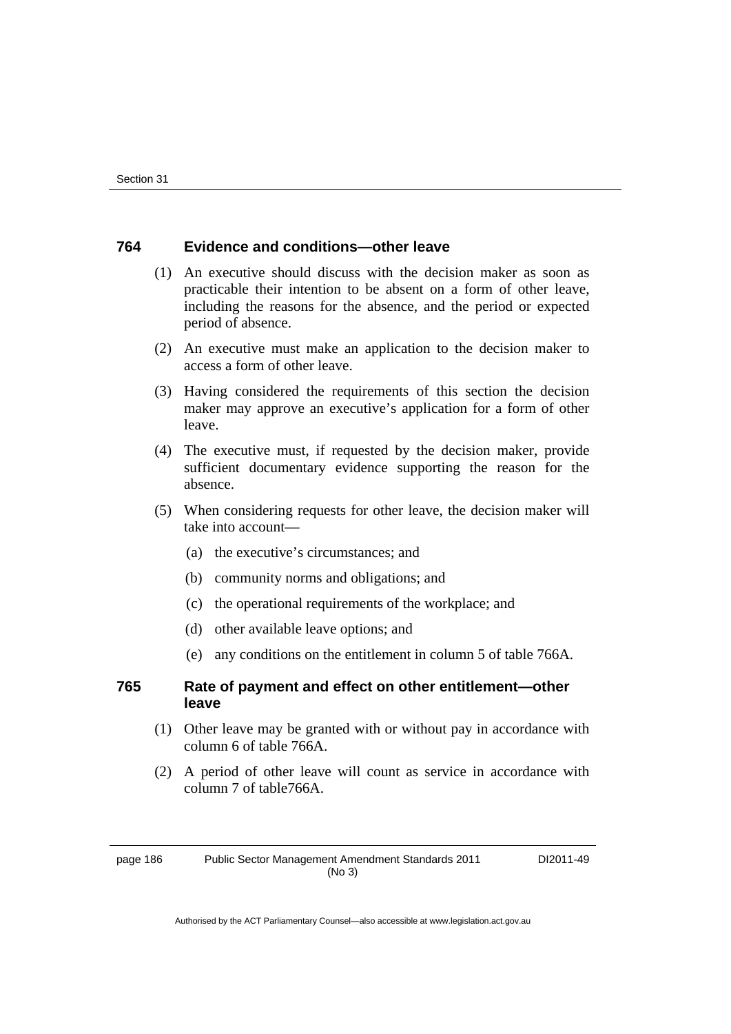### 764 Evidence and conditions—other leave

(1) An executive should discuss with the decision maker as soon as practicable their intention to be absent on a form of other leave, including the reasons for the absence, and the period or expected period of absence.

(2) An executive must make an application to the decision maker to access a form of other leave.

(3) Having considered the requirements of this section the decision maker may approve an executive's application for a form of other leave.

(4) The executive must, if requested by the decision maker, provide sufficient documentary evidence supporting the reason for the absence.

(5) When considering requests for other leave, the decision maker will take into account—

(a) the executive's circumstances; and

(b) community norms and obligations; and

(c) the operational requirements of the workplace; and

(d) other available leave options; and

(e) any conditions on the entitlement in column 5 of table 766A.

### 765 Rate of payment and effect on other entitlement—other leave

(1) Other leave may be granted with or without pay in accordance with column 6 of table 766A.

(2) A period of other leave will count as service in accordance with column 7 of table766A.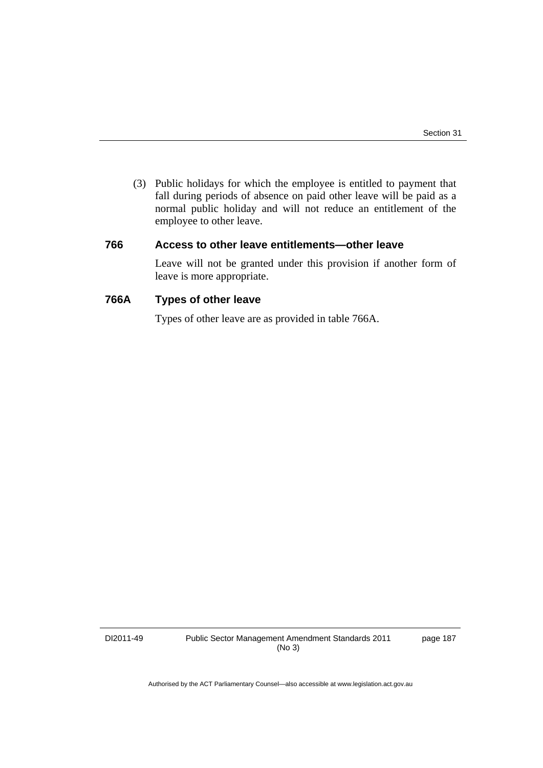(3) Public holidays for which the employee is entitled to payment that fall during periods of absence on paid other leave will be paid as a normal public holiday and will not reduce an entitlement of the employee to other leave.

### 766 Access to other leave entitlements—other leave

Leave will not be granted under this provision if another form of leave is more appropriate.

### 766A Types of other leave

Types of other leave are as provided in table 766A.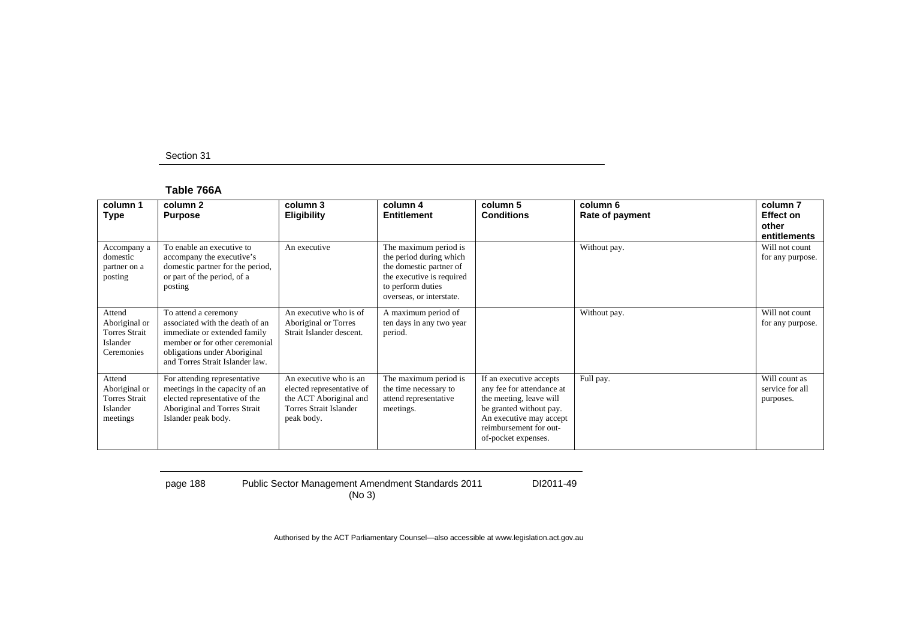Section 31

**Table 766A**

| column 1 Type | column 2 Purpose | column 3 Eligibility | column 4 Entitlement | column 5 Conditions | column 6 Rate of payment | column 7 Effect on other entitlements |
|---|---|---|---|---|---|---|
| Accompany a domestic partner on a posting | To enable an executive to accompany the executive's domestic partner for the period, or part of the period, of a posting | An executive | The maximum period is the period during which the domestic partner of the executive is required to perform duties overseas, or interstate. | | Without pay. | Will not count for any purpose. |
| Attend Aboriginal or Torres Strait Islander Ceremonies | To attend a ceremony associated with the death of an immediate or extended family member or for other ceremonial obligations under Aboriginal and Torres Strait Islander law. | An executive who is of Aboriginal or Torres Strait Islander descent. | A maximum period of ten days in any two year period. | | Without pay. | Will not count for any purpose. |
| Attend Aboriginal or Torres Strait Islander meetings | For attending representative meetings in the capacity of an elected representative of the Aboriginal and Torres Strait Islander peak body. | An executive who is an elected representative of the ACT Aboriginal and Torres Strait Islander peak body. | The maximum period is the time necessary to attend representative meetings. | If an executive accepts any fee for attendance at the meeting, leave will be granted without pay. An executive may accept reimbursement for out-of-pocket expenses. | Full pay. | Will count as service for all purposes. |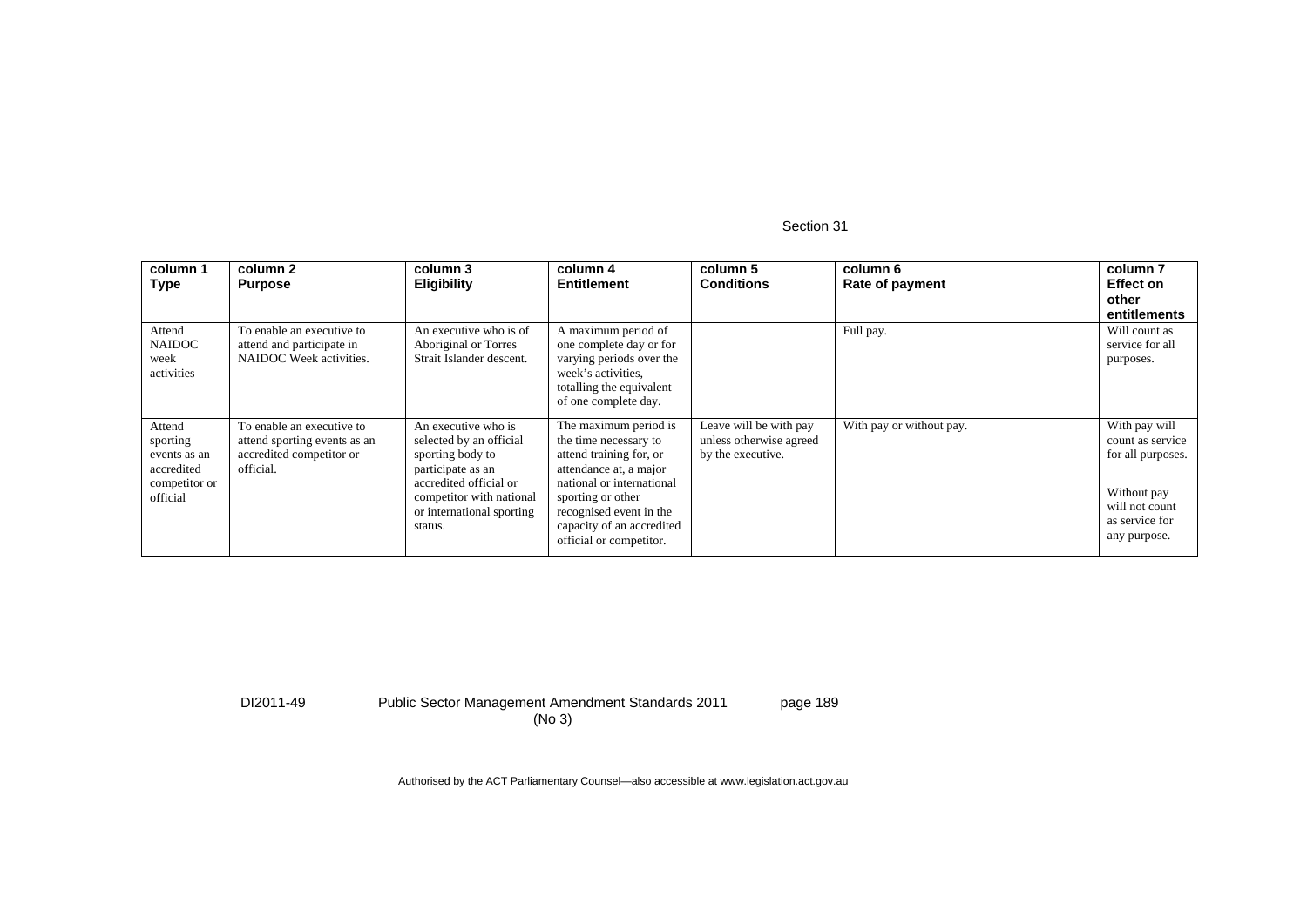| column 1 Type | column 2 Purpose | column 3 Eligibility | column 4 Entitlement | column 5 Conditions | column 6 Rate of payment | column 7 Effect on other entitlements |
|---|---|---|---|---|---|---|
| Attend NAIDOC week activities | To enable an executive to attend and participate in NAIDOC Week activities. | An executive who is of Aboriginal or Torres Strait Islander descent. | A maximum period of one complete day or for varying periods over the week's activities, totalling the equivalent of one complete day. | | Full pay. | Will count as service for all purposes. |
| Attend sporting events as an accredited competitor or official | To enable an executive to attend sporting events as an accredited competitor or official. | An executive who is selected by an official sporting body to participate as an accredited official or competitor with national or international sporting status. | The maximum period is the time necessary to attend training for, or attendance at, a major national or international sporting or other recognised event in the capacity of an accredited official or competitor. | Leave will be with pay unless otherwise agreed by the executive. | With pay or without pay. | With pay will count as service for all purposes.<br><br>Without pay will not count as service for any purpose. |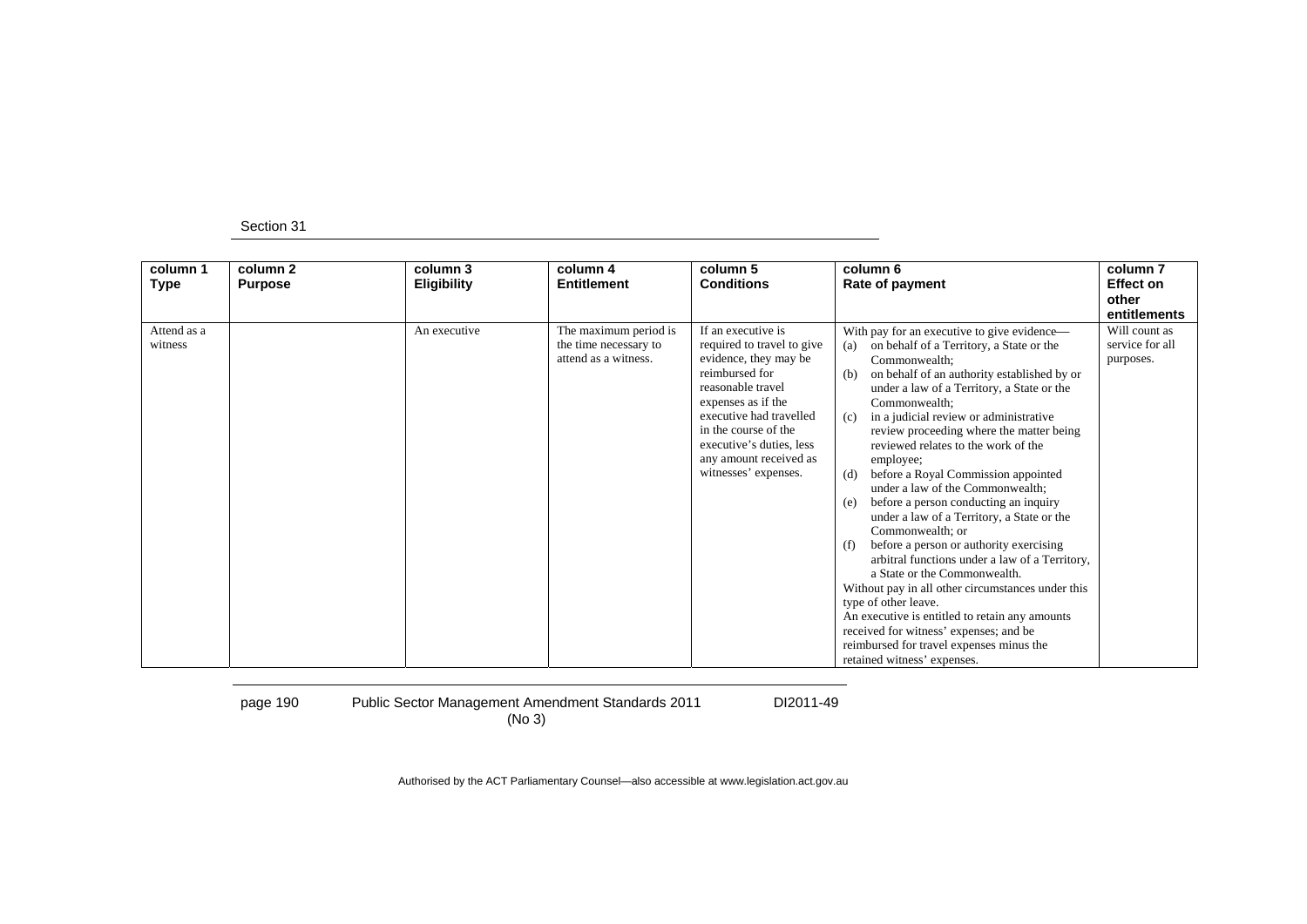| column 1 Type | column 2 Purpose | column 3 Eligibility | column 4 Entitlement | column 5 Conditions | column 6 Rate of payment | column 7 Effect on other entitlements |
|---|---|---|---|---|---|---|
| Attend as a witness | | An executive | The maximum period is the time necessary to attend as a witness. | If an executive is required to travel to give evidence, they may be reimbursed for reasonable travel expenses as if the executive had travelled in the course of the executive's duties, less any amount received as witnesses' expenses. | With pay for an executive to give evidence— (a) on behalf of a Territory, a State or the Commonwealth; (b) on behalf of an authority established by or under a law of a Territory, a State or the Commonwealth; (c) in a judicial review or administrative review proceeding where the matter being reviewed relates to the work of the employee; (d) before a Royal Commission appointed under a law of the Commonwealth; (e) before a person conducting an inquiry under a law of a Territory, a State or the Commonwealth; or (f) before a person or authority exercising arbitral functions under a law of a Territory, a State or the Commonwealth. Without pay in all other circumstances under this type of other leave. An executive is entitled to retain any amounts received for witness' expenses; and be reimbursed for travel expenses minus the retained witness' expenses. | Will count as service for all purposes. |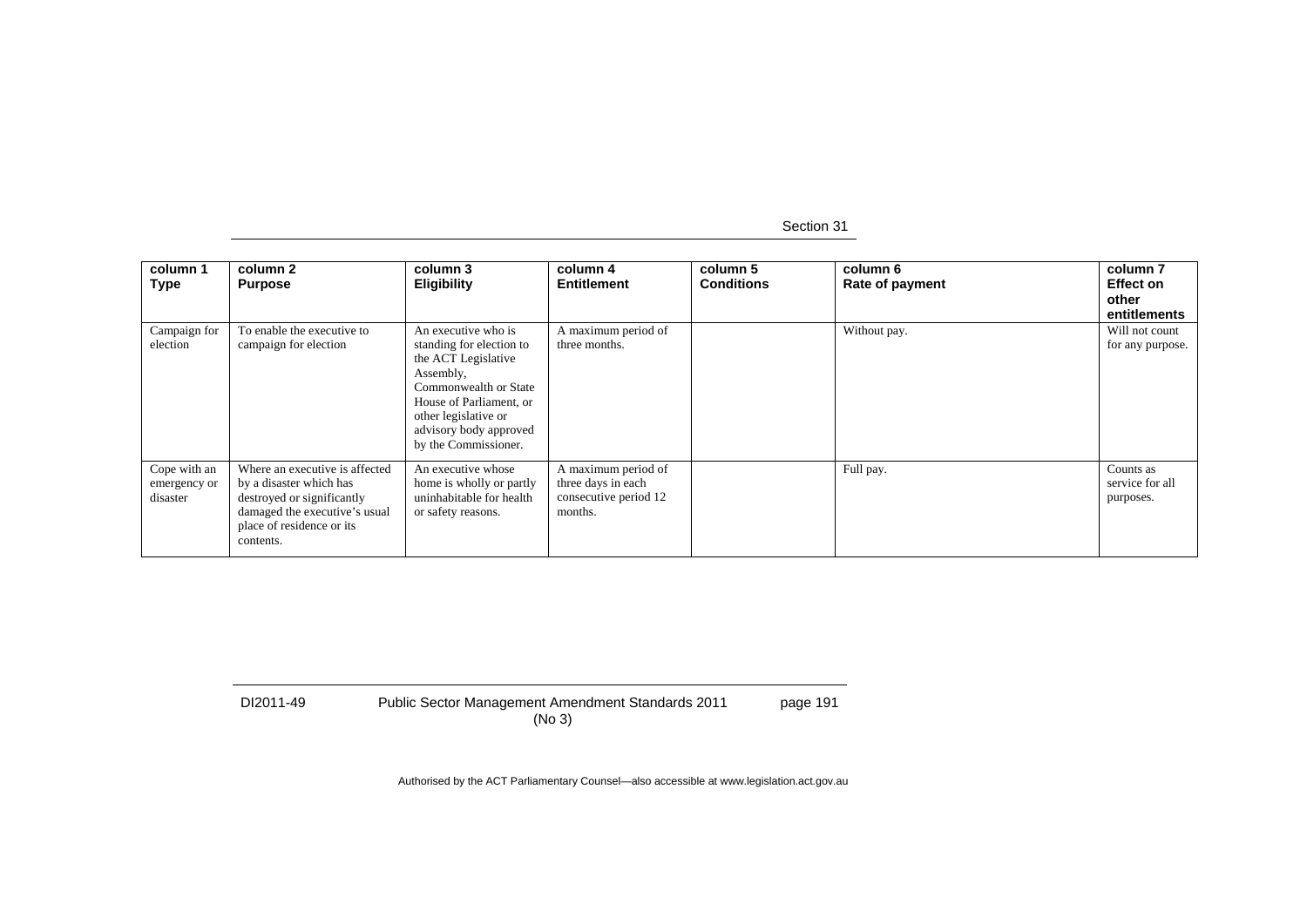| column 1 Type | column 2 Purpose | column 3 Eligibility | column 4 Entitlement | column 5 Conditions | column 6 Rate of payment | column 7 Effect on other entitlements |
|---|---|---|---|---|---|---|
| Campaign for election | To enable the executive to campaign for election | An executive who is standing for election to the ACT Legislative Assembly, Commonwealth or State House of Parliament, or other legislative or advisory body approved by the Commissioner. | A maximum period of three months. | | Without pay. | Will not count for any purpose. |
| Cope with an emergency or disaster | Where an executive is affected by a disaster which has destroyed or significantly damaged the executive's usual place of residence or its contents. | An executive whose home is wholly or partly uninhabitable for health or safety reasons. | A maximum period of three days in each consecutive period 12 months. | | Full pay. | Counts as service for all purposes. |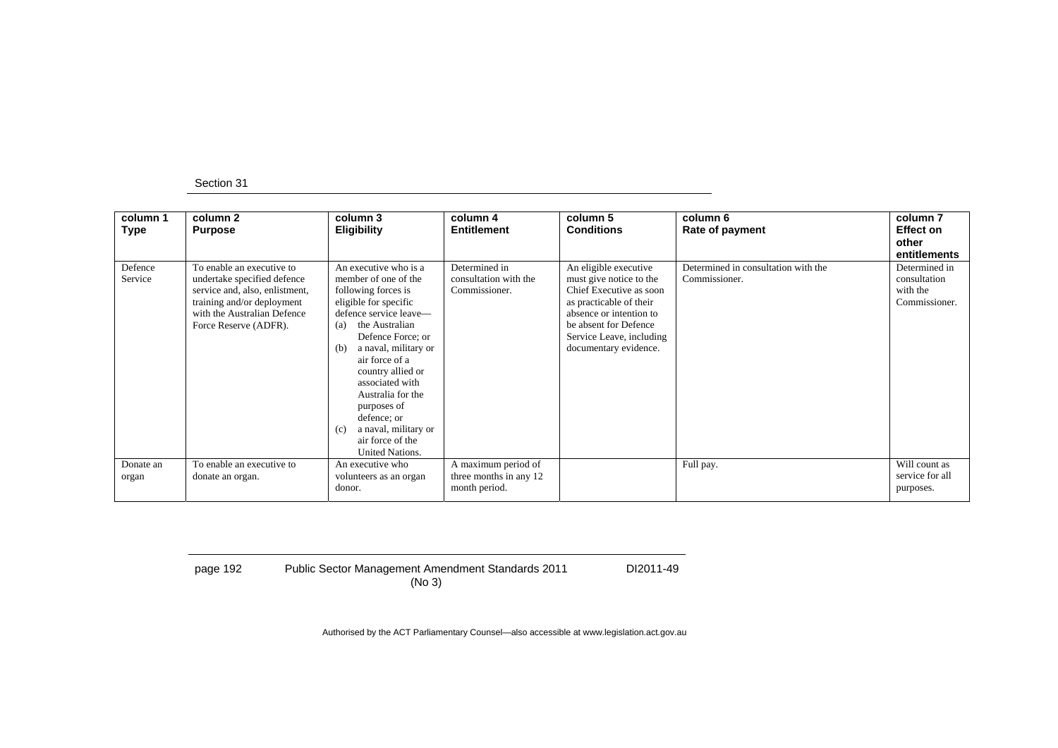Section 31

| column 1 Type | column 2 Purpose | column 3 Eligibility | column 4 Entitlement | column 5 Conditions | column 6 Rate of payment | column 7 Effect on other entitlements |
|---|---|---|---|---|---|---|
| Defence Service | To enable an executive to undertake specified defence service and, also, enlistment, training and/or deployment with the Australian Defence Force Reserve (ADFR). | An executive who is a member of one of the following forces is eligible for specific defence service leave— (a) the Australian Defence Force; or (b) a naval, military or air force of a country allied or associated with Australia for the purposes of defence; or (c) a naval, military or air force of the United Nations. | Determined in consultation with the Commissioner. | An eligible executive must give notice to the Chief Executive as soon as practicable of their absence or intention to be absent for Defence Service Leave, including documentary evidence. | Determined in consultation with the Commissioner. | Determined in consultation with the Commissioner. |
| Donate an organ | To enable an executive to donate an organ. | An executive who volunteers as an organ donor. | A maximum period of three months in any 12 month period. | | Full pay. | Will count as service for all purposes. |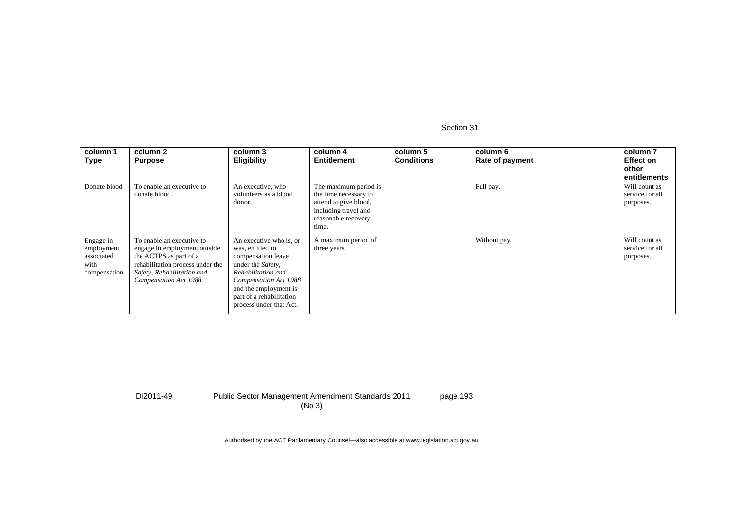| column 1 Type | column 2 Purpose | column 3 Eligibility | column 4 Entitlement | column 5 Conditions | column 6 Rate of payment | column 7 Effect on other entitlements |
|---|---|---|---|---|---|---|
| Donate blood | To enable an executive to donate blood. | An executive, who volunteers as a blood donor. | The maximum period is the time necessary to attend to give blood, including travel and reasonable recovery time. | | Full pay. | Will count as service for all purposes. |
| Engage in employment associated with compensation | To enable an executive to engage in employment outside the ACTPS as part of a rehabilitation process under the *Safety, Rehabilitation and Compensation Act 1988*. | An executive who is, or was, entitled to compensation leave under the *Safety, Rehabilitation and Compensation Act 1988* and the employment is part of a rehabilitation process under that Act. | A maximum period of three years. | | Without pay. | Will count as service for all purposes. |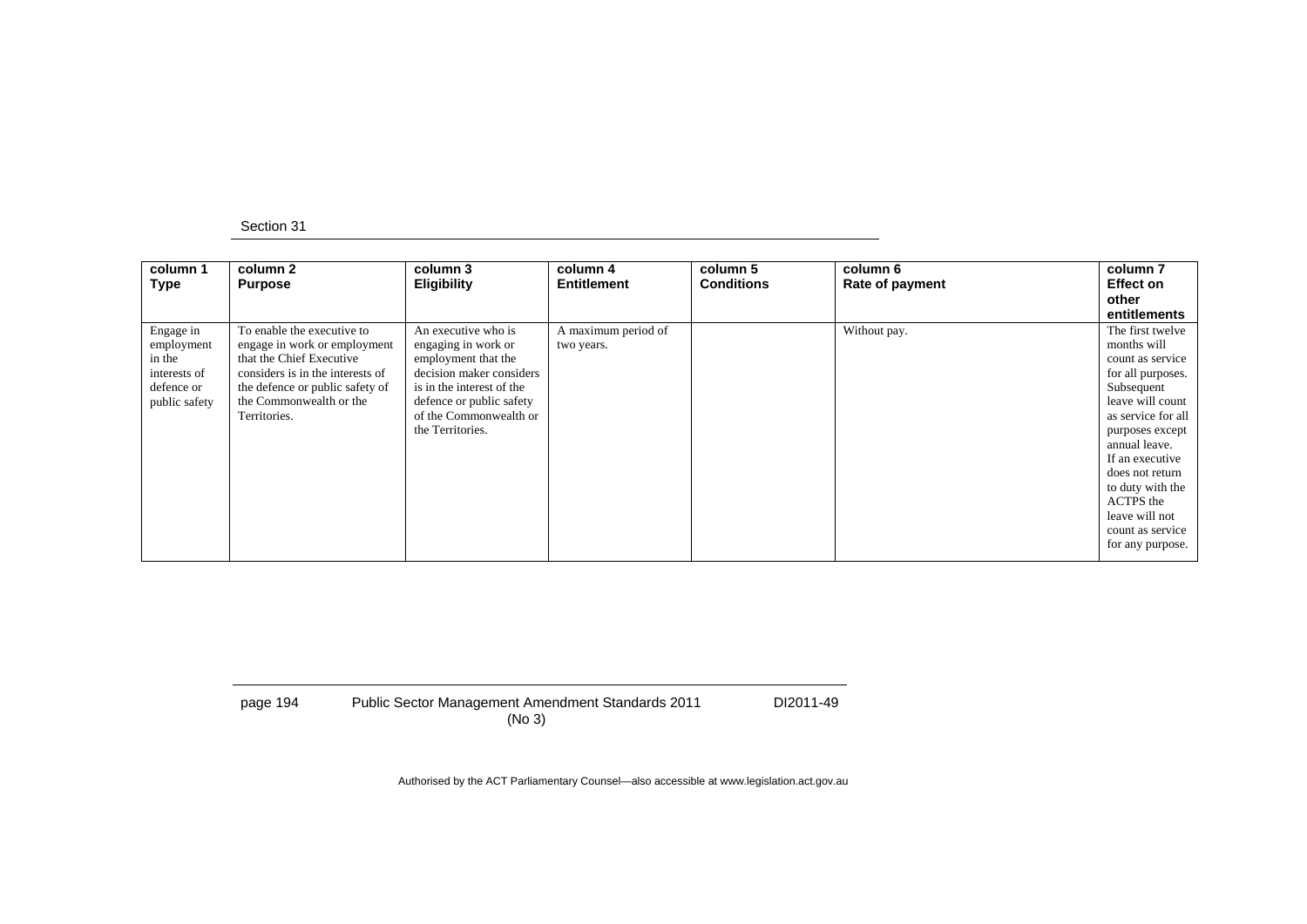| column 1 Type | column 2 Purpose | column 3 Eligibility | column 4 Entitlement | column 5 Conditions | column 6 Rate of payment | column 7 Effect on other entitlements |
|---|---|---|---|---|---|---|
| Engage in employment in the interests of defence or public safety | To enable the executive to engage in work or employment that the Chief Executive considers is in the interests of the defence or public safety of the Commonwealth or the Territories. | An executive who is engaging in work or employment that the decision maker considers is in the interest of the defence or public safety of the Commonwealth or the Territories. | A maximum period of two years. | | Without pay. | The first twelve months will count as service for all purposes. Subsequent leave will count as service for all purposes except annual leave. If an executive does not return to duty with the ACTPS the leave will not count as service for any purpose. |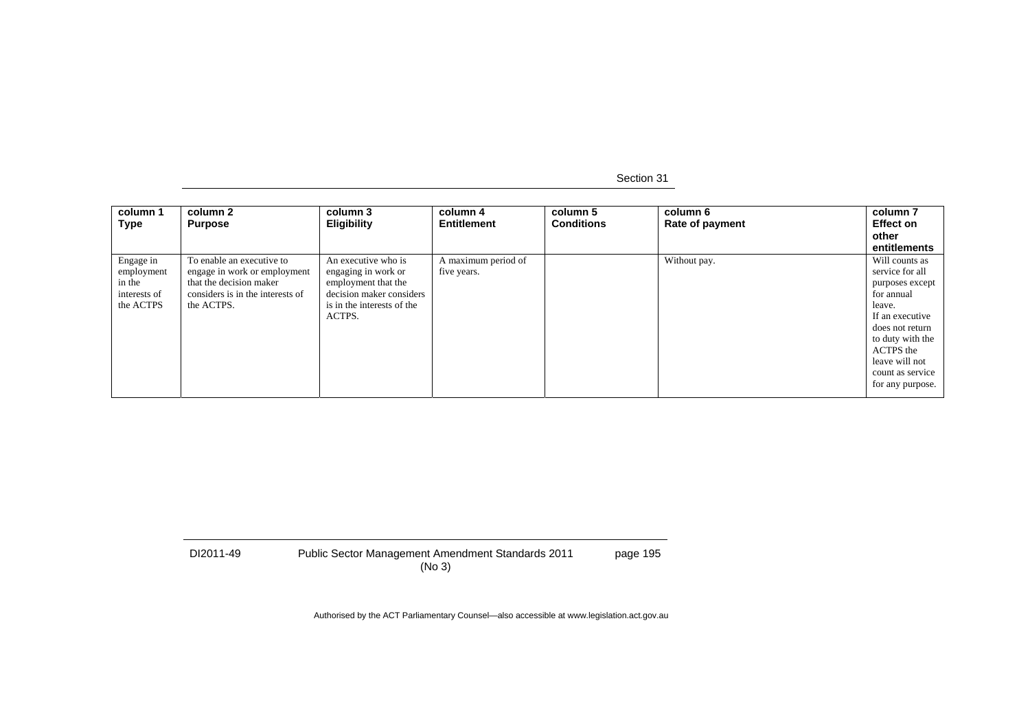| column 1 Type | column 2 Purpose | column 3 Eligibility | column 4 Entitlement | column 5 Conditions | column 6 Rate of payment | column 7 Effect on other entitlements |
|---|---|---|---|---|---|---|
| Engage in employment in the interests of the ACTPS | To enable an executive to engage in work or employment that the decision maker considers is in the interests of the ACTPS. | An executive who is engaging in work or employment that the decision maker considers is in the interests of the ACTPS. | A maximum period of five years. | | Without pay. | Will counts as service for all purposes except for annual leave. If an executive does not return to duty with the ACTPS the leave will not count as service for any purpose. |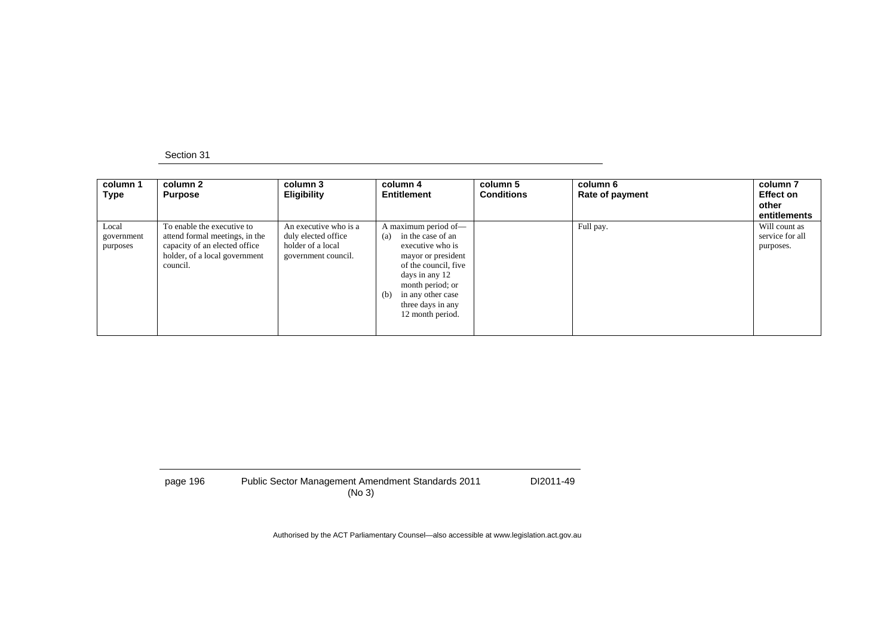| column 1 Type | column 2 Purpose | column 3 Eligibility | column 4 Entitlement | column 5 Conditions | column 6 Rate of payment | column 7 Effect on other entitlements |
|---|---|---|---|---|---|---|
| Local government purposes | To enable the executive to attend formal meetings, in the capacity of an elected office holder, of a local government council. | An executive who is a duly elected office holder of a local government council. | A maximum period of— (a) in the case of an executive who is mayor or president of the council, five days in any 12 month period; or (b) in any other case three days in any 12 month period. | | Full pay. | Will count as service for all purposes. |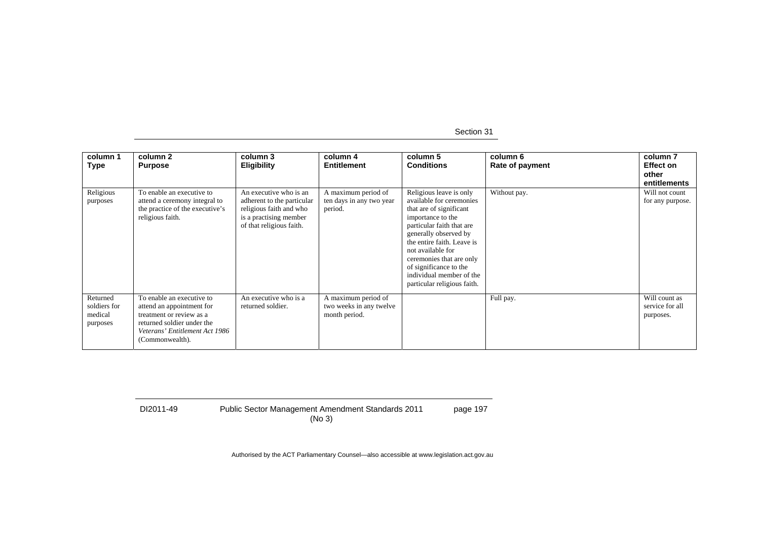| column 1 Type | column 2 Purpose | column 3 Eligibility | column 4 Entitlement | column 5 Conditions | column 6 Rate of payment | column 7 Effect on other entitlements |
|---|---|---|---|---|---|---|
| Religious purposes | To enable an executive to attend a ceremony integral to the practice of the executive's religious faith. | An executive who is an adherent to the particular religious faith and who is a practising member of that religious faith. | A maximum period of ten days in any two year period. | Religious leave is only available for ceremonies that are of significant importance to the particular faith that are generally observed by the entire faith. Leave is not available for ceremonies that are only of significance to the individual member of the particular religious faith. | Without pay. | Will not count for any purpose. |
| Returned soldiers for medical purposes | To enable an executive to attend an appointment for treatment or review as a returned soldier under the *Veterans' Entitlement Act 1986* (Commonwealth). | An executive who is a returned soldier. | A maximum period of two weeks in any twelve month period. | | Full pay. | Will count as service for all purposes. |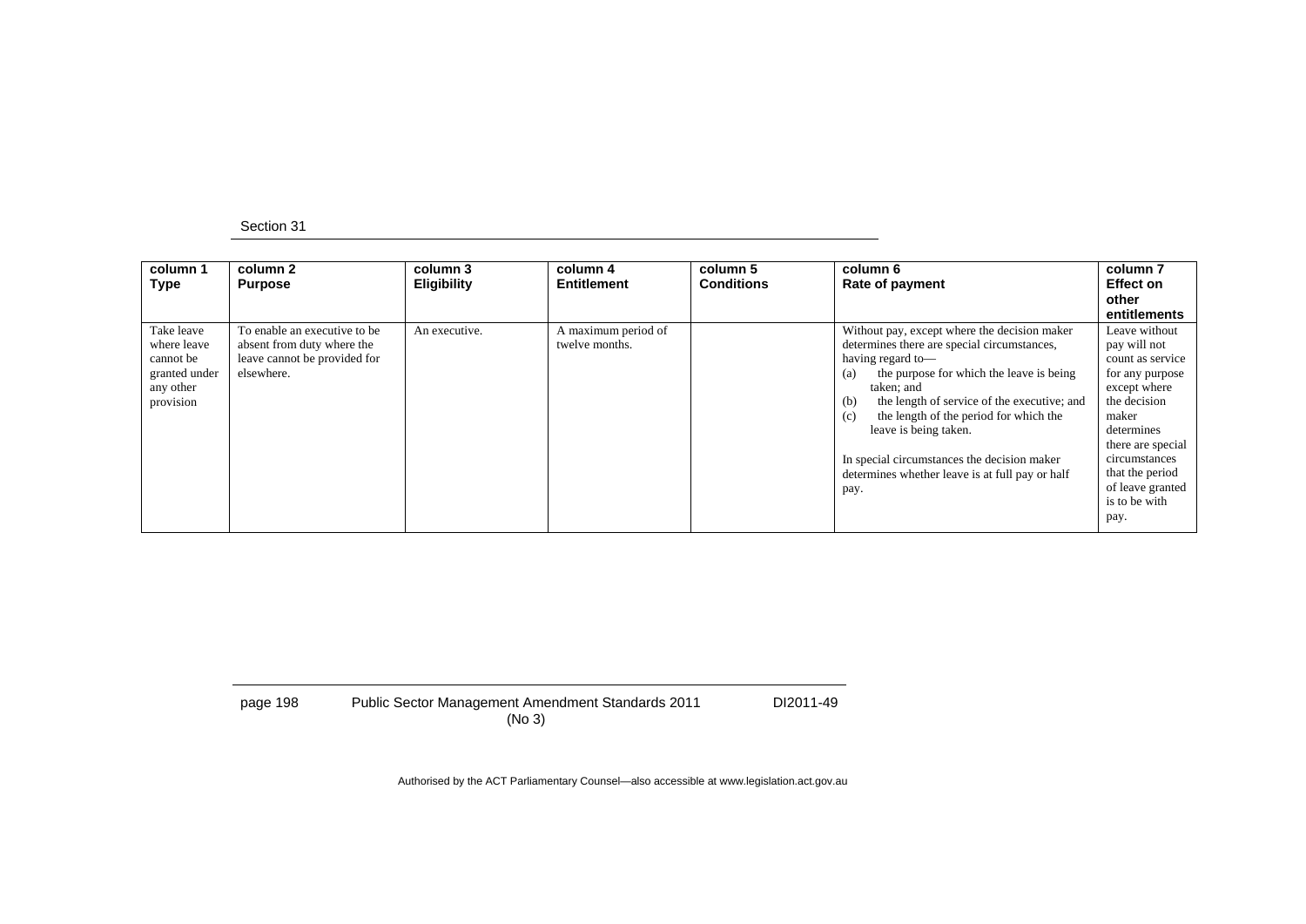| column 1 Type | column 2 Purpose | column 3 Eligibility | column 4 Entitlement | column 5 Conditions | column 6 Rate of payment | column 7 Effect on other entitlements |
|---|---|---|---|---|---|---|
| Take leave where leave cannot be granted under any other provision | To enable an executive to be absent from duty where the leave cannot be provided for elsewhere. | An executive. | A maximum period of twelve months. | | Without pay, except where the decision maker determines there are special circumstances, having regard to—<br>(a) the purpose for which the leave is being taken; and<br>(b) the length of service of the executive; and<br>(c) the length of the period for which the leave is being taken.<br><br>In special circumstances the decision maker determines whether leave is at full pay or half pay. | Leave without pay will not count as service for any purpose except where the decision maker determines there are special circumstances that the period of leave granted is to be with pay. |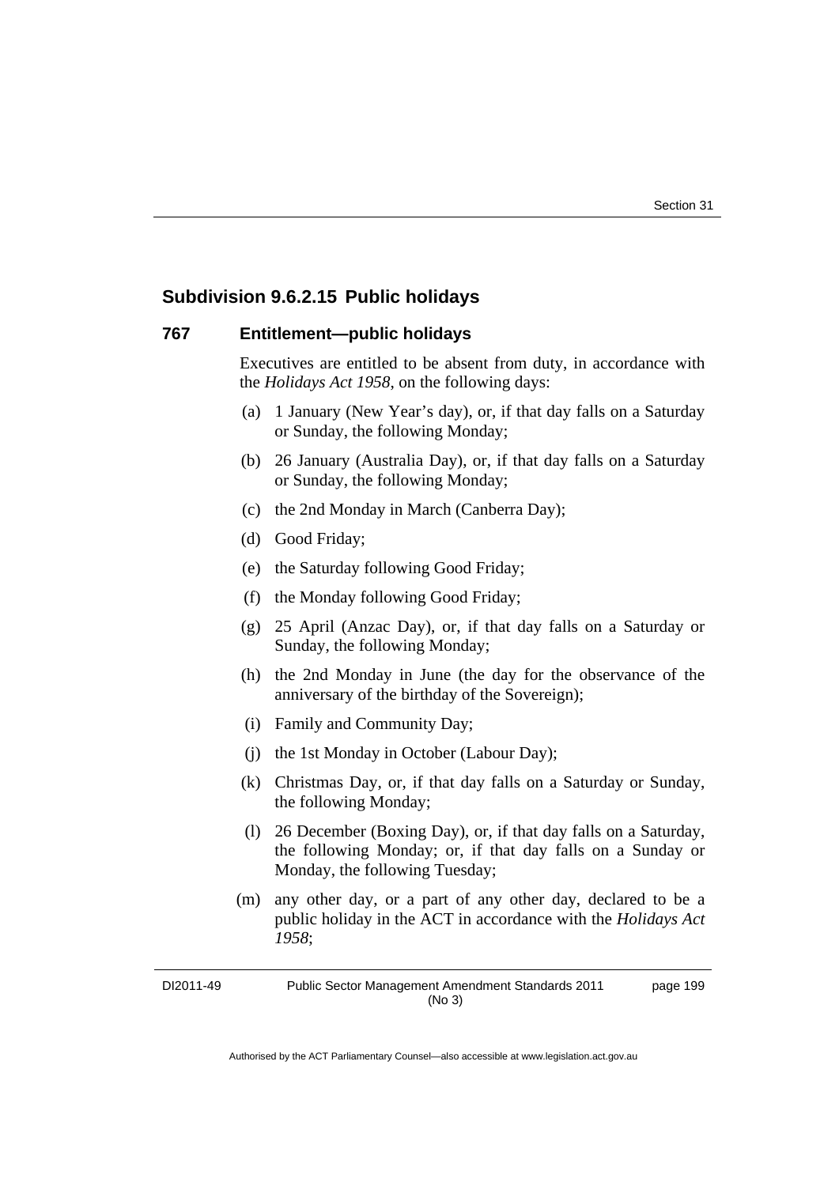### Subdivision 9.6.2.15 Public holidays

#### 767 Entitlement—public holidays

Executives are entitled to be absent from duty, in accordance with the *Holidays Act 1958*, on the following days:

(a) 1 January (New Year's day), or, if that day falls on a Saturday or Sunday, the following Monday;

(b) 26 January (Australia Day), or, if that day falls on a Saturday or Sunday, the following Monday;

(c) the 2nd Monday in March (Canberra Day);

(d) Good Friday;

(e) the Saturday following Good Friday;

(f) the Monday following Good Friday;

(g) 25 April (Anzac Day), or, if that day falls on a Saturday or Sunday, the following Monday;

(h) the 2nd Monday in June (the day for the observance of the anniversary of the birthday of the Sovereign);

(i) Family and Community Day;

(j) the 1st Monday in October (Labour Day);

(k) Christmas Day, or, if that day falls on a Saturday or Sunday, the following Monday;

(l) 26 December (Boxing Day), or, if that day falls on a Saturday, the following Monday; or, if that day falls on a Sunday or Monday, the following Tuesday;

(m) any other day, or a part of any other day, declared to be a public holiday in the ACT in accordance with the *Holidays Act 1958*;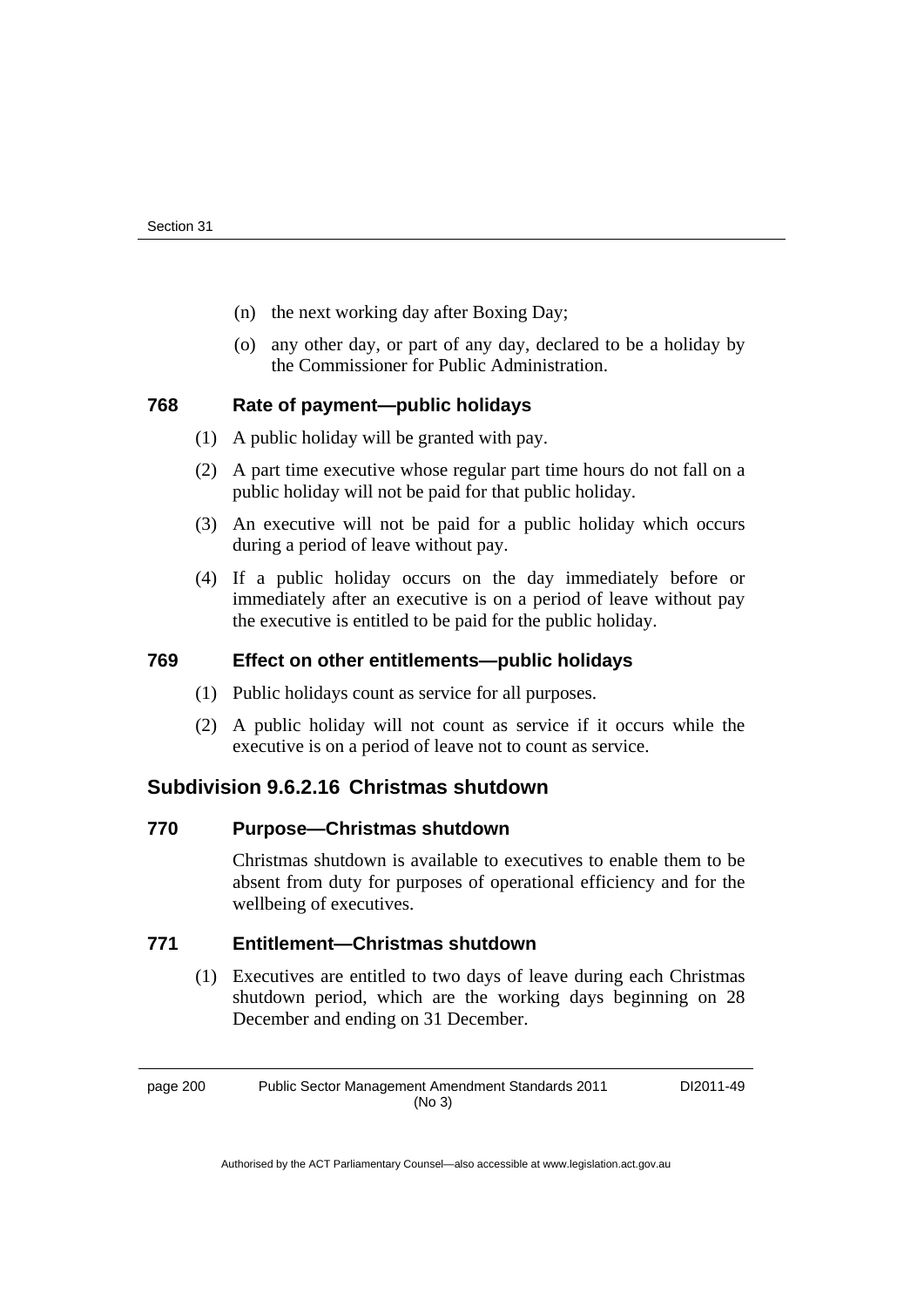(n) the next working day after Boxing Day;

(o) any other day, or part of any day, declared to be a holiday by the Commissioner for Public Administration.

### 768 Rate of payment—public holidays

(1) A public holiday will be granted with pay.

(2) A part time executive whose regular part time hours do not fall on a public holiday will not be paid for that public holiday.

(3) An executive will not be paid for a public holiday which occurs during a period of leave without pay.

(4) If a public holiday occurs on the day immediately before or immediately after an executive is on a period of leave without pay the executive is entitled to be paid for the public holiday.

### 769 Effect on other entitlements—public holidays

(1) Public holidays count as service for all purposes.

(2) A public holiday will not count as service if it occurs while the executive is on a period of leave not to count as service.

## Subdivision 9.6.2.16 Christmas shutdown

### 770 Purpose—Christmas shutdown

Christmas shutdown is available to executives to enable them to be absent from duty for purposes of operational efficiency and for the wellbeing of executives.

### 771 Entitlement—Christmas shutdown

(1) Executives are entitled to two days of leave during each Christmas shutdown period, which are the working days beginning on 28 December and ending on 31 December.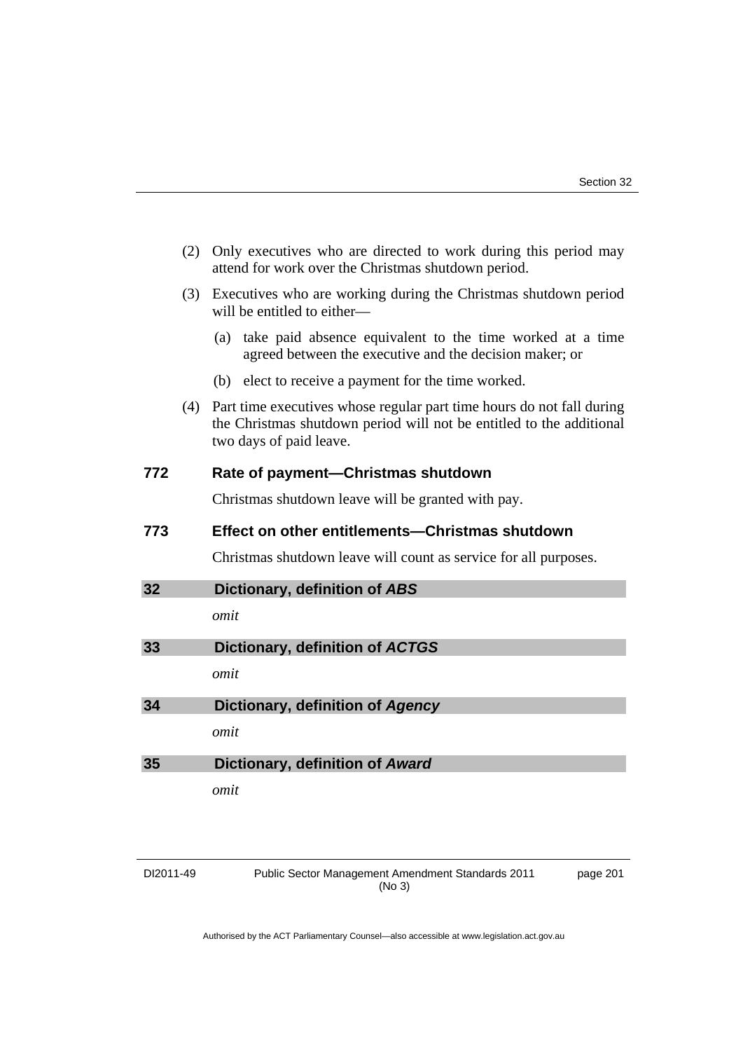(2) Only executives who are directed to work during this period may attend for work over the Christmas shutdown period.

(3) Executives who are working during the Christmas shutdown period will be entitled to either—

(a) take paid absence equivalent to the time worked at a time agreed between the executive and the decision maker; or

(b) elect to receive a payment for the time worked.

(4) Part time executives whose regular part time hours do not fall during the Christmas shutdown period will not be entitled to the additional two days of paid leave.

### 772 Rate of payment—Christmas shutdown

Christmas shutdown leave will be granted with pay.

### 773 Effect on other entitlements—Christmas shutdown

Christmas shutdown leave will count as service for all purposes.

## 32 Dictionary, definition of *ABS*

*omit*

## 33 Dictionary, definition of *ACTGS*

*omit*

## 34 Dictionary, definition of *Agency*

*omit*

## 35 Dictionary, definition of *Award*

*omit*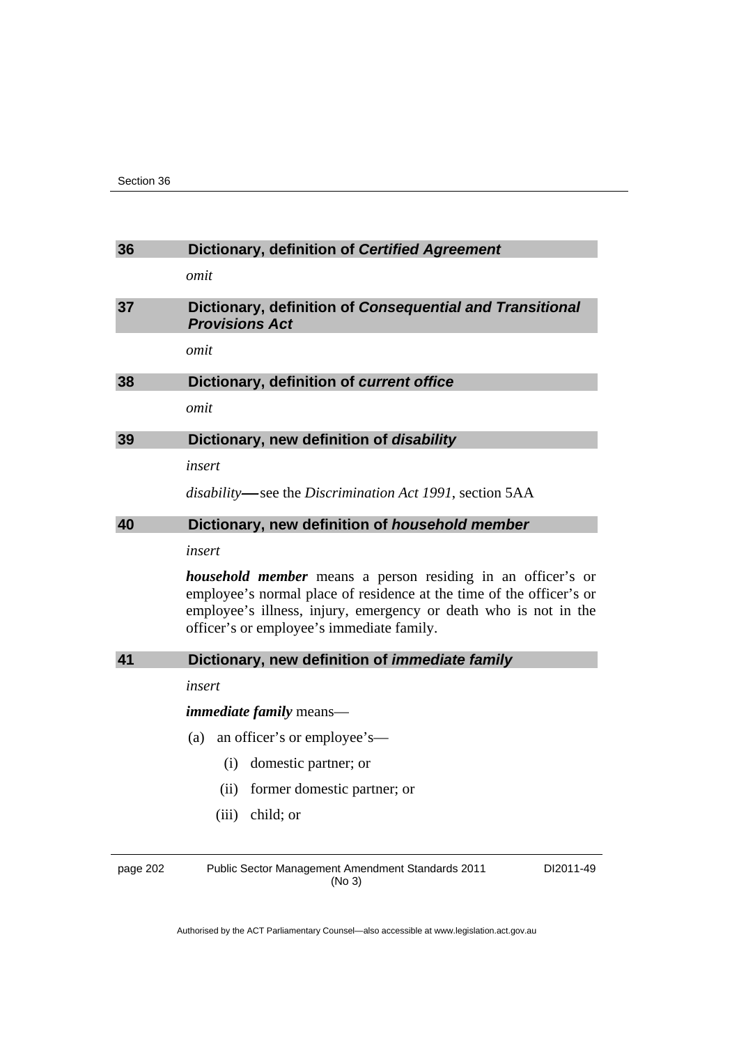## 36 Dictionary, definition of *Certified Agreement*

*omit*

## 37 Dictionary, definition of *Consequential and Transitional Provisions Act*

*omit*

## 38 Dictionary, definition of *current office*

*omit*

## 39 Dictionary, new definition of *disability*

*insert*

*disability*—see the *Discrimination Act 1991*, section 5AA

## 40 Dictionary, new definition of *household member*

*insert*

***household member*** means a person residing in an officer's or employee's normal place of residence at the time of the officer's or employee's illness, injury, emergency or death who is not in the officer's or employee's immediate family.

## 41 Dictionary, new definition of *immediate family*

*insert*

***immediate family*** means—

(a) an officer's or employee's—

(i) domestic partner; or

(ii) former domestic partner; or

(iii) child; or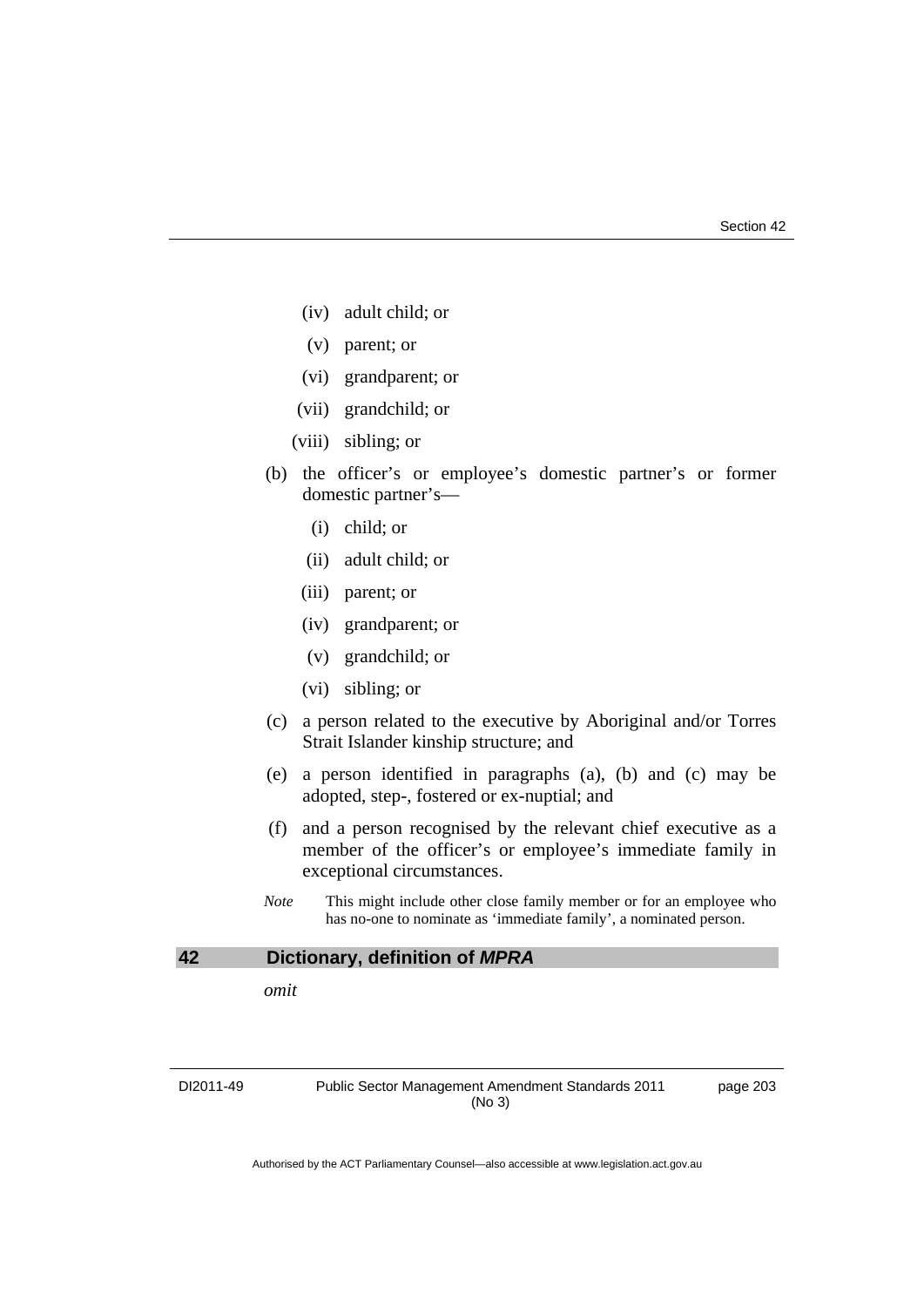(iv) adult child; or

(v) parent; or

(vi) grandparent; or

(vii) grandchild; or

(viii) sibling; or

(b) the officer's or employee's domestic partner's or former domestic partner's—

(i) child; or

(ii) adult child; or

(iii) parent; or

(iv) grandparent; or

(v) grandchild; or

(vi) sibling; or

(c) a person related to the executive by Aboriginal and/or Torres Strait Islander kinship structure; and

(e) a person identified in paragraphs (a), (b) and (c) may be adopted, step-, fostered or ex-nuptial; and

(f) and a person recognised by the relevant chief executive as a member of the officer's or employee's immediate family in exceptional circumstances.

*Note* This might include other close family member or for an employee who has no-one to nominate as 'immediate family', a nominated person.

## 42 Dictionary, definition of ***MPRA***

*omit*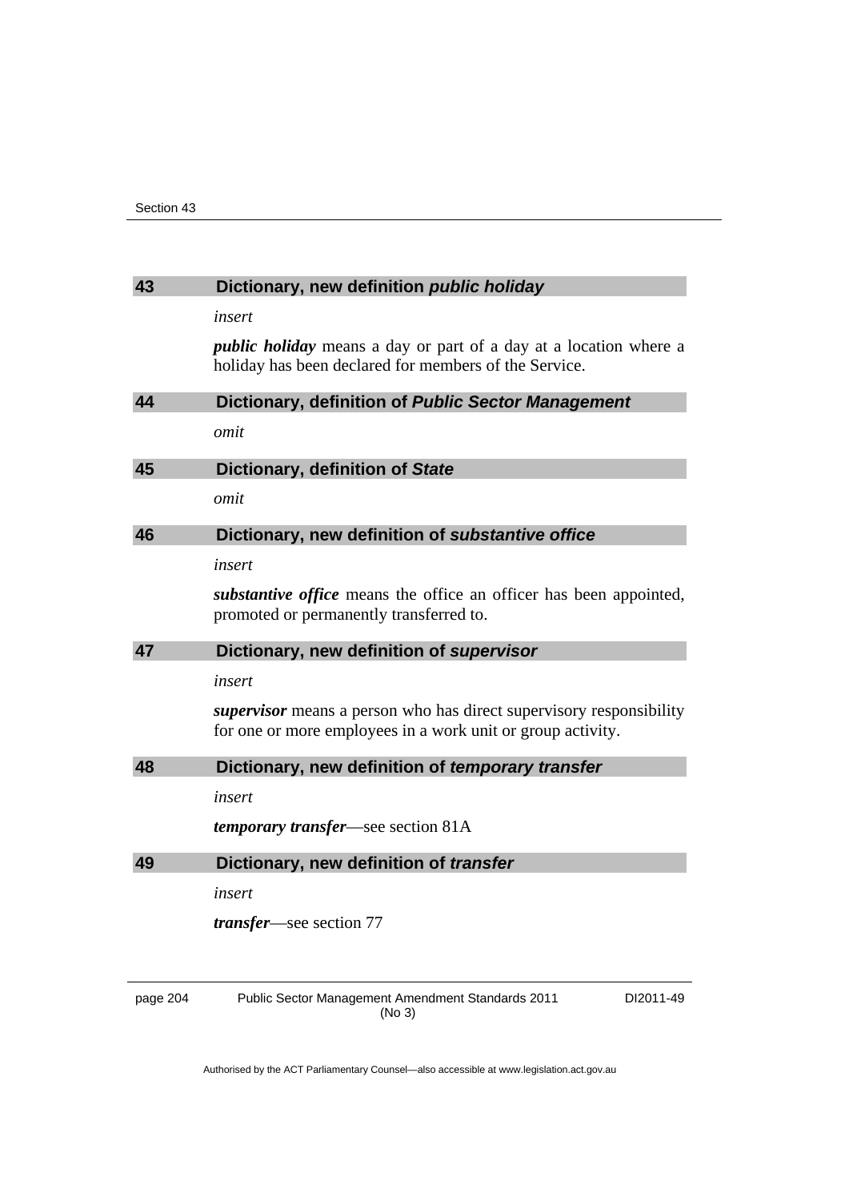## 43 Dictionary, new definition *public holiday*

*insert*

***public holiday*** means a day or part of a day at a location where a holiday has been declared for members of the Service.

## 44 Dictionary, definition of *Public Sector Management*

*omit*

## 45 Dictionary, definition of *State*

*omit*

## 46 Dictionary, new definition of *substantive office*

*insert*

***substantive office*** means the office an officer has been appointed, promoted or permanently transferred to.

## 47 Dictionary, new definition of *supervisor*

*insert*

***supervisor*** means a person who has direct supervisory responsibility for one or more employees in a work unit or group activity.

## 48 Dictionary, new definition of *temporary transfer*

*insert*

***temporary transfer***—see section 81A

## 49 Dictionary, new definition of *transfer*

*insert*

***transfer***—see section 77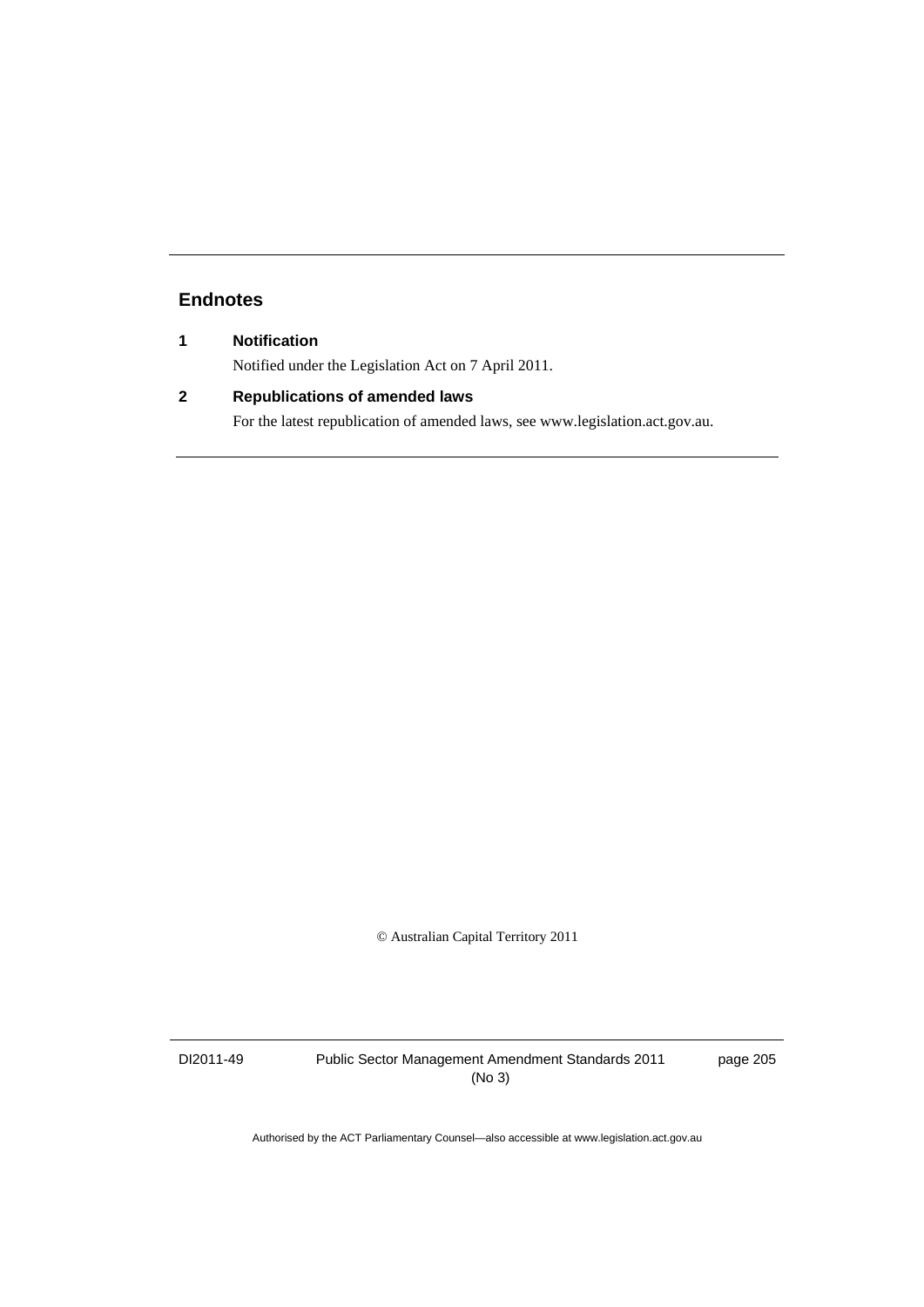## Endnotes

### 1 Notification

Notified under the Legislation Act on 7 April 2011.

### 2 Republications of amended laws

For the latest republication of amended laws, see www.legislation.act.gov.au.

© Australian Capital Territory 2011